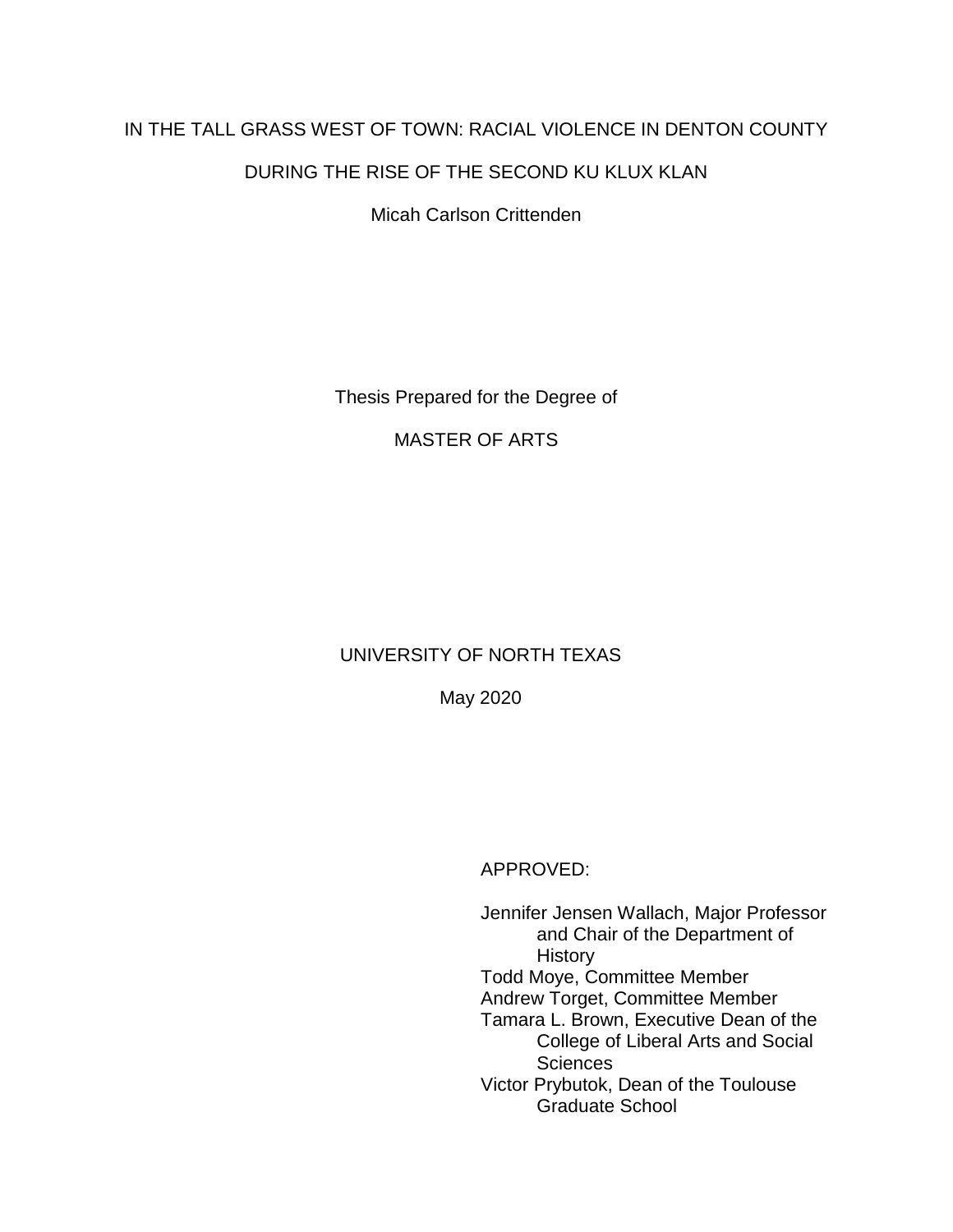# IN THE TALL GRASS WEST OF TOWN: RACIAL VIOLENCE IN DENTON COUNTY DURING THE RISE OF THE SECOND KU KLUX KLAN

Micah Carlson Crittenden

Thesis Prepared for the Degree of

MASTER OF ARTS

UNIVERSITY OF NORTH TEXAS

May 2020

APPROVED:

Jennifer Jensen Wallach, Major Professor and Chair of the Department of History
Todd Moye, Committee Member
Andrew Torget, Committee Member
Tamara L. Brown, Executive Dean of the College of Liberal Arts and Social Sciences
Victor Prybutok, Dean of the Toulouse Graduate School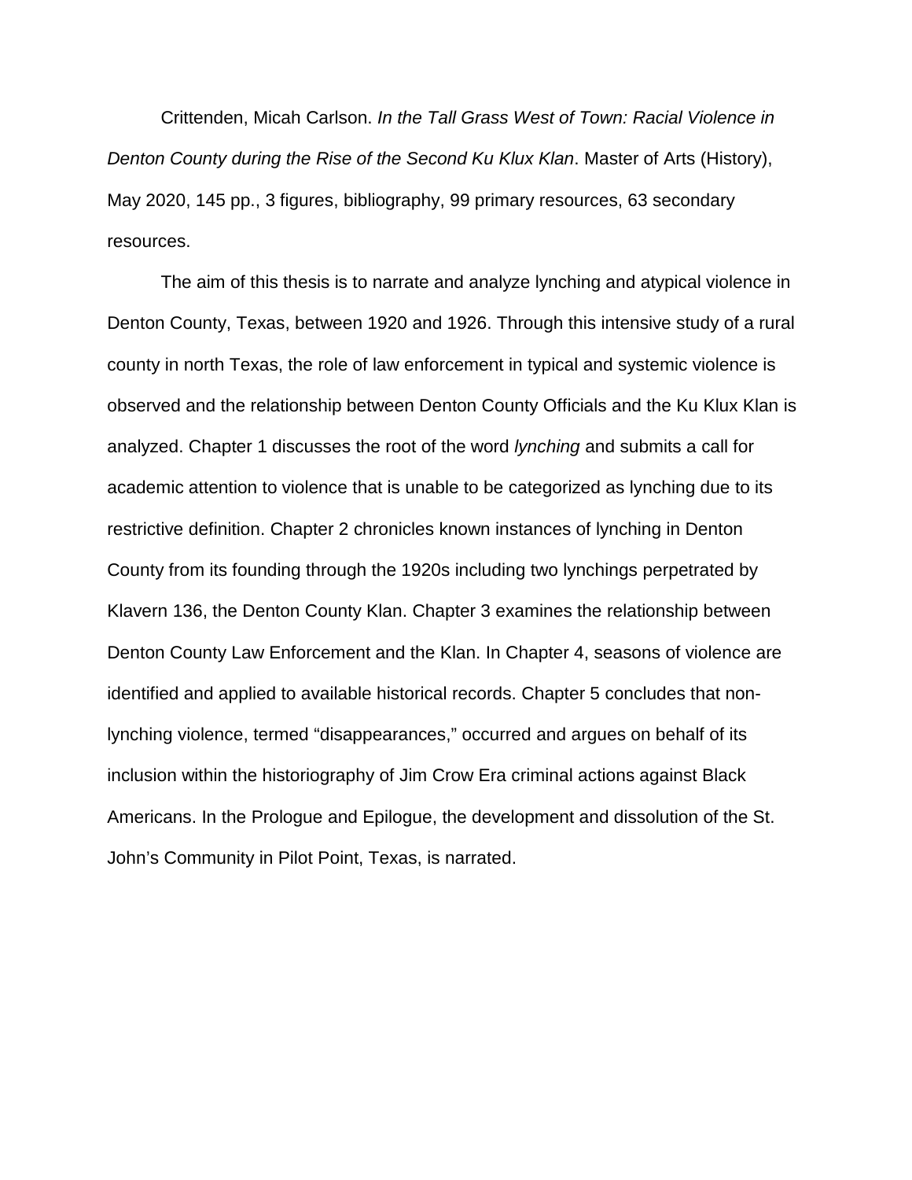Crittenden, Micah Carlson. *In the Tall Grass West of Town: Racial Violence in Denton County during the Rise of the Second Ku Klux Klan*. Master of Arts (History), May 2020, 145 pp., 3 figures, bibliography, 99 primary resources, 63 secondary resources.

The aim of this thesis is to narrate and analyze lynching and atypical violence in Denton County, Texas, between 1920 and 1926. Through this intensive study of a rural county in north Texas, the role of law enforcement in typical and systemic violence is observed and the relationship between Denton County Officials and the Ku Klux Klan is analyzed. Chapter 1 discusses the root of the word *lynching* and submits a call for academic attention to violence that is unable to be categorized as lynching due to its restrictive definition. Chapter 2 chronicles known instances of lynching in Denton County from its founding through the 1920s including two lynchings perpetrated by Klavern 136, the Denton County Klan. Chapter 3 examines the relationship between Denton County Law Enforcement and the Klan. In Chapter 4, seasons of violence are identified and applied to available historical records. Chapter 5 concludes that non-lynching violence, termed "disappearances," occurred and argues on behalf of its inclusion within the historiography of Jim Crow Era criminal actions against Black Americans. In the Prologue and Epilogue, the development and dissolution of the St. John's Community in Pilot Point, Texas, is narrated.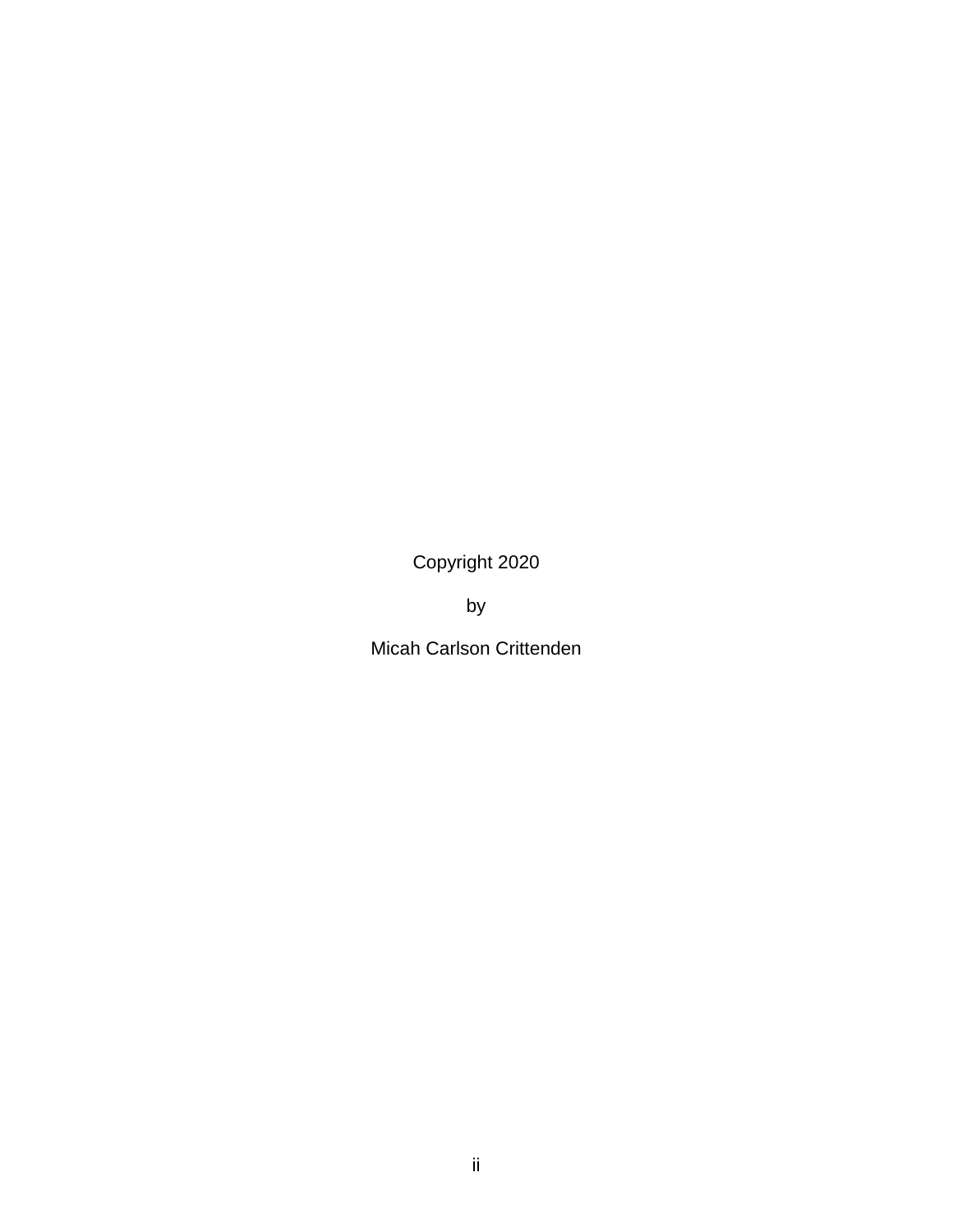Copyright 2020

by

Micah Carlson Crittenden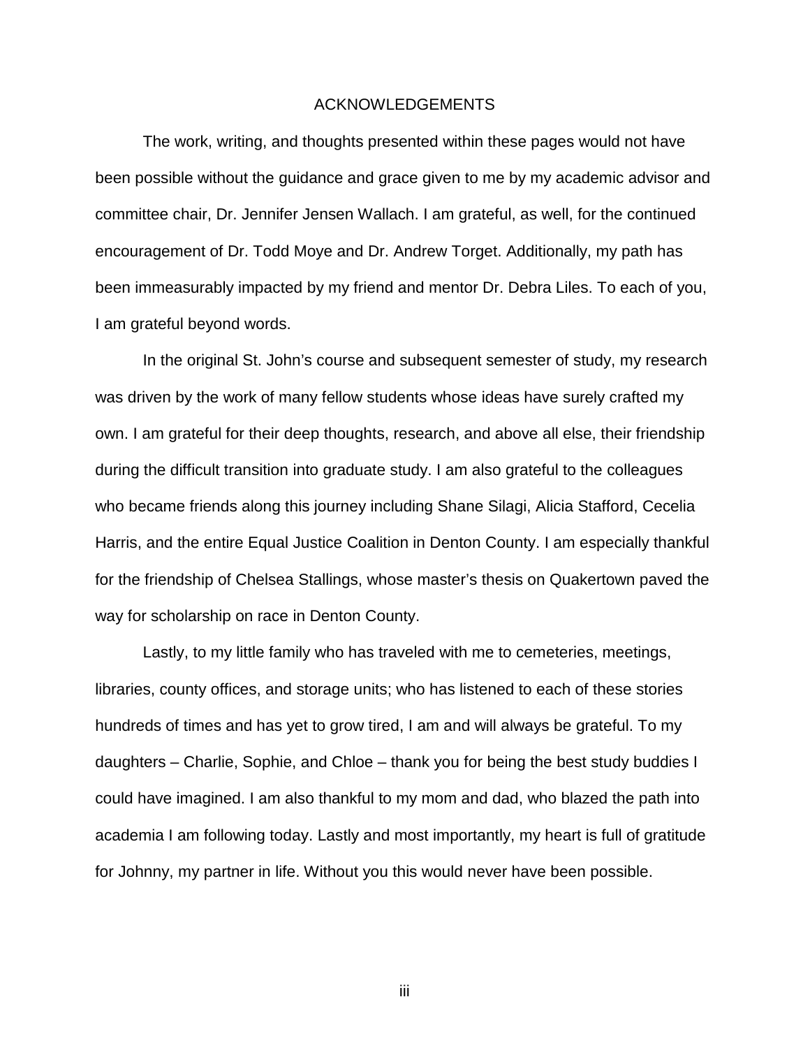# ACKNOWLEDGEMENTS

The work, writing, and thoughts presented within these pages would not have been possible without the guidance and grace given to me by my academic advisor and committee chair, Dr. Jennifer Jensen Wallach. I am grateful, as well, for the continued encouragement of Dr. Todd Moye and Dr. Andrew Torget. Additionally, my path has been immeasurably impacted by my friend and mentor Dr. Debra Liles. To each of you, I am grateful beyond words.

In the original St. John's course and subsequent semester of study, my research was driven by the work of many fellow students whose ideas have surely crafted my own. I am grateful for their deep thoughts, research, and above all else, their friendship during the difficult transition into graduate study. I am also grateful to the colleagues who became friends along this journey including Shane Silagi, Alicia Stafford, Cecelia Harris, and the entire Equal Justice Coalition in Denton County. I am especially thankful for the friendship of Chelsea Stallings, whose master's thesis on Quakertown paved the way for scholarship on race in Denton County.

Lastly, to my little family who has traveled with me to cemeteries, meetings, libraries, county offices, and storage units; who has listened to each of these stories hundreds of times and has yet to grow tired, I am and will always be grateful. To my daughters – Charlie, Sophie, and Chloe – thank you for being the best study buddies I could have imagined. I am also thankful to my mom and dad, who blazed the path into academia I am following today. Lastly and most importantly, my heart is full of gratitude for Johnny, my partner in life. Without you this would never have been possible.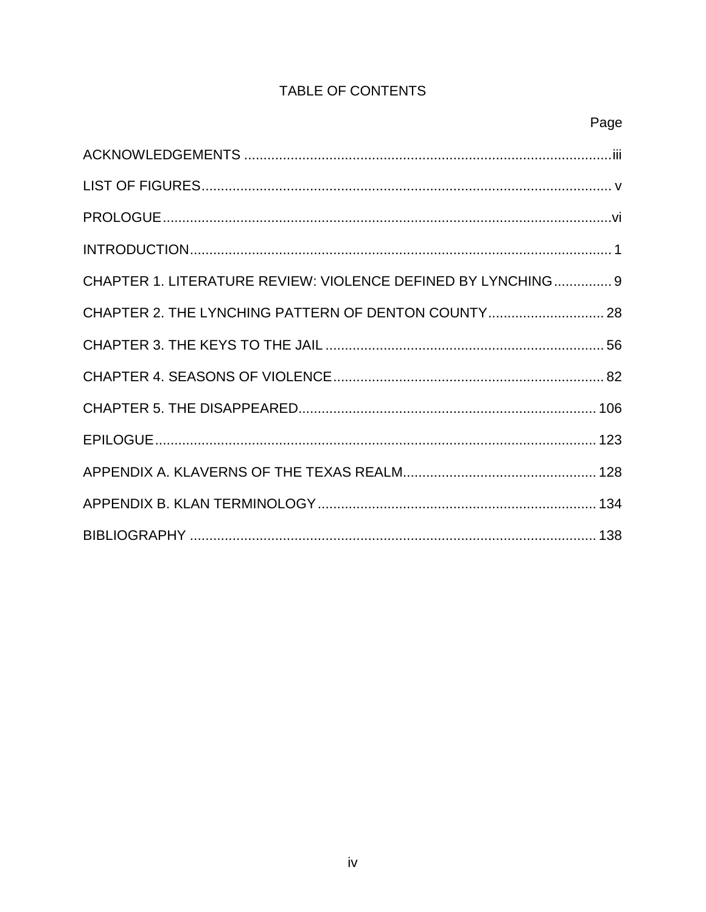# TABLE OF CONTENTS

| | Page |
|---|---|
| ACKNOWLEDGEMENTS | iii |
| LIST OF FIGURES | v |
| PROLOGUE | vi |
| INTRODUCTION | 1 |
| CHAPTER 1. LITERATURE REVIEW: VIOLENCE DEFINED BY LYNCHING | 9 |
| CHAPTER 2. THE LYNCHING PATTERN OF DENTON COUNTY | 28 |
| CHAPTER 3. THE KEYS TO THE JAIL | 56 |
| CHAPTER 4. SEASONS OF VIOLENCE | 82 |
| CHAPTER 5. THE DISAPPEARED | 106 |
| EPILOGUE | 123 |
| APPENDIX A. KLAVERNS OF THE TEXAS REALM | 128 |
| APPENDIX B. KLAN TERMINOLOGY | 134 |
| BIBLIOGRAPHY | 138 |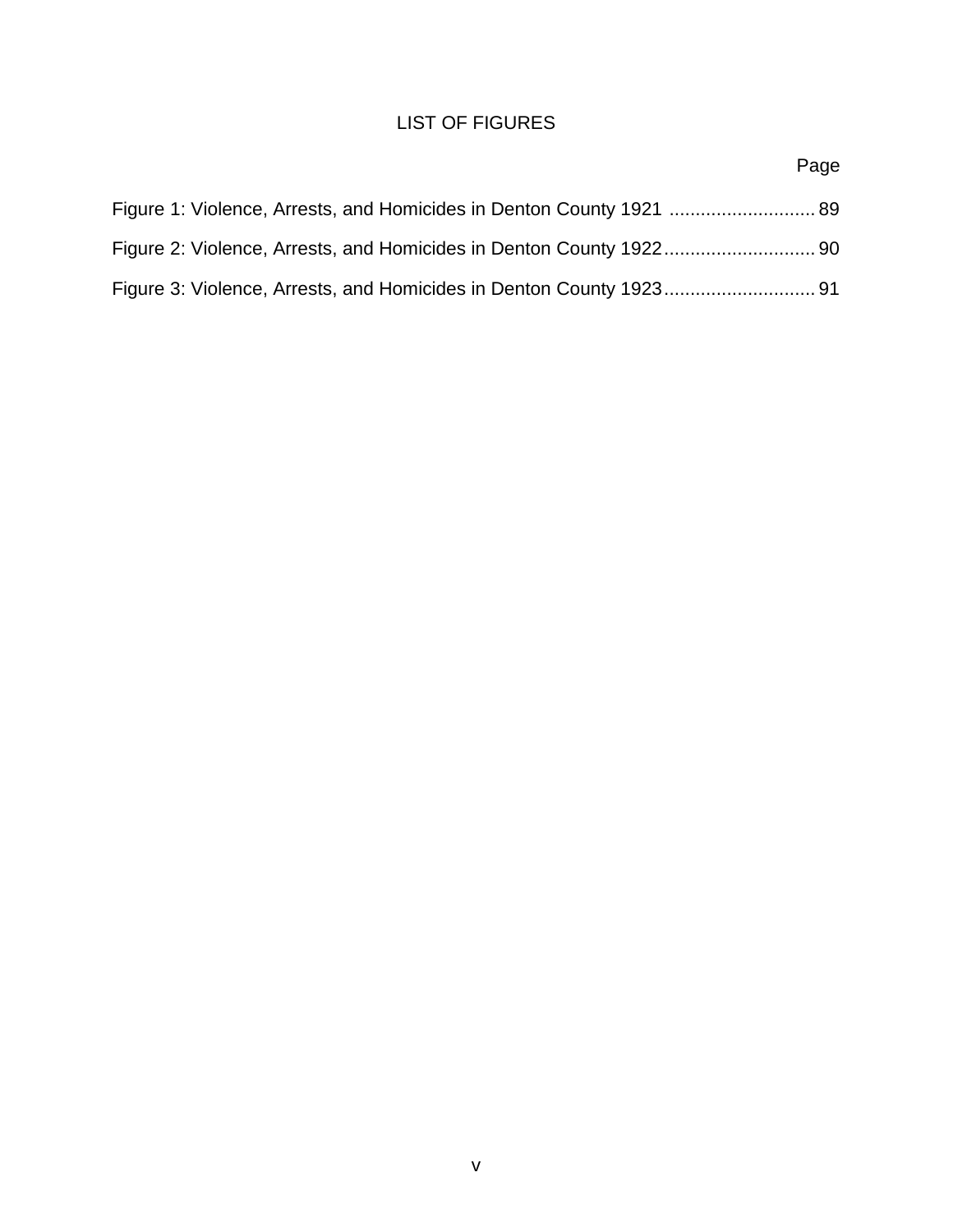# LIST OF FIGURES

Page

Figure 1: Violence, Arrests, and Homicides in Denton County 1921 ............................ 89

Figure 2: Violence, Arrests, and Homicides in Denton County 1922............................. 90

Figure 3: Violence, Arrests, and Homicides in Denton County 1923............................. 91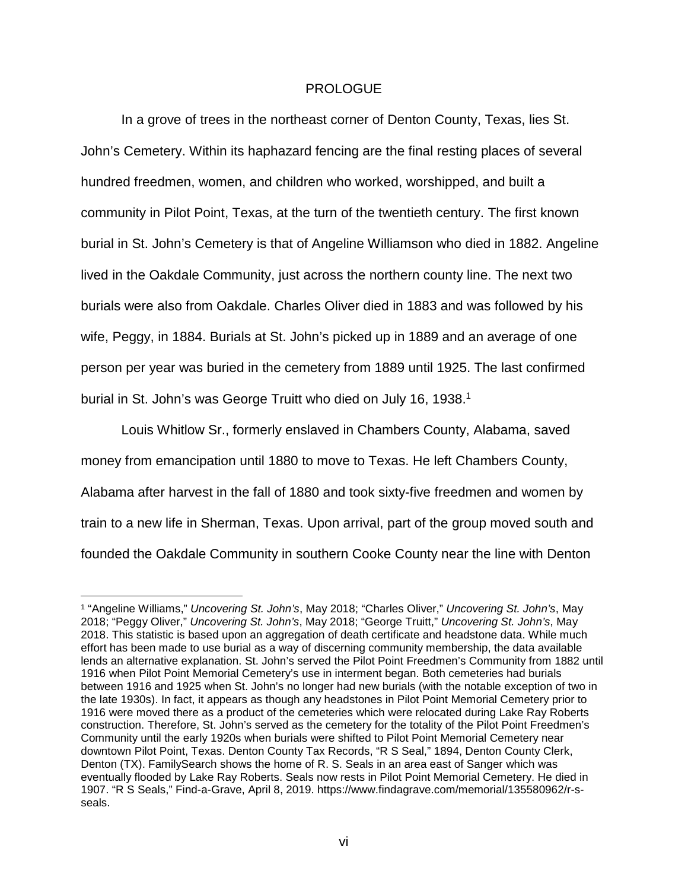# PROLOGUE

In a grove of trees in the northeast corner of Denton County, Texas, lies St. John's Cemetery. Within its haphazard fencing are the final resting places of several hundred freedmen, women, and children who worked, worshipped, and built a community in Pilot Point, Texas, at the turn of the twentieth century. The first known burial in St. John's Cemetery is that of Angeline Williamson who died in 1882. Angeline lived in the Oakdale Community, just across the northern county line. The next two burials were also from Oakdale. Charles Oliver died in 1883 and was followed by his wife, Peggy, in 1884. Burials at St. John's picked up in 1889 and an average of one person per year was buried in the cemetery from 1889 until 1925. The last confirmed burial in St. John's was George Truitt who died on July 16, 1938.[1]

Louis Whitlow Sr., formerly enslaved in Chambers County, Alabama, saved money from emancipation until 1880 to move to Texas. He left Chambers County, Alabama after harvest in the fall of 1880 and took sixty-five freedmen and women by train to a new life in Sherman, Texas. Upon arrival, part of the group moved south and founded the Oakdale Community in southern Cooke County near the line with Denton

---

[1] "Angeline Williams," *Uncovering St. John's*, May 2018; "Charles Oliver," *Uncovering St. John's*, May 2018; "Peggy Oliver," *Uncovering St. John's*, May 2018; "George Truitt," *Uncovering St. John's*, May 2018. This statistic is based upon an aggregation of death certificate and headstone data. While much effort has been made to use burial as a way of discerning community membership, the data available lends an alternative explanation. St. John's served the Pilot Point Freedmen's Community from 1882 until 1916 when Pilot Point Memorial Cemetery's use in interment began. Both cemeteries had burials between 1916 and 1925 when St. John's no longer had new burials (with the notable exception of two in the late 1930s). In fact, it appears as though any headstones in Pilot Point Memorial Cemetery prior to 1916 were moved there as a product of the cemeteries which were relocated during Lake Ray Roberts construction. Therefore, St. John's served as the cemetery for the totality of the Pilot Point Freedmen's Community until the early 1920s when burials were shifted to Pilot Point Memorial Cemetery near downtown Pilot Point, Texas. Denton County Tax Records, "R S Seal," 1894, Denton County Clerk, Denton (TX). FamilySearch shows the home of R. S. Seals in an area east of Sanger which was eventually flooded by Lake Ray Roberts. Seals now rests in Pilot Point Memorial Cemetery. He died in 1907. "R S Seals," Find-a-Grave, April 8, 2019. https://www.findagrave.com/memorial/135580962/r-s-seals.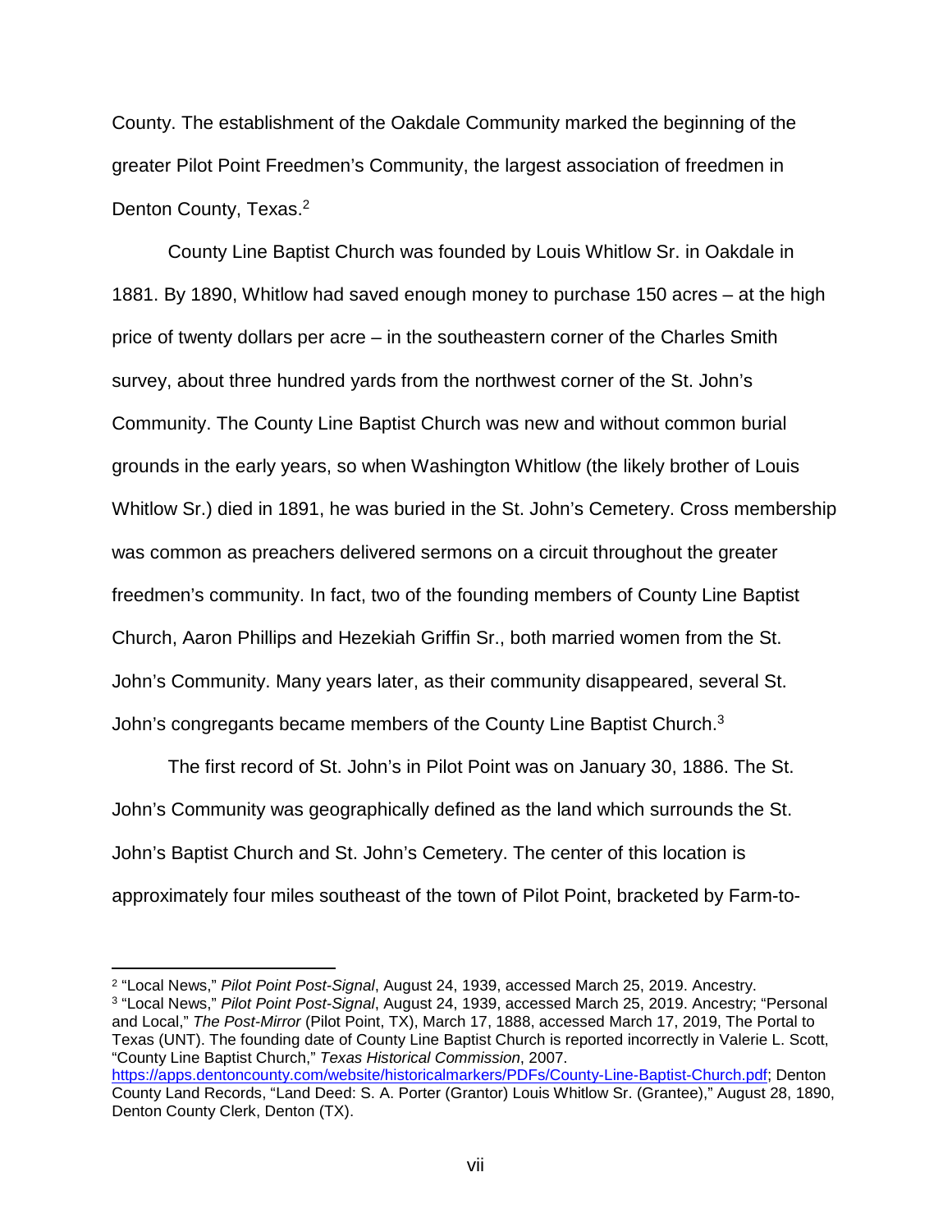County. The establishment of the Oakdale Community marked the beginning of the greater Pilot Point Freedmen's Community, the largest association of freedmen in Denton County, Texas.[2]

County Line Baptist Church was founded by Louis Whitlow Sr. in Oakdale in 1881. By 1890, Whitlow had saved enough money to purchase 150 acres – at the high price of twenty dollars per acre – in the southeastern corner of the Charles Smith survey, about three hundred yards from the northwest corner of the St. John's Community. The County Line Baptist Church was new and without common burial grounds in the early years, so when Washington Whitlow (the likely brother of Louis Whitlow Sr.) died in 1891, he was buried in the St. John's Cemetery. Cross membership was common as preachers delivered sermons on a circuit throughout the greater freedmen's community. In fact, two of the founding members of County Line Baptist Church, Aaron Phillips and Hezekiah Griffin Sr., both married women from the St. John's Community. Many years later, as their community disappeared, several St. John's congregants became members of the County Line Baptist Church.[3]

The first record of St. John's in Pilot Point was on January 30, 1886. The St. John's Community was geographically defined as the land which surrounds the St. John's Baptist Church and St. John's Cemetery. The center of this location is approximately four miles southeast of the town of Pilot Point, bracketed by Farm-to-

---

[2] "Local News," *Pilot Point Post-Signal*, August 24, 1939, accessed March 25, 2019. Ancestry.

[3] "Local News," *Pilot Point Post-Signal*, August 24, 1939, accessed March 25, 2019. Ancestry; "Personal and Local," *The Post-Mirror* (Pilot Point, TX), March 17, 1888, accessed March 17, 2019, The Portal to Texas (UNT). The founding date of County Line Baptist Church is reported incorrectly in Valerie L. Scott, "County Line Baptist Church," *Texas Historical Commission*, 2007. https://apps.dentoncounty.com/website/historicalmarkers/PDFs/County-Line-Baptist-Church.pdf; Denton County Land Records, "Land Deed: S. A. Porter (Grantor) Louis Whitlow Sr. (Grantee)," August 28, 1890, Denton County Clerk, Denton (TX).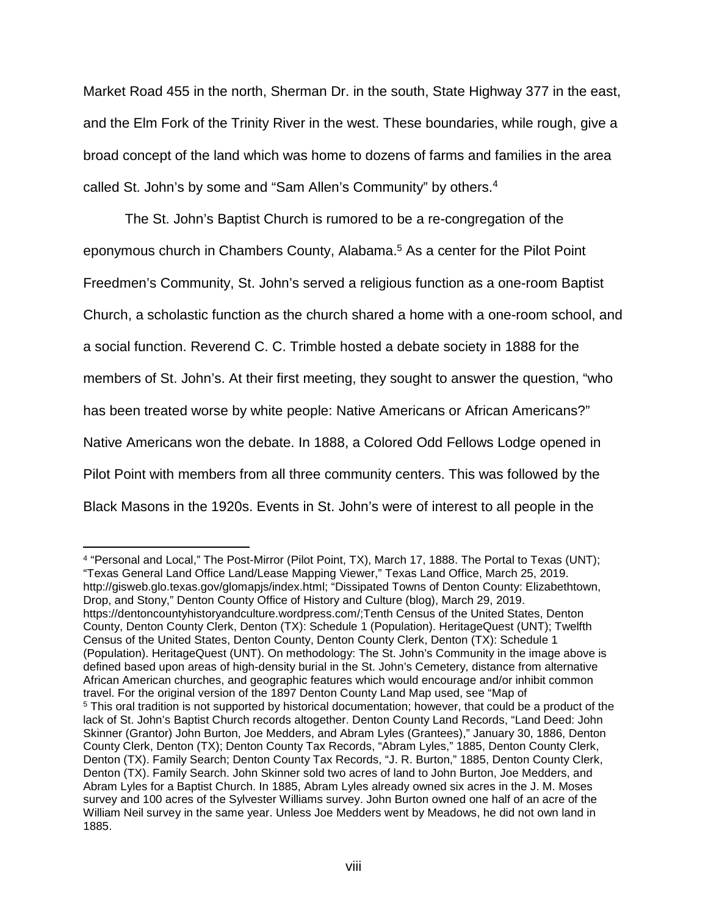Market Road 455 in the north, Sherman Dr. in the south, State Highway 377 in the east, and the Elm Fork of the Trinity River in the west. These boundaries, while rough, give a broad concept of the land which was home to dozens of farms and families in the area called St. John's by some and "Sam Allen's Community" by others.[4]

The St. John's Baptist Church is rumored to be a re-congregation of the eponymous church in Chambers County, Alabama.[5] As a center for the Pilot Point Freedmen's Community, St. John's served a religious function as a one-room Baptist Church, a scholastic function as the church shared a home with a one-room school, and a social function. Reverend C. C. Trimble hosted a debate society in 1888 for the members of St. John's. At their first meeting, they sought to answer the question, "who has been treated worse by white people: Native Americans or African Americans?" Native Americans won the debate. In 1888, a Colored Odd Fellows Lodge opened in Pilot Point with members from all three community centers. This was followed by the Black Masons in the 1920s. Events in St. John's were of interest to all people in the

---

[4] "Personal and Local," The Post-Mirror (Pilot Point, TX), March 17, 1888. The Portal to Texas (UNT); "Texas General Land Office Land/Lease Mapping Viewer," Texas Land Office, March 25, 2019. http://gisweb.glo.texas.gov/glomapjs/index.html; "Dissipated Towns of Denton County: Elizabethtown, Drop, and Stony," Denton County Office of History and Culture (blog), March 29, 2019. https://dentoncountyhistoryandculture.wordpress.com/;Tenth Census of the United States, Denton County, Denton County Clerk, Denton (TX): Schedule 1 (Population). HeritageQuest (UNT); Twelfth Census of the United States, Denton County, Denton County Clerk, Denton (TX): Schedule 1 (Population). HeritageQuest (UNT). On methodology: The St. John's Community in the image above is defined based upon areas of high-density burial in the St. John's Cemetery, distance from alternative African American churches, and geographic features which would encourage and/or inhibit common travel. For the original version of the 1897 Denton County Land Map used, see "Map of

[5] This oral tradition is not supported by historical documentation; however, that could be a product of the lack of St. John's Baptist Church records altogether. Denton County Land Records, "Land Deed: John Skinner (Grantor) John Burton, Joe Medders, and Abram Lyles (Grantees)," January 30, 1886, Denton County Clerk, Denton (TX); Denton County Tax Records, "Abram Lyles," 1885, Denton County Clerk, Denton (TX). Family Search; Denton County Tax Records, "J. R. Burton," 1885, Denton County Clerk, Denton (TX). Family Search. John Skinner sold two acres of land to John Burton, Joe Medders, and Abram Lyles for a Baptist Church. In 1885, Abram Lyles already owned six acres in the J. M. Moses survey and 100 acres of the Sylvester Williams survey. John Burton owned one half of an acre of the William Neil survey in the same year. Unless Joe Medders went by Meadows, he did not own land in 1885.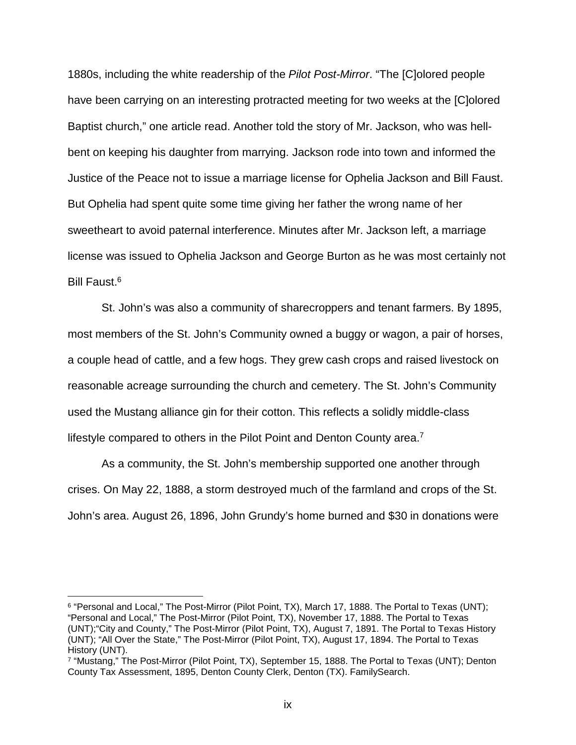1880s, including the white readership of the *Pilot Post-Mirror*. "The [C]olored people have been carrying on an interesting protracted meeting for two weeks at the [C]olored Baptist church," one article read. Another told the story of Mr. Jackson, who was hell-bent on keeping his daughter from marrying. Jackson rode into town and informed the Justice of the Peace not to issue a marriage license for Ophelia Jackson and Bill Faust. But Ophelia had spent quite some time giving her father the wrong name of her sweetheart to avoid paternal interference. Minutes after Mr. Jackson left, a marriage license was issued to Ophelia Jackson and George Burton as he was most certainly not Bill Faust.[6]

St. John's was also a community of sharecroppers and tenant farmers. By 1895, most members of the St. John's Community owned a buggy or wagon, a pair of horses, a couple head of cattle, and a few hogs. They grew cash crops and raised livestock on reasonable acreage surrounding the church and cemetery. The St. John's Community used the Mustang alliance gin for their cotton. This reflects a solidly middle-class lifestyle compared to others in the Pilot Point and Denton County area.[7]

As a community, the St. John's membership supported one another through crises. On May 22, 1888, a storm destroyed much of the farmland and crops of the St. John's area. August 26, 1896, John Grundy's home burned and $30 in donations were

---

[6] "Personal and Local," The Post-Mirror (Pilot Point, TX), March 17, 1888. The Portal to Texas (UNT); "Personal and Local," The Post-Mirror (Pilot Point, TX), November 17, 1888. The Portal to Texas (UNT);"City and County," The Post-Mirror (Pilot Point, TX), August 7, 1891. The Portal to Texas History (UNT); "All Over the State," The Post-Mirror (Pilot Point, TX), August 17, 1894. The Portal to Texas History (UNT).

[7] "Mustang," The Post-Mirror (Pilot Point, TX), September 15, 1888. The Portal to Texas (UNT); Denton County Tax Assessment, 1895, Denton County Clerk, Denton (TX). FamilySearch.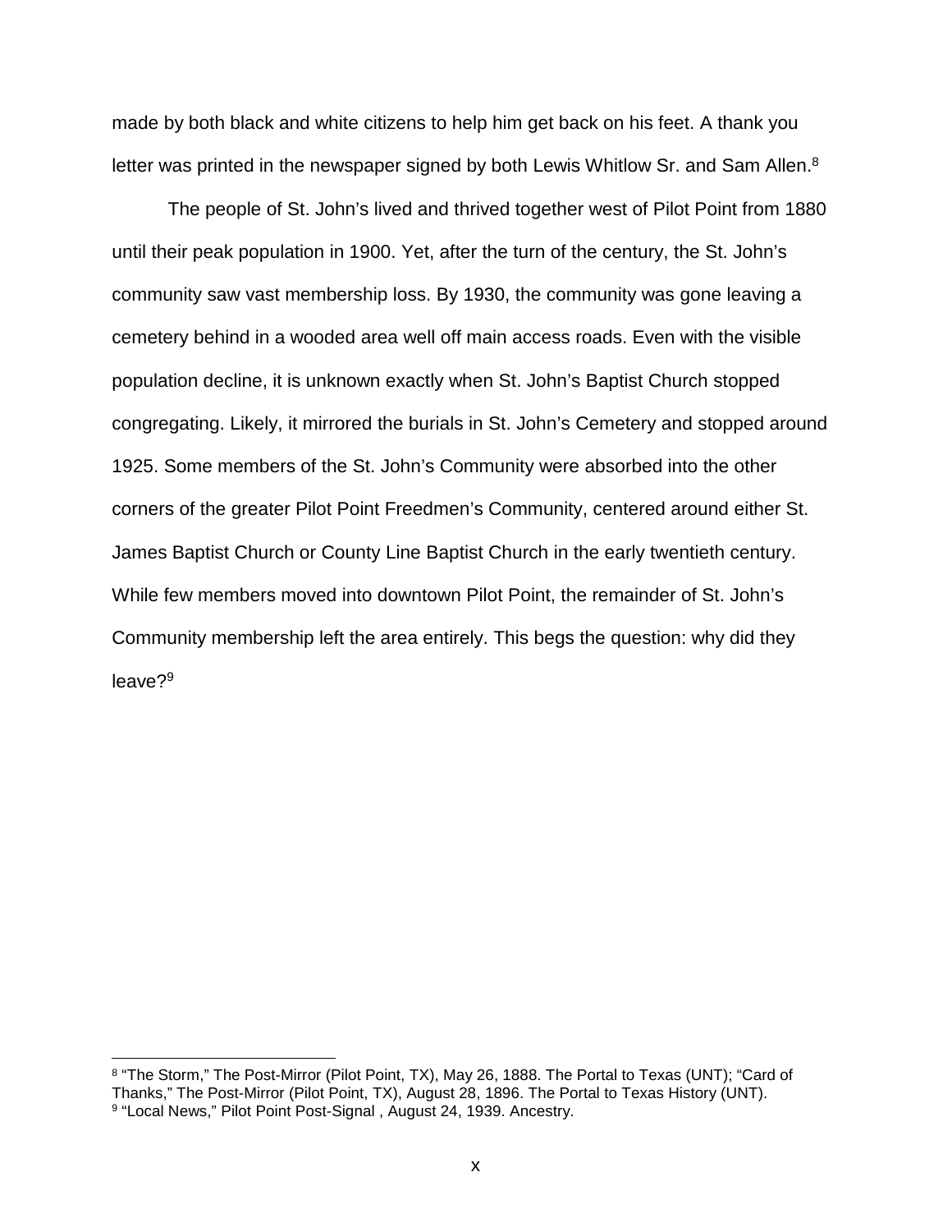made by both black and white citizens to help him get back on his feet. A thank you letter was printed in the newspaper signed by both Lewis Whitlow Sr. and Sam Allen.[8]

The people of St. John's lived and thrived together west of Pilot Point from 1880 until their peak population in 1900. Yet, after the turn of the century, the St. John's community saw vast membership loss. By 1930, the community was gone leaving a cemetery behind in a wooded area well off main access roads. Even with the visible population decline, it is unknown exactly when St. John's Baptist Church stopped congregating. Likely, it mirrored the burials in St. John's Cemetery and stopped around 1925. Some members of the St. John's Community were absorbed into the other corners of the greater Pilot Point Freedmen's Community, centered around either St. James Baptist Church or County Line Baptist Church in the early twentieth century. While few members moved into downtown Pilot Point, the remainder of St. John's Community membership left the area entirely. This begs the question: why did they leave?[9]

---

[8] "The Storm," The Post-Mirror (Pilot Point, TX), May 26, 1888. The Portal to Texas (UNT); "Card of Thanks," The Post-Mirror (Pilot Point, TX), August 28, 1896. The Portal to Texas History (UNT).

[9] "Local News," Pilot Point Post-Signal , August 24, 1939. Ancestry.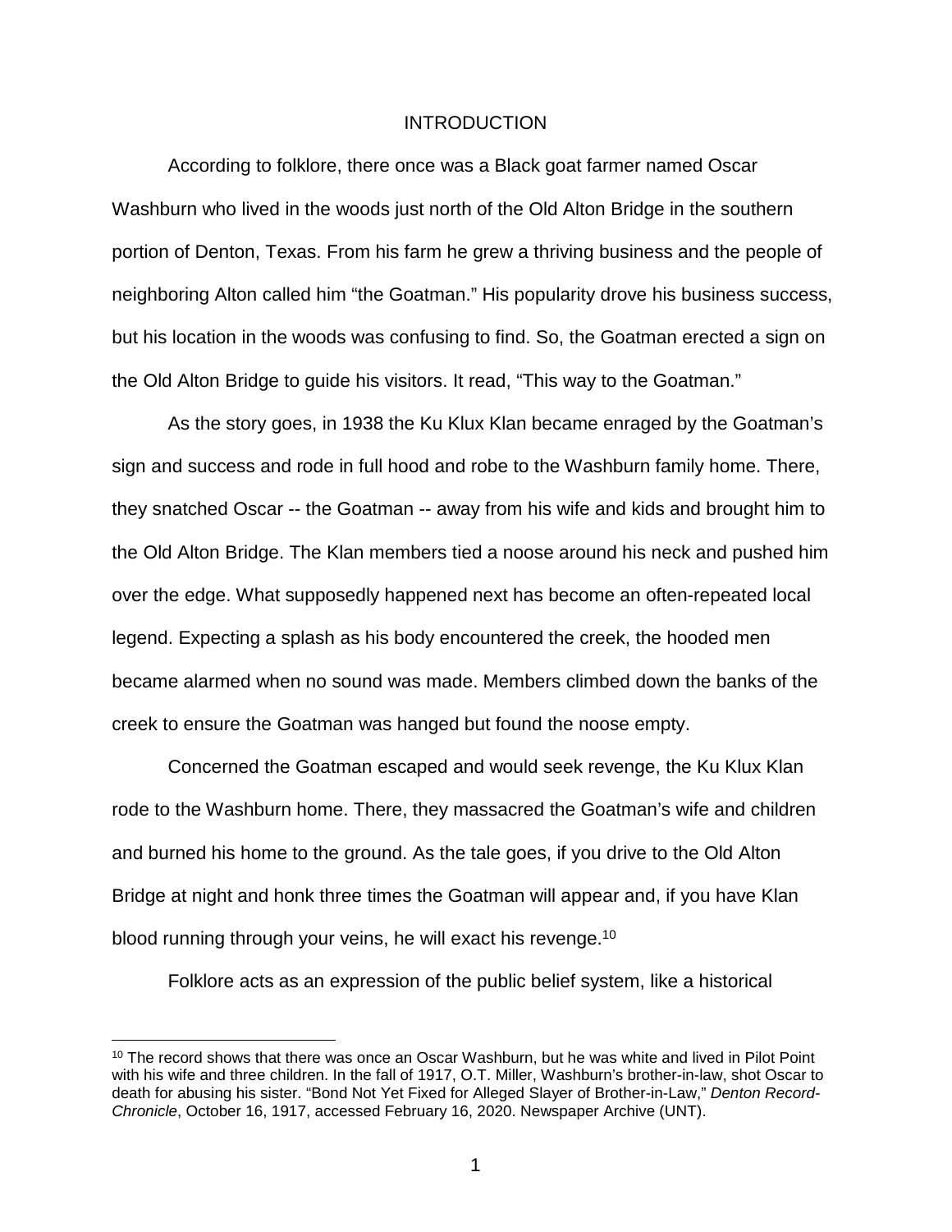# INTRODUCTION

According to folklore, there once was a Black goat farmer named Oscar Washburn who lived in the woods just north of the Old Alton Bridge in the southern portion of Denton, Texas. From his farm he grew a thriving business and the people of neighboring Alton called him "the Goatman." His popularity drove his business success, but his location in the woods was confusing to find. So, the Goatman erected a sign on the Old Alton Bridge to guide his visitors. It read, "This way to the Goatman."

As the story goes, in 1938 the Ku Klux Klan became enraged by the Goatman's sign and success and rode in full hood and robe to the Washburn family home. There, they snatched Oscar -- the Goatman -- away from his wife and kids and brought him to the Old Alton Bridge. The Klan members tied a noose around his neck and pushed him over the edge. What supposedly happened next has become an often-repeated local legend. Expecting a splash as his body encountered the creek, the hooded men became alarmed when no sound was made. Members climbed down the banks of the creek to ensure the Goatman was hanged but found the noose empty.

Concerned the Goatman escaped and would seek revenge, the Ku Klux Klan rode to the Washburn home. There, they massacred the Goatman's wife and children and burned his home to the ground. As the tale goes, if you drive to the Old Alton Bridge at night and honk three times the Goatman will appear and, if you have Klan blood running through your veins, he will exact his revenge.[10]

Folklore acts as an expression of the public belief system, like a historical

---

[10] The record shows that there was once an Oscar Washburn, but he was white and lived in Pilot Point with his wife and three children. In the fall of 1917, O.T. Miller, Washburn's brother-in-law, shot Oscar to death for abusing his sister. "Bond Not Yet Fixed for Alleged Slayer of Brother-in-Law," *Denton Record-Chronicle*, October 16, 1917, accessed February 16, 2020. Newspaper Archive (UNT).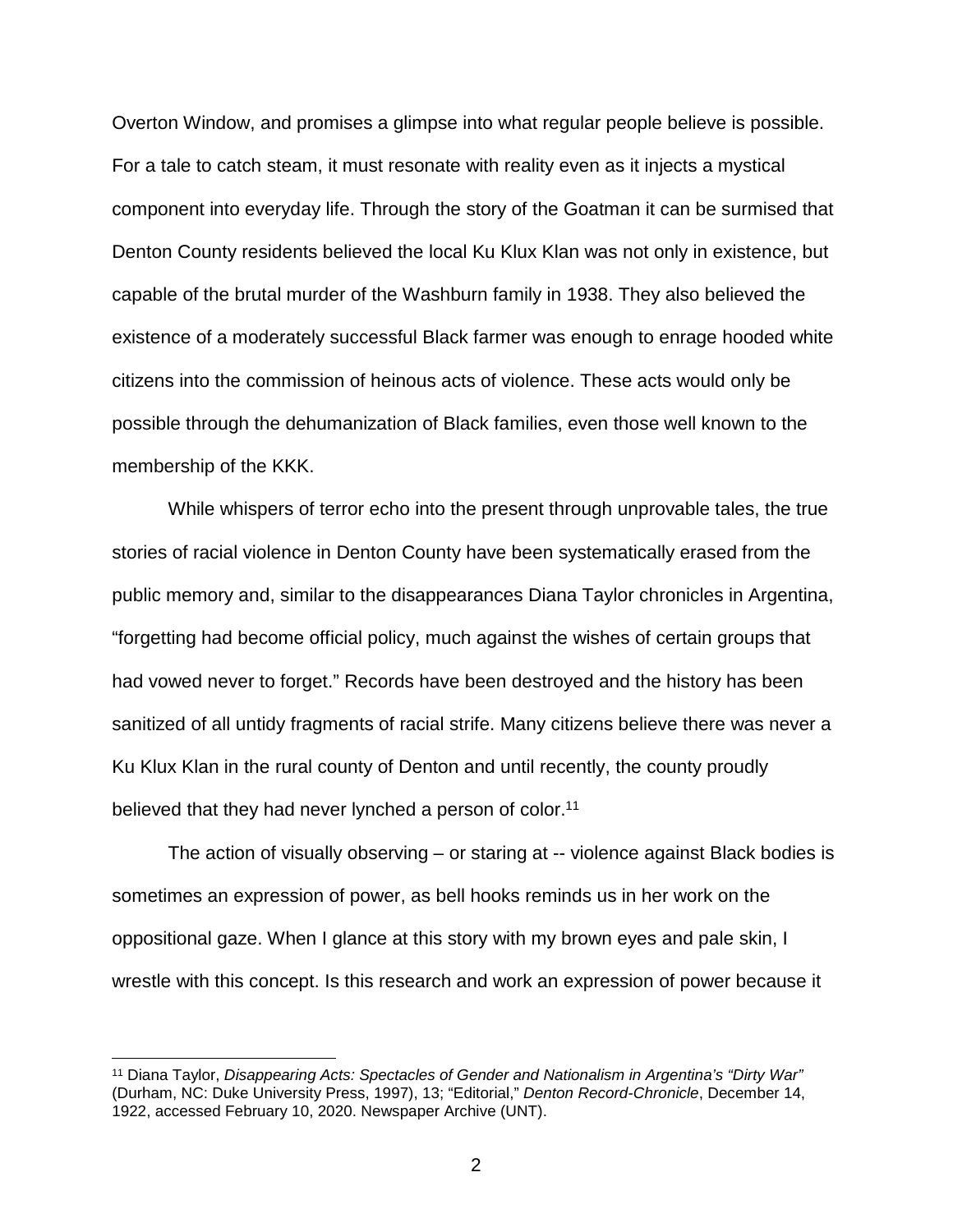Overton Window, and promises a glimpse into what regular people believe is possible. For a tale to catch steam, it must resonate with reality even as it injects a mystical component into everyday life. Through the story of the Goatman it can be surmised that Denton County residents believed the local Ku Klux Klan was not only in existence, but capable of the brutal murder of the Washburn family in 1938. They also believed the existence of a moderately successful Black farmer was enough to enrage hooded white citizens into the commission of heinous acts of violence. These acts would only be possible through the dehumanization of Black families, even those well known to the membership of the KKK.

While whispers of terror echo into the present through unprovable tales, the true stories of racial violence in Denton County have been systematically erased from the public memory and, similar to the disappearances Diana Taylor chronicles in Argentina, "forgetting had become official policy, much against the wishes of certain groups that had vowed never to forget." Records have been destroyed and the history has been sanitized of all untidy fragments of racial strife. Many citizens believe there was never a Ku Klux Klan in the rural county of Denton and until recently, the county proudly believed that they had never lynched a person of color.[11]

The action of visually observing – or staring at -- violence against Black bodies is sometimes an expression of power, as bell hooks reminds us in her work on the oppositional gaze. When I glance at this story with my brown eyes and pale skin, I wrestle with this concept. Is this research and work an expression of power because it

---

[11] Diana Taylor, *Disappearing Acts: Spectacles of Gender and Nationalism in Argentina's "Dirty War"* (Durham, NC: Duke University Press, 1997), 13; "Editorial," *Denton Record-Chronicle*, December 14, 1922, accessed February 10, 2020. Newspaper Archive (UNT).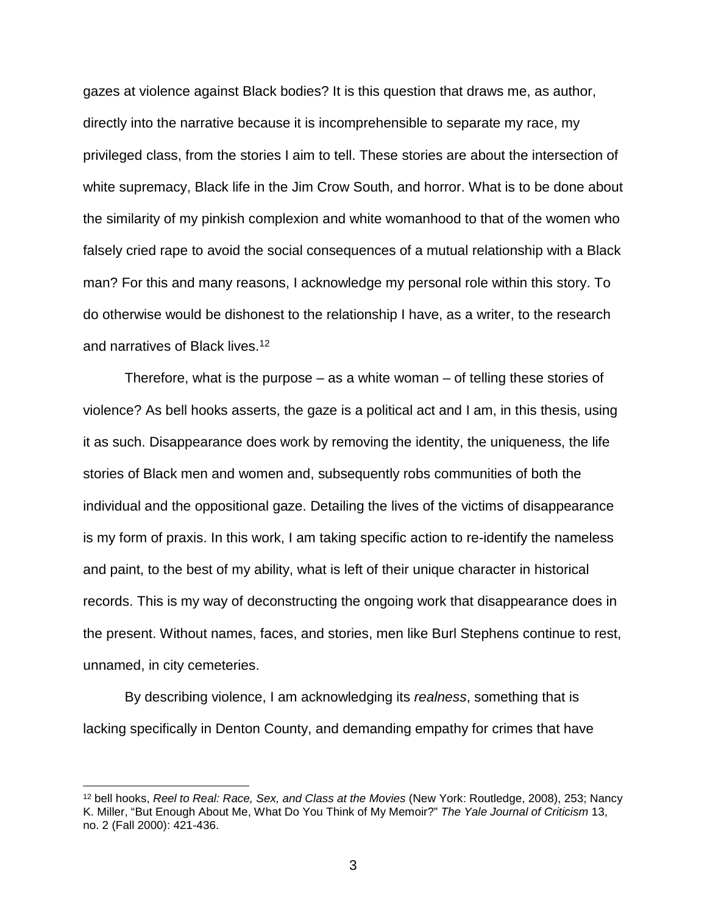gazes at violence against Black bodies? It is this question that draws me, as author, directly into the narrative because it is incomprehensible to separate my race, my privileged class, from the stories I aim to tell. These stories are about the intersection of white supremacy, Black life in the Jim Crow South, and horror. What is to be done about the similarity of my pinkish complexion and white womanhood to that of the women who falsely cried rape to avoid the social consequences of a mutual relationship with a Black man? For this and many reasons, I acknowledge my personal role within this story. To do otherwise would be dishonest to the relationship I have, as a writer, to the research and narratives of Black lives.[12]

Therefore, what is the purpose – as a white woman – of telling these stories of violence? As bell hooks asserts, the gaze is a political act and I am, in this thesis, using it as such. Disappearance does work by removing the identity, the uniqueness, the life stories of Black men and women and, subsequently robs communities of both the individual and the oppositional gaze. Detailing the lives of the victims of disappearance is my form of praxis. In this work, I am taking specific action to re-identify the nameless and paint, to the best of my ability, what is left of their unique character in historical records. This is my way of deconstructing the ongoing work that disappearance does in the present. Without names, faces, and stories, men like Burl Stephens continue to rest, unnamed, in city cemeteries.

By describing violence, I am acknowledging its *realness*, something that is lacking specifically in Denton County, and demanding empathy for crimes that have

---

[12] bell hooks, *Reel to Real: Race, Sex, and Class at the Movies* (New York: Routledge, 2008), 253; Nancy K. Miller, "But Enough About Me, What Do You Think of My Memoir?" *The Yale Journal of Criticism* 13, no. 2 (Fall 2000): 421-436.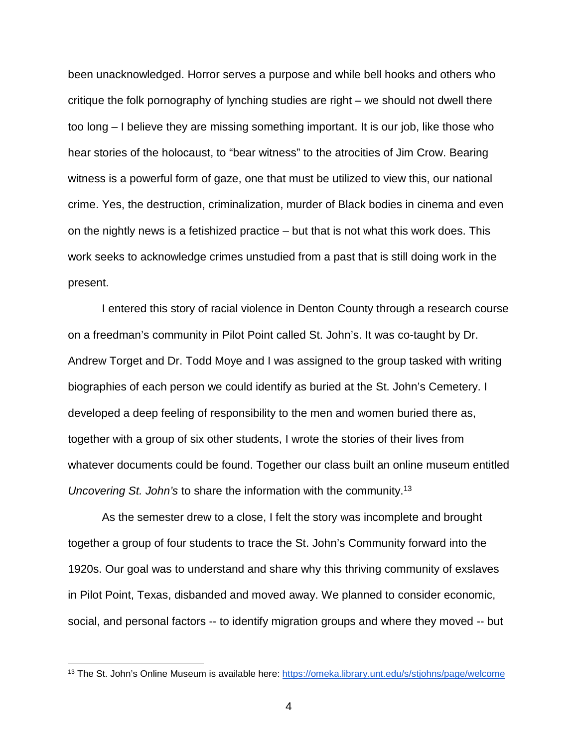been unacknowledged. Horror serves a purpose and while bell hooks and others who critique the folk pornography of lynching studies are right – we should not dwell there too long – I believe they are missing something important. It is our job, like those who hear stories of the holocaust, to "bear witness" to the atrocities of Jim Crow. Bearing witness is a powerful form of gaze, one that must be utilized to view this, our national crime. Yes, the destruction, criminalization, murder of Black bodies in cinema and even on the nightly news is a fetishized practice – but that is not what this work does. This work seeks to acknowledge crimes unstudied from a past that is still doing work in the present.

I entered this story of racial violence in Denton County through a research course on a freedman's community in Pilot Point called St. John's. It was co-taught by Dr. Andrew Torget and Dr. Todd Moye and I was assigned to the group tasked with writing biographies of each person we could identify as buried at the St. John's Cemetery. I developed a deep feeling of responsibility to the men and women buried there as, together with a group of six other students, I wrote the stories of their lives from whatever documents could be found. Together our class built an online museum entitled *Uncovering St. John's* to share the information with the community.[13]

As the semester drew to a close, I felt the story was incomplete and brought together a group of four students to trace the St. John's Community forward into the 1920s. Our goal was to understand and share why this thriving community of exslaves in Pilot Point, Texas, disbanded and moved away. We planned to consider economic, social, and personal factors -- to identify migration groups and where they moved -- but

---

[13] The St. John's Online Museum is available here: https://omeka.library.unt.edu/s/stjohns/page/welcome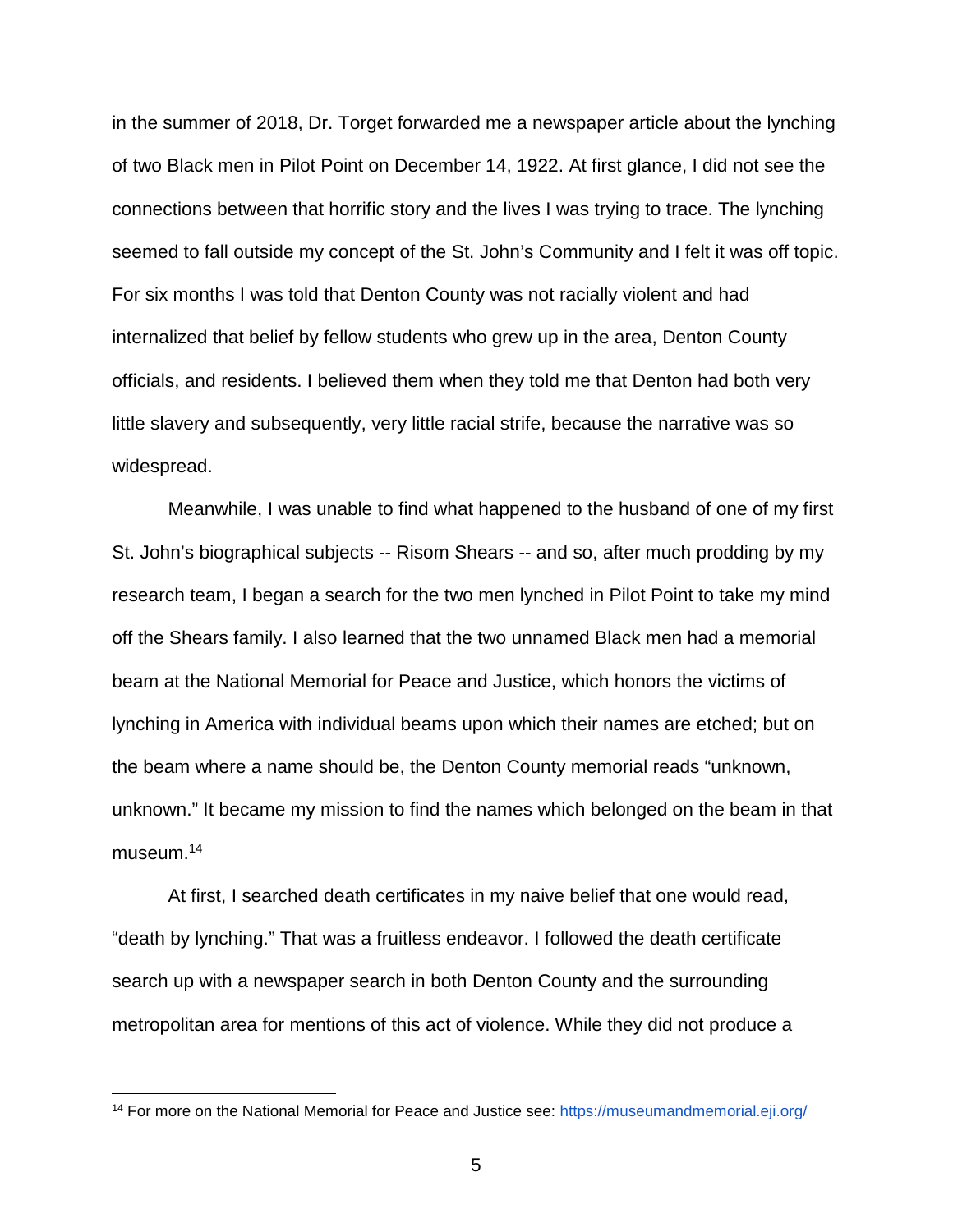in the summer of 2018, Dr. Torget forwarded me a newspaper article about the lynching of two Black men in Pilot Point on December 14, 1922. At first glance, I did not see the connections between that horrific story and the lives I was trying to trace. The lynching seemed to fall outside my concept of the St. John's Community and I felt it was off topic. For six months I was told that Denton County was not racially violent and had internalized that belief by fellow students who grew up in the area, Denton County officials, and residents. I believed them when they told me that Denton had both very little slavery and subsequently, very little racial strife, because the narrative was so widespread.

Meanwhile, I was unable to find what happened to the husband of one of my first St. John's biographical subjects -- Risom Shears -- and so, after much prodding by my research team, I began a search for the two men lynched in Pilot Point to take my mind off the Shears family. I also learned that the two unnamed Black men had a memorial beam at the National Memorial for Peace and Justice, which honors the victims of lynching in America with individual beams upon which their names are etched; but on the beam where a name should be, the Denton County memorial reads "unknown, unknown." It became my mission to find the names which belonged on the beam in that museum.[14]

At first, I searched death certificates in my naive belief that one would read, "death by lynching." That was a fruitless endeavor. I followed the death certificate search up with a newspaper search in both Denton County and the surrounding metropolitan area for mentions of this act of violence. While they did not produce a

[14] For more on the National Memorial for Peace and Justice see: https://museumandmemorial.eji.org/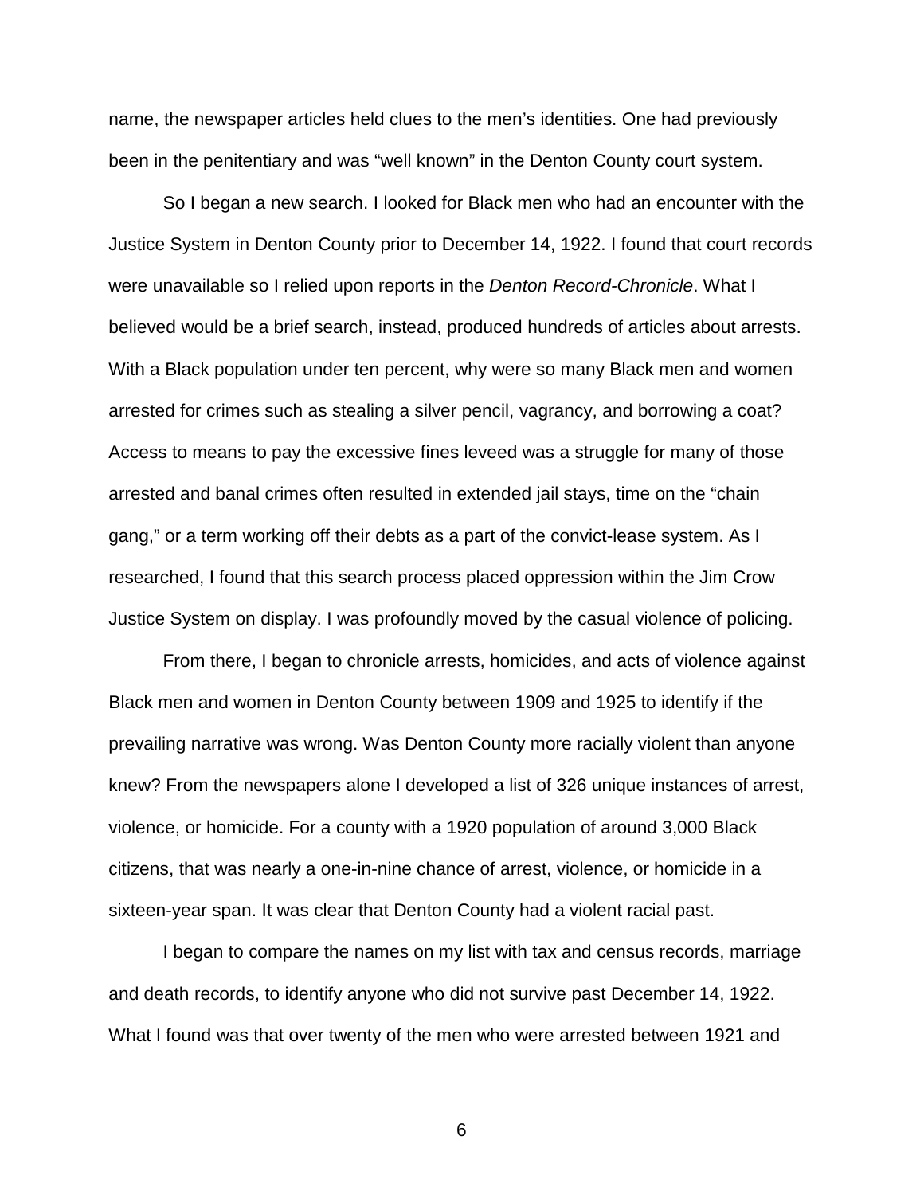name, the newspaper articles held clues to the men's identities. One had previously been in the penitentiary and was "well known" in the Denton County court system.

So I began a new search. I looked for Black men who had an encounter with the Justice System in Denton County prior to December 14, 1922. I found that court records were unavailable so I relied upon reports in the *Denton Record-Chronicle*. What I believed would be a brief search, instead, produced hundreds of articles about arrests. With a Black population under ten percent, why were so many Black men and women arrested for crimes such as stealing a silver pencil, vagrancy, and borrowing a coat? Access to means to pay the excessive fines leveed was a struggle for many of those arrested and banal crimes often resulted in extended jail stays, time on the "chain gang," or a term working off their debts as a part of the convict-lease system. As I researched, I found that this search process placed oppression within the Jim Crow Justice System on display. I was profoundly moved by the casual violence of policing.

From there, I began to chronicle arrests, homicides, and acts of violence against Black men and women in Denton County between 1909 and 1925 to identify if the prevailing narrative was wrong. Was Denton County more racially violent than anyone knew? From the newspapers alone I developed a list of 326 unique instances of arrest, violence, or homicide. For a county with a 1920 population of around 3,000 Black citizens, that was nearly a one-in-nine chance of arrest, violence, or homicide in a sixteen-year span. It was clear that Denton County had a violent racial past.

I began to compare the names on my list with tax and census records, marriage and death records, to identify anyone who did not survive past December 14, 1922. What I found was that over twenty of the men who were arrested between 1921 and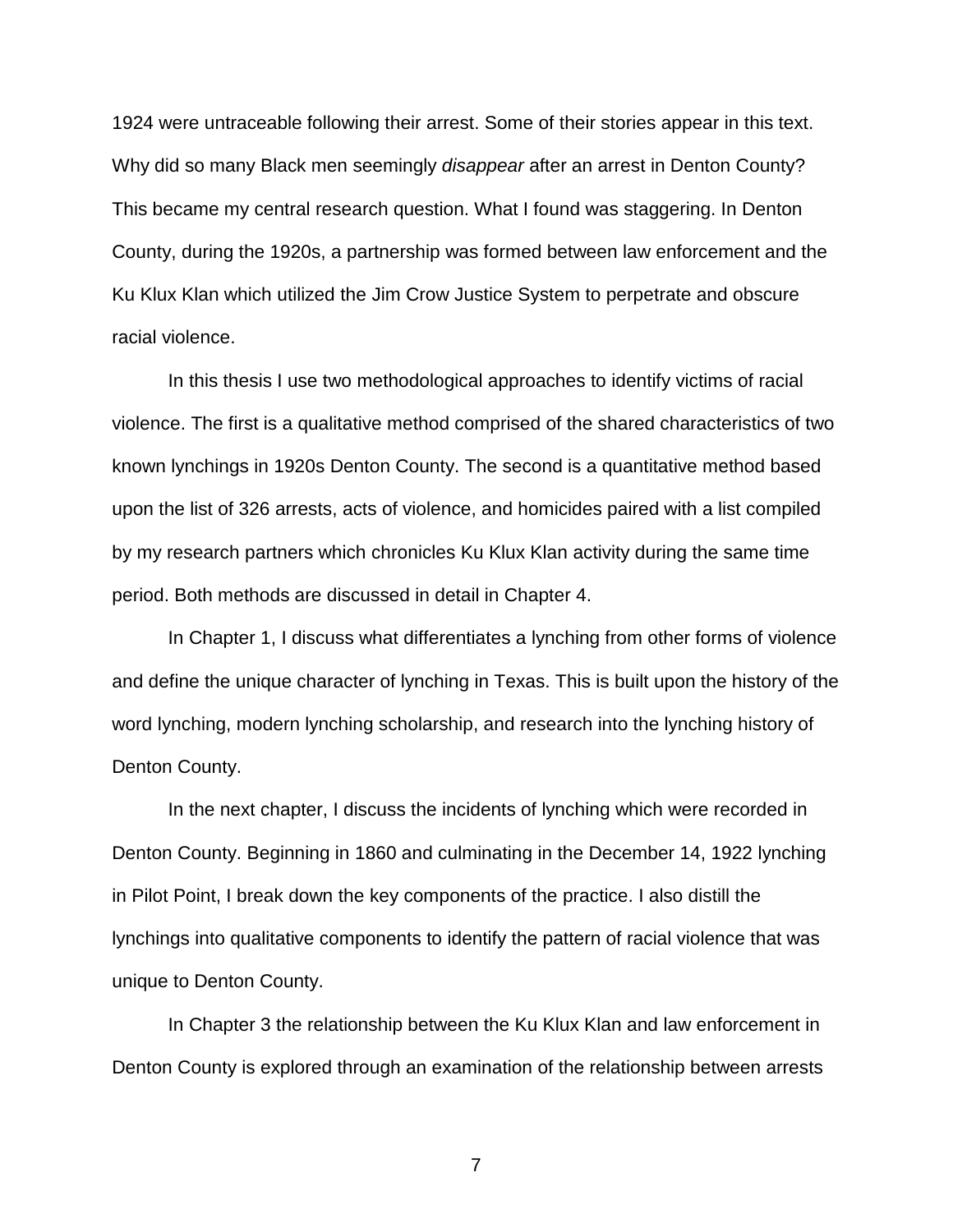1924 were untraceable following their arrest. Some of their stories appear in this text. Why did so many Black men seemingly *disappear* after an arrest in Denton County? This became my central research question. What I found was staggering. In Denton County, during the 1920s, a partnership was formed between law enforcement and the Ku Klux Klan which utilized the Jim Crow Justice System to perpetrate and obscure racial violence.

In this thesis I use two methodological approaches to identify victims of racial violence. The first is a qualitative method comprised of the shared characteristics of two known lynchings in 1920s Denton County. The second is a quantitative method based upon the list of 326 arrests, acts of violence, and homicides paired with a list compiled by my research partners which chronicles Ku Klux Klan activity during the same time period. Both methods are discussed in detail in Chapter 4.

In Chapter 1, I discuss what differentiates a lynching from other forms of violence and define the unique character of lynching in Texas. This is built upon the history of the word lynching, modern lynching scholarship, and research into the lynching history of Denton County.

In the next chapter, I discuss the incidents of lynching which were recorded in Denton County. Beginning in 1860 and culminating in the December 14, 1922 lynching in Pilot Point, I break down the key components of the practice. I also distill the lynchings into qualitative components to identify the pattern of racial violence that was unique to Denton County.

In Chapter 3 the relationship between the Ku Klux Klan and law enforcement in Denton County is explored through an examination of the relationship between arrests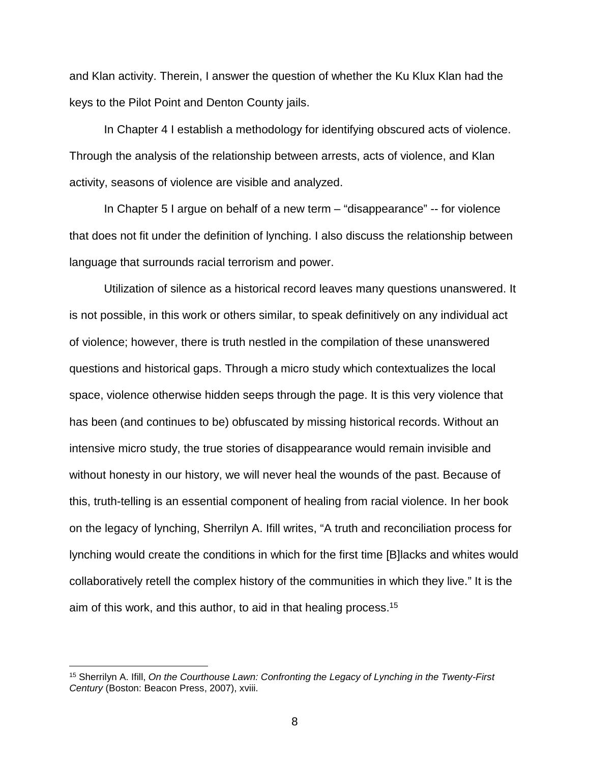and Klan activity. Therein, I answer the question of whether the Ku Klux Klan had the keys to the Pilot Point and Denton County jails.

In Chapter 4 I establish a methodology for identifying obscured acts of violence. Through the analysis of the relationship between arrests, acts of violence, and Klan activity, seasons of violence are visible and analyzed.

In Chapter 5 I argue on behalf of a new term – "disappearance" -- for violence that does not fit under the definition of lynching. I also discuss the relationship between language that surrounds racial terrorism and power.

Utilization of silence as a historical record leaves many questions unanswered. It is not possible, in this work or others similar, to speak definitively on any individual act of violence; however, there is truth nestled in the compilation of these unanswered questions and historical gaps. Through a micro study which contextualizes the local space, violence otherwise hidden seeps through the page. It is this very violence that has been (and continues to be) obfuscated by missing historical records. Without an intensive micro study, the true stories of disappearance would remain invisible and without honesty in our history, we will never heal the wounds of the past. Because of this, truth-telling is an essential component of healing from racial violence. In her book on the legacy of lynching, Sherrilyn A. Ifill writes, "A truth and reconciliation process for lynching would create the conditions in which for the first time [B]lacks and whites would collaboratively retell the complex history of the communities in which they live." It is the aim of this work, and this author, to aid in that healing process.[15]

---

[15] Sherrilyn A. Ifill, *On the Courthouse Lawn: Confronting the Legacy of Lynching in the Twenty-First Century* (Boston: Beacon Press, 2007), xviii.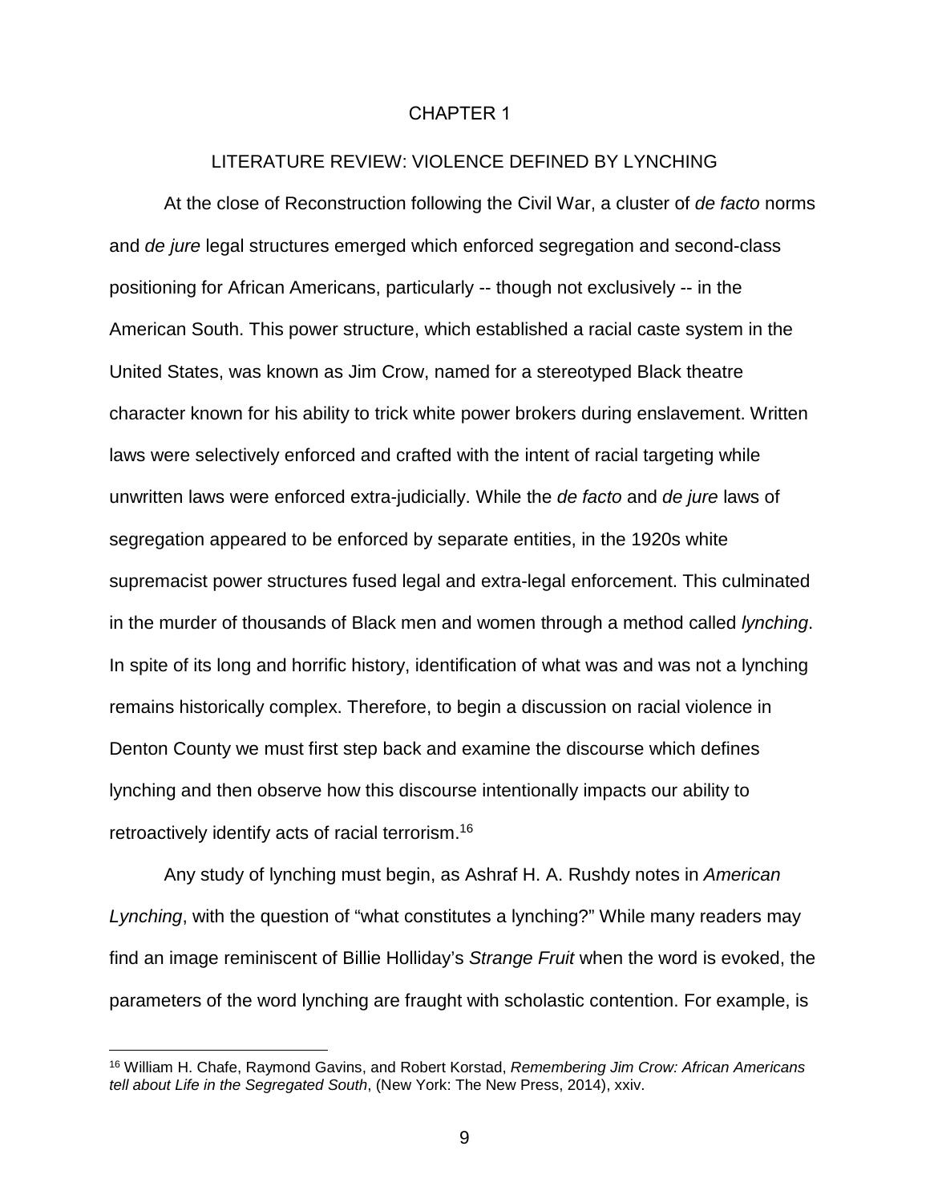# CHAPTER 1

## LITERATURE REVIEW: VIOLENCE DEFINED BY LYNCHING

At the close of Reconstruction following the Civil War, a cluster of *de facto* norms and *de jure* legal structures emerged which enforced segregation and second-class positioning for African Americans, particularly -- though not exclusively -- in the American South. This power structure, which established a racial caste system in the United States, was known as Jim Crow, named for a stereotyped Black theatre character known for his ability to trick white power brokers during enslavement. Written laws were selectively enforced and crafted with the intent of racial targeting while unwritten laws were enforced extra-judicially. While the *de facto* and *de jure* laws of segregation appeared to be enforced by separate entities, in the 1920s white supremacist power structures fused legal and extra-legal enforcement. This culminated in the murder of thousands of Black men and women through a method called *lynching*. In spite of its long and horrific history, identification of what was and was not a lynching remains historically complex. Therefore, to begin a discussion on racial violence in Denton County we must first step back and examine the discourse which defines lynching and then observe how this discourse intentionally impacts our ability to retroactively identify acts of racial terrorism.[16]

Any study of lynching must begin, as Ashraf H. A. Rushdy notes in *American Lynching*, with the question of "what constitutes a lynching?" While many readers may find an image reminiscent of Billie Holliday's *Strange Fruit* when the word is evoked, the parameters of the word lynching are fraught with scholastic contention. For example, is

---

[16] William H. Chafe, Raymond Gavins, and Robert Korstad, *Remembering Jim Crow: African Americans tell about Life in the Segregated South*, (New York: The New Press, 2014), xxiv.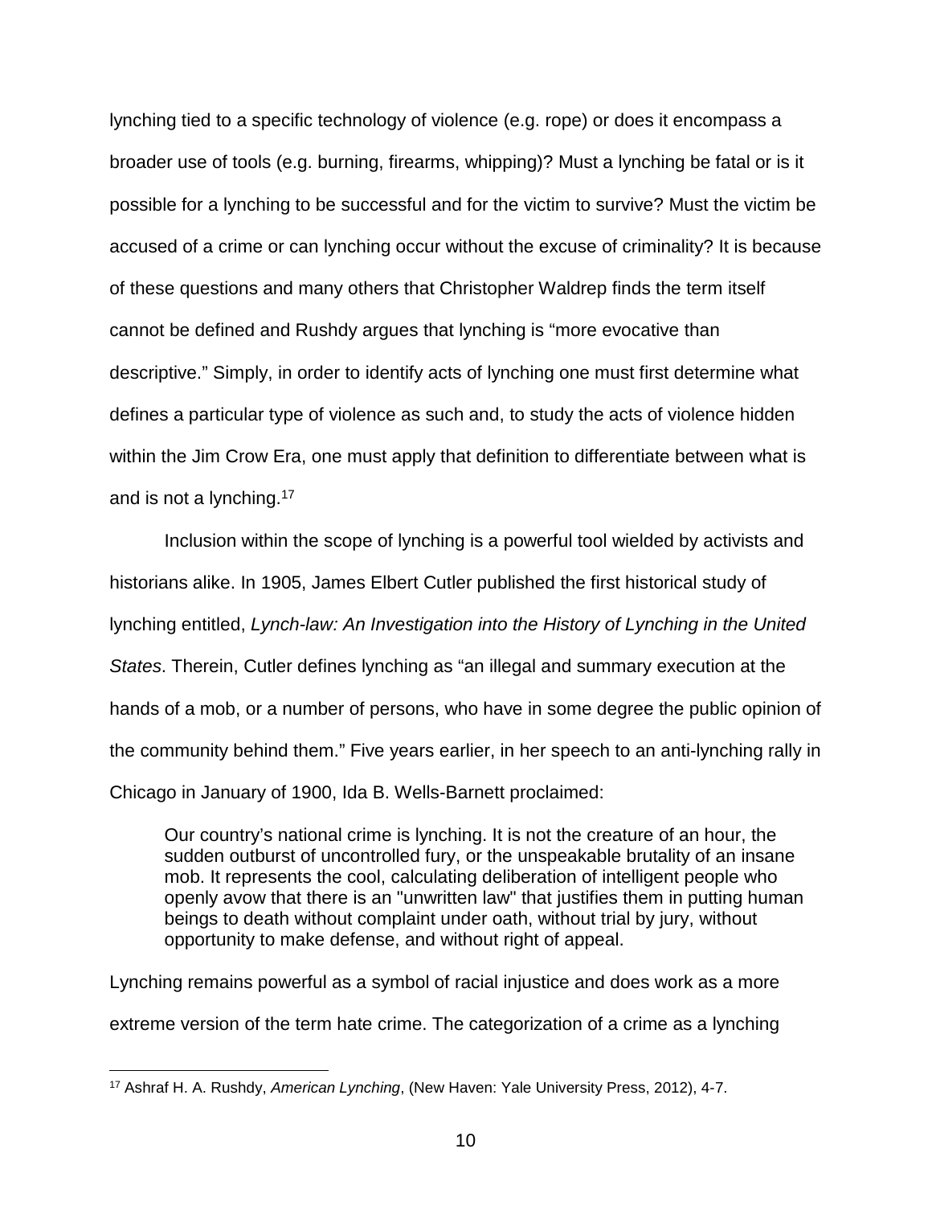lynching tied to a specific technology of violence (e.g. rope) or does it encompass a broader use of tools (e.g. burning, firearms, whipping)? Must a lynching be fatal or is it possible for a lynching to be successful and for the victim to survive? Must the victim be accused of a crime or can lynching occur without the excuse of criminality? It is because of these questions and many others that Christopher Waldrep finds the term itself cannot be defined and Rushdy argues that lynching is "more evocative than descriptive." Simply, in order to identify acts of lynching one must first determine what defines a particular type of violence as such and, to study the acts of violence hidden within the Jim Crow Era, one must apply that definition to differentiate between what is and is not a lynching.[17]

Inclusion within the scope of lynching is a powerful tool wielded by activists and historians alike. In 1905, James Elbert Cutler published the first historical study of lynching entitled, *Lynch-law: An Investigation into the History of Lynching in the United States*. Therein, Cutler defines lynching as "an illegal and summary execution at the hands of a mob, or a number of persons, who have in some degree the public opinion of the community behind them." Five years earlier, in her speech to an anti-lynching rally in Chicago in January of 1900, Ida B. Wells-Barnett proclaimed:

> Our country's national crime is lynching. It is not the creature of an hour, the sudden outburst of uncontrolled fury, or the unspeakable brutality of an insane mob. It represents the cool, calculating deliberation of intelligent people who openly avow that there is an "unwritten law" that justifies them in putting human beings to death without complaint under oath, without trial by jury, without opportunity to make defense, and without right of appeal.

Lynching remains powerful as a symbol of racial injustice and does work as a more extreme version of the term hate crime. The categorization of a crime as a lynching

---

[17] Ashraf H. A. Rushdy, *American Lynching*, (New Haven: Yale University Press, 2012), 4-7.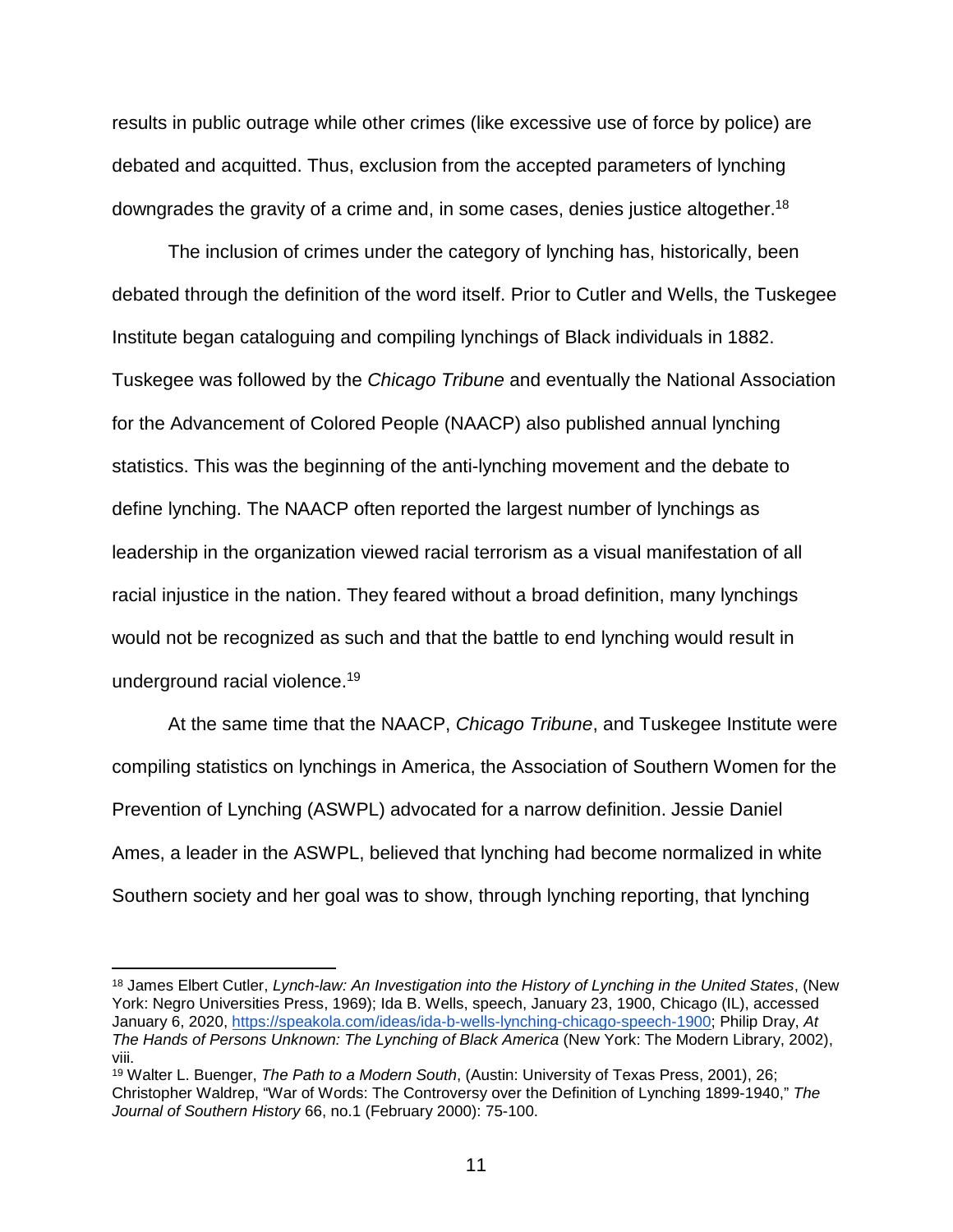results in public outrage while other crimes (like excessive use of force by police) are debated and acquitted. Thus, exclusion from the accepted parameters of lynching downgrades the gravity of a crime and, in some cases, denies justice altogether.[18]

The inclusion of crimes under the category of lynching has, historically, been debated through the definition of the word itself. Prior to Cutler and Wells, the Tuskegee Institute began cataloguing and compiling lynchings of Black individuals in 1882. Tuskegee was followed by the *Chicago Tribune* and eventually the National Association for the Advancement of Colored People (NAACP) also published annual lynching statistics. This was the beginning of the anti-lynching movement and the debate to define lynching. The NAACP often reported the largest number of lynchings as leadership in the organization viewed racial terrorism as a visual manifestation of all racial injustice in the nation. They feared without a broad definition, many lynchings would not be recognized as such and that the battle to end lynching would result in underground racial violence.[19]

At the same time that the NAACP, *Chicago Tribune*, and Tuskegee Institute were compiling statistics on lynchings in America, the Association of Southern Women for the Prevention of Lynching (ASWPL) advocated for a narrow definition. Jessie Daniel Ames, a leader in the ASWPL, believed that lynching had become normalized in white Southern society and her goal was to show, through lynching reporting, that lynching

---

[18] James Elbert Cutler, *Lynch-law: An Investigation into the History of Lynching in the United States*, (New York: Negro Universities Press, 1969); Ida B. Wells, speech, January 23, 1900, Chicago (IL), accessed January 6, 2020, https://speakola.com/ideas/ida-b-wells-lynching-chicago-speech-1900; Philip Dray, *At The Hands of Persons Unknown: The Lynching of Black America* (New York: The Modern Library, 2002), viii.

[19] Walter L. Buenger, *The Path to a Modern South*, (Austin: University of Texas Press, 2001), 26; Christopher Waldrep, "War of Words: The Controversy over the Definition of Lynching 1899-1940," *The Journal of Southern History* 66, no.1 (February 2000): 75-100.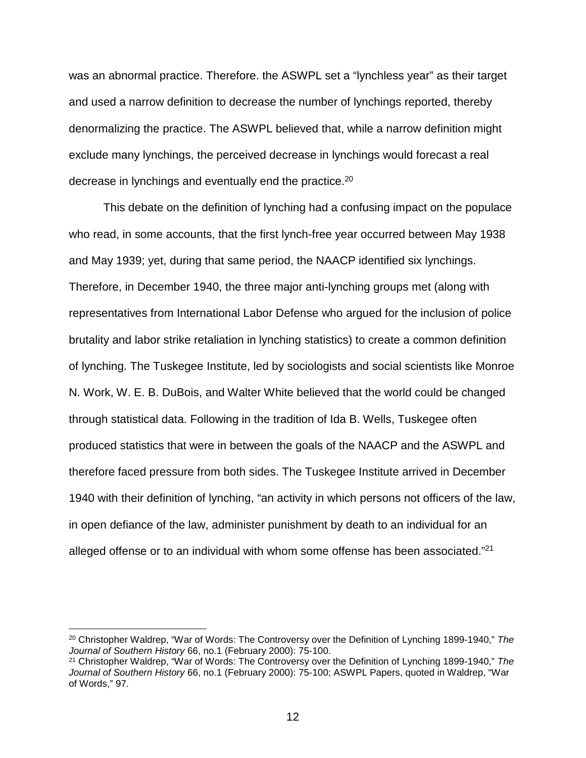was an abnormal practice. Therefore. the ASWPL set a "lynchless year" as their target and used a narrow definition to decrease the number of lynchings reported, thereby denormalizing the practice. The ASWPL believed that, while a narrow definition might exclude many lynchings, the perceived decrease in lynchings would forecast a real decrease in lynchings and eventually end the practice.[20]

This debate on the definition of lynching had a confusing impact on the populace who read, in some accounts, that the first lynch-free year occurred between May 1938 and May 1939; yet, during that same period, the NAACP identified six lynchings. Therefore, in December 1940, the three major anti-lynching groups met (along with representatives from International Labor Defense who argued for the inclusion of police brutality and labor strike retaliation in lynching statistics) to create a common definition of lynching. The Tuskegee Institute, led by sociologists and social scientists like Monroe N. Work, W. E. B. DuBois, and Walter White believed that the world could be changed through statistical data. Following in the tradition of Ida B. Wells, Tuskegee often produced statistics that were in between the goals of the NAACP and the ASWPL and therefore faced pressure from both sides. The Tuskegee Institute arrived in December 1940 with their definition of lynching, "an activity in which persons not officers of the law, in open defiance of the law, administer punishment by death to an individual for an alleged offense or to an individual with whom some offense has been associated."[21]

---

[20] Christopher Waldrep, "War of Words: The Controversy over the Definition of Lynching 1899-1940," *The Journal of Southern History* 66, no.1 (February 2000): 75-100.

[21] Christopher Waldrep, "War of Words: The Controversy over the Definition of Lynching 1899-1940," *The Journal of Southern History* 66, no.1 (February 2000): 75-100; ASWPL Papers, quoted in Waldrep, "War of Words," 97.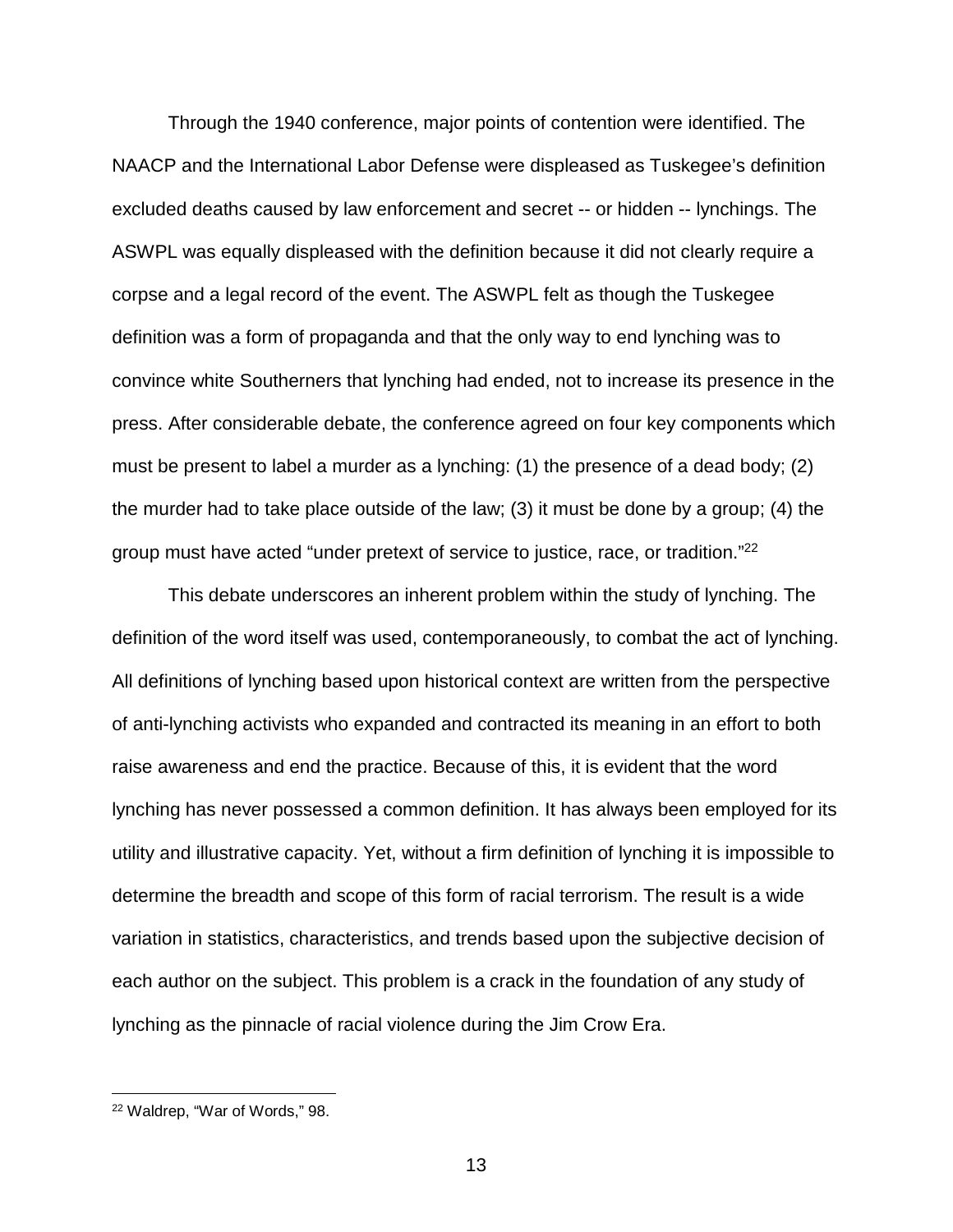Through the 1940 conference, major points of contention were identified. The NAACP and the International Labor Defense were displeased as Tuskegee's definition excluded deaths caused by law enforcement and secret -- or hidden -- lynchings. The ASWPL was equally displeased with the definition because it did not clearly require a corpse and a legal record of the event. The ASWPL felt as though the Tuskegee definition was a form of propaganda and that the only way to end lynching was to convince white Southerners that lynching had ended, not to increase its presence in the press. After considerable debate, the conference agreed on four key components which must be present to label a murder as a lynching: (1) the presence of a dead body; (2) the murder had to take place outside of the law; (3) it must be done by a group; (4) the group must have acted "under pretext of service to justice, race, or tradition."[22]

This debate underscores an inherent problem within the study of lynching. The definition of the word itself was used, contemporaneously, to combat the act of lynching. All definitions of lynching based upon historical context are written from the perspective of anti-lynching activists who expanded and contracted its meaning in an effort to both raise awareness and end the practice. Because of this, it is evident that the word lynching has never possessed a common definition. It has always been employed for its utility and illustrative capacity. Yet, without a firm definition of lynching it is impossible to determine the breadth and scope of this form of racial terrorism. The result is a wide variation in statistics, characteristics, and trends based upon the subjective decision of each author on the subject. This problem is a crack in the foundation of any study of lynching as the pinnacle of racial violence during the Jim Crow Era.

---

[22] Waldrep, "War of Words," 98.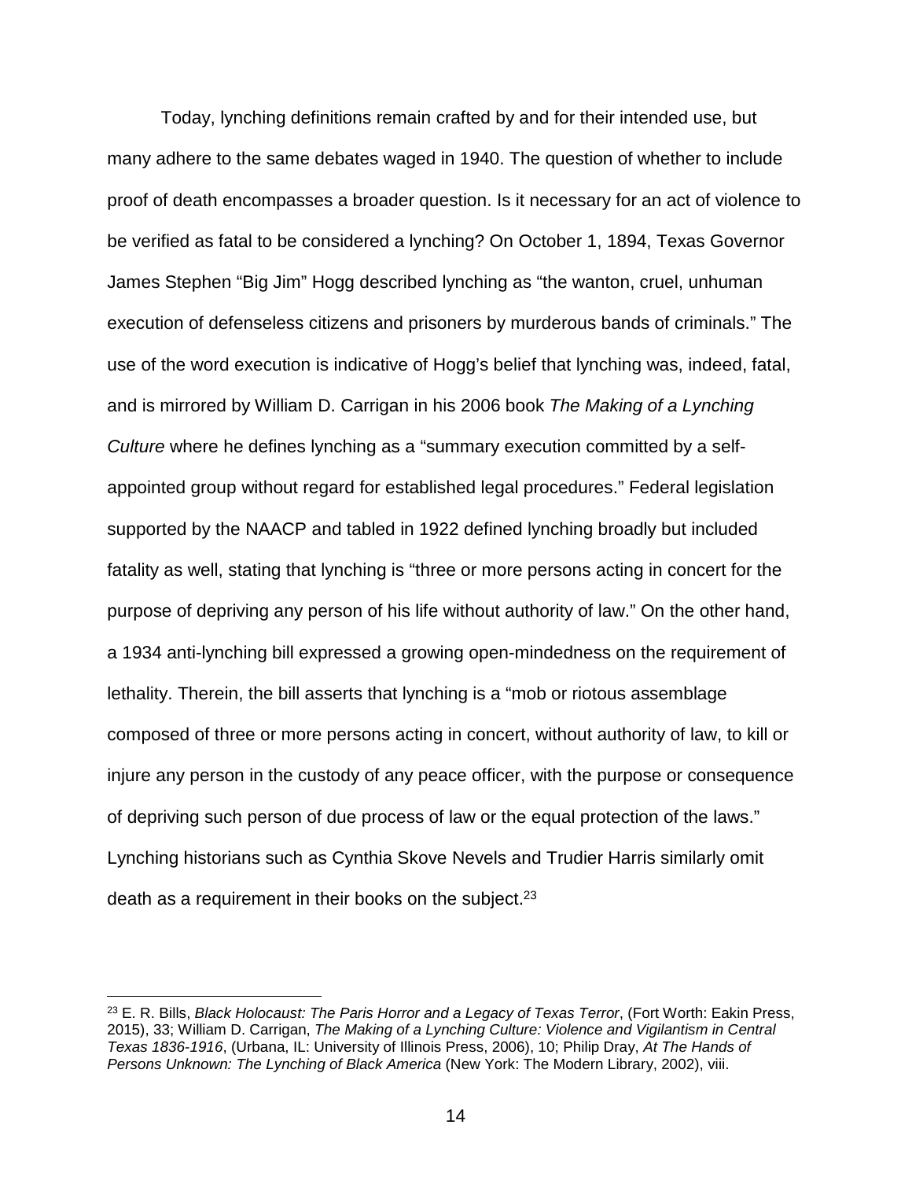Today, lynching definitions remain crafted by and for their intended use, but many adhere to the same debates waged in 1940. The question of whether to include proof of death encompasses a broader question. Is it necessary for an act of violence to be verified as fatal to be considered a lynching? On October 1, 1894, Texas Governor James Stephen "Big Jim" Hogg described lynching as "the wanton, cruel, unhuman execution of defenseless citizens and prisoners by murderous bands of criminals." The use of the word execution is indicative of Hogg's belief that lynching was, indeed, fatal, and is mirrored by William D. Carrigan in his 2006 book *The Making of a Lynching Culture* where he defines lynching as a "summary execution committed by a self-appointed group without regard for established legal procedures." Federal legislation supported by the NAACP and tabled in 1922 defined lynching broadly but included fatality as well, stating that lynching is "three or more persons acting in concert for the purpose of depriving any person of his life without authority of law." On the other hand, a 1934 anti-lynching bill expressed a growing open-mindedness on the requirement of lethality. Therein, the bill asserts that lynching is a "mob or riotous assemblage composed of three or more persons acting in concert, without authority of law, to kill or injure any person in the custody of any peace officer, with the purpose or consequence of depriving such person of due process of law or the equal protection of the laws." Lynching historians such as Cynthia Skove Nevels and Trudier Harris similarly omit death as a requirement in their books on the subject.[23]

---

[23] E. R. Bills, *Black Holocaust: The Paris Horror and a Legacy of Texas Terror*, (Fort Worth: Eakin Press, 2015), 33; William D. Carrigan, *The Making of a Lynching Culture: Violence and Vigilantism in Central Texas 1836-1916*, (Urbana, IL: University of Illinois Press, 2006), 10; Philip Dray, *At The Hands of Persons Unknown: The Lynching of Black America* (New York: The Modern Library, 2002), viii.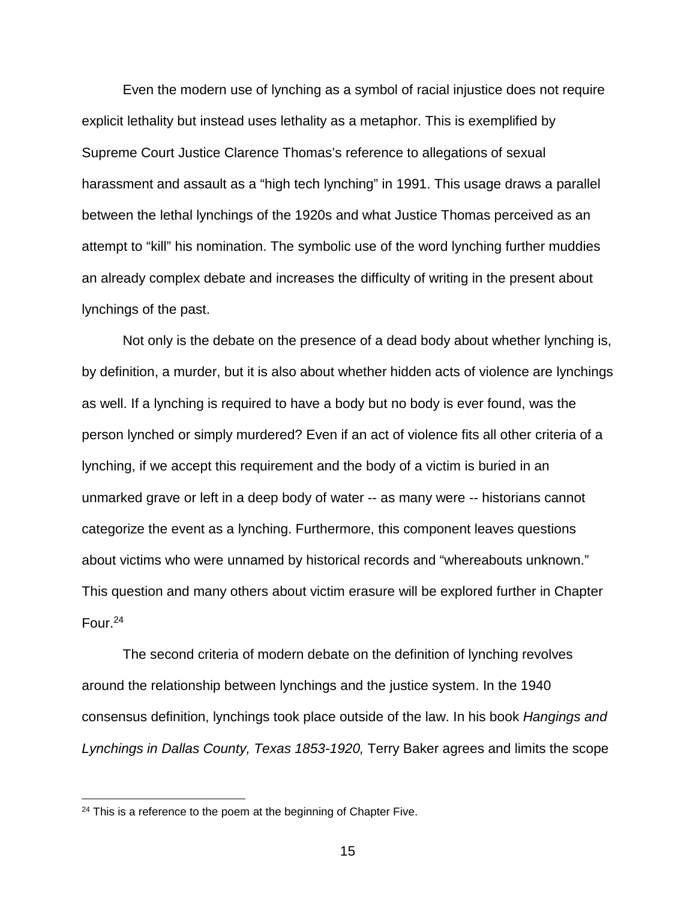Even the modern use of lynching as a symbol of racial injustice does not require explicit lethality but instead uses lethality as a metaphor. This is exemplified by Supreme Court Justice Clarence Thomas's reference to allegations of sexual harassment and assault as a "high tech lynching" in 1991. This usage draws a parallel between the lethal lynchings of the 1920s and what Justice Thomas perceived as an attempt to "kill" his nomination. The symbolic use of the word lynching further muddies an already complex debate and increases the difficulty of writing in the present about lynchings of the past.

Not only is the debate on the presence of a dead body about whether lynching is, by definition, a murder, but it is also about whether hidden acts of violence are lynchings as well. If a lynching is required to have a body but no body is ever found, was the person lynched or simply murdered? Even if an act of violence fits all other criteria of a lynching, if we accept this requirement and the body of a victim is buried in an unmarked grave or left in a deep body of water -- as many were -- historians cannot categorize the event as a lynching. Furthermore, this component leaves questions about victims who were unnamed by historical records and "whereabouts unknown." This question and many others about victim erasure will be explored further in Chapter Four.[24]

The second criteria of modern debate on the definition of lynching revolves around the relationship between lynchings and the justice system. In the 1940 consensus definition, lynchings took place outside of the law. In his book *Hangings and Lynchings in Dallas County, Texas 1853-1920,* Terry Baker agrees and limits the scope

---

[24] This is a reference to the poem at the beginning of Chapter Five.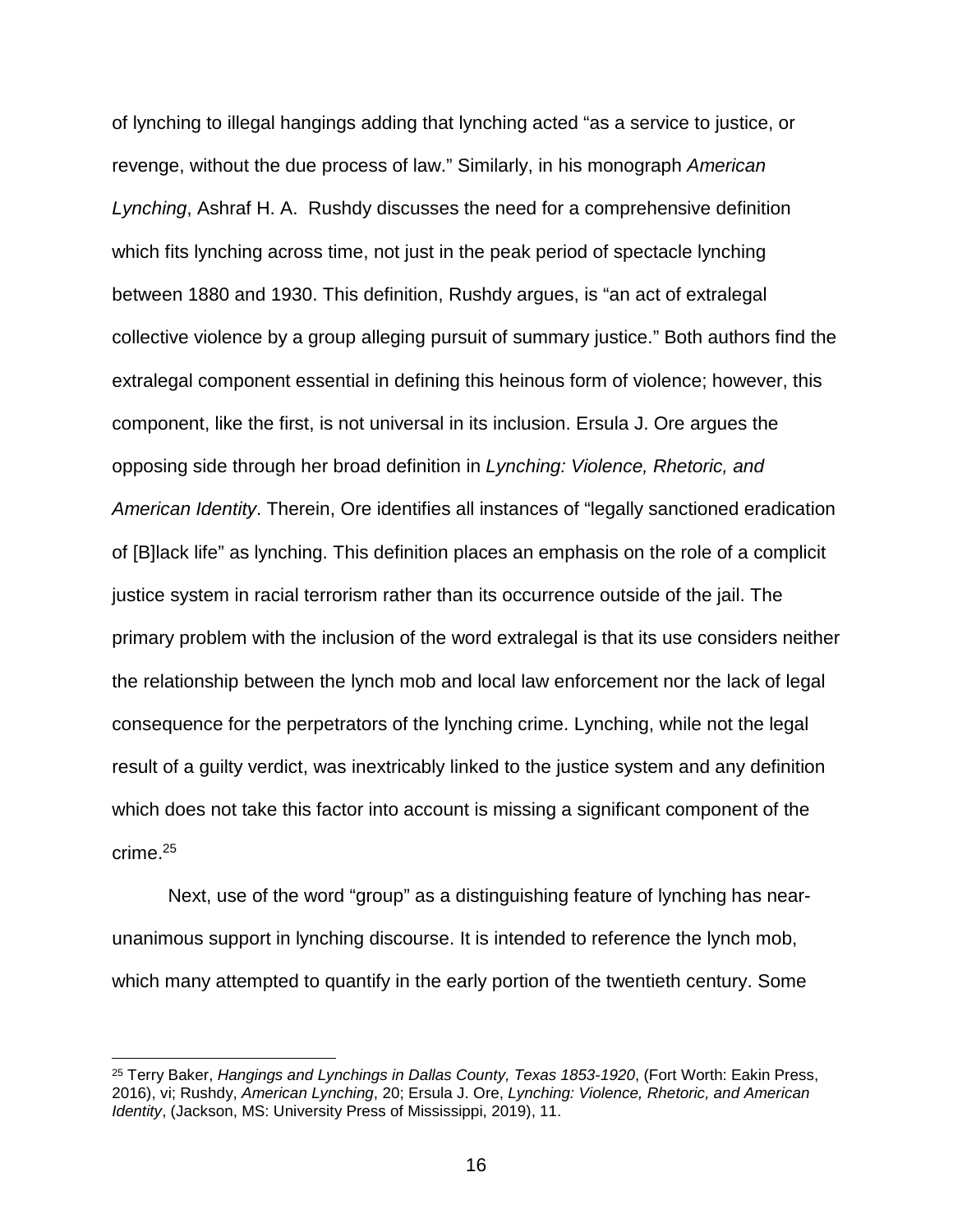of lynching to illegal hangings adding that lynching acted "as a service to justice, or revenge, without the due process of law." Similarly, in his monograph *American Lynching*, Ashraf H. A. Rushdy discusses the need for a comprehensive definition which fits lynching across time, not just in the peak period of spectacle lynching between 1880 and 1930. This definition, Rushdy argues, is "an act of extralegal collective violence by a group alleging pursuit of summary justice." Both authors find the extralegal component essential in defining this heinous form of violence; however, this component, like the first, is not universal in its inclusion. Ersula J. Ore argues the opposing side through her broad definition in *Lynching: Violence, Rhetoric, and American Identity*. Therein, Ore identifies all instances of "legally sanctioned eradication of [B]lack life" as lynching. This definition places an emphasis on the role of a complicit justice system in racial terrorism rather than its occurrence outside of the jail. The primary problem with the inclusion of the word extralegal is that its use considers neither the relationship between the lynch mob and local law enforcement nor the lack of legal consequence for the perpetrators of the lynching crime. Lynching, while not the legal result of a guilty verdict, was inextricably linked to the justice system and any definition which does not take this factor into account is missing a significant component of the crime.[25]

Next, use of the word "group" as a distinguishing feature of lynching has near-unanimous support in lynching discourse. It is intended to reference the lynch mob, which many attempted to quantify in the early portion of the twentieth century. Some

[25] Terry Baker, *Hangings and Lynchings in Dallas County, Texas 1853-1920*, (Fort Worth: Eakin Press, 2016), vi; Rushdy, *American Lynching*, 20; Ersula J. Ore, *Lynching: Violence, Rhetoric, and American Identity*, (Jackson, MS: University Press of Mississippi, 2019), 11.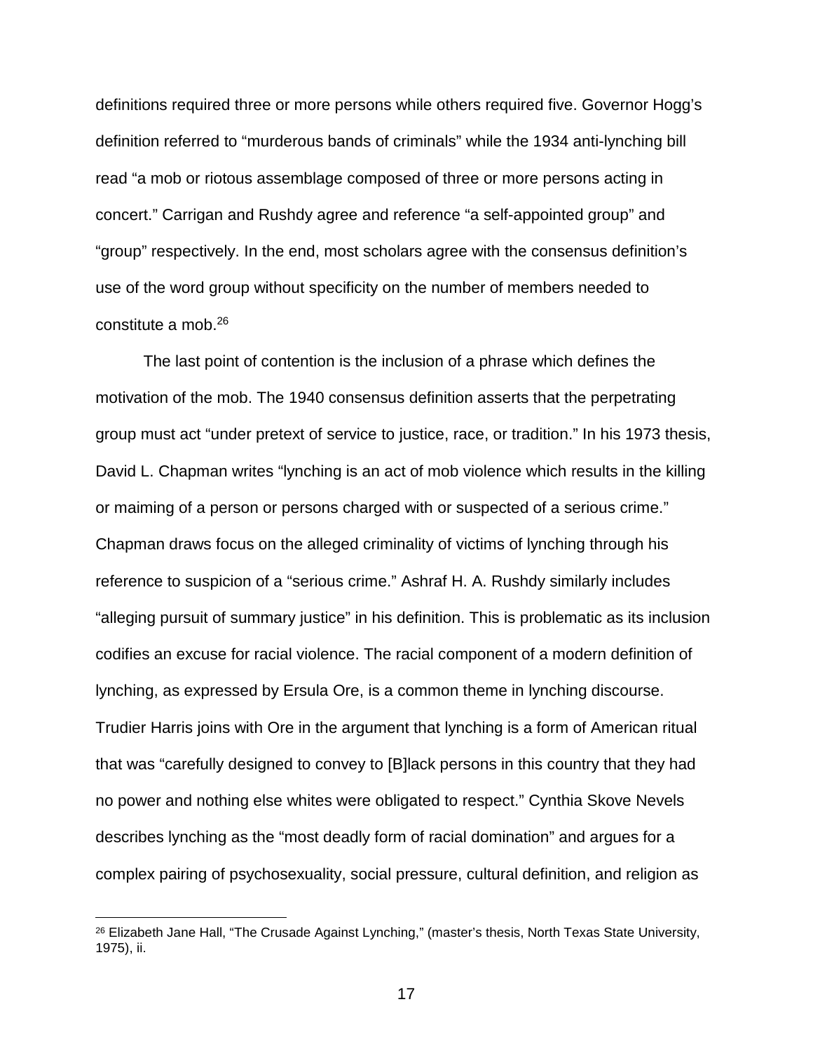definitions required three or more persons while others required five. Governor Hogg's definition referred to "murderous bands of criminals" while the 1934 anti-lynching bill read "a mob or riotous assemblage composed of three or more persons acting in concert." Carrigan and Rushdy agree and reference "a self-appointed group" and "group" respectively. In the end, most scholars agree with the consensus definition's use of the word group without specificity on the number of members needed to constitute a mob.[26]

The last point of contention is the inclusion of a phrase which defines the motivation of the mob. The 1940 consensus definition asserts that the perpetrating group must act "under pretext of service to justice, race, or tradition." In his 1973 thesis, David L. Chapman writes "lynching is an act of mob violence which results in the killing or maiming of a person or persons charged with or suspected of a serious crime." Chapman draws focus on the alleged criminality of victims of lynching through his reference to suspicion of a "serious crime." Ashraf H. A. Rushdy similarly includes "alleging pursuit of summary justice" in his definition. This is problematic as its inclusion codifies an excuse for racial violence. The racial component of a modern definition of lynching, as expressed by Ersula Ore, is a common theme in lynching discourse. Trudier Harris joins with Ore in the argument that lynching is a form of American ritual that was "carefully designed to convey to [B]lack persons in this country that they had no power and nothing else whites were obligated to respect." Cynthia Skove Nevels describes lynching as the "most deadly form of racial domination" and argues for a complex pairing of psychosexuality, social pressure, cultural definition, and religion as

[26] Elizabeth Jane Hall, "The Crusade Against Lynching," (master's thesis, North Texas State University, 1975), ii.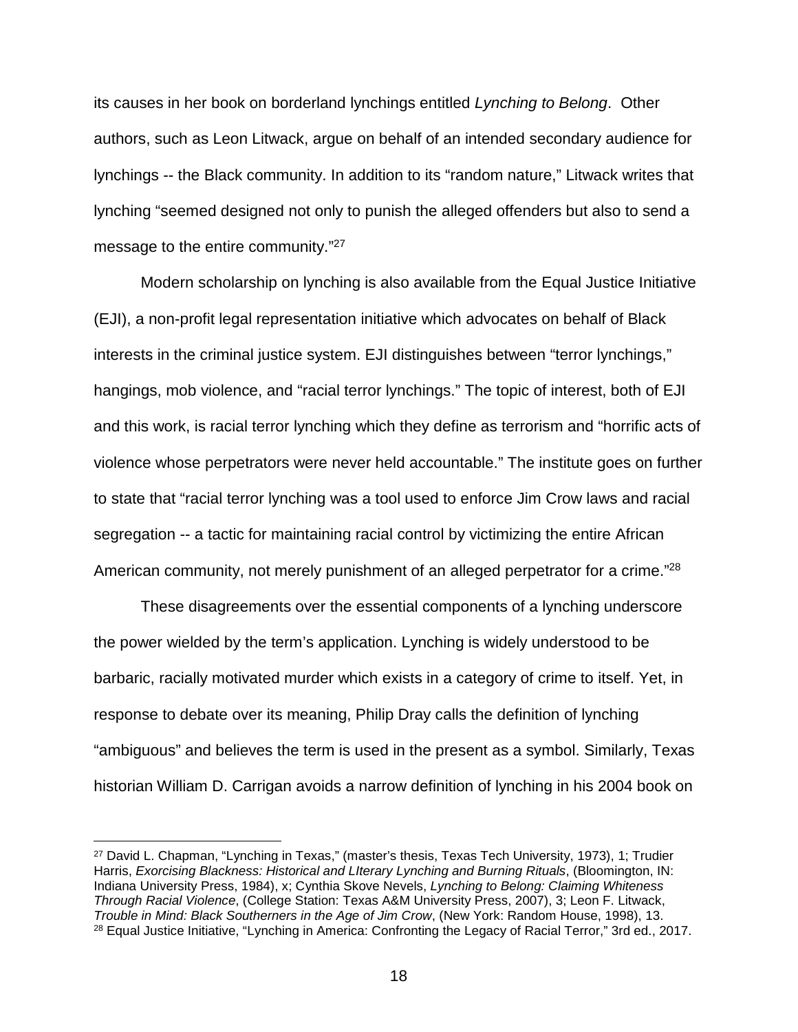its causes in her book on borderland lynchings entitled *Lynching to Belong*. Other authors, such as Leon Litwack, argue on behalf of an intended secondary audience for lynchings -- the Black community. In addition to its "random nature," Litwack writes that lynching "seemed designed not only to punish the alleged offenders but also to send a message to the entire community."[27]

Modern scholarship on lynching is also available from the Equal Justice Initiative (EJI), a non-profit legal representation initiative which advocates on behalf of Black interests in the criminal justice system. EJI distinguishes between "terror lynchings," hangings, mob violence, and "racial terror lynchings." The topic of interest, both of EJI and this work, is racial terror lynching which they define as terrorism and "horrific acts of violence whose perpetrators were never held accountable." The institute goes on further to state that "racial terror lynching was a tool used to enforce Jim Crow laws and racial segregation -- a tactic for maintaining racial control by victimizing the entire African American community, not merely punishment of an alleged perpetrator for a crime."[28]

These disagreements over the essential components of a lynching underscore the power wielded by the term's application. Lynching is widely understood to be barbaric, racially motivated murder which exists in a category of crime to itself. Yet, in response to debate over its meaning, Philip Dray calls the definition of lynching "ambiguous" and believes the term is used in the present as a symbol. Similarly, Texas historian William D. Carrigan avoids a narrow definition of lynching in his 2004 book on

---

[27] David L. Chapman, "Lynching in Texas," (master's thesis, Texas Tech University, 1973), 1; Trudier Harris, *Exorcising Blackness: Historical and LIterary Lynching and Burning Rituals*, (Bloomington, IN: Indiana University Press, 1984), x; Cynthia Skove Nevels, *Lynching to Belong: Claiming Whiteness Through Racial Violence*, (College Station: Texas A&M University Press, 2007), 3; Leon F. Litwack, *Trouble in Mind: Black Southerners in the Age of Jim Crow*, (New York: Random House, 1998), 13.

[28] Equal Justice Initiative, "Lynching in America: Confronting the Legacy of Racial Terror," 3rd ed., 2017.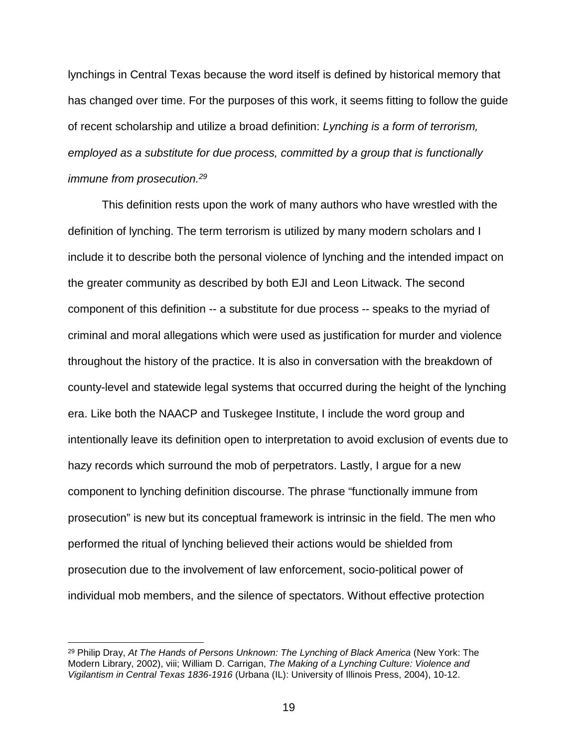lynchings in Central Texas because the word itself is defined by historical memory that has changed over time. For the purposes of this work, it seems fitting to follow the guide of recent scholarship and utilize a broad definition: *Lynching is a form of terrorism, employed as a substitute for due process, committed by a group that is functionally immune from prosecution.*[29]

This definition rests upon the work of many authors who have wrestled with the definition of lynching. The term terrorism is utilized by many modern scholars and I include it to describe both the personal violence of lynching and the intended impact on the greater community as described by both EJI and Leon Litwack. The second component of this definition -- a substitute for due process -- speaks to the myriad of criminal and moral allegations which were used as justification for murder and violence throughout the history of the practice. It is also in conversation with the breakdown of county-level and statewide legal systems that occurred during the height of the lynching era. Like both the NAACP and Tuskegee Institute, I include the word group and intentionally leave its definition open to interpretation to avoid exclusion of events due to hazy records which surround the mob of perpetrators. Lastly, I argue for a new component to lynching definition discourse. The phrase "functionally immune from prosecution" is new but its conceptual framework is intrinsic in the field. The men who performed the ritual of lynching believed their actions would be shielded from prosecution due to the involvement of law enforcement, socio-political power of individual mob members, and the silence of spectators. Without effective protection

---

[29] Philip Dray, *At The Hands of Persons Unknown: The Lynching of Black America* (New York: The Modern Library, 2002), viii; William D. Carrigan, *The Making of a Lynching Culture: Violence and Vigilantism in Central Texas 1836-1916* (Urbana (IL): University of Illinois Press, 2004), 10-12.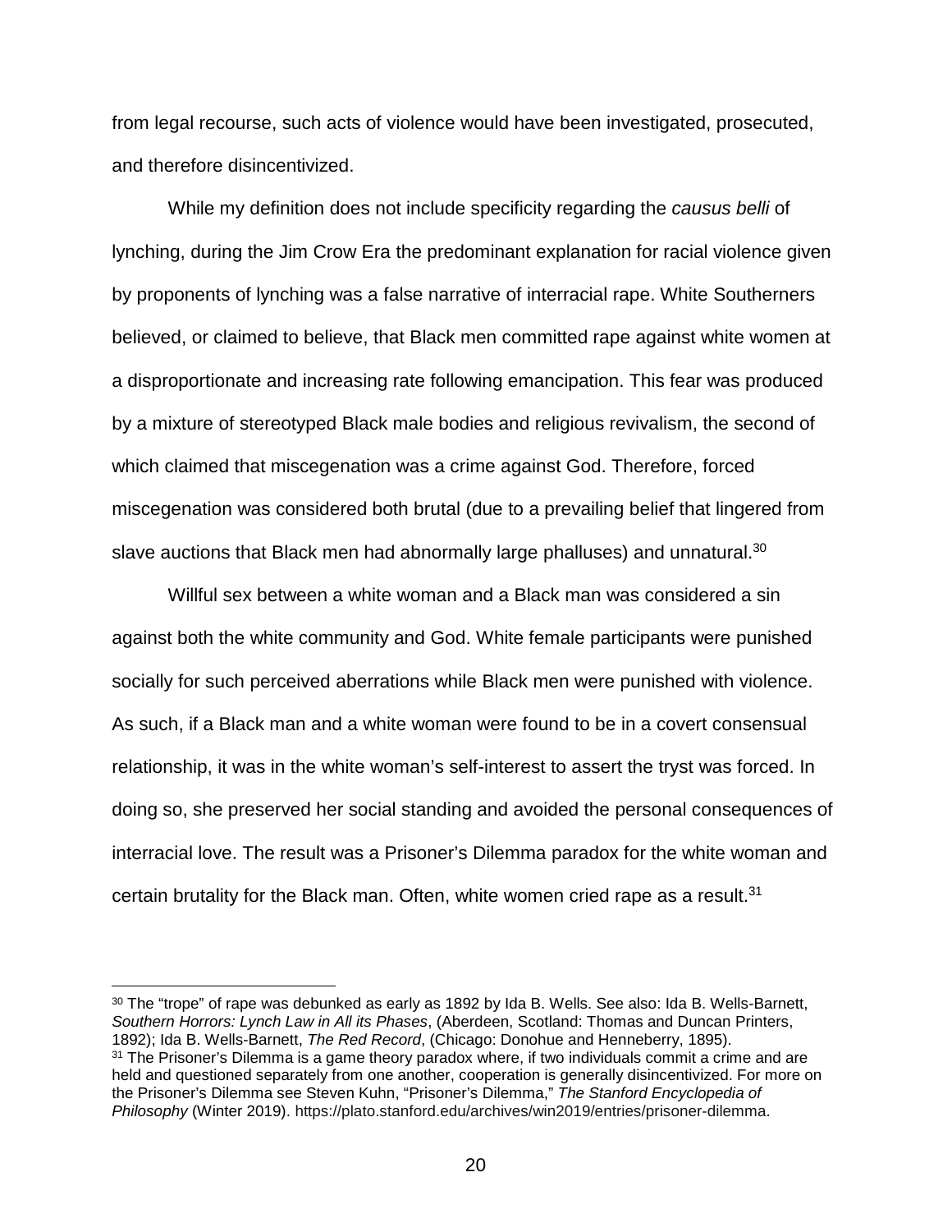from legal recourse, such acts of violence would have been investigated, prosecuted, and therefore disincentivized.

While my definition does not include specificity regarding the *causus belli* of lynching, during the Jim Crow Era the predominant explanation for racial violence given by proponents of lynching was a false narrative of interracial rape. White Southerners believed, or claimed to believe, that Black men committed rape against white women at a disproportionate and increasing rate following emancipation. This fear was produced by a mixture of stereotyped Black male bodies and religious revivalism, the second of which claimed that miscegenation was a crime against God. Therefore, forced miscegenation was considered both brutal (due to a prevailing belief that lingered from slave auctions that Black men had abnormally large phalluses) and unnatural.[30]

Willful sex between a white woman and a Black man was considered a sin against both the white community and God. White female participants were punished socially for such perceived aberrations while Black men were punished with violence. As such, if a Black man and a white woman were found to be in a covert consensual relationship, it was in the white woman's self-interest to assert the tryst was forced. In doing so, she preserved her social standing and avoided the personal consequences of interracial love. The result was a Prisoner's Dilemma paradox for the white woman and certain brutality for the Black man. Often, white women cried rape as a result.[31]

---

[30] The "trope" of rape was debunked as early as 1892 by Ida B. Wells. See also: Ida B. Wells-Barnett, *Southern Horrors: Lynch Law in All its Phases*, (Aberdeen, Scotland: Thomas and Duncan Printers, 1892); Ida B. Wells-Barnett, *The Red Record*, (Chicago: Donohue and Henneberry, 1895).

[31] The Prisoner's Dilemma is a game theory paradox where, if two individuals commit a crime and are held and questioned separately from one another, cooperation is generally disincentivized. For more on the Prisoner's Dilemma see Steven Kuhn, "Prisoner's Dilemma," *The Stanford Encyclopedia of Philosophy* (Winter 2019). https://plato.stanford.edu/archives/win2019/entries/prisoner-dilemma.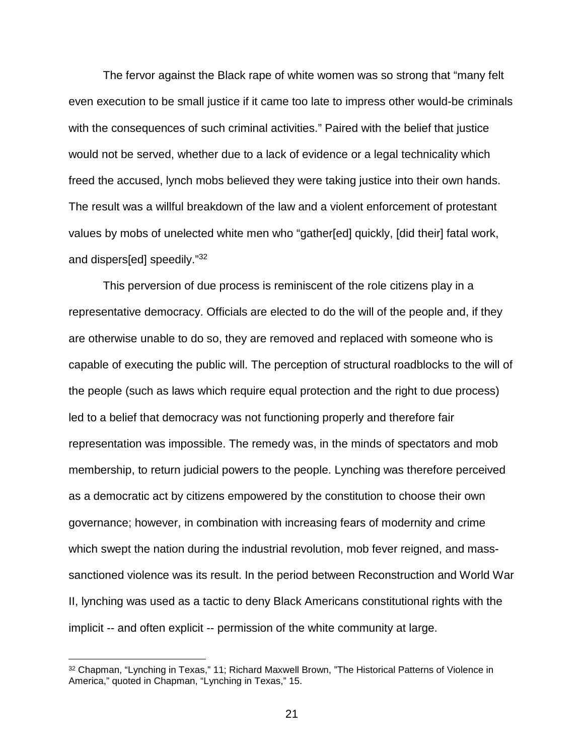The fervor against the Black rape of white women was so strong that "many felt even execution to be small justice if it came too late to impress other would-be criminals with the consequences of such criminal activities." Paired with the belief that justice would not be served, whether due to a lack of evidence or a legal technicality which freed the accused, lynch mobs believed they were taking justice into their own hands. The result was a willful breakdown of the law and a violent enforcement of protestant values by mobs of unelected white men who "gather[ed] quickly, [did their] fatal work, and dispers[ed] speedily."[32]

This perversion of due process is reminiscent of the role citizens play in a representative democracy. Officials are elected to do the will of the people and, if they are otherwise unable to do so, they are removed and replaced with someone who is capable of executing the public will. The perception of structural roadblocks to the will of the people (such as laws which require equal protection and the right to due process) led to a belief that democracy was not functioning properly and therefore fair representation was impossible. The remedy was, in the minds of spectators and mob membership, to return judicial powers to the people. Lynching was therefore perceived as a democratic act by citizens empowered by the constitution to choose their own governance; however, in combination with increasing fears of modernity and crime which swept the nation during the industrial revolution, mob fever reigned, and mass-sanctioned violence was its result. In the period between Reconstruction and World War II, lynching was used as a tactic to deny Black Americans constitutional rights with the implicit -- and often explicit -- permission of the white community at large.

---

[32] Chapman, "Lynching in Texas," 11; Richard Maxwell Brown, "The Historical Patterns of Violence in America," quoted in Chapman, "Lynching in Texas," 15.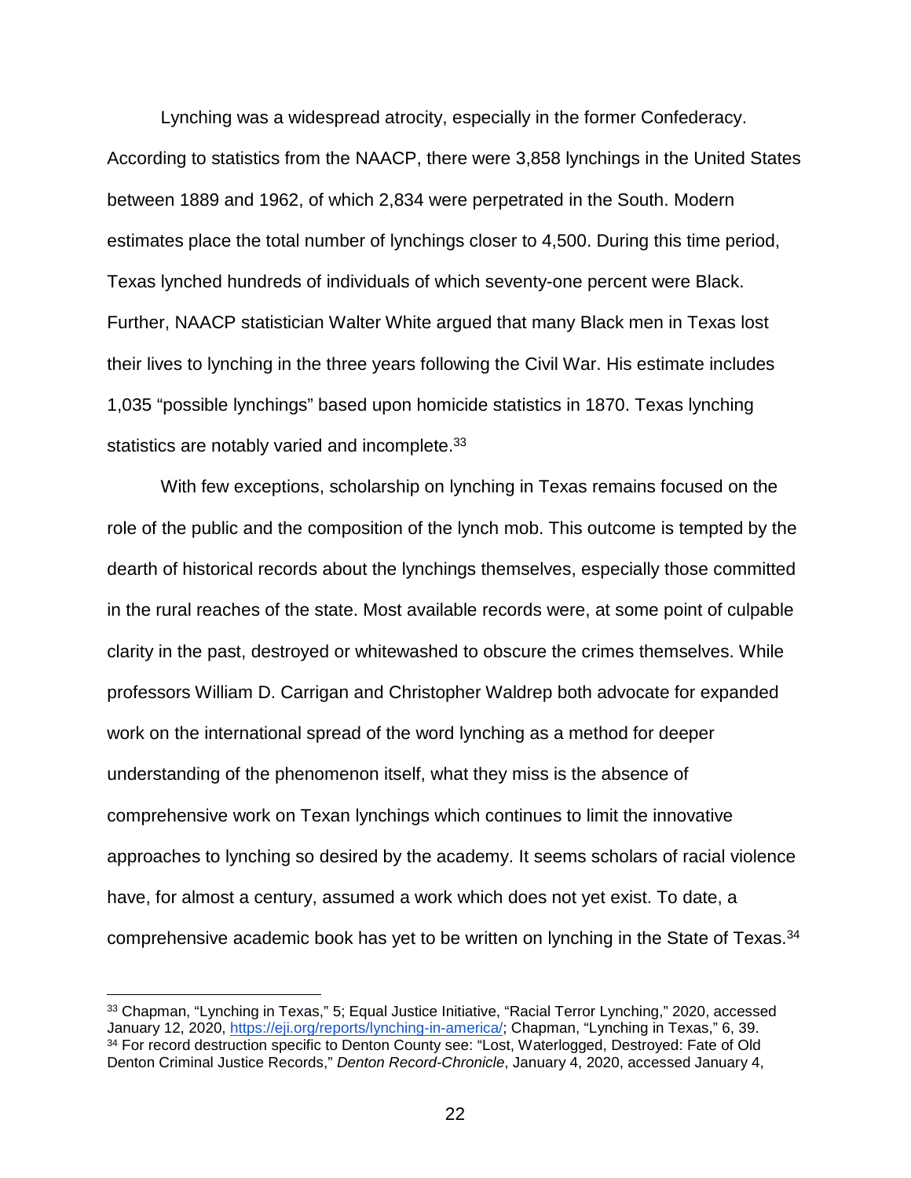Lynching was a widespread atrocity, especially in the former Confederacy. According to statistics from the NAACP, there were 3,858 lynchings in the United States between 1889 and 1962, of which 2,834 were perpetrated in the South. Modern estimates place the total number of lynchings closer to 4,500. During this time period, Texas lynched hundreds of individuals of which seventy-one percent were Black. Further, NAACP statistician Walter White argued that many Black men in Texas lost their lives to lynching in the three years following the Civil War. His estimate includes 1,035 "possible lynchings" based upon homicide statistics in 1870. Texas lynching statistics are notably varied and incomplete.[33]

With few exceptions, scholarship on lynching in Texas remains focused on the role of the public and the composition of the lynch mob. This outcome is tempted by the dearth of historical records about the lynchings themselves, especially those committed in the rural reaches of the state. Most available records were, at some point of culpable clarity in the past, destroyed or whitewashed to obscure the crimes themselves. While professors William D. Carrigan and Christopher Waldrep both advocate for expanded work on the international spread of the word lynching as a method for deeper understanding of the phenomenon itself, what they miss is the absence of comprehensive work on Texan lynchings which continues to limit the innovative approaches to lynching so desired by the academy. It seems scholars of racial violence have, for almost a century, assumed a work which does not yet exist. To date, a comprehensive academic book has yet to be written on lynching in the State of Texas.[34]

---

[33] Chapman, "Lynching in Texas," 5; Equal Justice Initiative, "Racial Terror Lynching," 2020, accessed January 12, 2020, https://eji.org/reports/lynching-in-america/; Chapman, "Lynching in Texas," 6, 39.

[34] For record destruction specific to Denton County see: "Lost, Waterlogged, Destroyed: Fate of Old Denton Criminal Justice Records," *Denton Record-Chronicle*, January 4, 2020, accessed January 4,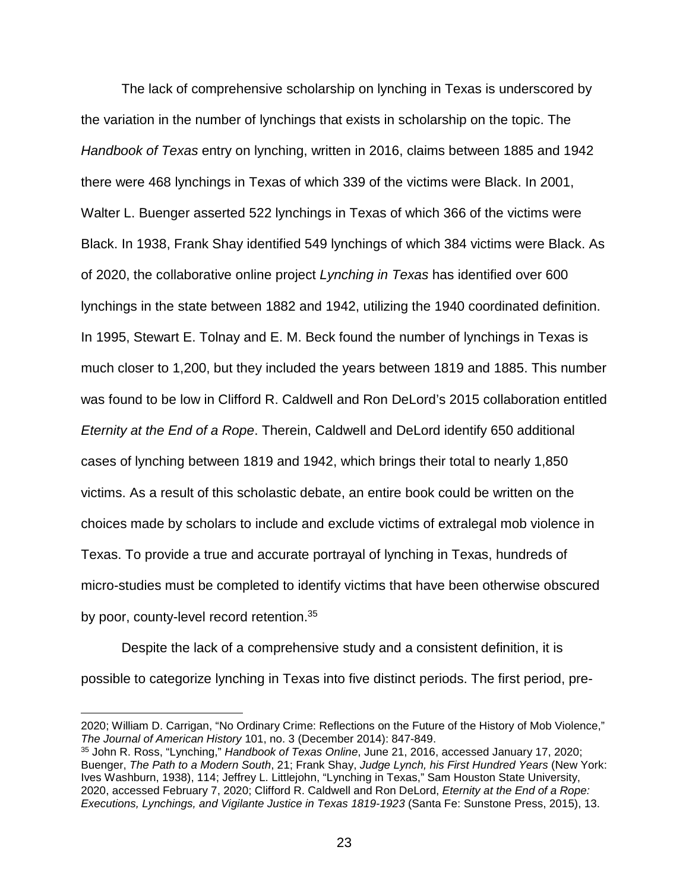The lack of comprehensive scholarship on lynching in Texas is underscored by the variation in the number of lynchings that exists in scholarship on the topic. The *Handbook of Texas* entry on lynching, written in 2016, claims between 1885 and 1942 there were 468 lynchings in Texas of which 339 of the victims were Black. In 2001, Walter L. Buenger asserted 522 lynchings in Texas of which 366 of the victims were Black. In 1938, Frank Shay identified 549 lynchings of which 384 victims were Black. As of 2020, the collaborative online project *Lynching in Texas* has identified over 600 lynchings in the state between 1882 and 1942, utilizing the 1940 coordinated definition. In 1995, Stewart E. Tolnay and E. M. Beck found the number of lynchings in Texas is much closer to 1,200, but they included the years between 1819 and 1885. This number was found to be low in Clifford R. Caldwell and Ron DeLord's 2015 collaboration entitled *Eternity at the End of a Rope*. Therein, Caldwell and DeLord identify 650 additional cases of lynching between 1819 and 1942, which brings their total to nearly 1,850 victims. As a result of this scholastic debate, an entire book could be written on the choices made by scholars to include and exclude victims of extralegal mob violence in Texas. To provide a true and accurate portrayal of lynching in Texas, hundreds of micro-studies must be completed to identify victims that have been otherwise obscured by poor, county-level record retention.[35]

Despite the lack of a comprehensive study and a consistent definition, it is possible to categorize lynching in Texas into five distinct periods. The first period, pre-

---

2020; William D. Carrigan, "No Ordinary Crime: Reflections on the Future of the History of Mob Violence," *The Journal of American History* 101, no. 3 (December 2014): 847-849.

[35] John R. Ross, "Lynching," *Handbook of Texas Online*, June 21, 2016, accessed January 17, 2020; Buenger, *The Path to a Modern South*, 21; Frank Shay, *Judge Lynch, his First Hundred Years* (New York: Ives Washburn, 1938), 114; Jeffrey L. Littlejohn, "Lynching in Texas," Sam Houston State University, 2020, accessed February 7, 2020; Clifford R. Caldwell and Ron DeLord, *Eternity at the End of a Rope: Executions, Lynchings, and Vigilante Justice in Texas 1819-1923* (Santa Fe: Sunstone Press, 2015), 13.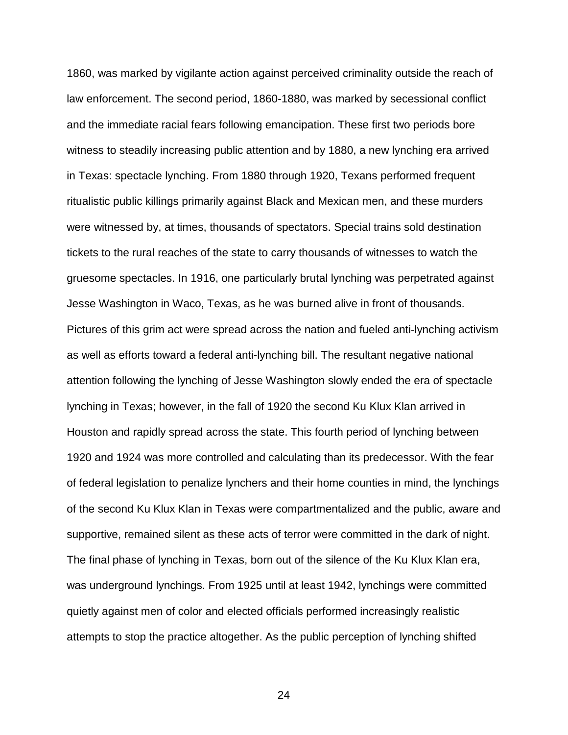1860, was marked by vigilante action against perceived criminality outside the reach of law enforcement. The second period, 1860-1880, was marked by secessional conflict and the immediate racial fears following emancipation. These first two periods bore witness to steadily increasing public attention and by 1880, a new lynching era arrived in Texas: spectacle lynching. From 1880 through 1920, Texans performed frequent ritualistic public killings primarily against Black and Mexican men, and these murders were witnessed by, at times, thousands of spectators. Special trains sold destination tickets to the rural reaches of the state to carry thousands of witnesses to watch the gruesome spectacles. In 1916, one particularly brutal lynching was perpetrated against Jesse Washington in Waco, Texas, as he was burned alive in front of thousands. Pictures of this grim act were spread across the nation and fueled anti-lynching activism as well as efforts toward a federal anti-lynching bill. The resultant negative national attention following the lynching of Jesse Washington slowly ended the era of spectacle lynching in Texas; however, in the fall of 1920 the second Ku Klux Klan arrived in Houston and rapidly spread across the state. This fourth period of lynching between 1920 and 1924 was more controlled and calculating than its predecessor. With the fear of federal legislation to penalize lynchers and their home counties in mind, the lynchings of the second Ku Klux Klan in Texas were compartmentalized and the public, aware and supportive, remained silent as these acts of terror were committed in the dark of night. The final phase of lynching in Texas, born out of the silence of the Ku Klux Klan era, was underground lynchings. From 1925 until at least 1942, lynchings were committed quietly against men of color and elected officials performed increasingly realistic attempts to stop the practice altogether. As the public perception of lynching shifted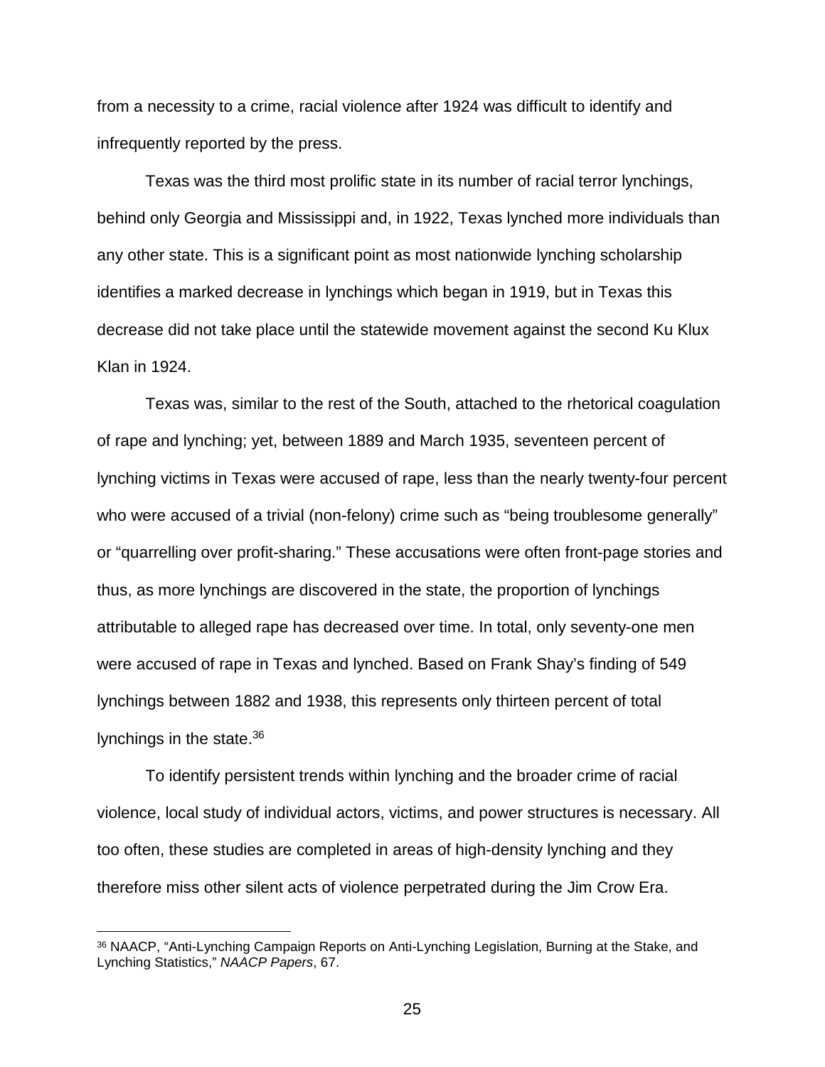from a necessity to a crime, racial violence after 1924 was difficult to identify and infrequently reported by the press.

Texas was the third most prolific state in its number of racial terror lynchings, behind only Georgia and Mississippi and, in 1922, Texas lynched more individuals than any other state. This is a significant point as most nationwide lynching scholarship identifies a marked decrease in lynchings which began in 1919, but in Texas this decrease did not take place until the statewide movement against the second Ku Klux Klan in 1924.

Texas was, similar to the rest of the South, attached to the rhetorical coagulation of rape and lynching; yet, between 1889 and March 1935, seventeen percent of lynching victims in Texas were accused of rape, less than the nearly twenty-four percent who were accused of a trivial (non-felony) crime such as "being troublesome generally" or "quarrelling over profit-sharing." These accusations were often front-page stories and thus, as more lynchings are discovered in the state, the proportion of lynchings attributable to alleged rape has decreased over time. In total, only seventy-one men were accused of rape in Texas and lynched. Based on Frank Shay's finding of 549 lynchings between 1882 and 1938, this represents only thirteen percent of total lynchings in the state.[36]

To identify persistent trends within lynching and the broader crime of racial violence, local study of individual actors, victims, and power structures is necessary. All too often, these studies are completed in areas of high-density lynching and they therefore miss other silent acts of violence perpetrated during the Jim Crow Era.

---

[36] NAACP, "Anti-Lynching Campaign Reports on Anti-Lynching Legislation, Burning at the Stake, and Lynching Statistics," *NAACP Papers*, 67.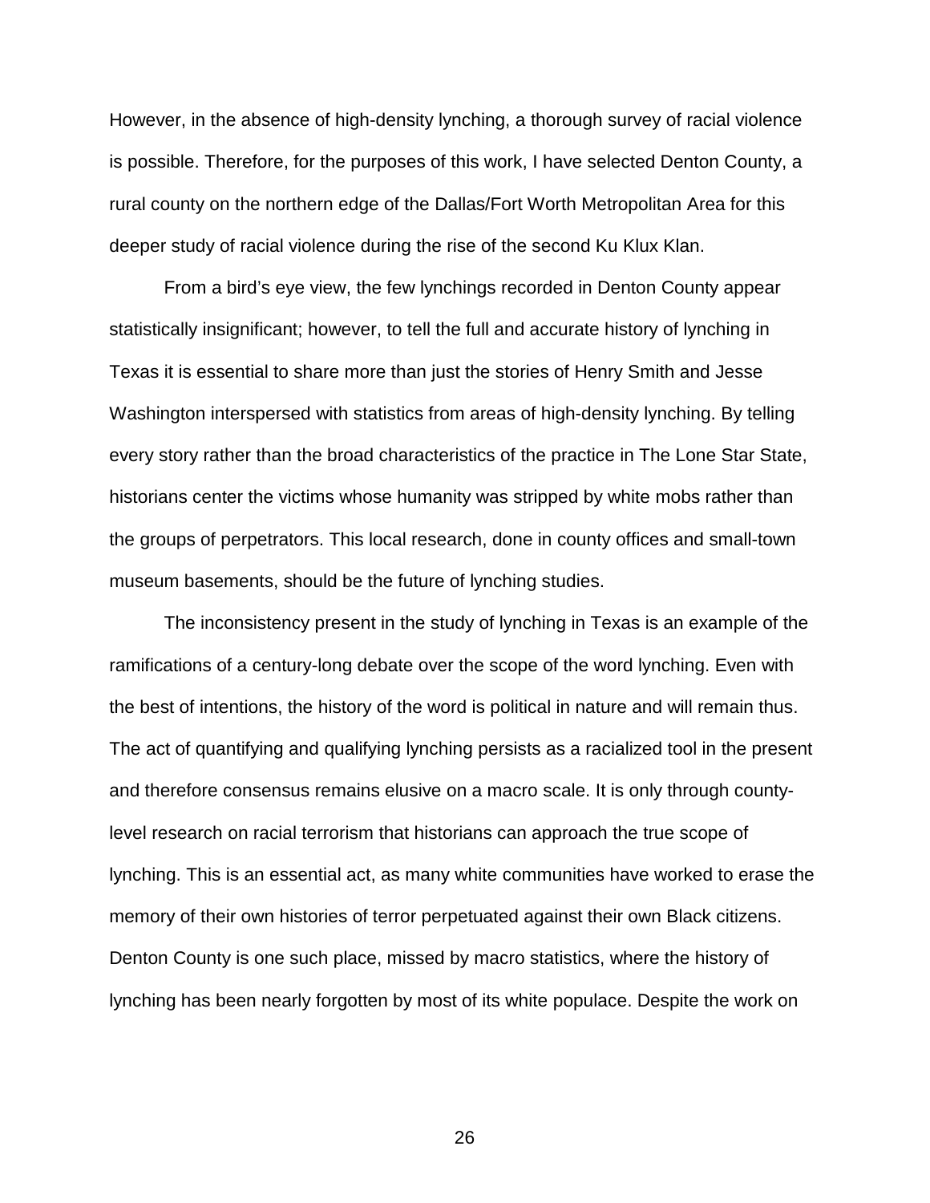However, in the absence of high-density lynching, a thorough survey of racial violence is possible. Therefore, for the purposes of this work, I have selected Denton County, a rural county on the northern edge of the Dallas/Fort Worth Metropolitan Area for this deeper study of racial violence during the rise of the second Ku Klux Klan.

From a bird's eye view, the few lynchings recorded in Denton County appear statistically insignificant; however, to tell the full and accurate history of lynching in Texas it is essential to share more than just the stories of Henry Smith and Jesse Washington interspersed with statistics from areas of high-density lynching. By telling every story rather than the broad characteristics of the practice in The Lone Star State, historians center the victims whose humanity was stripped by white mobs rather than the groups of perpetrators. This local research, done in county offices and small-town museum basements, should be the future of lynching studies.

The inconsistency present in the study of lynching in Texas is an example of the ramifications of a century-long debate over the scope of the word lynching. Even with the best of intentions, the history of the word is political in nature and will remain thus. The act of quantifying and qualifying lynching persists as a racialized tool in the present and therefore consensus remains elusive on a macro scale. It is only through county-level research on racial terrorism that historians can approach the true scope of lynching. This is an essential act, as many white communities have worked to erase the memory of their own histories of terror perpetuated against their own Black citizens. Denton County is one such place, missed by macro statistics, where the history of lynching has been nearly forgotten by most of its white populace. Despite the work on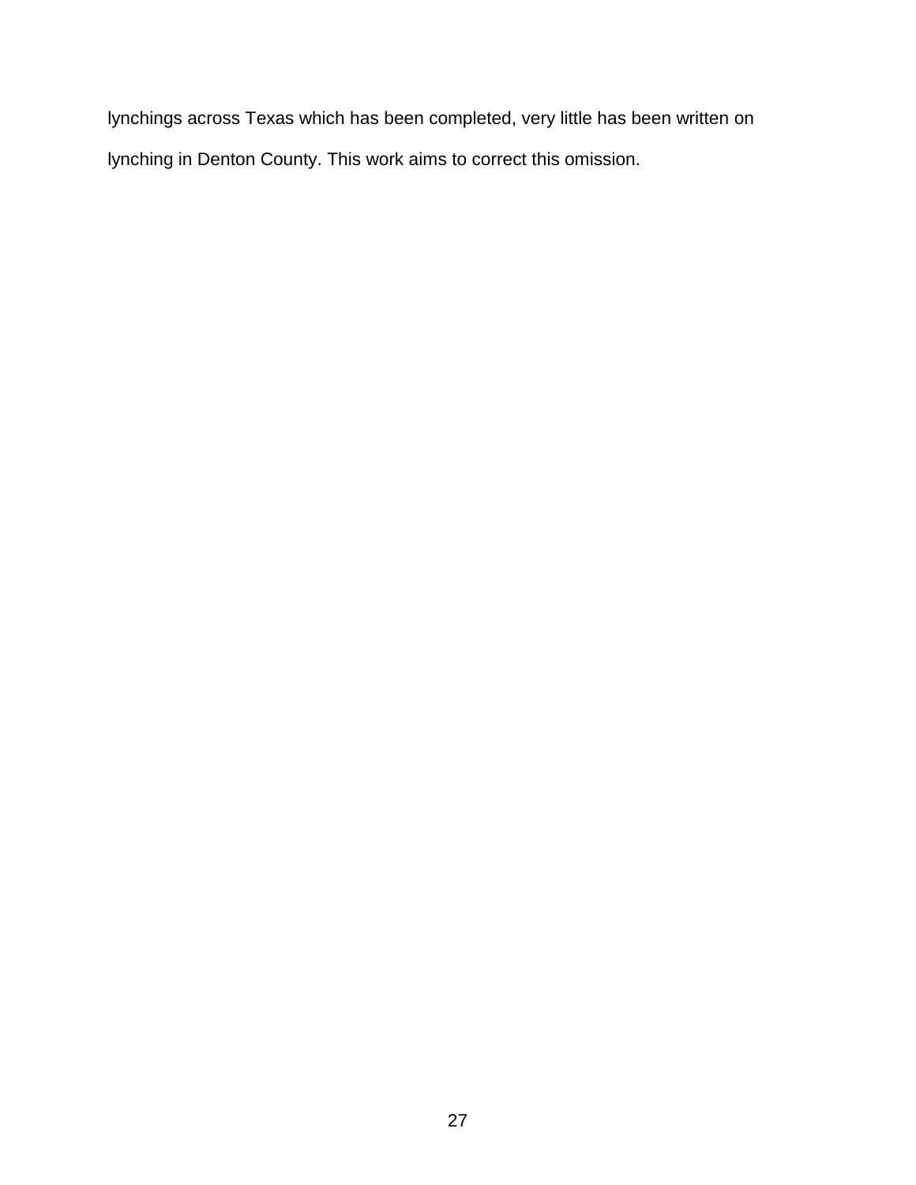lynchings across Texas which has been completed, very little has been written on lynching in Denton County. This work aims to correct this omission.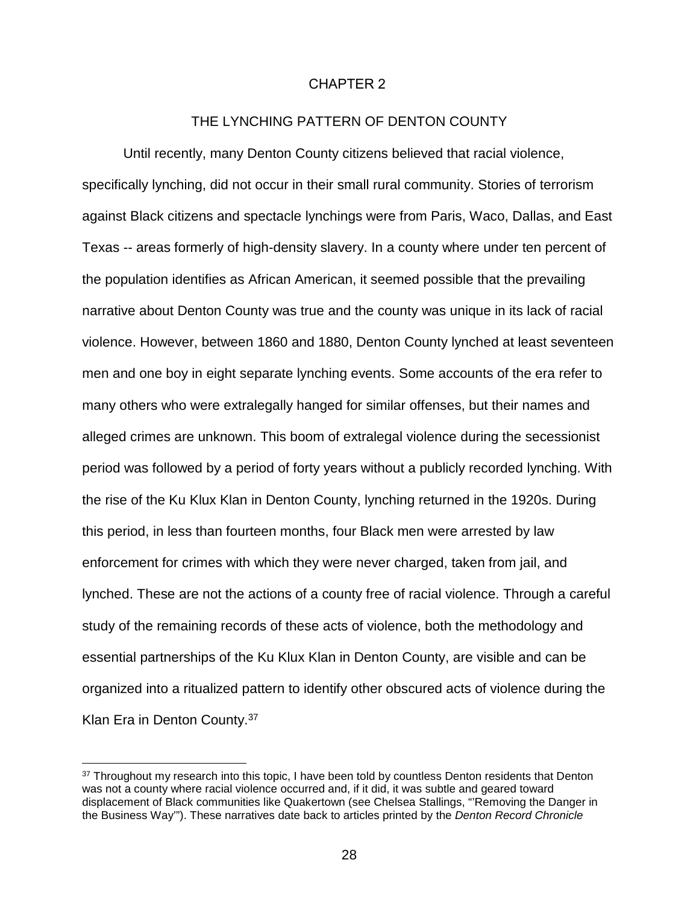# CHAPTER 2

## THE LYNCHING PATTERN OF DENTON COUNTY

Until recently, many Denton County citizens believed that racial violence, specifically lynching, did not occur in their small rural community. Stories of terrorism against Black citizens and spectacle lynchings were from Paris, Waco, Dallas, and East Texas -- areas formerly of high-density slavery. In a county where under ten percent of the population identifies as African American, it seemed possible that the prevailing narrative about Denton County was true and the county was unique in its lack of racial violence. However, between 1860 and 1880, Denton County lynched at least seventeen men and one boy in eight separate lynching events. Some accounts of the era refer to many others who were extralegally hanged for similar offenses, but their names and alleged crimes are unknown. This boom of extralegal violence during the secessionist period was followed by a period of forty years without a publicly recorded lynching. With the rise of the Ku Klux Klan in Denton County, lynching returned in the 1920s. During this period, in less than fourteen months, four Black men were arrested by law enforcement for crimes with which they were never charged, taken from jail, and lynched. These are not the actions of a county free of racial violence. Through a careful study of the remaining records of these acts of violence, both the methodology and essential partnerships of the Ku Klux Klan in Denton County, are visible and can be organized into a ritualized pattern to identify other obscured acts of violence during the Klan Era in Denton County.[37]

[37] Throughout my research into this topic, I have been told by countless Denton residents that Denton was not a county where racial violence occurred and, if it did, it was subtle and geared toward displacement of Black communities like Quakertown (see Chelsea Stallings, "'Removing the Danger in the Business Way'"). These narratives date back to articles printed by the *Denton Record Chronicle*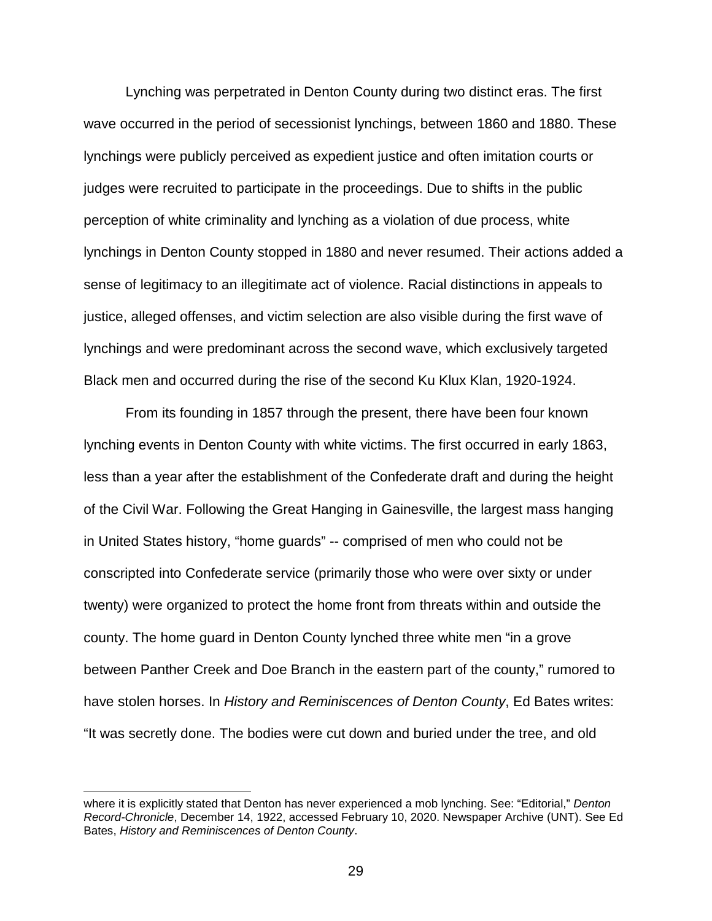Lynching was perpetrated in Denton County during two distinct eras. The first wave occurred in the period of secessionist lynchings, between 1860 and 1880. These lynchings were publicly perceived as expedient justice and often imitation courts or judges were recruited to participate in the proceedings. Due to shifts in the public perception of white criminality and lynching as a violation of due process, white lynchings in Denton County stopped in 1880 and never resumed. Their actions added a sense of legitimacy to an illegitimate act of violence. Racial distinctions in appeals to justice, alleged offenses, and victim selection are also visible during the first wave of lynchings and were predominant across the second wave, which exclusively targeted Black men and occurred during the rise of the second Ku Klux Klan, 1920-1924.

From its founding in 1857 through the present, there have been four known lynching events in Denton County with white victims. The first occurred in early 1863, less than a year after the establishment of the Confederate draft and during the height of the Civil War. Following the Great Hanging in Gainesville, the largest mass hanging in United States history, "home guards" -- comprised of men who could not be conscripted into Confederate service (primarily those who were over sixty or under twenty) were organized to protect the home front from threats within and outside the county. The home guard in Denton County lynched three white men "in a grove between Panther Creek and Doe Branch in the eastern part of the county," rumored to have stolen horses. In *History and Reminiscences of Denton County*, Ed Bates writes: "It was secretly done. The bodies were cut down and buried under the tree, and old

---

where it is explicitly stated that Denton has never experienced a mob lynching. See: "Editorial," *Denton Record-Chronicle*, December 14, 1922, accessed February 10, 2020. Newspaper Archive (UNT). See Ed Bates, *History and Reminiscences of Denton County*.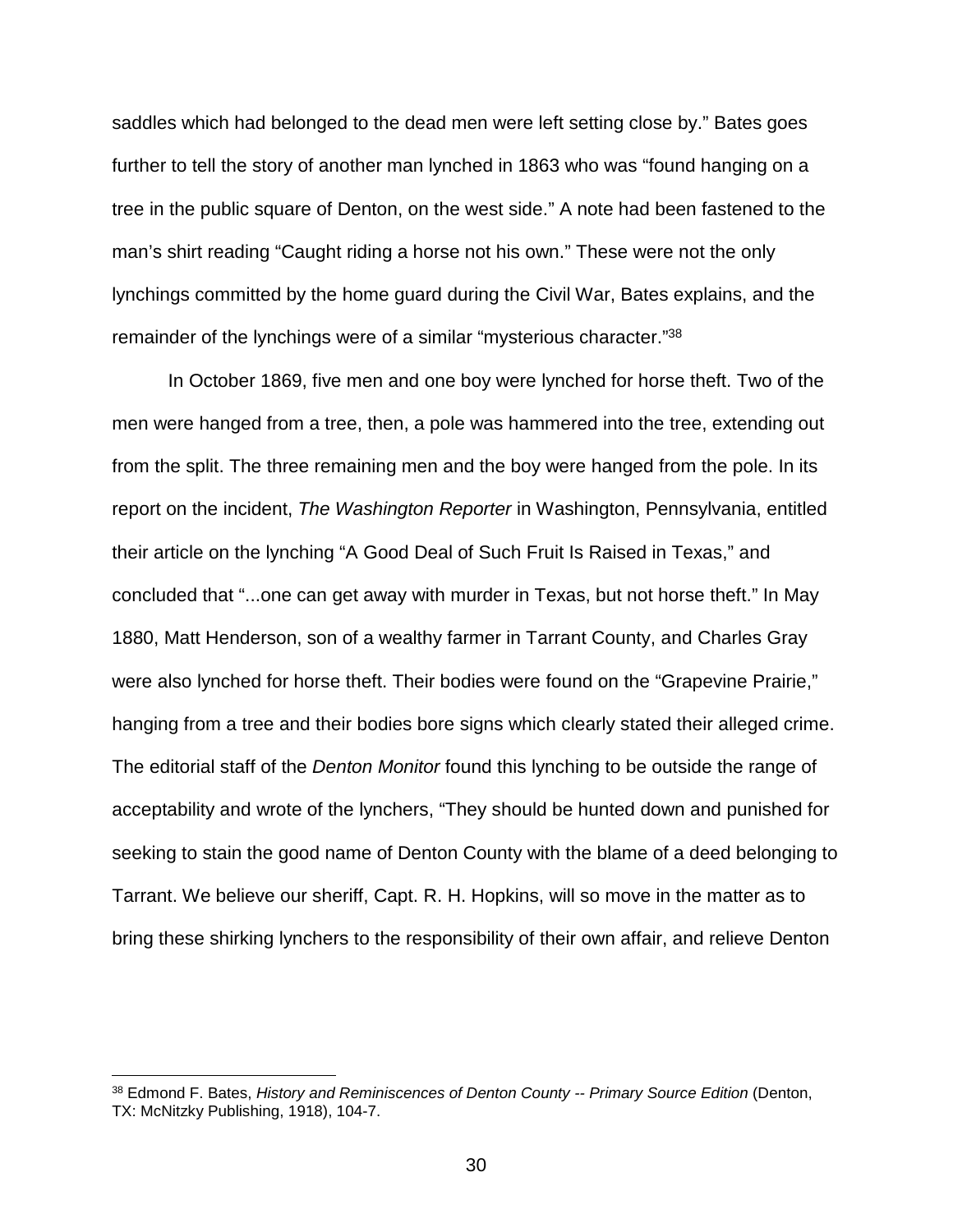saddles which had belonged to the dead men were left setting close by." Bates goes further to tell the story of another man lynched in 1863 who was "found hanging on a tree in the public square of Denton, on the west side." A note had been fastened to the man's shirt reading "Caught riding a horse not his own." These were not the only lynchings committed by the home guard during the Civil War, Bates explains, and the remainder of the lynchings were of a similar "mysterious character."[38]

In October 1869, five men and one boy were lynched for horse theft. Two of the men were hanged from a tree, then, a pole was hammered into the tree, extending out from the split. The three remaining men and the boy were hanged from the pole. In its report on the incident, *The Washington Reporter* in Washington, Pennsylvania, entitled their article on the lynching "A Good Deal of Such Fruit Is Raised in Texas," and concluded that "...one can get away with murder in Texas, but not horse theft." In May 1880, Matt Henderson, son of a wealthy farmer in Tarrant County, and Charles Gray were also lynched for horse theft. Their bodies were found on the "Grapevine Prairie," hanging from a tree and their bodies bore signs which clearly stated their alleged crime. The editorial staff of the *Denton Monitor* found this lynching to be outside the range of acceptability and wrote of the lynchers, "They should be hunted down and punished for seeking to stain the good name of Denton County with the blame of a deed belonging to Tarrant. We believe our sheriff, Capt. R. H. Hopkins, will so move in the matter as to bring these shirking lynchers to the responsibility of their own affair, and relieve Denton

[38] Edmond F. Bates, *History and Reminiscences of Denton County -- Primary Source Edition* (Denton, TX: McNitzky Publishing, 1918), 104-7.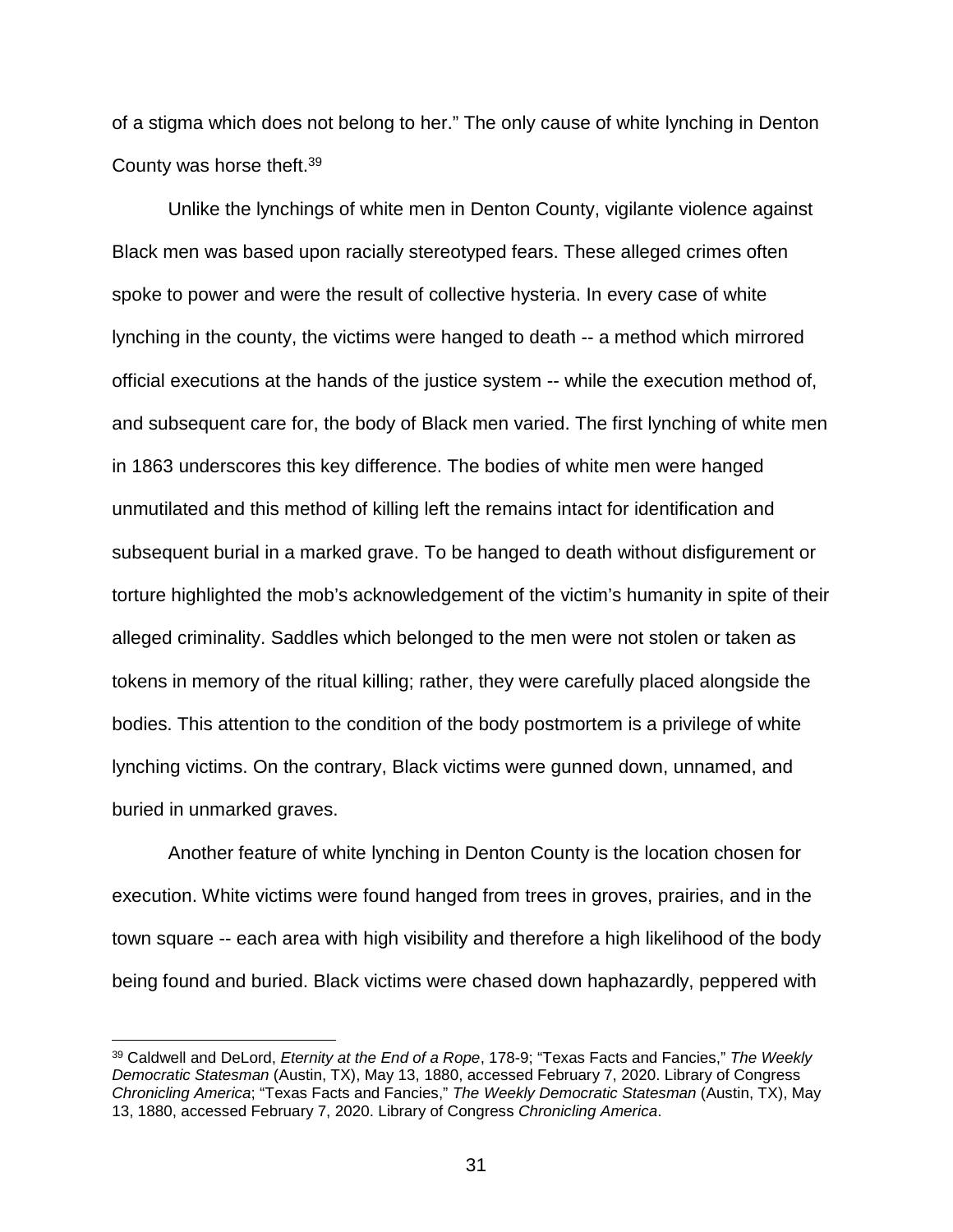of a stigma which does not belong to her." The only cause of white lynching in Denton County was horse theft.[39]

Unlike the lynchings of white men in Denton County, vigilante violence against Black men was based upon racially stereotyped fears. These alleged crimes often spoke to power and were the result of collective hysteria. In every case of white lynching in the county, the victims were hanged to death -- a method which mirrored official executions at the hands of the justice system -- while the execution method of, and subsequent care for, the body of Black men varied. The first lynching of white men in 1863 underscores this key difference. The bodies of white men were hanged unmutilated and this method of killing left the remains intact for identification and subsequent burial in a marked grave. To be hanged to death without disfigurement or torture highlighted the mob's acknowledgement of the victim's humanity in spite of their alleged criminality. Saddles which belonged to the men were not stolen or taken as tokens in memory of the ritual killing; rather, they were carefully placed alongside the bodies. This attention to the condition of the body postmortem is a privilege of white lynching victims. On the contrary, Black victims were gunned down, unnamed, and buried in unmarked graves.

Another feature of white lynching in Denton County is the location chosen for execution. White victims were found hanged from trees in groves, prairies, and in the town square -- each area with high visibility and therefore a high likelihood of the body being found and buried. Black victims were chased down haphazardly, peppered with

---

[39] Caldwell and DeLord, *Eternity at the End of a Rope*, 178-9; "Texas Facts and Fancies," *The Weekly Democratic Statesman* (Austin, TX), May 13, 1880, accessed February 7, 2020. Library of Congress *Chronicling America*; "Texas Facts and Fancies," *The Weekly Democratic Statesman* (Austin, TX), May 13, 1880, accessed February 7, 2020. Library of Congress *Chronicling America*.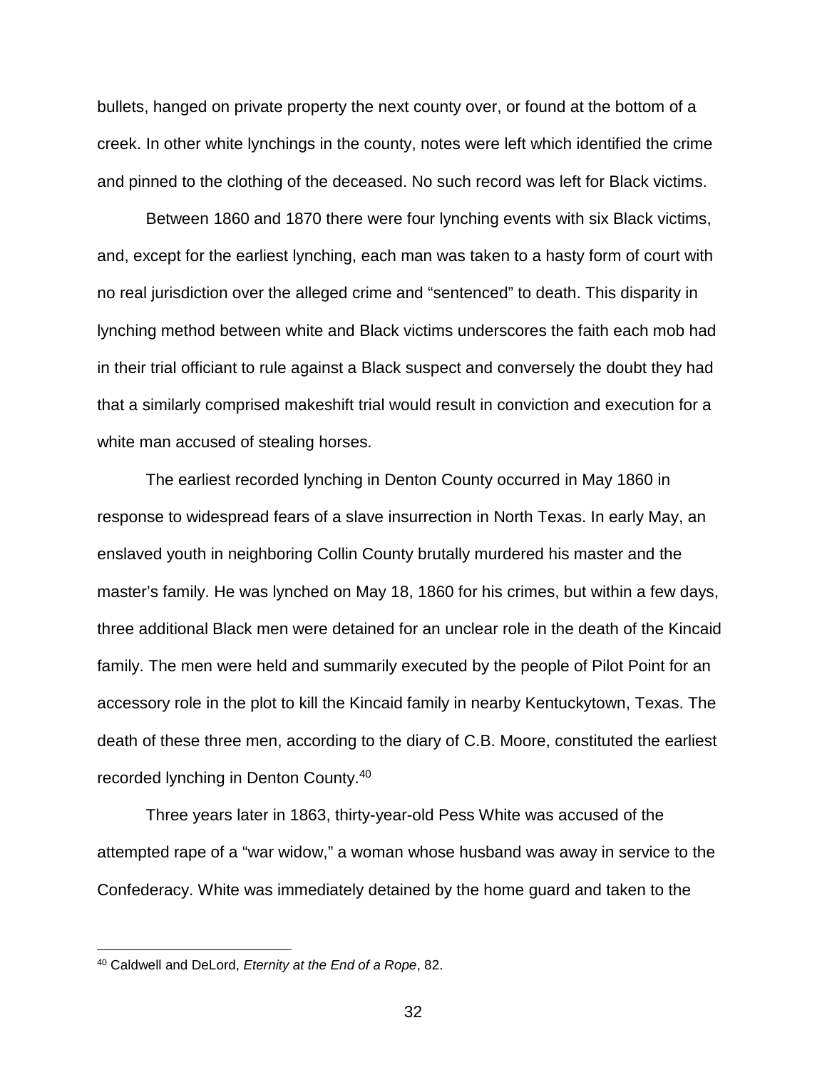bullets, hanged on private property the next county over, or found at the bottom of a creek. In other white lynchings in the county, notes were left which identified the crime and pinned to the clothing of the deceased. No such record was left for Black victims.

Between 1860 and 1870 there were four lynching events with six Black victims, and, except for the earliest lynching, each man was taken to a hasty form of court with no real jurisdiction over the alleged crime and "sentenced" to death. This disparity in lynching method between white and Black victims underscores the faith each mob had in their trial officiant to rule against a Black suspect and conversely the doubt they had that a similarly comprised makeshift trial would result in conviction and execution for a white man accused of stealing horses.

The earliest recorded lynching in Denton County occurred in May 1860 in response to widespread fears of a slave insurrection in North Texas. In early May, an enslaved youth in neighboring Collin County brutally murdered his master and the master's family. He was lynched on May 18, 1860 for his crimes, but within a few days, three additional Black men were detained for an unclear role in the death of the Kincaid family. The men were held and summarily executed by the people of Pilot Point for an accessory role in the plot to kill the Kincaid family in nearby Kentuckytown, Texas. The death of these three men, according to the diary of C.B. Moore, constituted the earliest recorded lynching in Denton County.[40]

Three years later in 1863, thirty-year-old Pess White was accused of the attempted rape of a "war widow," a woman whose husband was away in service to the Confederacy. White was immediately detained by the home guard and taken to the

[40] Caldwell and DeLord, *Eternity at the End of a Rope*, 82.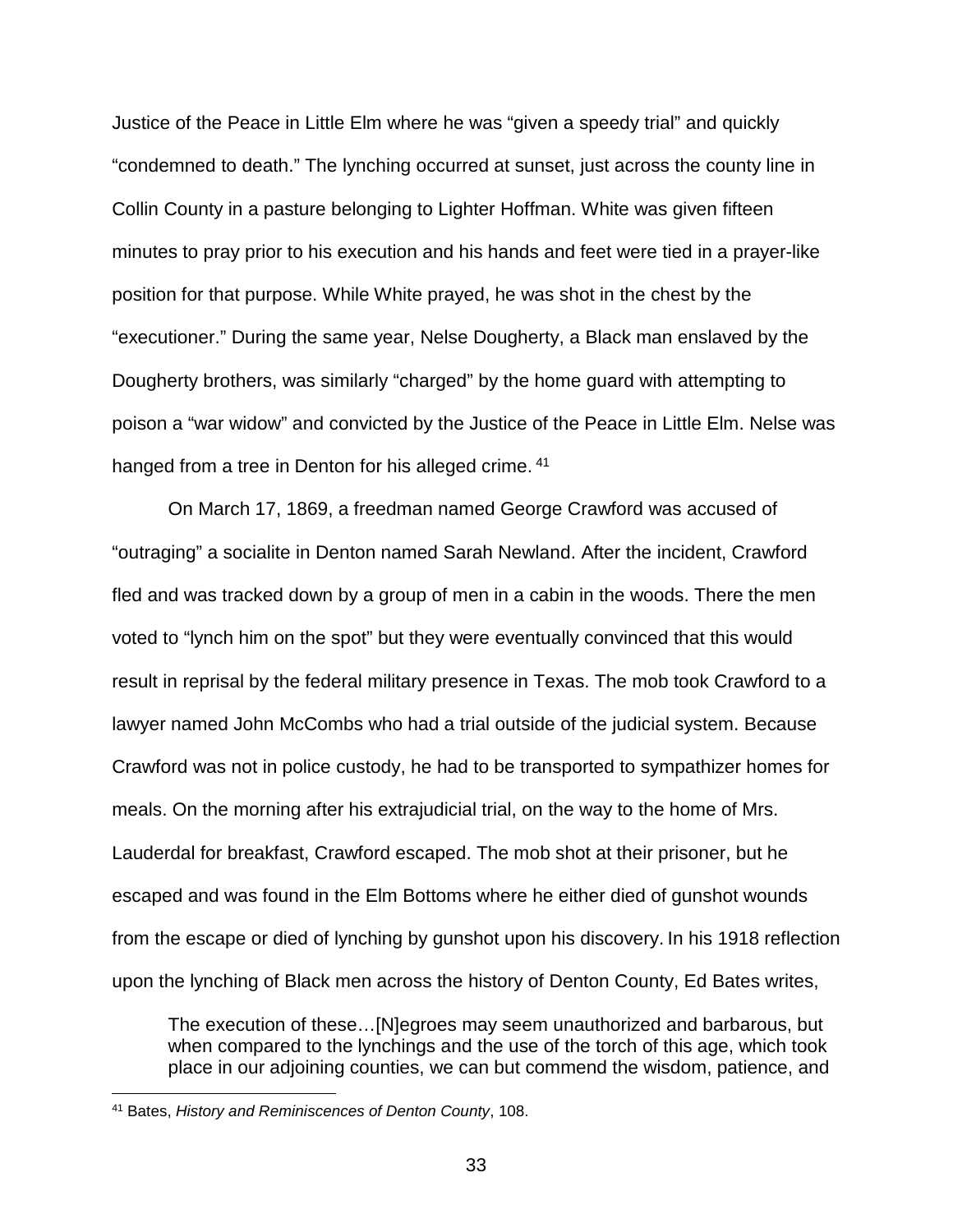Justice of the Peace in Little Elm where he was "given a speedy trial" and quickly "condemned to death." The lynching occurred at sunset, just across the county line in Collin County in a pasture belonging to Lighter Hoffman. White was given fifteen minutes to pray prior to his execution and his hands and feet were tied in a prayer-like position for that purpose. While White prayed, he was shot in the chest by the "executioner." During the same year, Nelse Dougherty, a Black man enslaved by the Dougherty brothers, was similarly "charged" by the home guard with attempting to poison a "war widow" and convicted by the Justice of the Peace in Little Elm. Nelse was hanged from a tree in Denton for his alleged crime. [41]

On March 17, 1869, a freedman named George Crawford was accused of "outraging" a socialite in Denton named Sarah Newland. After the incident, Crawford fled and was tracked down by a group of men in a cabin in the woods. There the men voted to "lynch him on the spot" but they were eventually convinced that this would result in reprisal by the federal military presence in Texas. The mob took Crawford to a lawyer named John McCombs who had a trial outside of the judicial system. Because Crawford was not in police custody, he had to be transported to sympathizer homes for meals. On the morning after his extrajudicial trial, on the way to the home of Mrs. Lauderdal for breakfast, Crawford escaped. The mob shot at their prisoner, but he escaped and was found in the Elm Bottoms where he either died of gunshot wounds from the escape or died of lynching by gunshot upon his discovery. In his 1918 reflection upon the lynching of Black men across the history of Denton County, Ed Bates writes,

> The execution of these…[N]egroes may seem unauthorized and barbarous, but when compared to the lynchings and the use of the torch of this age, which took place in our adjoining counties, we can but commend the wisdom, patience, and

[41] Bates, *History and Reminiscences of Denton County*, 108.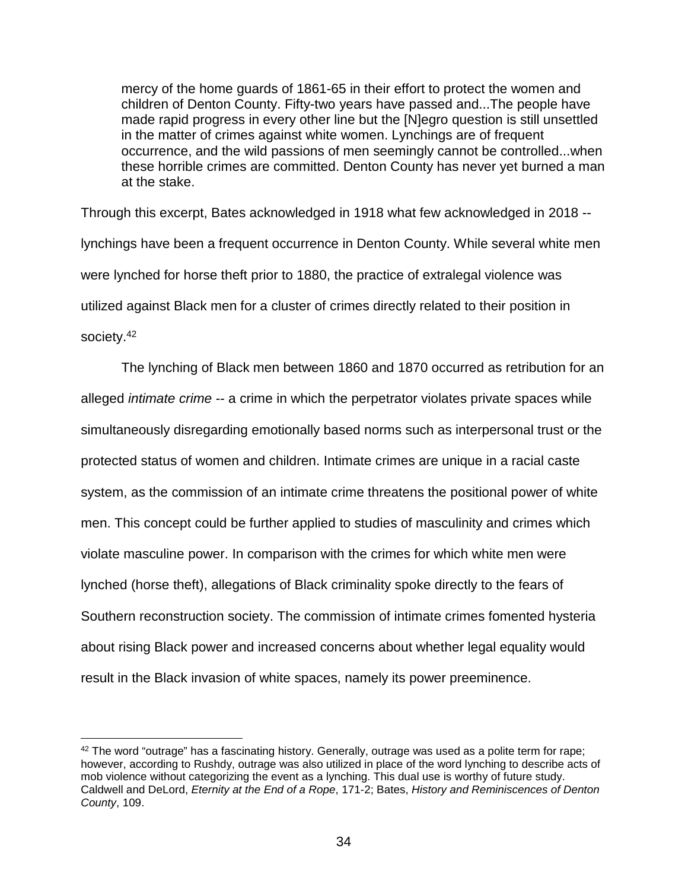> mercy of the home guards of 1861-65 in their effort to protect the women and children of Denton County. Fifty-two years have passed and...The people have made rapid progress in every other line but the [N]egro question is still unsettled in the matter of crimes against white women. Lynchings are of frequent occurrence, and the wild passions of men seemingly cannot be controlled...when these horrible crimes are committed. Denton County has never yet burned a man at the stake.

Through this excerpt, Bates acknowledged in 1918 what few acknowledged in 2018 -- lynchings have been a frequent occurrence in Denton County. While several white men were lynched for horse theft prior to 1880, the practice of extralegal violence was utilized against Black men for a cluster of crimes directly related to their position in society.[42]

The lynching of Black men between 1860 and 1870 occurred as retribution for an alleged *intimate crime* -- a crime in which the perpetrator violates private spaces while simultaneously disregarding emotionally based norms such as interpersonal trust or the protected status of women and children. Intimate crimes are unique in a racial caste system, as the commission of an intimate crime threatens the positional power of white men. This concept could be further applied to studies of masculinity and crimes which violate masculine power. In comparison with the crimes for which white men were lynched (horse theft), allegations of Black criminality spoke directly to the fears of Southern reconstruction society. The commission of intimate crimes fomented hysteria about rising Black power and increased concerns about whether legal equality would result in the Black invasion of white spaces, namely its power preeminence.

[42] The word "outrage" has a fascinating history. Generally, outrage was used as a polite term for rape; however, according to Rushdy, outrage was also utilized in place of the word lynching to describe acts of mob violence without categorizing the event as a lynching. This dual use is worthy of future study. Caldwell and DeLord, *Eternity at the End of a Rope*, 171-2; Bates, *History and Reminiscences of Denton County*, 109.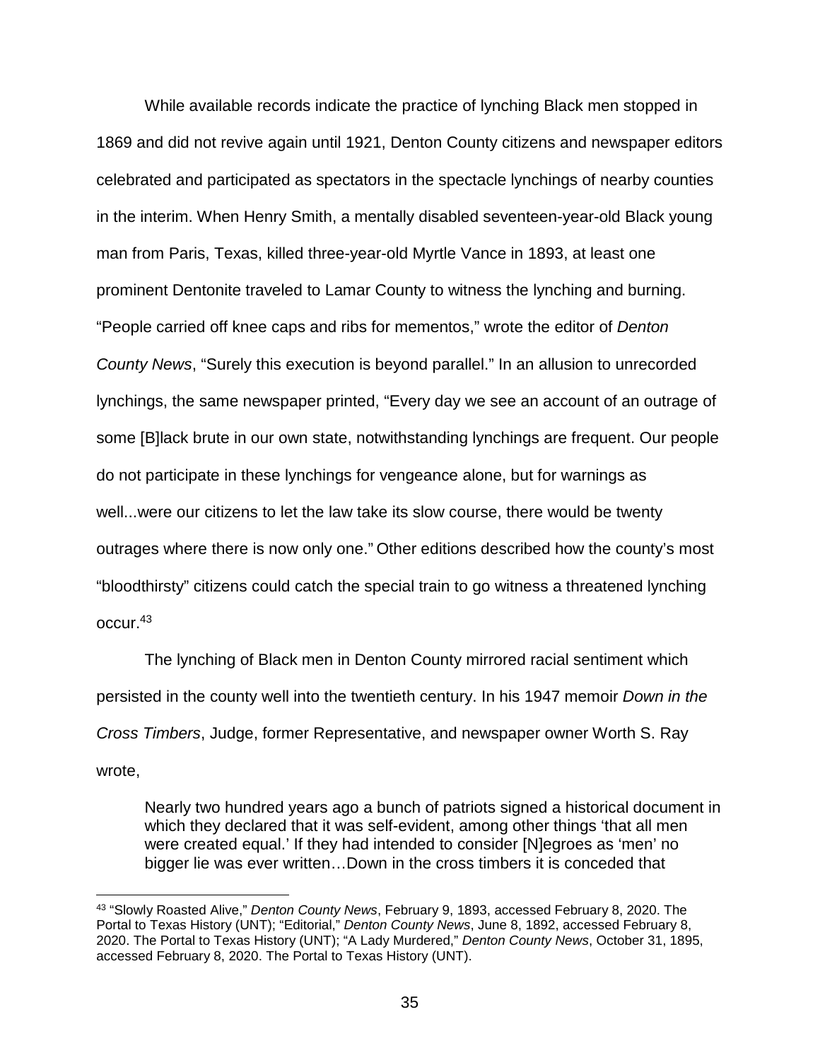While available records indicate the practice of lynching Black men stopped in 1869 and did not revive again until 1921, Denton County citizens and newspaper editors celebrated and participated as spectators in the spectacle lynchings of nearby counties in the interim. When Henry Smith, a mentally disabled seventeen-year-old Black young man from Paris, Texas, killed three-year-old Myrtle Vance in 1893, at least one prominent Dentonite traveled to Lamar County to witness the lynching and burning. "People carried off knee caps and ribs for mementos," wrote the editor of *Denton County News*, "Surely this execution is beyond parallel." In an allusion to unrecorded lynchings, the same newspaper printed, "Every day we see an account of an outrage of some [B]lack brute in our own state, notwithstanding lynchings are frequent. Our people do not participate in these lynchings for vengeance alone, but for warnings as well...were our citizens to let the law take its slow course, there would be twenty outrages where there is now only one." Other editions described how the county's most "bloodthirsty" citizens could catch the special train to go witness a threatened lynching occur.[43]

The lynching of Black men in Denton County mirrored racial sentiment which persisted in the county well into the twentieth century. In his 1947 memoir *Down in the Cross Timbers*, Judge, former Representative, and newspaper owner Worth S. Ray wrote,

> Nearly two hundred years ago a bunch of patriots signed a historical document in which they declared that it was self-evident, among other things 'that all men were created equal.' If they had intended to consider [N]egroes as 'men' no bigger lie was ever written…Down in the cross timbers it is conceded that

---

[43] "Slowly Roasted Alive," *Denton County News*, February 9, 1893, accessed February 8, 2020. The Portal to Texas History (UNT); "Editorial," *Denton County News*, June 8, 1892, accessed February 8, 2020. The Portal to Texas History (UNT); "A Lady Murdered," *Denton County News*, October 31, 1895, accessed February 8, 2020. The Portal to Texas History (UNT).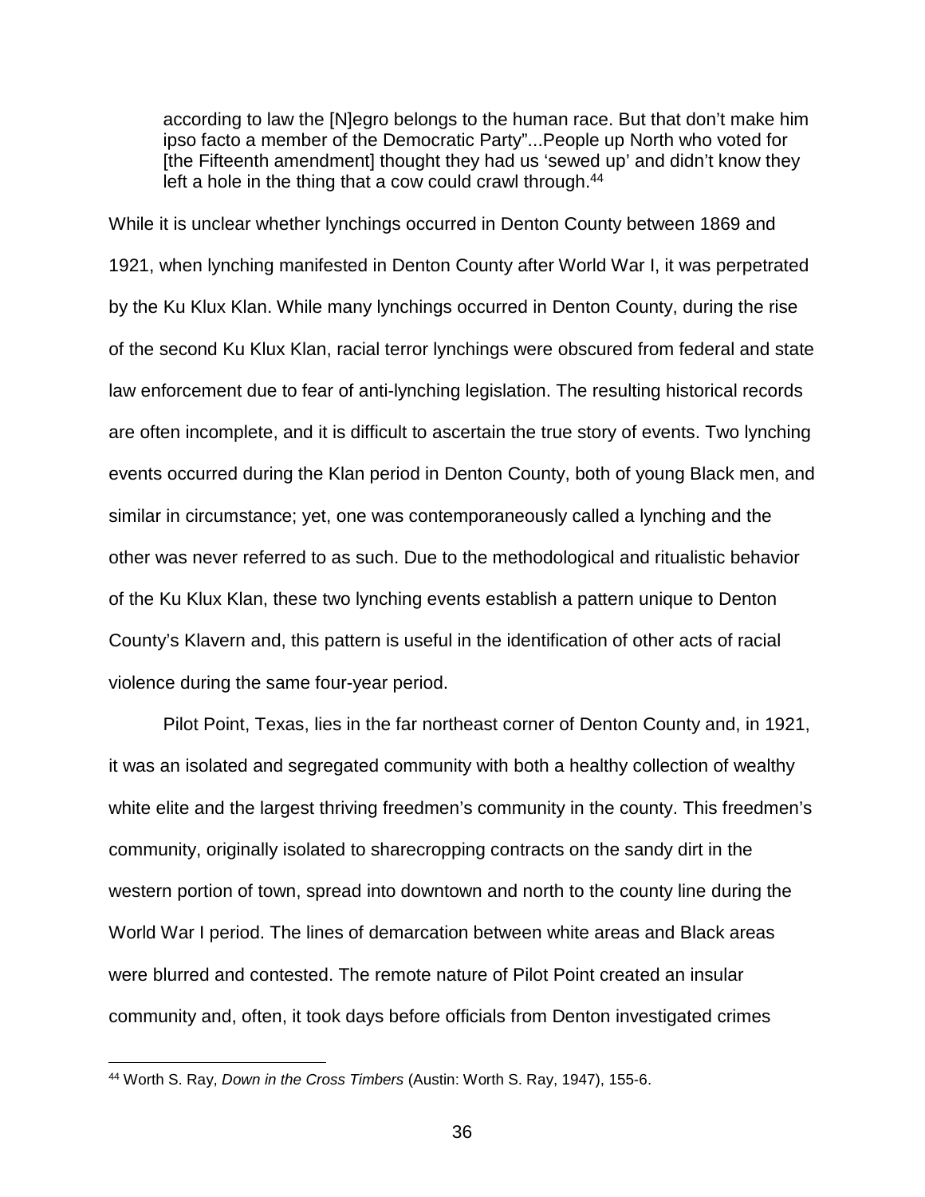> according to law the [N]egro belongs to the human race. But that don't make him ipso facto a member of the Democratic Party"...People up North who voted for [the Fifteenth amendment] thought they had us 'sewed up' and didn't know they left a hole in the thing that a cow could crawl through.[44]

While it is unclear whether lynchings occurred in Denton County between 1869 and 1921, when lynching manifested in Denton County after World War I, it was perpetrated by the Ku Klux Klan. While many lynchings occurred in Denton County, during the rise of the second Ku Klux Klan, racial terror lynchings were obscured from federal and state law enforcement due to fear of anti-lynching legislation. The resulting historical records are often incomplete, and it is difficult to ascertain the true story of events. Two lynching events occurred during the Klan period in Denton County, both of young Black men, and similar in circumstance; yet, one was contemporaneously called a lynching and the other was never referred to as such. Due to the methodological and ritualistic behavior of the Ku Klux Klan, these two lynching events establish a pattern unique to Denton County's Klavern and, this pattern is useful in the identification of other acts of racial violence during the same four-year period.

Pilot Point, Texas, lies in the far northeast corner of Denton County and, in 1921, it was an isolated and segregated community with both a healthy collection of wealthy white elite and the largest thriving freedmen's community in the county. This freedmen's community, originally isolated to sharecropping contracts on the sandy dirt in the western portion of town, spread into downtown and north to the county line during the World War I period. The lines of demarcation between white areas and Black areas were blurred and contested. The remote nature of Pilot Point created an insular community and, often, it took days before officials from Denton investigated crimes

---

[44] Worth S. Ray, *Down in the Cross Timbers* (Austin: Worth S. Ray, 1947), 155-6.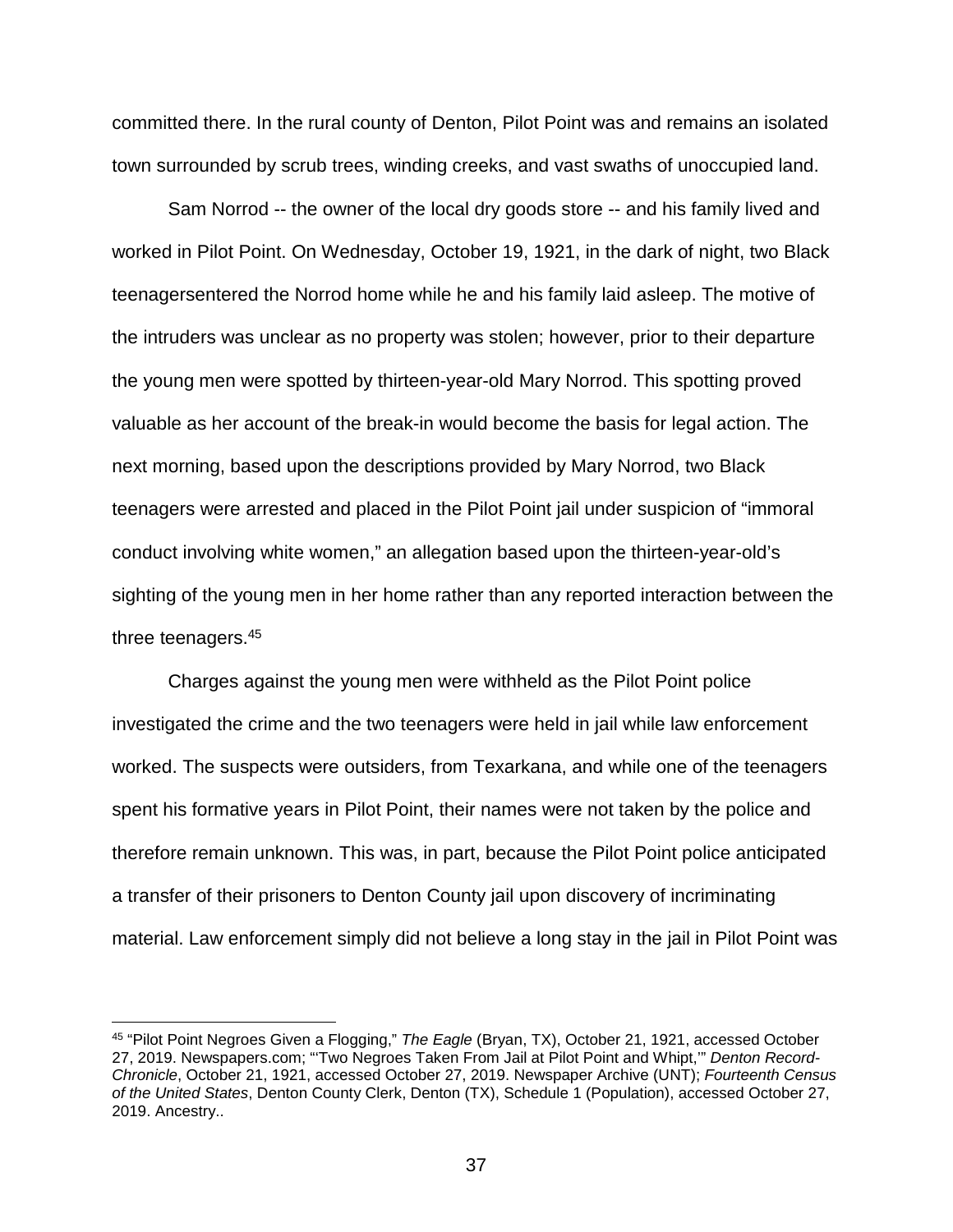committed there. In the rural county of Denton, Pilot Point was and remains an isolated town surrounded by scrub trees, winding creeks, and vast swaths of unoccupied land.

Sam Norrod -- the owner of the local dry goods store -- and his family lived and worked in Pilot Point. On Wednesday, October 19, 1921, in the dark of night, two Black teenagersentered the Norrod home while he and his family laid asleep. The motive of the intruders was unclear as no property was stolen; however, prior to their departure the young men were spotted by thirteen-year-old Mary Norrod. This spotting proved valuable as her account of the break-in would become the basis for legal action. The next morning, based upon the descriptions provided by Mary Norrod, two Black teenagers were arrested and placed in the Pilot Point jail under suspicion of "immoral conduct involving white women," an allegation based upon the thirteen-year-old's sighting of the young men in her home rather than any reported interaction between the three teenagers.[45]

Charges against the young men were withheld as the Pilot Point police investigated the crime and the two teenagers were held in jail while law enforcement worked. The suspects were outsiders, from Texarkana, and while one of the teenagers spent his formative years in Pilot Point, their names were not taken by the police and therefore remain unknown. This was, in part, because the Pilot Point police anticipated a transfer of their prisoners to Denton County jail upon discovery of incriminating material. Law enforcement simply did not believe a long stay in the jail in Pilot Point was

---

[45] "Pilot Point Negroes Given a Flogging," *The Eagle* (Bryan, TX), October 21, 1921, accessed October 27, 2019. Newspapers.com; "'Two Negroes Taken From Jail at Pilot Point and Whipt,'" *Denton Record-Chronicle*, October 21, 1921, accessed October 27, 2019. Newspaper Archive (UNT); *Fourteenth Census of the United States*, Denton County Clerk, Denton (TX), Schedule 1 (Population), accessed October 27, 2019. Ancestry..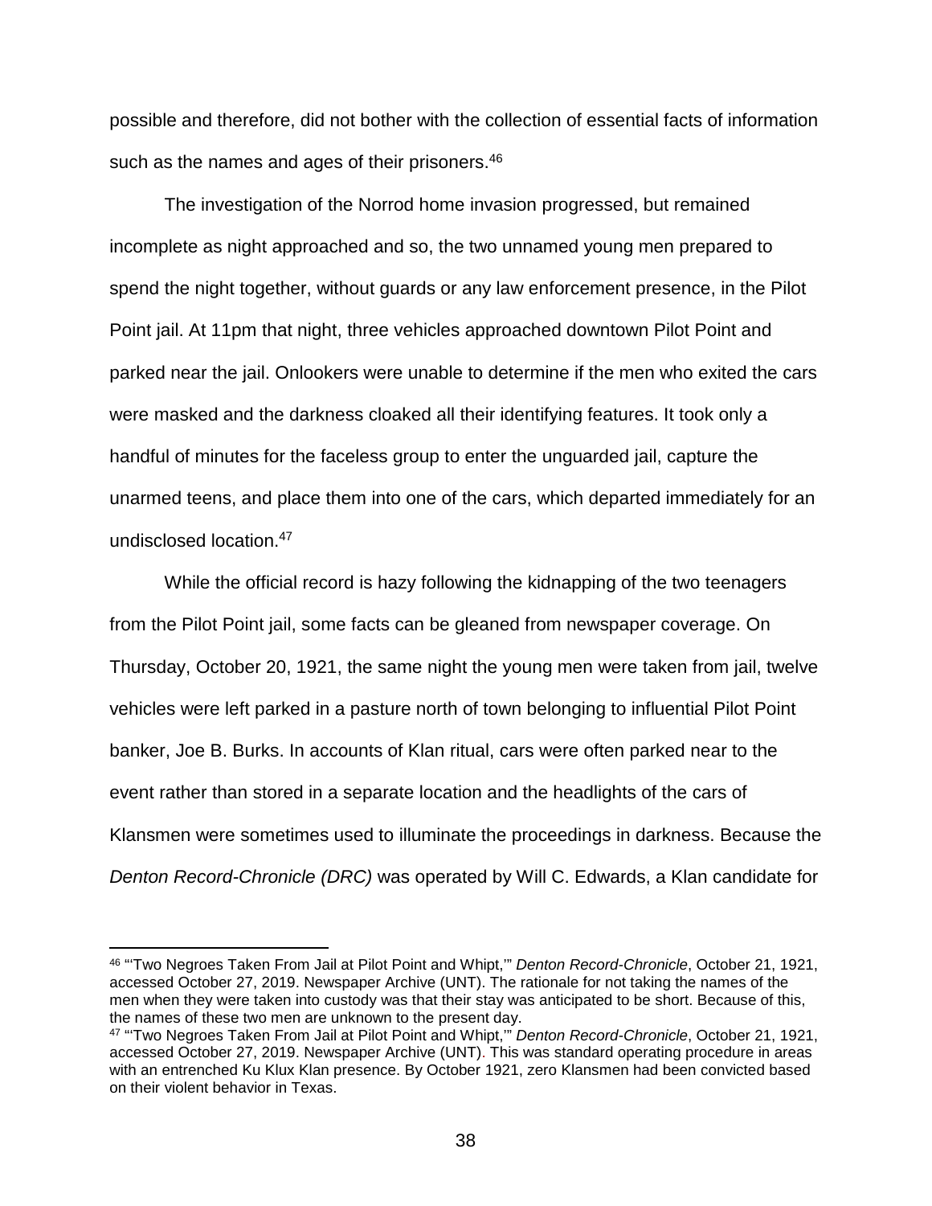possible and therefore, did not bother with the collection of essential facts of information such as the names and ages of their prisoners.[46]

The investigation of the Norrod home invasion progressed, but remained incomplete as night approached and so, the two unnamed young men prepared to spend the night together, without guards or any law enforcement presence, in the Pilot Point jail. At 11pm that night, three vehicles approached downtown Pilot Point and parked near the jail. Onlookers were unable to determine if the men who exited the cars were masked and the darkness cloaked all their identifying features. It took only a handful of minutes for the faceless group to enter the unguarded jail, capture the unarmed teens, and place them into one of the cars, which departed immediately for an undisclosed location.[47]

While the official record is hazy following the kidnapping of the two teenagers from the Pilot Point jail, some facts can be gleaned from newspaper coverage. On Thursday, October 20, 1921, the same night the young men were taken from jail, twelve vehicles were left parked in a pasture north of town belonging to influential Pilot Point banker, Joe B. Burks. In accounts of Klan ritual, cars were often parked near to the event rather than stored in a separate location and the headlights of the cars of Klansmen were sometimes used to illuminate the proceedings in darkness. Because the *Denton Record-Chronicle (DRC)* was operated by Will C. Edwards, a Klan candidate for

---

[46] "'Two Negroes Taken From Jail at Pilot Point and Whipt,'" *Denton Record-Chronicle*, October 21, 1921, accessed October 27, 2019. Newspaper Archive (UNT). The rationale for not taking the names of the men when they were taken into custody was that their stay was anticipated to be short. Because of this, the names of these two men are unknown to the present day.

[47] "'Two Negroes Taken From Jail at Pilot Point and Whipt,'" *Denton Record-Chronicle*, October 21, 1921, accessed October 27, 2019. Newspaper Archive (UNT). This was standard operating procedure in areas with an entrenched Ku Klux Klan presence. By October 1921, zero Klansmen had been convicted based on their violent behavior in Texas.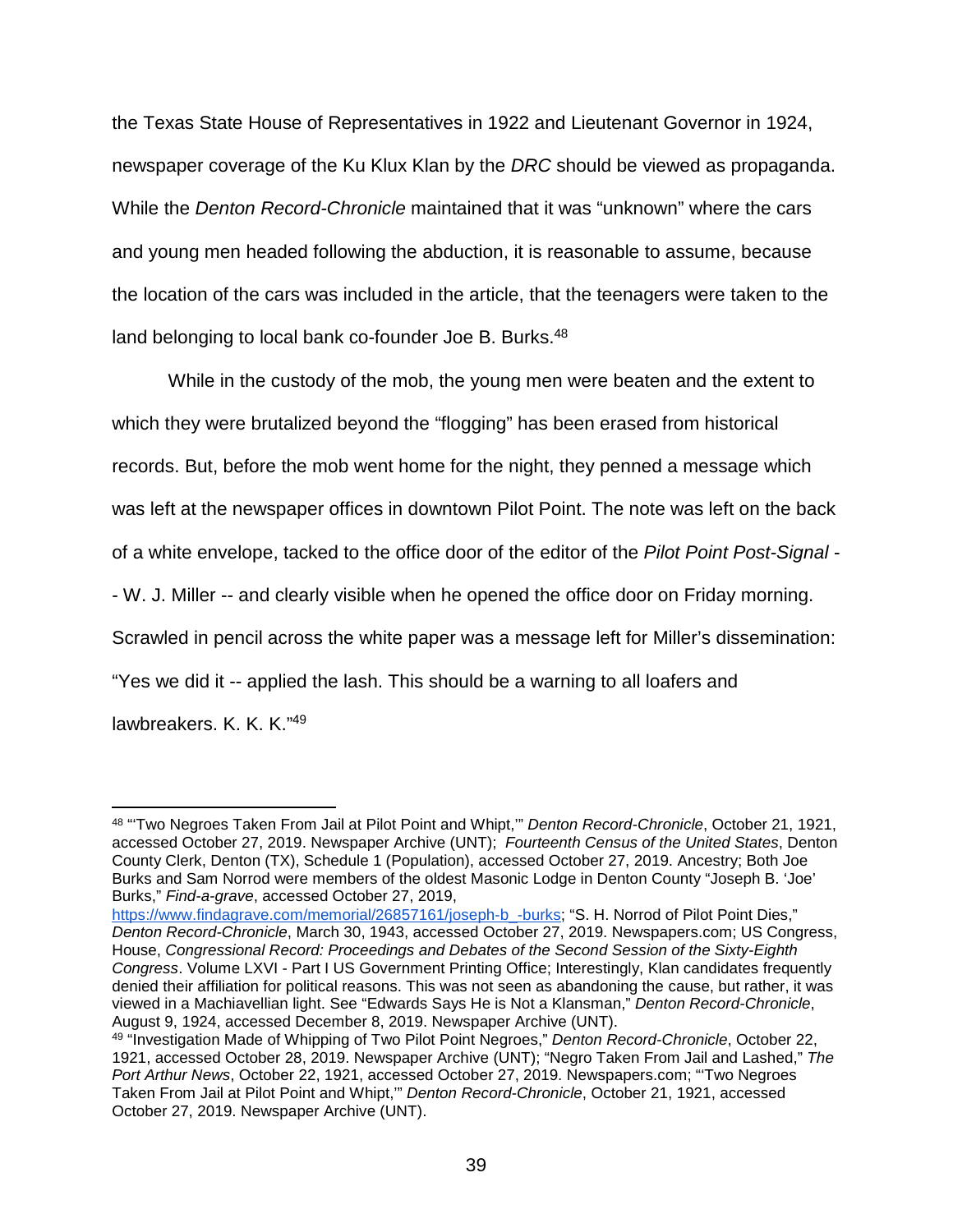the Texas State House of Representatives in 1922 and Lieutenant Governor in 1924, newspaper coverage of the Ku Klux Klan by the *DRC* should be viewed as propaganda. While the *Denton Record-Chronicle* maintained that it was "unknown" where the cars and young men headed following the abduction, it is reasonable to assume, because the location of the cars was included in the article, that the teenagers were taken to the land belonging to local bank co-founder Joe B. Burks.[48]

While in the custody of the mob, the young men were beaten and the extent to which they were brutalized beyond the "flogging" has been erased from historical records. But, before the mob went home for the night, they penned a message which was left at the newspaper offices in downtown Pilot Point. The note was left on the back of a white envelope, tacked to the office door of the editor of the *Pilot Point Post-Signal* -- W. J. Miller -- and clearly visible when he opened the office door on Friday morning. Scrawled in pencil across the white paper was a message left for Miller's dissemination: "Yes we did it -- applied the lash. This should be a warning to all loafers and lawbreakers. K. K. K."[49]

---

[48] "'Two Negroes Taken From Jail at Pilot Point and Whipt,'" *Denton Record-Chronicle*, October 21, 1921, accessed October 27, 2019. Newspaper Archive (UNT); *Fourteenth Census of the United States*, Denton County Clerk, Denton (TX), Schedule 1 (Population), accessed October 27, 2019. Ancestry; Both Joe Burks and Sam Norrod were members of the oldest Masonic Lodge in Denton County "Joseph B. 'Joe' Burks," *Find-a-grave*, accessed October 27, 2019, https://www.findagrave.com/memorial/26857161/joseph-b_-burks; "S. H. Norrod of Pilot Point Dies," *Denton Record-Chronicle*, March 30, 1943, accessed October 27, 2019. Newspapers.com; US Congress, House, *Congressional Record: Proceedings and Debates of the Second Session of the Sixty-Eighth Congress*. Volume LXVI - Part I US Government Printing Office; Interestingly, Klan candidates frequently denied their affiliation for political reasons. This was not seen as abandoning the cause, but rather, it was viewed in a Machiavellian light. See "Edwards Says He is Not a Klansman," *Denton Record-Chronicle*, August 9, 1924, accessed December 8, 2019. Newspaper Archive (UNT).

[49] "Investigation Made of Whipping of Two Pilot Point Negroes," *Denton Record-Chronicle*, October 22, 1921, accessed October 28, 2019. Newspaper Archive (UNT); "Negro Taken From Jail and Lashed," *The Port Arthur News*, October 22, 1921, accessed October 27, 2019. Newspapers.com; "'Two Negroes Taken From Jail at Pilot Point and Whipt,'" *Denton Record-Chronicle*, October 21, 1921, accessed October 27, 2019. Newspaper Archive (UNT).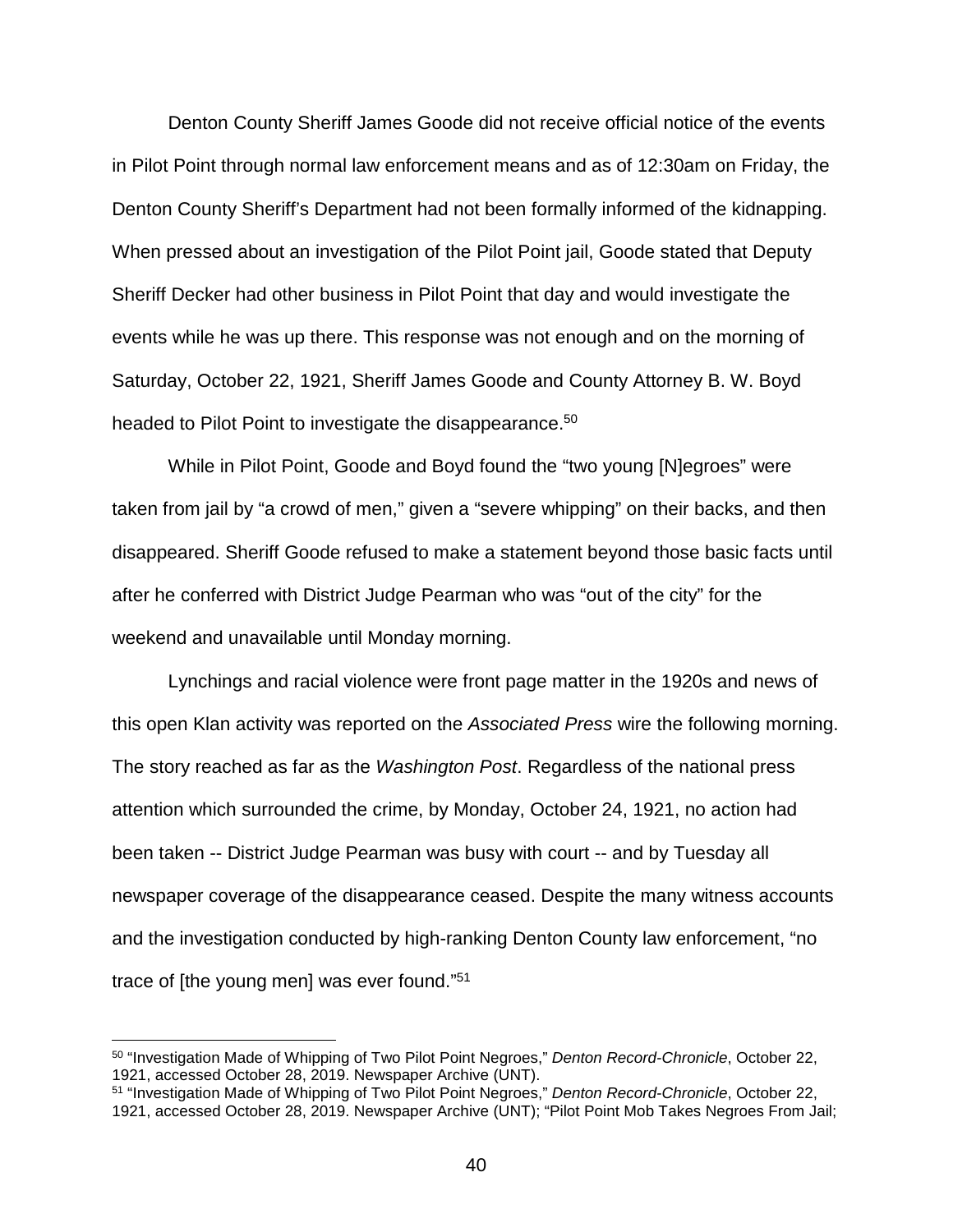Denton County Sheriff James Goode did not receive official notice of the events in Pilot Point through normal law enforcement means and as of 12:30am on Friday, the Denton County Sheriff's Department had not been formally informed of the kidnapping. When pressed about an investigation of the Pilot Point jail, Goode stated that Deputy Sheriff Decker had other business in Pilot Point that day and would investigate the events while he was up there. This response was not enough and on the morning of Saturday, October 22, 1921, Sheriff James Goode and County Attorney B. W. Boyd headed to Pilot Point to investigate the disappearance.[50]

While in Pilot Point, Goode and Boyd found the "two young [N]egroes" were taken from jail by "a crowd of men," given a "severe whipping" on their backs, and then disappeared. Sheriff Goode refused to make a statement beyond those basic facts until after he conferred with District Judge Pearman who was "out of the city" for the weekend and unavailable until Monday morning.

Lynchings and racial violence were front page matter in the 1920s and news of this open Klan activity was reported on the *Associated Press* wire the following morning. The story reached as far as the *Washington Post*. Regardless of the national press attention which surrounded the crime, by Monday, October 24, 1921, no action had been taken -- District Judge Pearman was busy with court -- and by Tuesday all newspaper coverage of the disappearance ceased. Despite the many witness accounts and the investigation conducted by high-ranking Denton County law enforcement, "no trace of [the young men] was ever found."[51]

---

[50] "Investigation Made of Whipping of Two Pilot Point Negroes," *Denton Record-Chronicle*, October 22, 1921, accessed October 28, 2019. Newspaper Archive (UNT).

[51] "Investigation Made of Whipping of Two Pilot Point Negroes," *Denton Record-Chronicle*, October 22, 1921, accessed October 28, 2019. Newspaper Archive (UNT); "Pilot Point Mob Takes Negroes From Jail;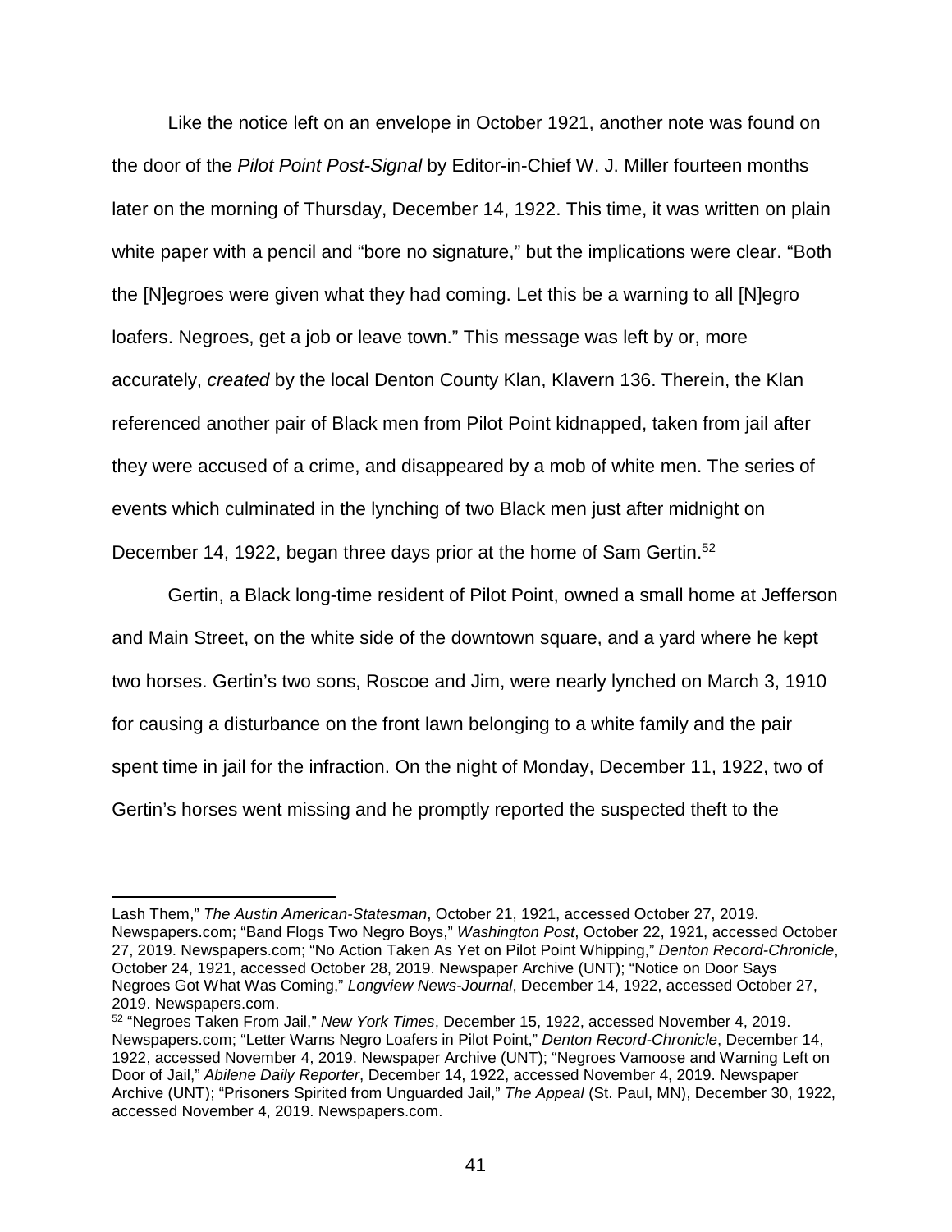Like the notice left on an envelope in October 1921, another note was found on the door of the *Pilot Point Post-Signal* by Editor-in-Chief W. J. Miller fourteen months later on the morning of Thursday, December 14, 1922. This time, it was written on plain white paper with a pencil and "bore no signature," but the implications were clear. "Both the [N]egroes were given what they had coming. Let this be a warning to all [N]egro loafers. Negroes, get a job or leave town." This message was left by or, more accurately, *created* by the local Denton County Klan, Klavern 136. Therein, the Klan referenced another pair of Black men from Pilot Point kidnapped, taken from jail after they were accused of a crime, and disappeared by a mob of white men. The series of events which culminated in the lynching of two Black men just after midnight on December 14, 1922, began three days prior at the home of Sam Gertin.[52]

Gertin, a Black long-time resident of Pilot Point, owned a small home at Jefferson and Main Street, on the white side of the downtown square, and a yard where he kept two horses. Gertin's two sons, Roscoe and Jim, were nearly lynched on March 3, 1910 for causing a disturbance on the front lawn belonging to a white family and the pair spent time in jail for the infraction. On the night of Monday, December 11, 1922, two of Gertin's horses went missing and he promptly reported the suspected theft to the

---

Lash Them," *The Austin American-Statesman*, October 21, 1921, accessed October 27, 2019. Newspapers.com; "Band Flogs Two Negro Boys," *Washington Post*, October 22, 1921, accessed October 27, 2019. Newspapers.com; "No Action Taken As Yet on Pilot Point Whipping," *Denton Record-Chronicle*, October 24, 1921, accessed October 28, 2019. Newspaper Archive (UNT); "Notice on Door Says Negroes Got What Was Coming," *Longview News-Journal*, December 14, 1922, accessed October 27, 2019. Newspapers.com.

[52] "Negroes Taken From Jail," *New York Times*, December 15, 1922, accessed November 4, 2019. Newspapers.com; "Letter Warns Negro Loafers in Pilot Point," *Denton Record-Chronicle*, December 14, 1922, accessed November 4, 2019. Newspaper Archive (UNT); "Negroes Vamoose and Warning Left on Door of Jail," *Abilene Daily Reporter*, December 14, 1922, accessed November 4, 2019. Newspaper Archive (UNT); "Prisoners Spirited from Unguarded Jail," *The Appeal* (St. Paul, MN), December 30, 1922, accessed November 4, 2019. Newspapers.com.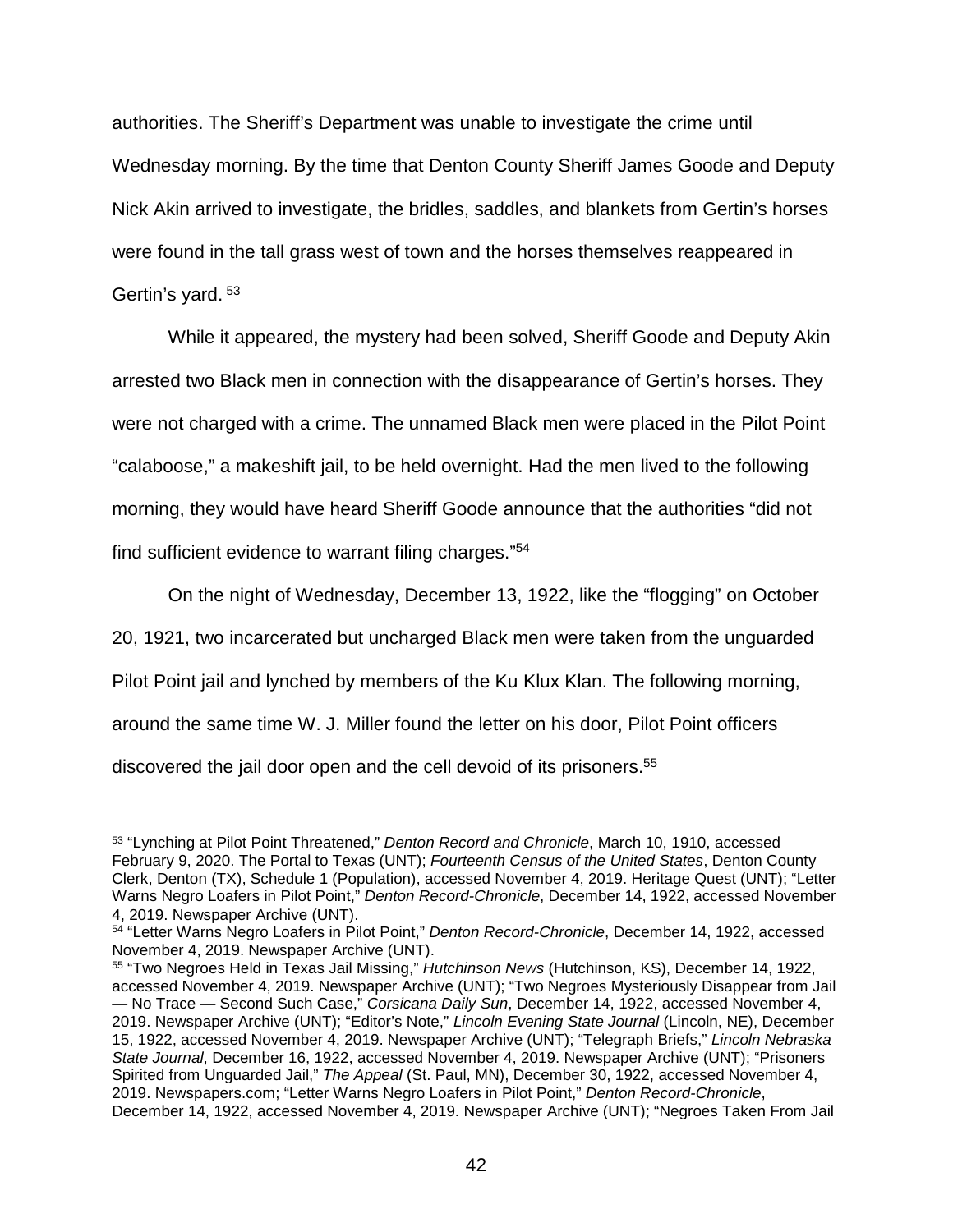authorities. The Sheriff's Department was unable to investigate the crime until Wednesday morning. By the time that Denton County Sheriff James Goode and Deputy Nick Akin arrived to investigate, the bridles, saddles, and blankets from Gertin's horses were found in the tall grass west of town and the horses themselves reappeared in Gertin's yard.[53]

While it appeared, the mystery had been solved, Sheriff Goode and Deputy Akin arrested two Black men in connection with the disappearance of Gertin's horses. They were not charged with a crime. The unnamed Black men were placed in the Pilot Point "calaboose," a makeshift jail, to be held overnight. Had the men lived to the following morning, they would have heard Sheriff Goode announce that the authorities "did not find sufficient evidence to warrant filing charges."[54]

On the night of Wednesday, December 13, 1922, like the "flogging" on October 20, 1921, two incarcerated but uncharged Black men were taken from the unguarded Pilot Point jail and lynched by members of the Ku Klux Klan. The following morning, around the same time W. J. Miller found the letter on his door, Pilot Point officers discovered the jail door open and the cell devoid of its prisoners.[55]

---

[53] "Lynching at Pilot Point Threatened," *Denton Record and Chronicle*, March 10, 1910, accessed February 9, 2020. The Portal to Texas (UNT); *Fourteenth Census of the United States*, Denton County Clerk, Denton (TX), Schedule 1 (Population), accessed November 4, 2019. Heritage Quest (UNT); "Letter Warns Negro Loafers in Pilot Point," *Denton Record-Chronicle*, December 14, 1922, accessed November 4, 2019. Newspaper Archive (UNT).

[54] "Letter Warns Negro Loafers in Pilot Point," *Denton Record-Chronicle*, December 14, 1922, accessed November 4, 2019. Newspaper Archive (UNT).

[55] "Two Negroes Held in Texas Jail Missing," *Hutchinson News* (Hutchinson, KS), December 14, 1922, accessed November 4, 2019. Newspaper Archive (UNT); "Two Negroes Mysteriously Disappear from Jail — No Trace — Second Such Case," *Corsicana Daily Sun*, December 14, 1922, accessed November 4, 2019. Newspaper Archive (UNT); "Editor's Note," *Lincoln Evening State Journal* (Lincoln, NE), December 15, 1922, accessed November 4, 2019. Newspaper Archive (UNT); "Telegraph Briefs," *Lincoln Nebraska State Journal*, December 16, 1922, accessed November 4, 2019. Newspaper Archive (UNT); "Prisoners Spirited from Unguarded Jail," *The Appeal* (St. Paul, MN), December 30, 1922, accessed November 4, 2019. Newspapers.com; "Letter Warns Negro Loafers in Pilot Point," *Denton Record-Chronicle*, December 14, 1922, accessed November 4, 2019. Newspaper Archive (UNT); "Negroes Taken From Jail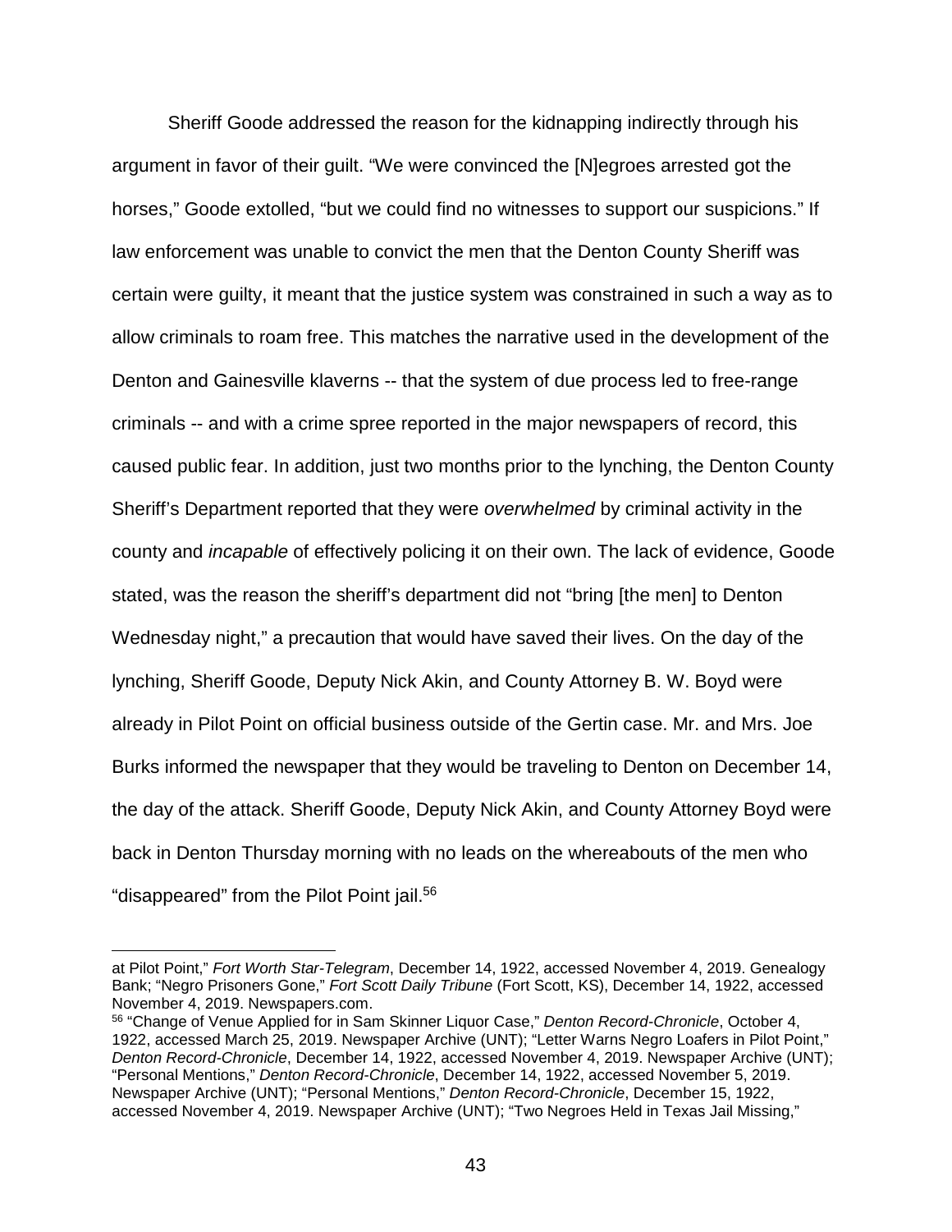Sheriff Goode addressed the reason for the kidnapping indirectly through his argument in favor of their guilt. "We were convinced the [N]egroes arrested got the horses," Goode extolled, "but we could find no witnesses to support our suspicions." If law enforcement was unable to convict the men that the Denton County Sheriff was certain were guilty, it meant that the justice system was constrained in such a way as to allow criminals to roam free. This matches the narrative used in the development of the Denton and Gainesville klaverns -- that the system of due process led to free-range criminals -- and with a crime spree reported in the major newspapers of record, this caused public fear. In addition, just two months prior to the lynching, the Denton County Sheriff's Department reported that they were *overwhelmed* by criminal activity in the county and *incapable* of effectively policing it on their own. The lack of evidence, Goode stated, was the reason the sheriff's department did not "bring [the men] to Denton Wednesday night," a precaution that would have saved their lives. On the day of the lynching, Sheriff Goode, Deputy Nick Akin, and County Attorney B. W. Boyd were already in Pilot Point on official business outside of the Gertin case. Mr. and Mrs. Joe Burks informed the newspaper that they would be traveling to Denton on December 14, the day of the attack. Sheriff Goode, Deputy Nick Akin, and County Attorney Boyd were back in Denton Thursday morning with no leads on the whereabouts of the men who "disappeared" from the Pilot Point jail.[56]

---

at Pilot Point," *Fort Worth Star-Telegram*, December 14, 1922, accessed November 4, 2019. Genealogy Bank; "Negro Prisoners Gone," *Fort Scott Daily Tribune* (Fort Scott, KS), December 14, 1922, accessed November 4, 2019. Newspapers.com.

[56] "Change of Venue Applied for in Sam Skinner Liquor Case," *Denton Record-Chronicle*, October 4, 1922, accessed March 25, 2019. Newspaper Archive (UNT); "Letter Warns Negro Loafers in Pilot Point," *Denton Record-Chronicle*, December 14, 1922, accessed November 4, 2019. Newspaper Archive (UNT); "Personal Mentions," *Denton Record-Chronicle*, December 14, 1922, accessed November 5, 2019. Newspaper Archive (UNT); "Personal Mentions," *Denton Record-Chronicle*, December 15, 1922, accessed November 4, 2019. Newspaper Archive (UNT); "Two Negroes Held in Texas Jail Missing,"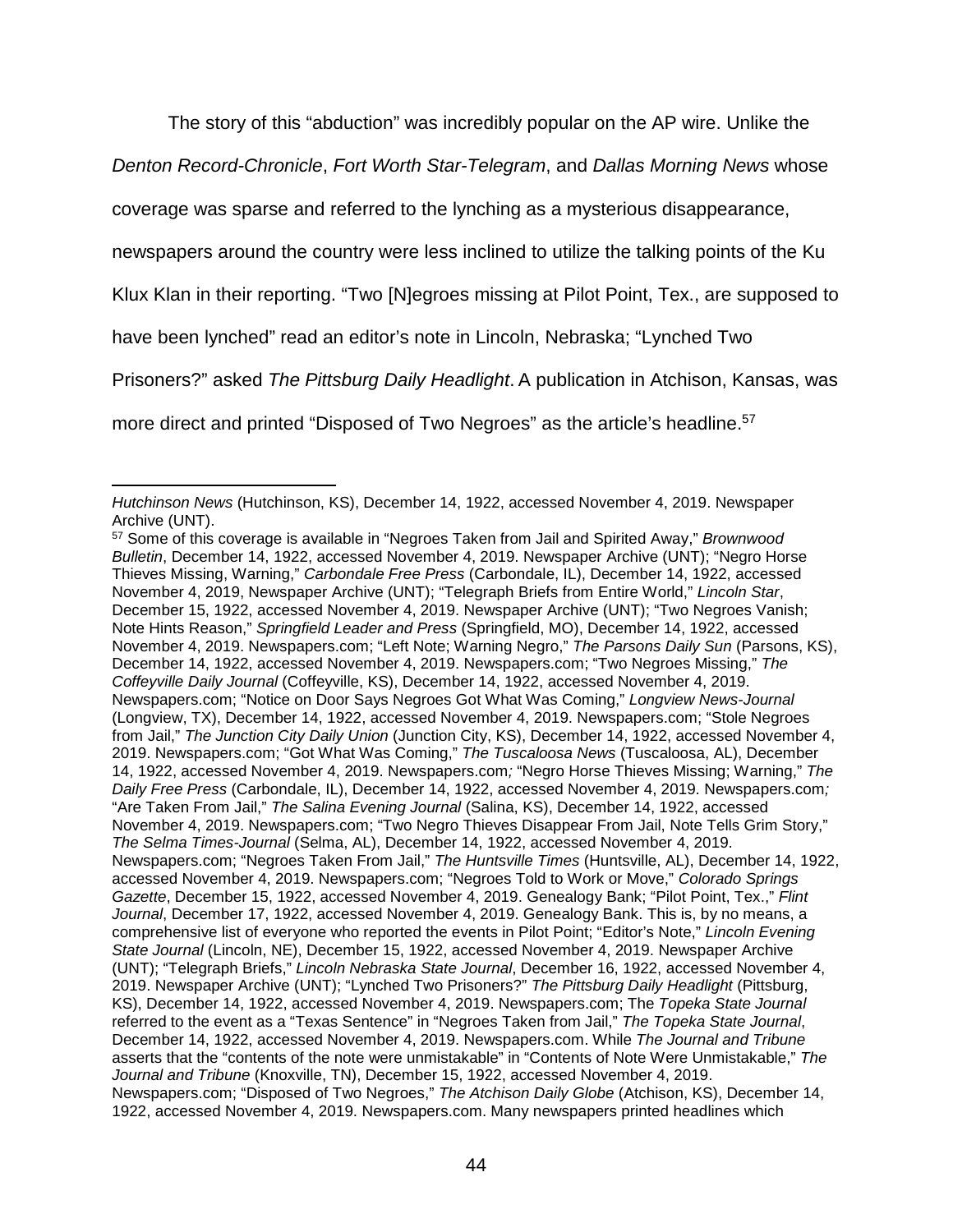The story of this "abduction" was incredibly popular on the AP wire. Unlike the *Denton Record-Chronicle*, *Fort Worth Star-Telegram*, and *Dallas Morning News* whose coverage was sparse and referred to the lynching as a mysterious disappearance, newspapers around the country were less inclined to utilize the talking points of the Ku Klux Klan in their reporting. "Two [N]egroes missing at Pilot Point, Tex., are supposed to have been lynched" read an editor's note in Lincoln, Nebraska; "Lynched Two Prisoners?" asked *The Pittsburg Daily Headlight*. A publication in Atchison, Kansas, was more direct and printed "Disposed of Two Negroes" as the article's headline.[57]

---

*Hutchinson News* (Hutchinson, KS), December 14, 1922, accessed November 4, 2019. Newspaper Archive (UNT).

[57] Some of this coverage is available in "Negroes Taken from Jail and Spirited Away," *Brownwood Bulletin*, December 14, 1922, accessed November 4, 2019. Newspaper Archive (UNT); "Negro Horse Thieves Missing, Warning," *Carbondale Free Press* (Carbondale, IL), December 14, 1922, accessed November 4, 2019, Newspaper Archive (UNT); "Telegraph Briefs from Entire World," *Lincoln Star*, December 15, 1922, accessed November 4, 2019. Newspaper Archive (UNT); "Two Negroes Vanish; Note Hints Reason," *Springfield Leader and Press* (Springfield, MO), December 14, 1922, accessed November 4, 2019. Newspapers.com; "Left Note; Warning Negro," *The Parsons Daily Sun* (Parsons, KS), December 14, 1922, accessed November 4, 2019. Newspapers.com; "Two Negroes Missing," *The Coffeyville Daily Journal* (Coffeyville, KS), December 14, 1922, accessed November 4, 2019. Newspapers.com; "Notice on Door Says Negroes Got What Was Coming," *Longview News-Journal* (Longview, TX), December 14, 1922, accessed November 4, 2019. Newspapers.com; "Stole Negroes from Jail," *The Junction City Daily Union* (Junction City, KS), December 14, 1922, accessed November 4, 2019. Newspapers.com; "Got What Was Coming," *The Tuscaloosa News* (Tuscaloosa, AL), December 14, 1922, accessed November 4, 2019. Newspapers.com; "Negro Horse Thieves Missing; Warning," *The Daily Free Press* (Carbondale, IL), December 14, 1922, accessed November 4, 2019. Newspapers.com; "Are Taken From Jail," *The Salina Evening Journal* (Salina, KS), December 14, 1922, accessed November 4, 2019. Newspapers.com; "Two Negro Thieves Disappear From Jail, Note Tells Grim Story," *The Selma Times-Journal* (Selma, AL), December 14, 1922, accessed November 4, 2019. Newspapers.com; "Negroes Taken From Jail," *The Huntsville Times* (Huntsville, AL), December 14, 1922, accessed November 4, 2019. Newspapers.com; "Negroes Told to Work or Move," *Colorado Springs Gazette*, December 15, 1922, accessed November 4, 2019. Genealogy Bank; "Pilot Point, Tex.," *Flint Journal*, December 17, 1922, accessed November 4, 2019. Genealogy Bank. This is, by no means, a comprehensive list of everyone who reported the events in Pilot Point; "Editor's Note," *Lincoln Evening State Journal* (Lincoln, NE), December 15, 1922, accessed November 4, 2019. Newspaper Archive (UNT); "Telegraph Briefs," *Lincoln Nebraska State Journal*, December 16, 1922, accessed November 4, 2019. Newspaper Archive (UNT); "Lynched Two Prisoners?" *The Pittsburg Daily Headlight* (Pittsburg, KS), December 14, 1922, accessed November 4, 2019. Newspapers.com; The *Topeka State Journal* referred to the event as a "Texas Sentence" in "Negroes Taken from Jail," *The Topeka State Journal*, December 14, 1922, accessed November 4, 2019. Newspapers.com. While *The Journal and Tribune* asserts that the "contents of the note were unmistakable" in "Contents of Note Were Unmistakable," *The Journal and Tribune* (Knoxville, TN), December 15, 1922, accessed November 4, 2019. Newspapers.com; "Disposed of Two Negroes," *The Atchison Daily Globe* (Atchison, KS), December 14, 1922, accessed November 4, 2019. Newspapers.com. Many newspapers printed headlines which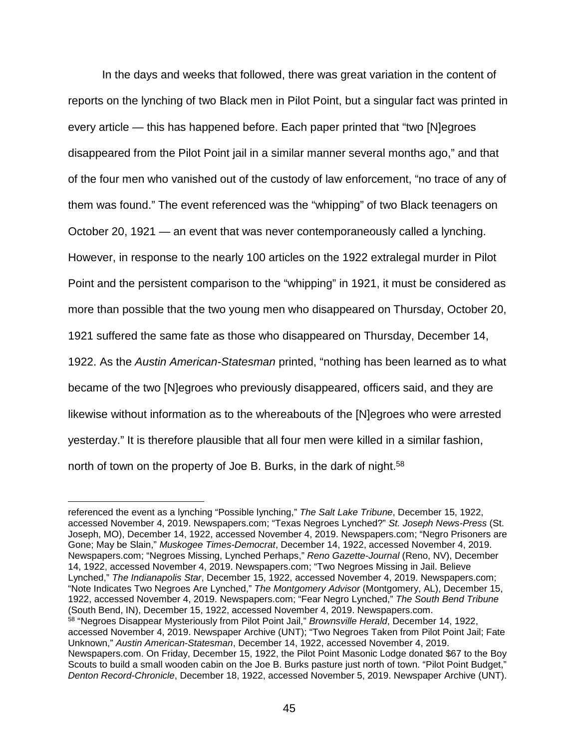In the days and weeks that followed, there was great variation in the content of reports on the lynching of two Black men in Pilot Point, but a singular fact was printed in every article — this has happened before. Each paper printed that "two [N]egroes disappeared from the Pilot Point jail in a similar manner several months ago," and that of the four men who vanished out of the custody of law enforcement, "no trace of any of them was found." The event referenced was the "whipping" of two Black teenagers on October 20, 1921 — an event that was never contemporaneously called a lynching. However, in response to the nearly 100 articles on the 1922 extralegal murder in Pilot Point and the persistent comparison to the "whipping" in 1921, it must be considered as more than possible that the two young men who disappeared on Thursday, October 20, 1921 suffered the same fate as those who disappeared on Thursday, December 14, 1922. As the *Austin American-Statesman* printed, "nothing has been learned as to what became of the two [N]egroes who previously disappeared, officers said, and they are likewise without information as to the whereabouts of the [N]egroes who were arrested yesterday." It is therefore plausible that all four men were killed in a similar fashion, north of town on the property of Joe B. Burks, in the dark of night.[58]

---

referenced the event as a lynching "Possible lynching," *The Salt Lake Tribune*, December 15, 1922, accessed November 4, 2019. Newspapers.com; "Texas Negroes Lynched?" *St. Joseph News-Press* (St. Joseph, MO), December 14, 1922, accessed November 4, 2019. Newspapers.com; "Negro Prisoners are Gone; May be Slain," *Muskogee Times-Democrat*, December 14, 1922, accessed November 4, 2019. Newspapers.com; "Negroes Missing, Lynched Perhaps," *Reno Gazette-Journal* (Reno, NV), December 14, 1922, accessed November 4, 2019. Newspapers.com; "Two Negroes Missing in Jail. Believe Lynched," *The Indianapolis Star*, December 15, 1922, accessed November 4, 2019. Newspapers.com; "Note Indicates Two Negroes Are Lynched," *The Montgomery Advisor* (Montgomery, AL), December 15, 1922, accessed November 4, 2019. Newspapers.com; "Fear Negro Lynched," *The South Bend Tribune* (South Bend, IN), December 15, 1922, accessed November 4, 2019. Newspapers.com.

[58] "Negroes Disappear Mysteriously from Pilot Point Jail," *Brownsville Herald*, December 14, 1922, accessed November 4, 2019. Newspaper Archive (UNT); "Two Negroes Taken from Pilot Point Jail; Fate Unknown," *Austin American-Statesman*, December 14, 1922, accessed November 4, 2019. Newspapers.com. On Friday, December 15, 1922, the Pilot Point Masonic Lodge donated $67 to the Boy Scouts to build a small wooden cabin on the Joe B. Burks pasture just north of town. "Pilot Point Budget," *Denton Record-Chronicle*, December 18, 1922, accessed November 5, 2019. Newspaper Archive (UNT).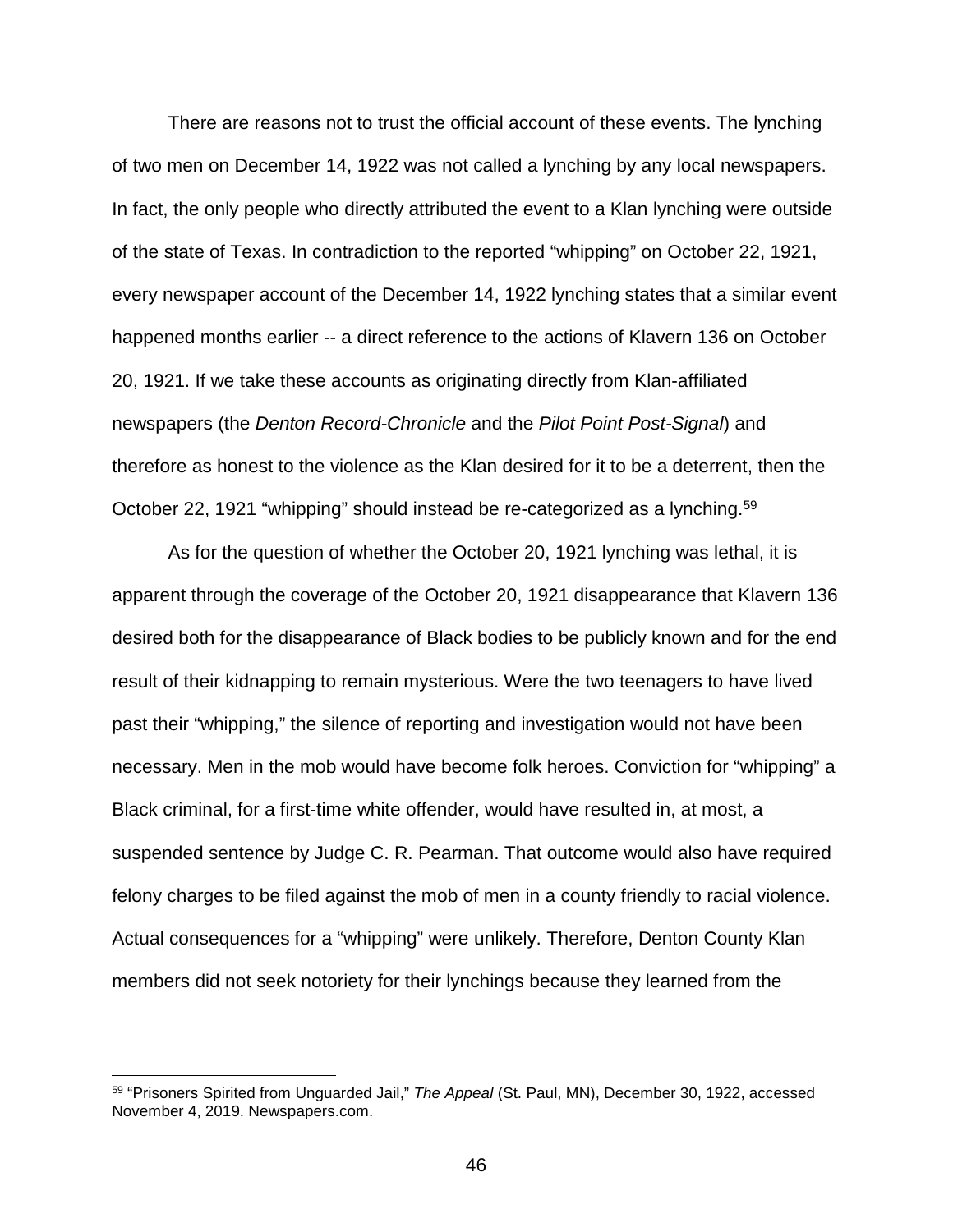There are reasons not to trust the official account of these events. The lynching of two men on December 14, 1922 was not called a lynching by any local newspapers. In fact, the only people who directly attributed the event to a Klan lynching were outside of the state of Texas. In contradiction to the reported "whipping" on October 22, 1921, every newspaper account of the December 14, 1922 lynching states that a similar event happened months earlier -- a direct reference to the actions of Klavern 136 on October 20, 1921. If we take these accounts as originating directly from Klan-affiliated newspapers (the *Denton Record-Chronicle* and the *Pilot Point Post-Signal*) and therefore as honest to the violence as the Klan desired for it to be a deterrent, then the October 22, 1921 "whipping" should instead be re-categorized as a lynching.[59]

As for the question of whether the October 20, 1921 lynching was lethal, it is apparent through the coverage of the October 20, 1921 disappearance that Klavern 136 desired both for the disappearance of Black bodies to be publicly known and for the end result of their kidnapping to remain mysterious. Were the two teenagers to have lived past their "whipping," the silence of reporting and investigation would not have been necessary. Men in the mob would have become folk heroes. Conviction for "whipping" a Black criminal, for a first-time white offender, would have resulted in, at most, a suspended sentence by Judge C. R. Pearman. That outcome would also have required felony charges to be filed against the mob of men in a county friendly to racial violence. Actual consequences for a "whipping" were unlikely. Therefore, Denton County Klan members did not seek notoriety for their lynchings because they learned from the

[59] "Prisoners Spirited from Unguarded Jail," *The Appeal* (St. Paul, MN), December 30, 1922, accessed November 4, 2019. Newspapers.com.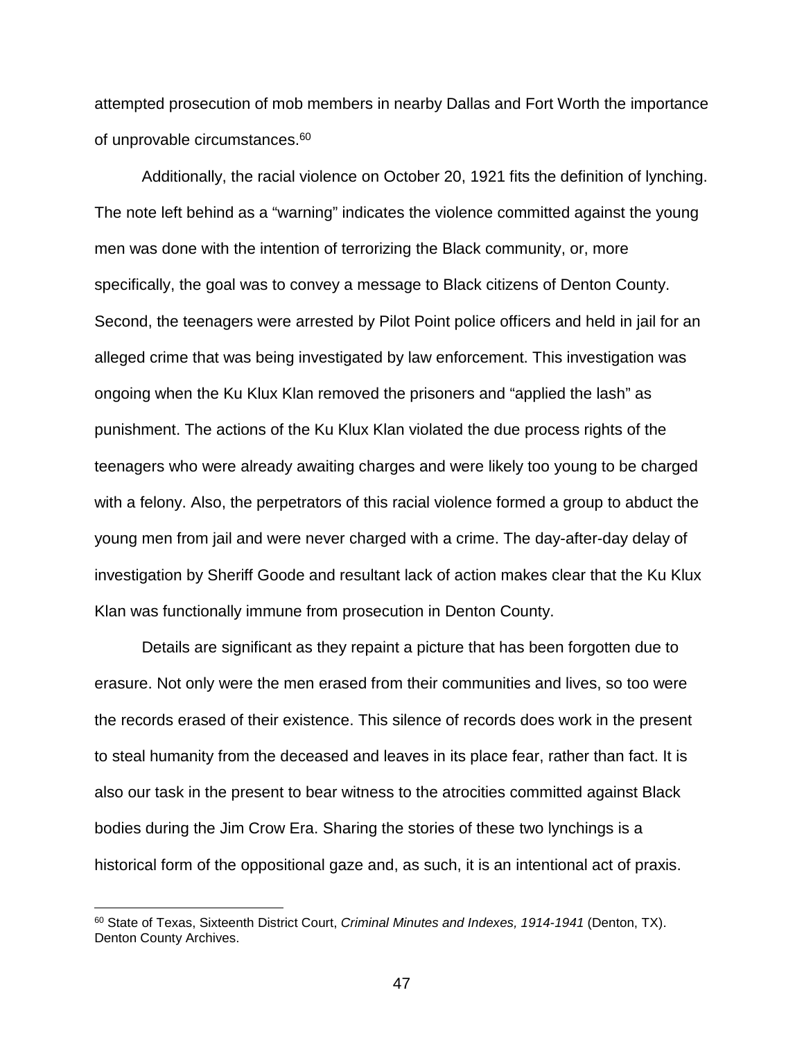attempted prosecution of mob members in nearby Dallas and Fort Worth the importance of unprovable circumstances.[60]

Additionally, the racial violence on October 20, 1921 fits the definition of lynching. The note left behind as a "warning" indicates the violence committed against the young men was done with the intention of terrorizing the Black community, or, more specifically, the goal was to convey a message to Black citizens of Denton County. Second, the teenagers were arrested by Pilot Point police officers and held in jail for an alleged crime that was being investigated by law enforcement. This investigation was ongoing when the Ku Klux Klan removed the prisoners and "applied the lash" as punishment. The actions of the Ku Klux Klan violated the due process rights of the teenagers who were already awaiting charges and were likely too young to be charged with a felony. Also, the perpetrators of this racial violence formed a group to abduct the young men from jail and were never charged with a crime. The day-after-day delay of investigation by Sheriff Goode and resultant lack of action makes clear that the Ku Klux Klan was functionally immune from prosecution in Denton County.

Details are significant as they repaint a picture that has been forgotten due to erasure. Not only were the men erased from their communities and lives, so too were the records erased of their existence. This silence of records does work in the present to steal humanity from the deceased and leaves in its place fear, rather than fact. It is also our task in the present to bear witness to the atrocities committed against Black bodies during the Jim Crow Era. Sharing the stories of these two lynchings is a historical form of the oppositional gaze and, as such, it is an intentional act of praxis.

[60] State of Texas, Sixteenth District Court, *Criminal Minutes and Indexes, 1914-1941* (Denton, TX). Denton County Archives.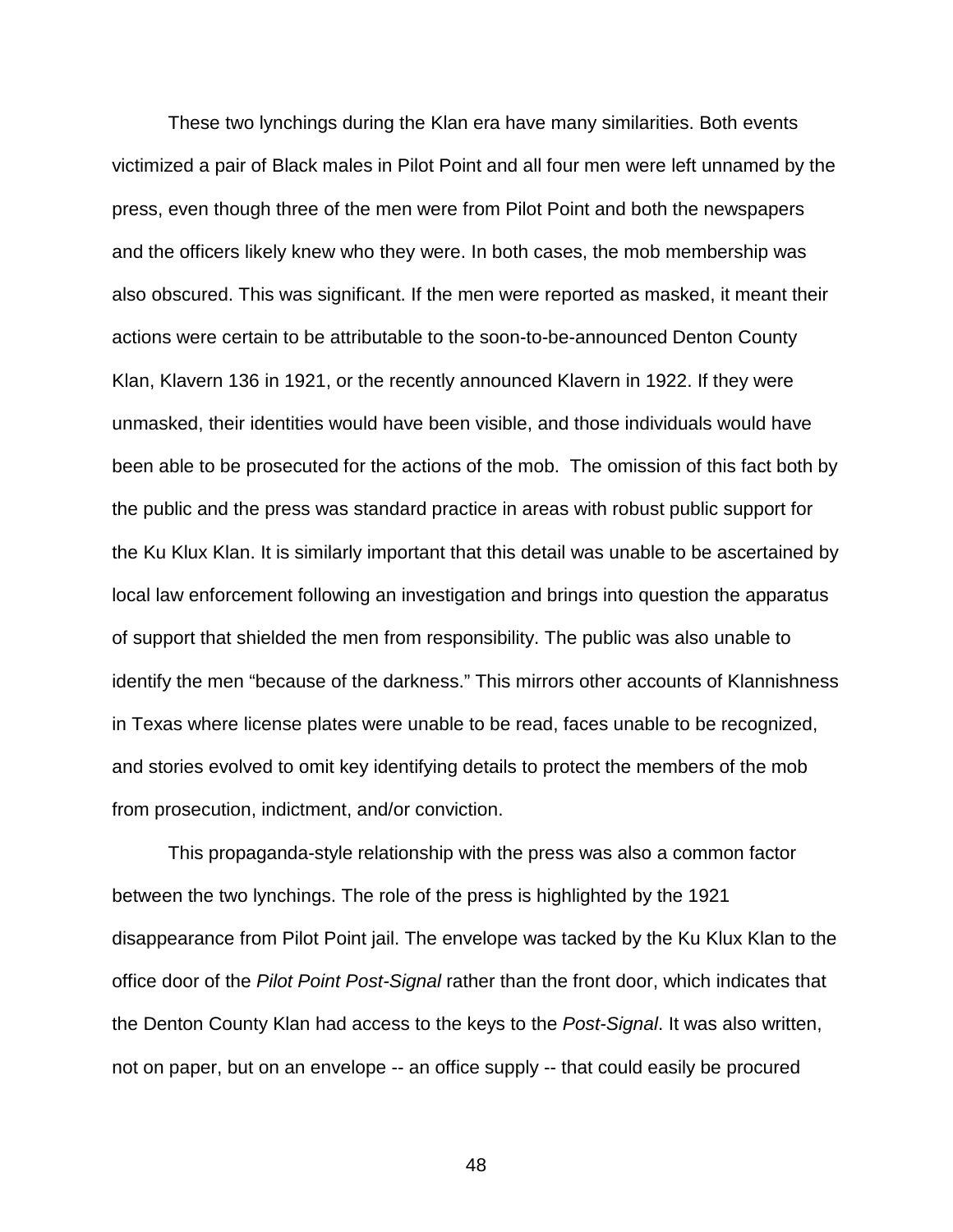These two lynchings during the Klan era have many similarities. Both events victimized a pair of Black males in Pilot Point and all four men were left unnamed by the press, even though three of the men were from Pilot Point and both the newspapers and the officers likely knew who they were. In both cases, the mob membership was also obscured. This was significant. If the men were reported as masked, it meant their actions were certain to be attributable to the soon-to-be-announced Denton County Klan, Klavern 136 in 1921, or the recently announced Klavern in 1922. If they were unmasked, their identities would have been visible, and those individuals would have been able to be prosecuted for the actions of the mob.  The omission of this fact both by the public and the press was standard practice in areas with robust public support for the Ku Klux Klan. It is similarly important that this detail was unable to be ascertained by local law enforcement following an investigation and brings into question the apparatus of support that shielded the men from responsibility. The public was also unable to identify the men "because of the darkness." This mirrors other accounts of Klannishness in Texas where license plates were unable to be read, faces unable to be recognized, and stories evolved to omit key identifying details to protect the members of the mob from prosecution, indictment, and/or conviction.

This propaganda-style relationship with the press was also a common factor between the two lynchings. The role of the press is highlighted by the 1921 disappearance from Pilot Point jail. The envelope was tacked by the Ku Klux Klan to the office door of the *Pilot Point Post-Signal* rather than the front door, which indicates that the Denton County Klan had access to the keys to the *Post-Signal*. It was also written, not on paper, but on an envelope -- an office supply -- that could easily be procured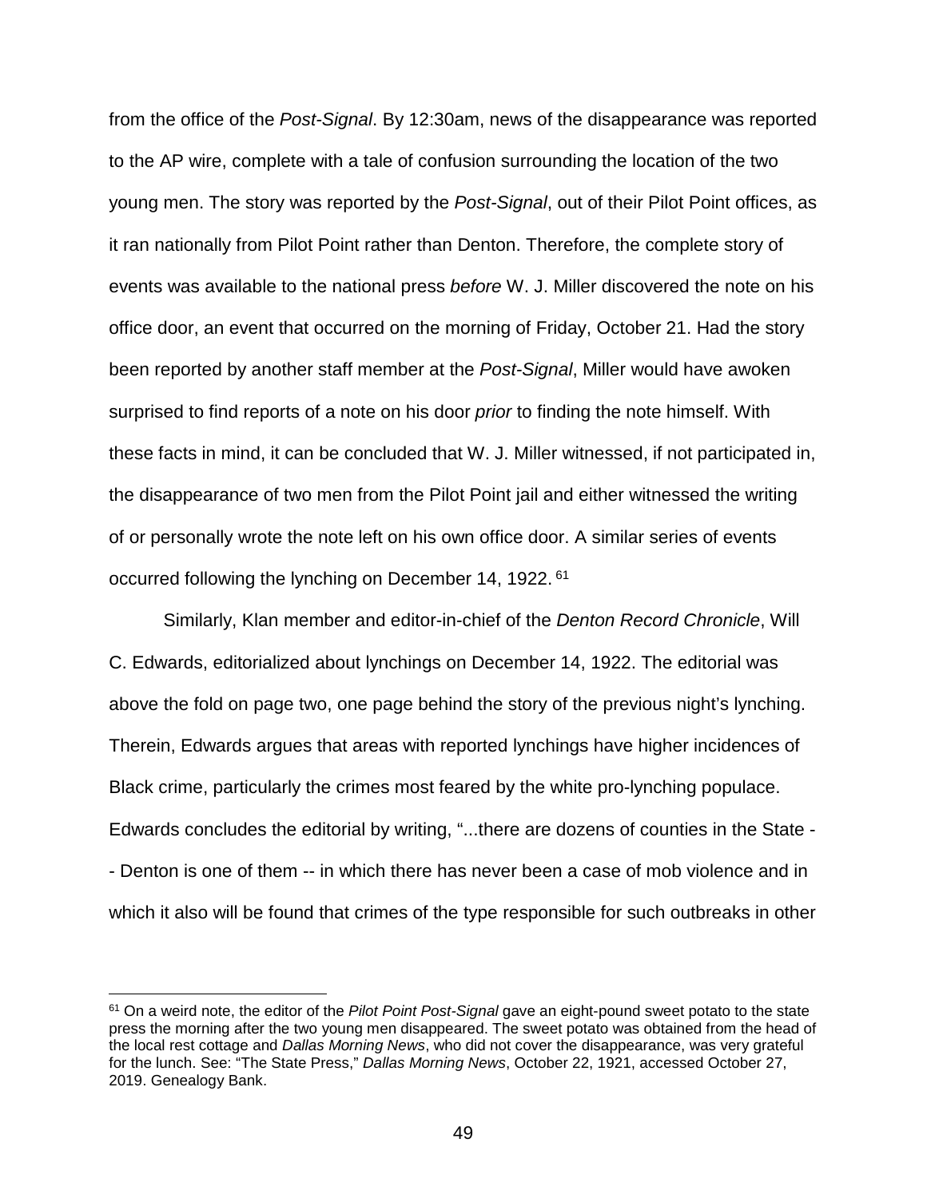from the office of the *Post-Signal*. By 12:30am, news of the disappearance was reported to the AP wire, complete with a tale of confusion surrounding the location of the two young men. The story was reported by the *Post-Signal*, out of their Pilot Point offices, as it ran nationally from Pilot Point rather than Denton. Therefore, the complete story of events was available to the national press *before* W. J. Miller discovered the note on his office door, an event that occurred on the morning of Friday, October 21. Had the story been reported by another staff member at the *Post-Signal*, Miller would have awoken surprised to find reports of a note on his door *prior* to finding the note himself. With these facts in mind, it can be concluded that W. J. Miller witnessed, if not participated in, the disappearance of two men from the Pilot Point jail and either witnessed the writing of or personally wrote the note left on his own office door. A similar series of events occurred following the lynching on December 14, 1922. [61]

Similarly, Klan member and editor-in-chief of the *Denton Record Chronicle*, Will C. Edwards, editorialized about lynchings on December 14, 1922. The editorial was above the fold on page two, one page behind the story of the previous night's lynching. Therein, Edwards argues that areas with reported lynchings have higher incidences of Black crime, particularly the crimes most feared by the white pro-lynching populace. Edwards concludes the editorial by writing, "...there are dozens of counties in the State -- Denton is one of them -- in which there has never been a case of mob violence and in which it also will be found that crimes of the type responsible for such outbreaks in other

[61] On a weird note, the editor of the *Pilot Point Post-Signal* gave an eight-pound sweet potato to the state press the morning after the two young men disappeared. The sweet potato was obtained from the head of the local rest cottage and *Dallas Morning News*, who did not cover the disappearance, was very grateful for the lunch. See: "The State Press," *Dallas Morning News*, October 22, 1921, accessed October 27, 2019. Genealogy Bank.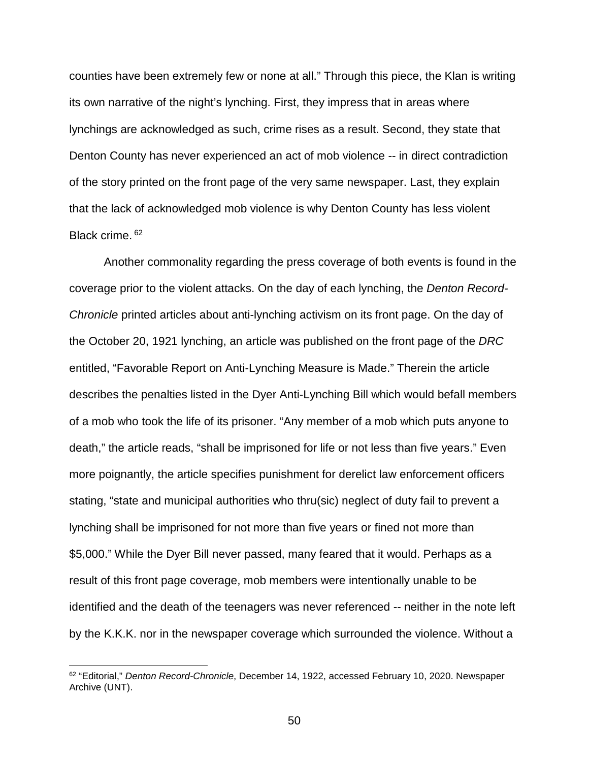counties have been extremely few or none at all." Through this piece, the Klan is writing its own narrative of the night's lynching. First, they impress that in areas where lynchings are acknowledged as such, crime rises as a result. Second, they state that Denton County has never experienced an act of mob violence -- in direct contradiction of the story printed on the front page of the very same newspaper. Last, they explain that the lack of acknowledged mob violence is why Denton County has less violent Black crime.[62]

Another commonality regarding the press coverage of both events is found in the coverage prior to the violent attacks. On the day of each lynching, the *Denton Record-Chronicle* printed articles about anti-lynching activism on its front page. On the day of the October 20, 1921 lynching, an article was published on the front page of the *DRC* entitled, "Favorable Report on Anti-Lynching Measure is Made." Therein the article describes the penalties listed in the Dyer Anti-Lynching Bill which would befall members of a mob who took the life of its prisoner. "Any member of a mob which puts anyone to death," the article reads, "shall be imprisoned for life or not less than five years." Even more poignantly, the article specifies punishment for derelict law enforcement officers stating, "state and municipal authorities who thru(sic) neglect of duty fail to prevent a lynching shall be imprisoned for not more than five years or fined not more than $5,000." While the Dyer Bill never passed, many feared that it would. Perhaps as a result of this front page coverage, mob members were intentionally unable to be identified and the death of the teenagers was never referenced -- neither in the note left by the K.K.K. nor in the newspaper coverage which surrounded the violence. Without a

[62] "Editorial," *Denton Record-Chronicle*, December 14, 1922, accessed February 10, 2020. Newspaper Archive (UNT).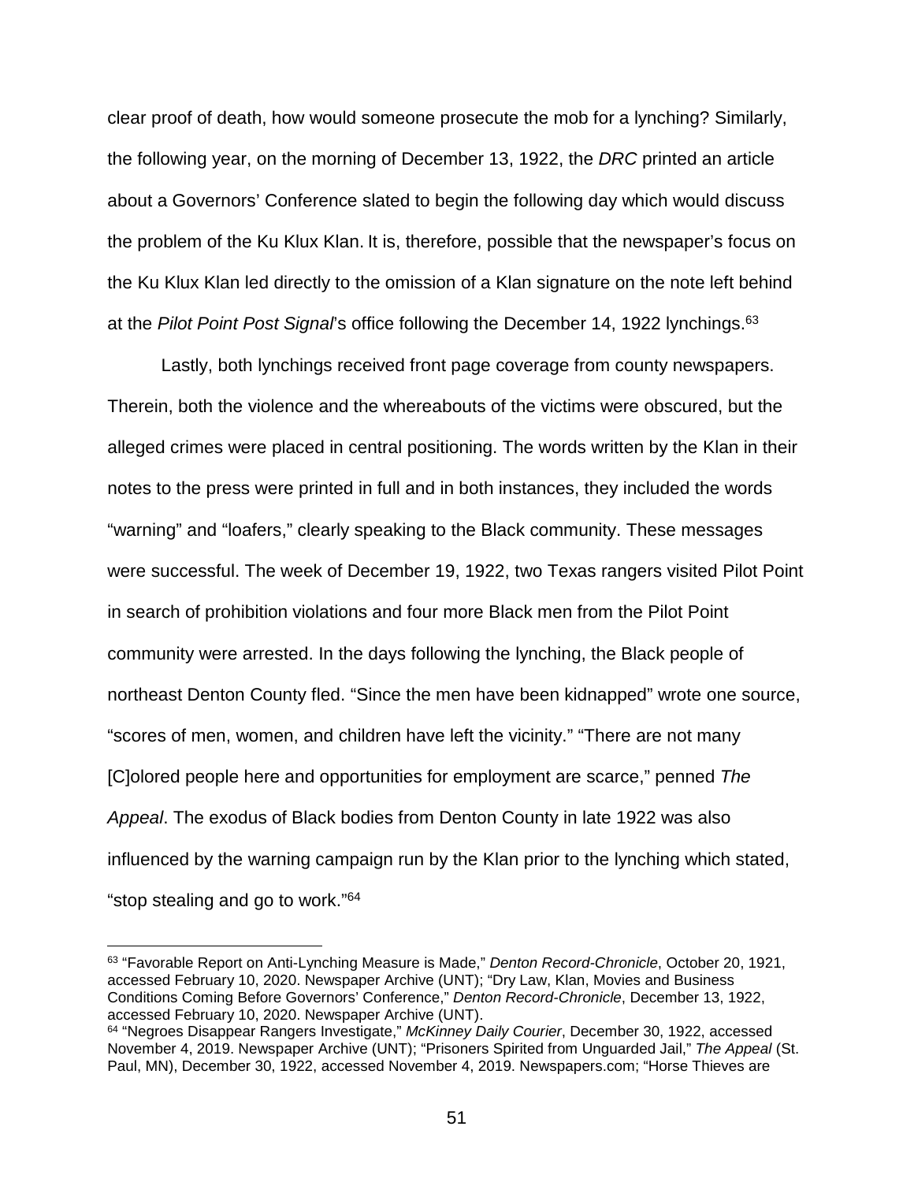clear proof of death, how would someone prosecute the mob for a lynching? Similarly, the following year, on the morning of December 13, 1922, the *DRC* printed an article about a Governors' Conference slated to begin the following day which would discuss the problem of the Ku Klux Klan. It is, therefore, possible that the newspaper's focus on the Ku Klux Klan led directly to the omission of a Klan signature on the note left behind at the *Pilot Point Post Signal*'s office following the December 14, 1922 lynchings.[63]

Lastly, both lynchings received front page coverage from county newspapers. Therein, both the violence and the whereabouts of the victims were obscured, but the alleged crimes were placed in central positioning. The words written by the Klan in their notes to the press were printed in full and in both instances, they included the words "warning" and "loafers," clearly speaking to the Black community. These messages were successful. The week of December 19, 1922, two Texas rangers visited Pilot Point in search of prohibition violations and four more Black men from the Pilot Point community were arrested. In the days following the lynching, the Black people of northeast Denton County fled. "Since the men have been kidnapped" wrote one source, "scores of men, women, and children have left the vicinity." "There are not many [C]olored people here and opportunities for employment are scarce," penned *The Appeal*. The exodus of Black bodies from Denton County in late 1922 was also influenced by the warning campaign run by the Klan prior to the lynching which stated, "stop stealing and go to work."[64]

---

[63] "Favorable Report on Anti-Lynching Measure is Made," *Denton Record-Chronicle*, October 20, 1921, accessed February 10, 2020. Newspaper Archive (UNT); "Dry Law, Klan, Movies and Business Conditions Coming Before Governors' Conference," *Denton Record-Chronicle*, December 13, 1922, accessed February 10, 2020. Newspaper Archive (UNT).

[64] "Negroes Disappear Rangers Investigate," *McKinney Daily Courier*, December 30, 1922, accessed November 4, 2019. Newspaper Archive (UNT); "Prisoners Spirited from Unguarded Jail," *The Appeal* (St. Paul, MN), December 30, 1922, accessed November 4, 2019. Newspapers.com; "Horse Thieves are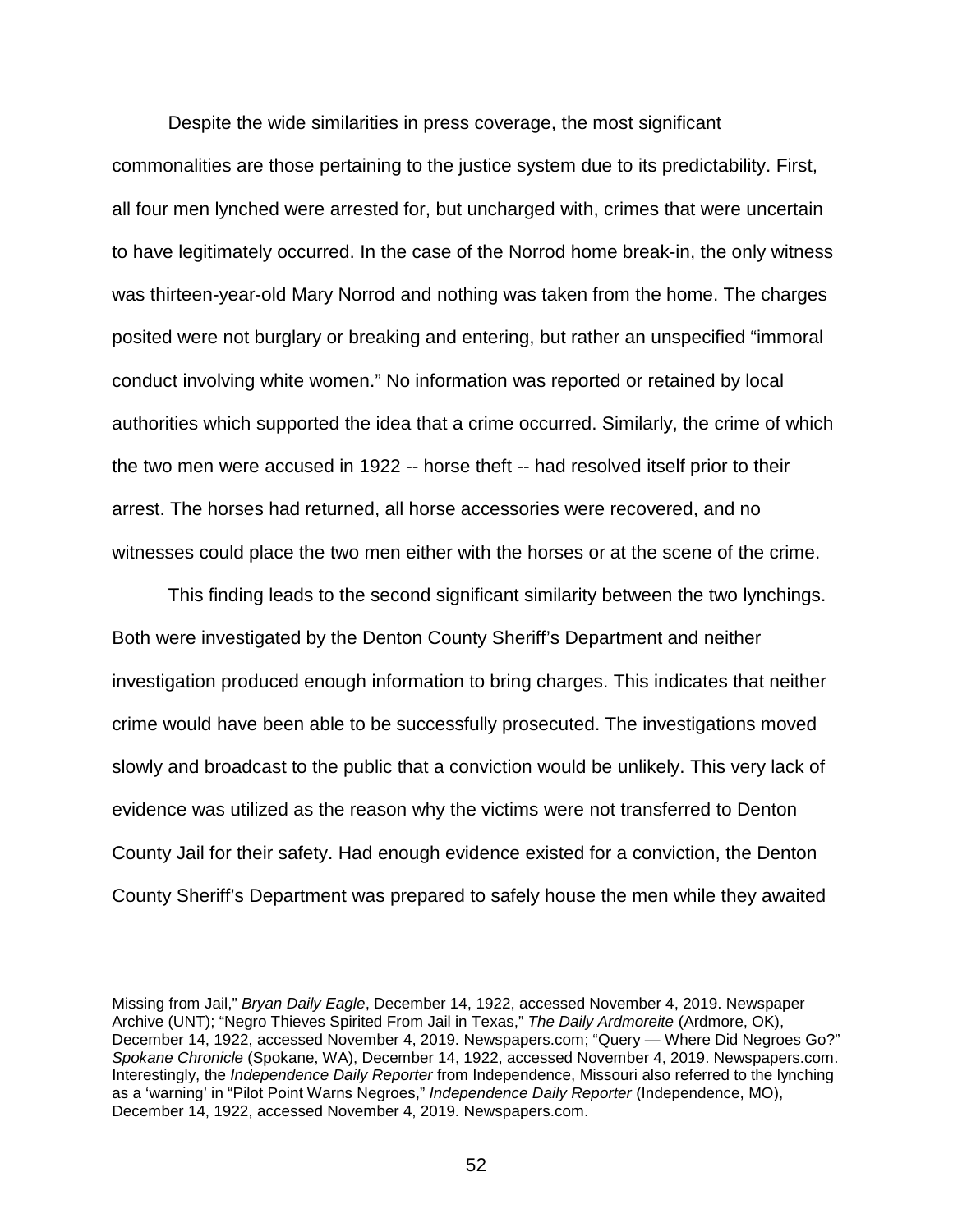Despite the wide similarities in press coverage, the most significant commonalities are those pertaining to the justice system due to its predictability. First, all four men lynched were arrested for, but uncharged with, crimes that were uncertain to have legitimately occurred. In the case of the Norrod home break-in, the only witness was thirteen-year-old Mary Norrod and nothing was taken from the home. The charges posited were not burglary or breaking and entering, but rather an unspecified "immoral conduct involving white women." No information was reported or retained by local authorities which supported the idea that a crime occurred. Similarly, the crime of which the two men were accused in 1922 -- horse theft -- had resolved itself prior to their arrest. The horses had returned, all horse accessories were recovered, and no witnesses could place the two men either with the horses or at the scene of the crime.

This finding leads to the second significant similarity between the two lynchings. Both were investigated by the Denton County Sheriff's Department and neither investigation produced enough information to bring charges. This indicates that neither crime would have been able to be successfully prosecuted. The investigations moved slowly and broadcast to the public that a conviction would be unlikely. This very lack of evidence was utilized as the reason why the victims were not transferred to Denton County Jail for their safety. Had enough evidence existed for a conviction, the Denton County Sheriff's Department was prepared to safely house the men while they awaited

---

Missing from Jail," *Bryan Daily Eagle*, December 14, 1922, accessed November 4, 2019. Newspaper Archive (UNT); "Negro Thieves Spirited From Jail in Texas," *The Daily Ardmoreite* (Ardmore, OK), December 14, 1922, accessed November 4, 2019. Newspapers.com; "Query — Where Did Negroes Go?" *Spokane Chronicle* (Spokane, WA), December 14, 1922, accessed November 4, 2019. Newspapers.com. Interestingly, the *Independence Daily Reporter* from Independence, Missouri also referred to the lynching as a 'warning' in "Pilot Point Warns Negroes," *Independence Daily Reporter* (Independence, MO), December 14, 1922, accessed November 4, 2019. Newspapers.com.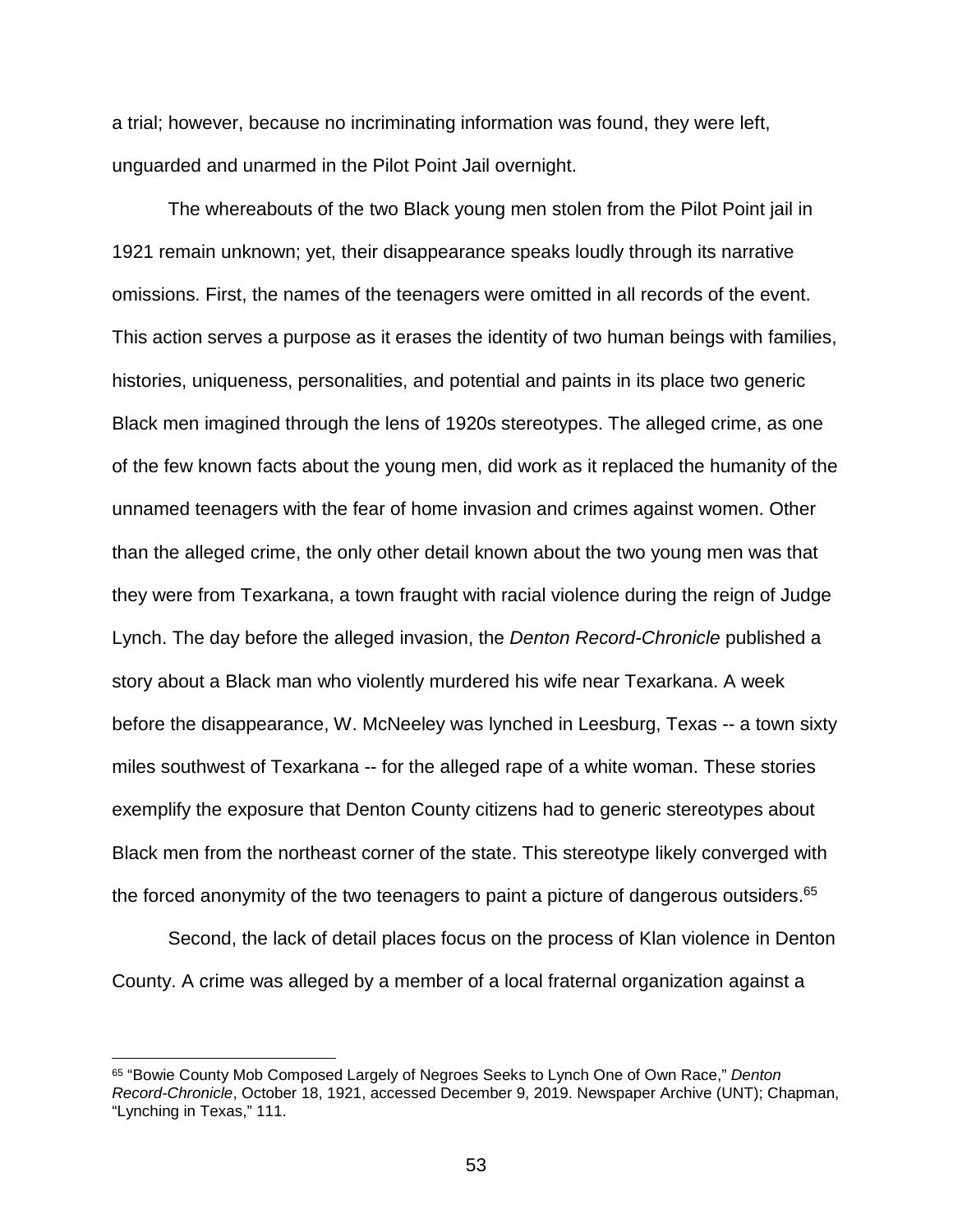a trial; however, because no incriminating information was found, they were left, unguarded and unarmed in the Pilot Point Jail overnight.

The whereabouts of the two Black young men stolen from the Pilot Point jail in 1921 remain unknown; yet, their disappearance speaks loudly through its narrative omissions. First, the names of the teenagers were omitted in all records of the event. This action serves a purpose as it erases the identity of two human beings with families, histories, uniqueness, personalities, and potential and paints in its place two generic Black men imagined through the lens of 1920s stereotypes. The alleged crime, as one of the few known facts about the young men, did work as it replaced the humanity of the unnamed teenagers with the fear of home invasion and crimes against women. Other than the alleged crime, the only other detail known about the two young men was that they were from Texarkana, a town fraught with racial violence during the reign of Judge Lynch. The day before the alleged invasion, the *Denton Record-Chronicle* published a story about a Black man who violently murdered his wife near Texarkana. A week before the disappearance, W. McNeeley was lynched in Leesburg, Texas -- a town sixty miles southwest of Texarkana -- for the alleged rape of a white woman. These stories exemplify the exposure that Denton County citizens had to generic stereotypes about Black men from the northeast corner of the state. This stereotype likely converged with the forced anonymity of the two teenagers to paint a picture of dangerous outsiders.[65]

Second, the lack of detail places focus on the process of Klan violence in Denton County. A crime was alleged by a member of a local fraternal organization against a

---

[65] "Bowie County Mob Composed Largely of Negroes Seeks to Lynch One of Own Race," *Denton Record-Chronicle*, October 18, 1921, accessed December 9, 2019. Newspaper Archive (UNT); Chapman, "Lynching in Texas," 111.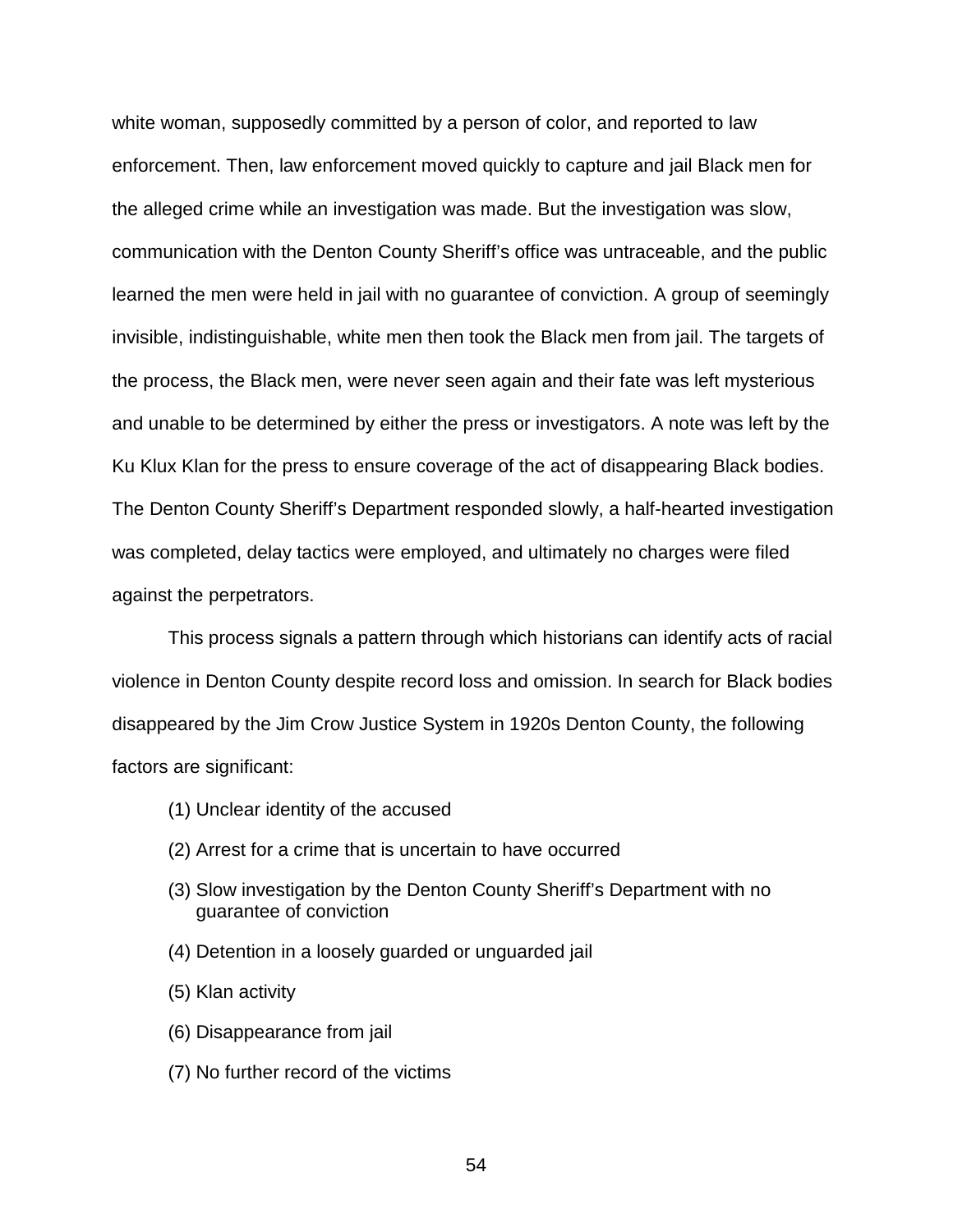white woman, supposedly committed by a person of color, and reported to law enforcement. Then, law enforcement moved quickly to capture and jail Black men for the alleged crime while an investigation was made. But the investigation was slow, communication with the Denton County Sheriff's office was untraceable, and the public learned the men were held in jail with no guarantee of conviction. A group of seemingly invisible, indistinguishable, white men then took the Black men from jail. The targets of the process, the Black men, were never seen again and their fate was left mysterious and unable to be determined by either the press or investigators. A note was left by the Ku Klux Klan for the press to ensure coverage of the act of disappearing Black bodies. The Denton County Sheriff's Department responded slowly, a half-hearted investigation was completed, delay tactics were employed, and ultimately no charges were filed against the perpetrators.

This process signals a pattern through which historians can identify acts of racial violence in Denton County despite record loss and omission. In search for Black bodies disappeared by the Jim Crow Justice System in 1920s Denton County, the following factors are significant:

(1) Unclear identity of the accused

(2) Arrest for a crime that is uncertain to have occurred

(3) Slow investigation by the Denton County Sheriff's Department with no guarantee of conviction

(4) Detention in a loosely guarded or unguarded jail

(5) Klan activity

(6) Disappearance from jail

(7) No further record of the victims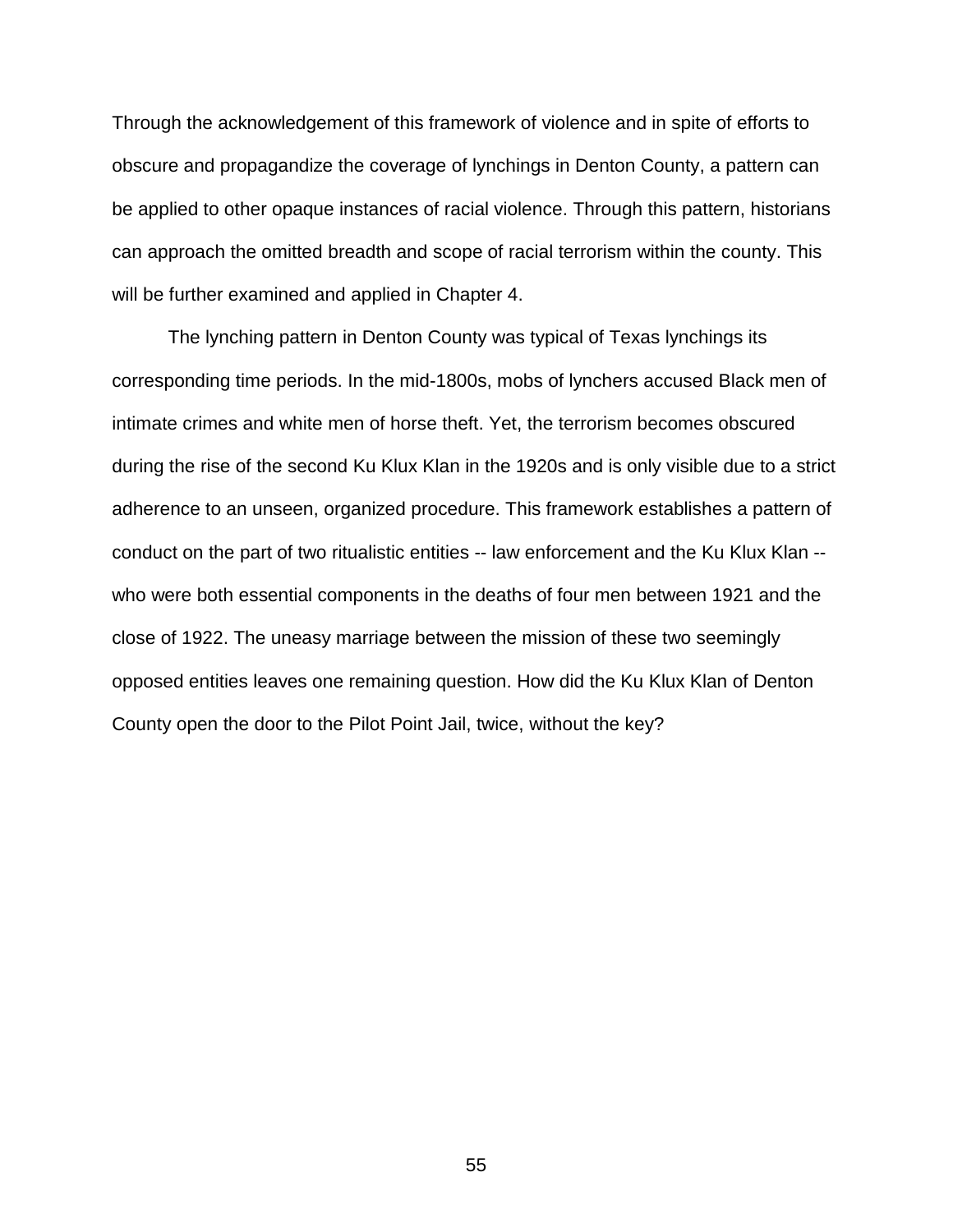Through the acknowledgement of this framework of violence and in spite of efforts to obscure and propagandize the coverage of lynchings in Denton County, a pattern can be applied to other opaque instances of racial violence. Through this pattern, historians can approach the omitted breadth and scope of racial terrorism within the county. This will be further examined and applied in Chapter 4.

The lynching pattern in Denton County was typical of Texas lynchings its corresponding time periods. In the mid-1800s, mobs of lynchers accused Black men of intimate crimes and white men of horse theft. Yet, the terrorism becomes obscured during the rise of the second Ku Klux Klan in the 1920s and is only visible due to a strict adherence to an unseen, organized procedure. This framework establishes a pattern of conduct on the part of two ritualistic entities -- law enforcement and the Ku Klux Klan -- who were both essential components in the deaths of four men between 1921 and the close of 1922. The uneasy marriage between the mission of these two seemingly opposed entities leaves one remaining question. How did the Ku Klux Klan of Denton County open the door to the Pilot Point Jail, twice, without the key?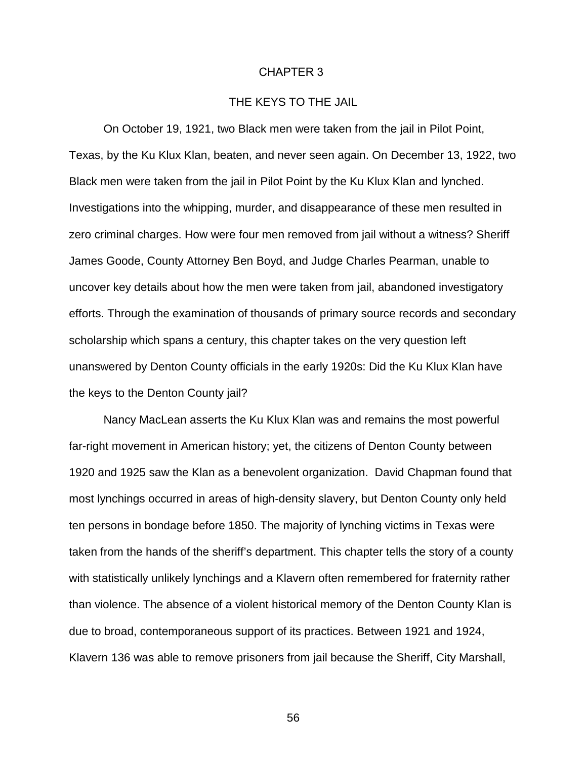# CHAPTER 3

## THE KEYS TO THE JAIL

On October 19, 1921, two Black men were taken from the jail in Pilot Point, Texas, by the Ku Klux Klan, beaten, and never seen again. On December 13, 1922, two Black men were taken from the jail in Pilot Point by the Ku Klux Klan and lynched. Investigations into the whipping, murder, and disappearance of these men resulted in zero criminal charges. How were four men removed from jail without a witness? Sheriff James Goode, County Attorney Ben Boyd, and Judge Charles Pearman, unable to uncover key details about how the men were taken from jail, abandoned investigatory efforts. Through the examination of thousands of primary source records and secondary scholarship which spans a century, this chapter takes on the very question left unanswered by Denton County officials in the early 1920s: Did the Ku Klux Klan have the keys to the Denton County jail?

Nancy MacLean asserts the Ku Klux Klan was and remains the most powerful far-right movement in American history; yet, the citizens of Denton County between 1920 and 1925 saw the Klan as a benevolent organization. David Chapman found that most lynchings occurred in areas of high-density slavery, but Denton County only held ten persons in bondage before 1850. The majority of lynching victims in Texas were taken from the hands of the sheriff's department. This chapter tells the story of a county with statistically unlikely lynchings and a Klavern often remembered for fraternity rather than violence. The absence of a violent historical memory of the Denton County Klan is due to broad, contemporaneous support of its practices. Between 1921 and 1924, Klavern 136 was able to remove prisoners from jail because the Sheriff, City Marshall,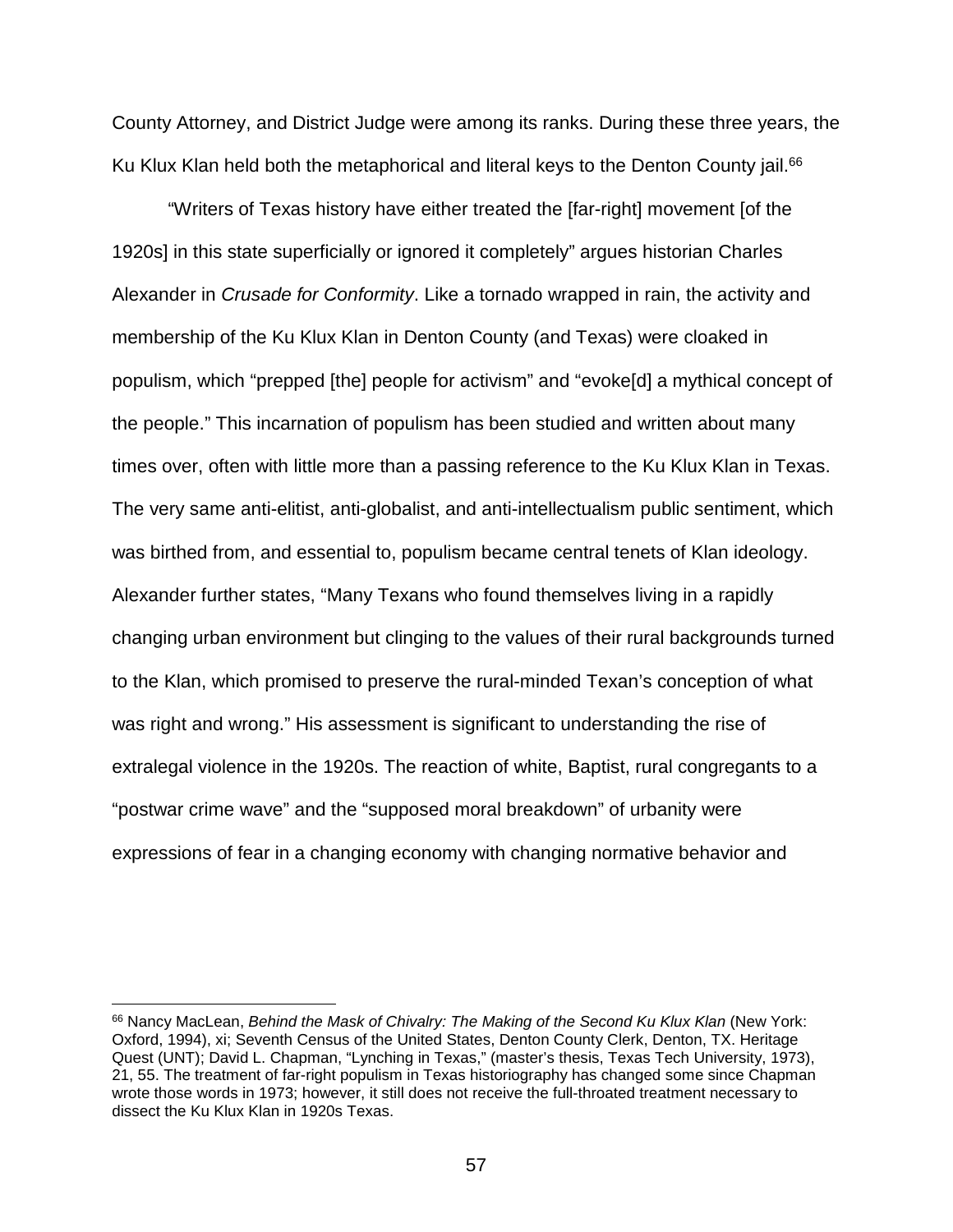County Attorney, and District Judge were among its ranks. During these three years, the Ku Klux Klan held both the metaphorical and literal keys to the Denton County jail.[66]

"Writers of Texas history have either treated the [far-right] movement [of the 1920s] in this state superficially or ignored it completely" argues historian Charles Alexander in *Crusade for Conformity*. Like a tornado wrapped in rain, the activity and membership of the Ku Klux Klan in Denton County (and Texas) were cloaked in populism, which "prepped [the] people for activism" and "evoke[d] a mythical concept of the people." This incarnation of populism has been studied and written about many times over, often with little more than a passing reference to the Ku Klux Klan in Texas. The very same anti-elitist, anti-globalist, and anti-intellectualism public sentiment, which was birthed from, and essential to, populism became central tenets of Klan ideology. Alexander further states, "Many Texans who found themselves living in a rapidly changing urban environment but clinging to the values of their rural backgrounds turned to the Klan, which promised to preserve the rural-minded Texan's conception of what was right and wrong." His assessment is significant to understanding the rise of extralegal violence in the 1920s. The reaction of white, Baptist, rural congregants to a "postwar crime wave" and the "supposed moral breakdown" of urbanity were expressions of fear in a changing economy with changing normative behavior and

---

[66] Nancy MacLean, *Behind the Mask of Chivalry: The Making of the Second Ku Klux Klan* (New York: Oxford, 1994), xi; Seventh Census of the United States, Denton County Clerk, Denton, TX. Heritage Quest (UNT); David L. Chapman, "Lynching in Texas," (master's thesis, Texas Tech University, 1973), 21, 55. The treatment of far-right populism in Texas historiography has changed some since Chapman wrote those words in 1973; however, it still does not receive the full-throated treatment necessary to dissect the Ku Klux Klan in 1920s Texas.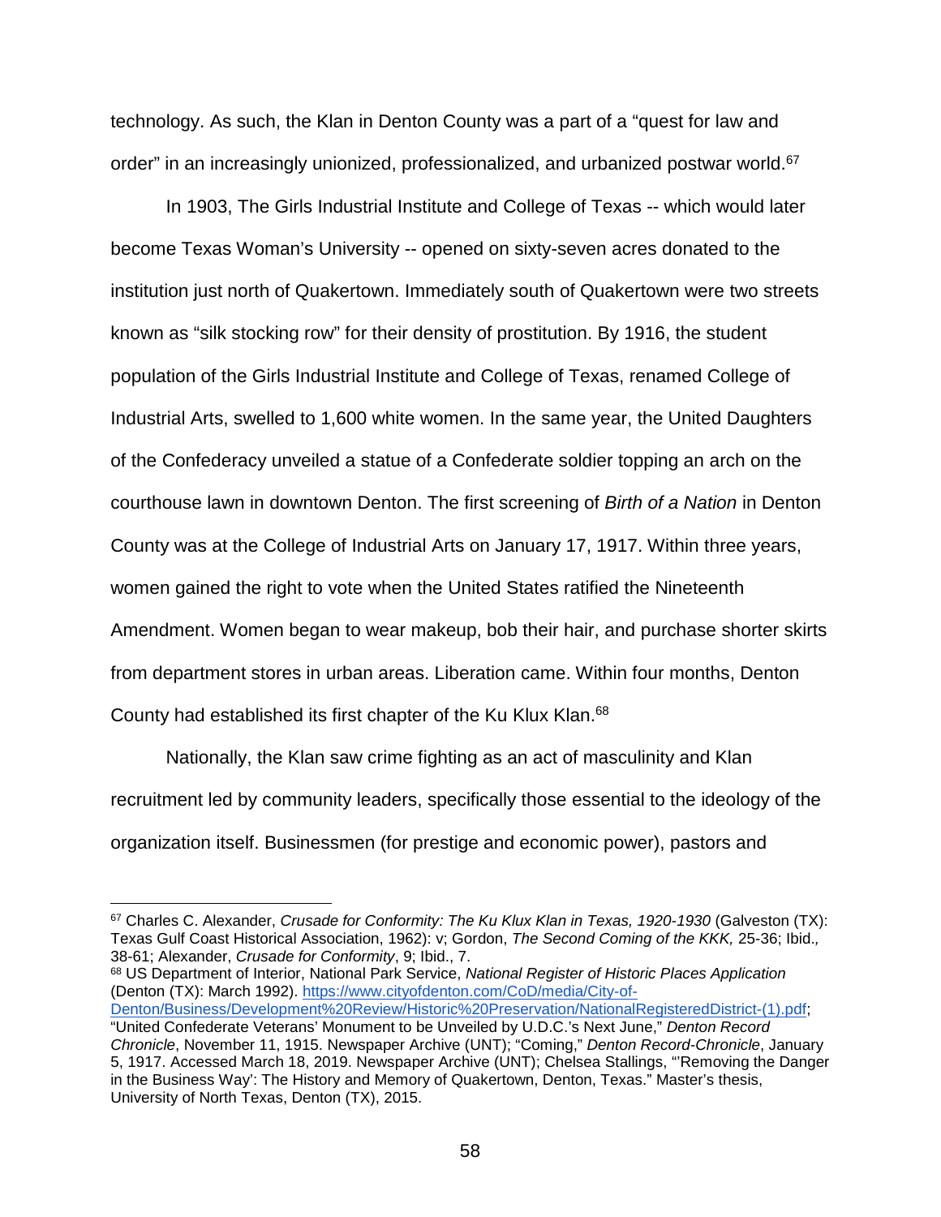technology. As such, the Klan in Denton County was a part of a "quest for law and order" in an increasingly unionized, professionalized, and urbanized postwar world.[67]

In 1903, The Girls Industrial Institute and College of Texas -- which would later become Texas Woman's University -- opened on sixty-seven acres donated to the institution just north of Quakertown. Immediately south of Quakertown were two streets known as "silk stocking row" for their density of prostitution. By 1916, the student population of the Girls Industrial Institute and College of Texas, renamed College of Industrial Arts, swelled to 1,600 white women. In the same year, the United Daughters of the Confederacy unveiled a statue of a Confederate soldier topping an arch on the courthouse lawn in downtown Denton. The first screening of *Birth of a Nation* in Denton County was at the College of Industrial Arts on January 17, 1917. Within three years, women gained the right to vote when the United States ratified the Nineteenth Amendment. Women began to wear makeup, bob their hair, and purchase shorter skirts from department stores in urban areas. Liberation came. Within four months, Denton County had established its first chapter of the Ku Klux Klan.[68]

Nationally, the Klan saw crime fighting as an act of masculinity and Klan recruitment led by community leaders, specifically those essential to the ideology of the organization itself. Businessmen (for prestige and economic power), pastors and

---

[67] Charles C. Alexander, *Crusade for Conformity: The Ku Klux Klan in Texas, 1920-1930* (Galveston (TX): Texas Gulf Coast Historical Association, 1962): v; Gordon, *The Second Coming of the KKK,* 25-36; Ibid.*,* 38-61; Alexander, *Crusade for Conformity*, 9; Ibid., 7.

[68] US Department of Interior, National Park Service, *National Register of Historic Places Application* (Denton (TX): March 1992). https://www.cityofdenton.com/CoD/media/City-of-Denton/Business/Development%20Review/Historic%20Preservation/NationalRegisteredDistrict-(1).pdf; "United Confederate Veterans' Monument to be Unveiled by U.D.C.'s Next June," *Denton Record Chronicle*, November 11, 1915. Newspaper Archive (UNT); "Coming," *Denton Record-Chronicle*, January 5, 1917. Accessed March 18, 2019. Newspaper Archive (UNT); Chelsea Stallings, "'Removing the Danger in the Business Way': The History and Memory of Quakertown, Denton, Texas." Master's thesis, University of North Texas, Denton (TX), 2015.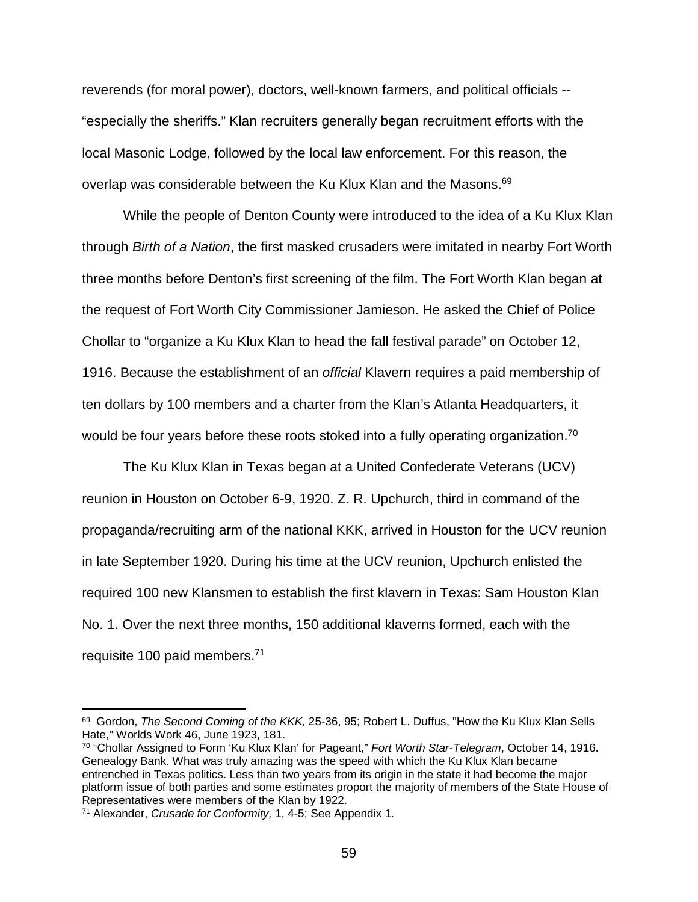reverends (for moral power), doctors, well-known farmers, and political officials -- "especially the sheriffs." Klan recruiters generally began recruitment efforts with the local Masonic Lodge, followed by the local law enforcement. For this reason, the overlap was considerable between the Ku Klux Klan and the Masons.[69]

While the people of Denton County were introduced to the idea of a Ku Klux Klan through *Birth of a Nation*, the first masked crusaders were imitated in nearby Fort Worth three months before Denton's first screening of the film. The Fort Worth Klan began at the request of Fort Worth City Commissioner Jamieson. He asked the Chief of Police Chollar to "organize a Ku Klux Klan to head the fall festival parade" on October 12, 1916. Because the establishment of an *official* Klavern requires a paid membership of ten dollars by 100 members and a charter from the Klan's Atlanta Headquarters, it would be four years before these roots stoked into a fully operating organization.[70]

The Ku Klux Klan in Texas began at a United Confederate Veterans (UCV) reunion in Houston on October 6-9, 1920. Z. R. Upchurch, third in command of the propaganda/recruiting arm of the national KKK, arrived in Houston for the UCV reunion in late September 1920. During his time at the UCV reunion, Upchurch enlisted the required 100 new Klansmen to establish the first klavern in Texas: Sam Houston Klan No. 1. Over the next three months, 150 additional klaverns formed, each with the requisite 100 paid members.[71]

---

[69] Gordon, *The Second Coming of the KKK,* 25-36, 95; Robert L. Duffus, "How the Ku Klux Klan Sells Hate," Worlds Work 46, June 1923, 181.

[70] "Chollar Assigned to Form 'Ku Klux Klan' for Pageant," *Fort Worth Star-Telegram*, October 14, 1916. Genealogy Bank. What was truly amazing was the speed with which the Ku Klux Klan became entrenched in Texas politics. Less than two years from its origin in the state it had become the major platform issue of both parties and some estimates propose the majority of members of the State House of Representatives were members of the Klan by 1922.

[71] Alexander, *Crusade for Conformity,* 1, 4-5; See Appendix 1.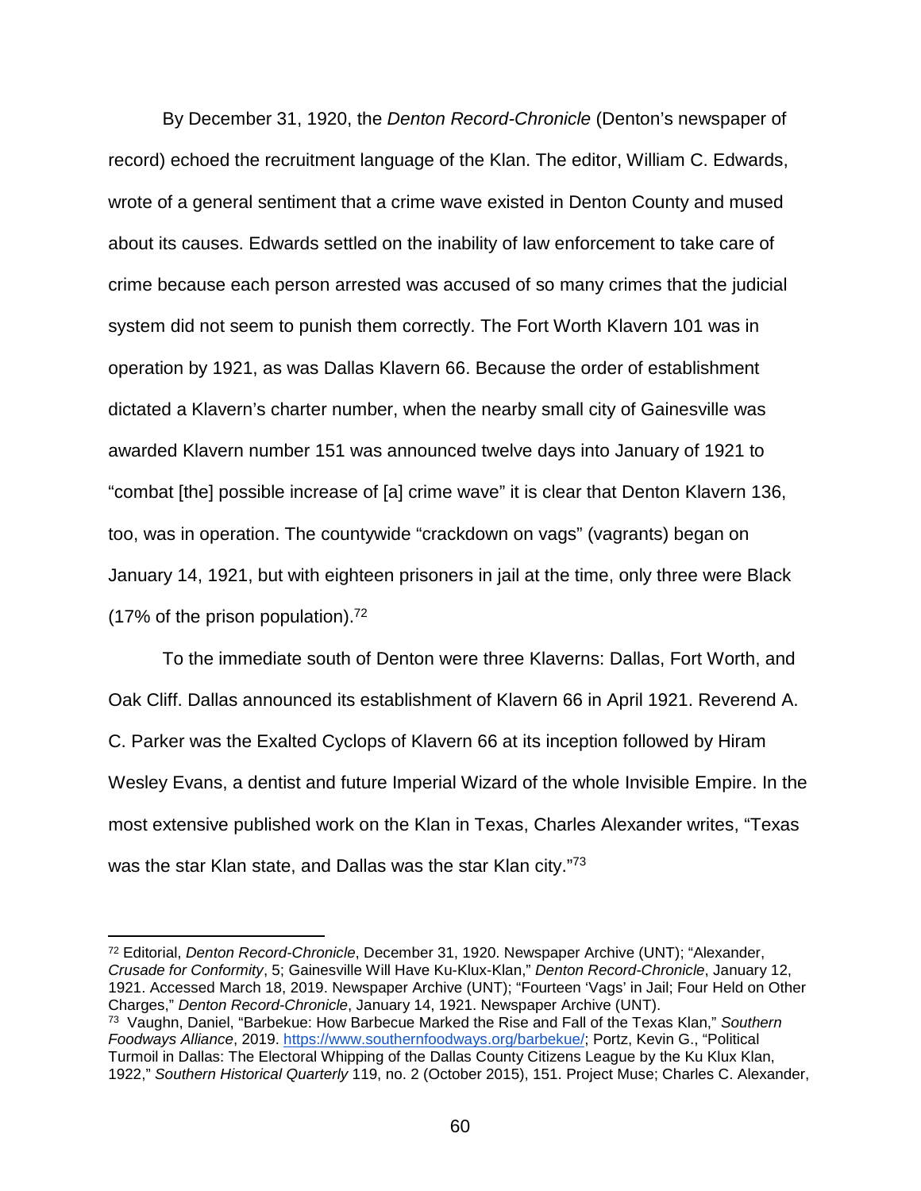By December 31, 1920, the *Denton Record-Chronicle* (Denton's newspaper of record) echoed the recruitment language of the Klan. The editor, William C. Edwards, wrote of a general sentiment that a crime wave existed in Denton County and mused about its causes. Edwards settled on the inability of law enforcement to take care of crime because each person arrested was accused of so many crimes that the judicial system did not seem to punish them correctly. The Fort Worth Klavern 101 was in operation by 1921, as was Dallas Klavern 66. Because the order of establishment dictated a Klavern's charter number, when the nearby small city of Gainesville was awarded Klavern number 151 was announced twelve days into January of 1921 to "combat [the] possible increase of [a] crime wave" it is clear that Denton Klavern 136, too, was in operation. The countywide "crackdown on vags" (vagrants) began on January 14, 1921, but with eighteen prisoners in jail at the time, only three were Black (17% of the prison population).[72]

To the immediate south of Denton were three Klaverns: Dallas, Fort Worth, and Oak Cliff. Dallas announced its establishment of Klavern 66 in April 1921. Reverend A. C. Parker was the Exalted Cyclops of Klavern 66 at its inception followed by Hiram Wesley Evans, a dentist and future Imperial Wizard of the whole Invisible Empire. In the most extensive published work on the Klan in Texas, Charles Alexander writes, "Texas was the star Klan state, and Dallas was the star Klan city."[73]

---

[72] Editorial, *Denton Record-Chronicle*, December 31, 1920. Newspaper Archive (UNT); "Alexander, *Crusade for Conformity*, 5; Gainesville Will Have Ku-Klux-Klan," *Denton Record-Chronicle*, January 12, 1921. Accessed March 18, 2019. Newspaper Archive (UNT); "Fourteen 'Vags' in Jail; Four Held on Other Charges," *Denton Record-Chronicle*, January 14, 1921. Newspaper Archive (UNT).

[73] Vaughn, Daniel, "Barbekue: How Barbecue Marked the Rise and Fall of the Texas Klan," *Southern Foodways Alliance*, 2019. https://www.southernfoodways.org/barbekue/; Portz, Kevin G., "Political Turmoil in Dallas: The Electoral Whipping of the Dallas County Citizens League by the Ku Klux Klan, 1922," *Southern Historical Quarterly* 119, no. 2 (October 2015), 151. Project Muse; Charles C. Alexander,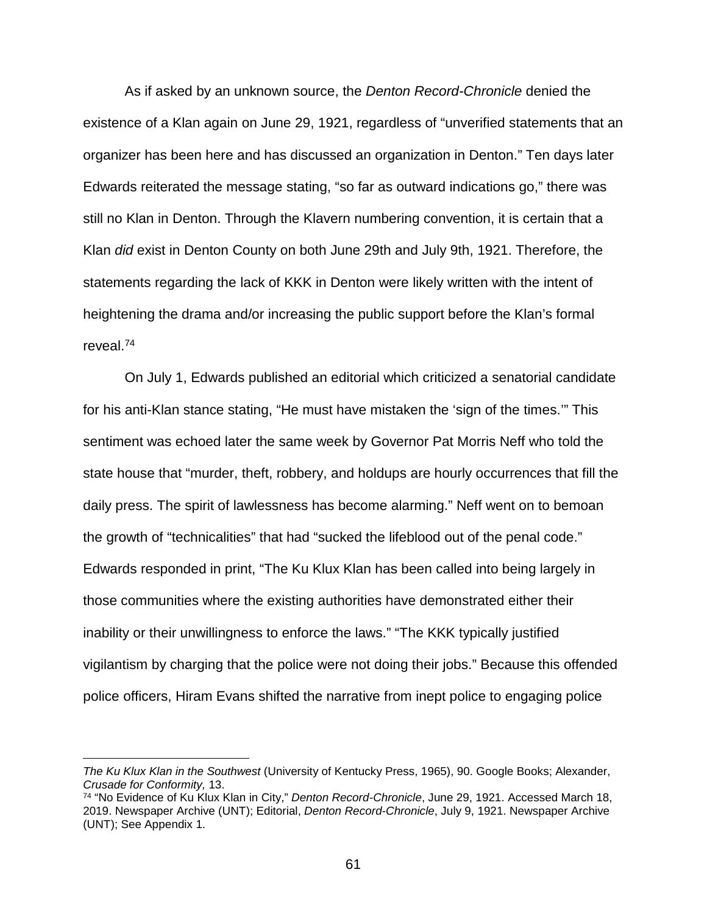As if asked by an unknown source, the *Denton Record-Chronicle* denied the existence of a Klan again on June 29, 1921, regardless of "unverified statements that an organizer has been here and has discussed an organization in Denton." Ten days later Edwards reiterated the message stating, "so far as outward indications go," there was still no Klan in Denton. Through the Klavern numbering convention, it is certain that a Klan *did* exist in Denton County on both June 29th and July 9th, 1921. Therefore, the statements regarding the lack of KKK in Denton were likely written with the intent of heightening the drama and/or increasing the public support before the Klan's formal reveal.[74]

On July 1, Edwards published an editorial which criticized a senatorial candidate for his anti-Klan stance stating, "He must have mistaken the 'sign of the times.'" This sentiment was echoed later the same week by Governor Pat Morris Neff who told the state house that "murder, theft, robbery, and holdups are hourly occurrences that fill the daily press. The spirit of lawlessness has become alarming." Neff went on to bemoan the growth of "technicalities" that had "sucked the lifeblood out of the penal code." Edwards responded in print, "The Ku Klux Klan has been called into being largely in those communities where the existing authorities have demonstrated either their inability or their unwillingness to enforce the laws." "The KKK typically justified vigilantism by charging that the police were not doing their jobs." Because this offended police officers, Hiram Evans shifted the narrative from inept police to engaging police

---

*The Ku Klux Klan in the Southwest* (University of Kentucky Press, 1965), 90. Google Books; Alexander, *Crusade for Conformity,* 13.

[74] "No Evidence of Ku Klux Klan in City," *Denton Record-Chronicle*, June 29, 1921. Accessed March 18, 2019. Newspaper Archive (UNT); Editorial, *Denton Record-Chronicle*, July 9, 1921. Newspaper Archive (UNT); See Appendix 1.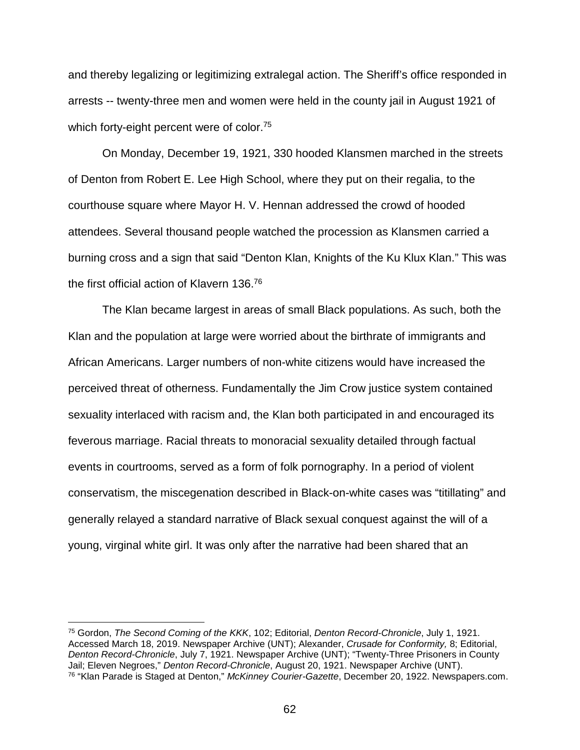and thereby legalizing or legitimizing extralegal action. The Sheriff's office responded in arrests -- twenty-three men and women were held in the county jail in August 1921 of which forty-eight percent were of color.[75]

On Monday, December 19, 1921, 330 hooded Klansmen marched in the streets of Denton from Robert E. Lee High School, where they put on their regalia, to the courthouse square where Mayor H. V. Hennan addressed the crowd of hooded attendees. Several thousand people watched the procession as Klansmen carried a burning cross and a sign that said "Denton Klan, Knights of the Ku Klux Klan." This was the first official action of Klavern 136.[76]

The Klan became largest in areas of small Black populations. As such, both the Klan and the population at large were worried about the birthrate of immigrants and African Americans. Larger numbers of non-white citizens would have increased the perceived threat of otherness. Fundamentally the Jim Crow justice system contained sexuality interlaced with racism and, the Klan both participated in and encouraged its feverous marriage. Racial threats to monoracial sexuality detailed through factual events in courtrooms, served as a form of folk pornography. In a period of violent conservatism, the miscegenation described in Black-on-white cases was "titillating" and generally relayed a standard narrative of Black sexual conquest against the will of a young, virginal white girl. It was only after the narrative had been shared that an

---

[75] Gordon, *The Second Coming of the KKK*, 102; Editorial, *Denton Record-Chronicle*, July 1, 1921. Accessed March 18, 2019. Newspaper Archive (UNT); Alexander, *Crusade for Conformity,* 8; Editorial, *Denton Record-Chronicle*, July 7, 1921. Newspaper Archive (UNT); "Twenty-Three Prisoners in County Jail; Eleven Negroes," *Denton Record-Chronicle*, August 20, 1921. Newspaper Archive (UNT).

[76] "Klan Parade is Staged at Denton," *McKinney Courier-Gazette*, December 20, 1922. Newspapers.com.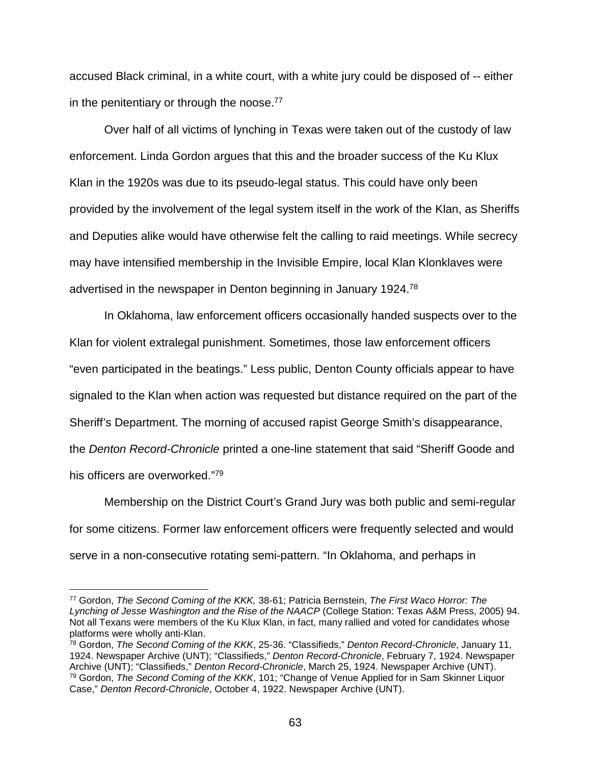accused Black criminal, in a white court, with a white jury could be disposed of -- either in the penitentiary or through the noose.[77]

Over half of all victims of lynching in Texas were taken out of the custody of law enforcement. Linda Gordon argues that this and the broader success of the Ku Klux Klan in the 1920s was due to its pseudo-legal status. This could have only been provided by the involvement of the legal system itself in the work of the Klan, as Sheriffs and Deputies alike would have otherwise felt the calling to raid meetings. While secrecy may have intensified membership in the Invisible Empire, local Klan Klonklaves were advertised in the newspaper in Denton beginning in January 1924.[78]

In Oklahoma, law enforcement officers occasionally handed suspects over to the Klan for violent extralegal punishment. Sometimes, those law enforcement officers "even participated in the beatings." Less public, Denton County officials appear to have signaled to the Klan when action was requested but distance required on the part of the Sheriff's Department. The morning of accused rapist George Smith's disappearance, the *Denton Record-Chronicle* printed a one-line statement that said "Sheriff Goode and his officers are overworked."[79]

Membership on the District Court's Grand Jury was both public and semi-regular for some citizens. Former law enforcement officers were frequently selected and would serve in a non-consecutive rotating semi-pattern. "In Oklahoma, and perhaps in

---

[77] Gordon, *The Second Coming of the KKK,* 38-61; Patricia Bernstein, *The First Waco Horror: The Lynching of Jesse Washington and the Rise of the NAACP* (College Station: Texas A&M Press, 2005) 94. Not all Texans were members of the Ku Klux Klan, in fact, many rallied and voted for candidates whose platforms were wholly anti-Klan.

[78] Gordon, *The Second Coming of the KKK*, 25-36. "Classifieds," *Denton Record-Chronicle*, January 11, 1924. Newspaper Archive (UNT); "Classifieds," *Denton Record-Chronicle*, February 7, 1924. Newspaper Archive (UNT); "Classifieds," *Denton Record-Chronicle*, March 25, 1924. Newspaper Archive (UNT).

[79] Gordon, *The Second Coming of the KKK*, 101; "Change of Venue Applied for in Sam Skinner Liquor Case," *Denton Record-Chronicle*, October 4, 1922. Newspaper Archive (UNT).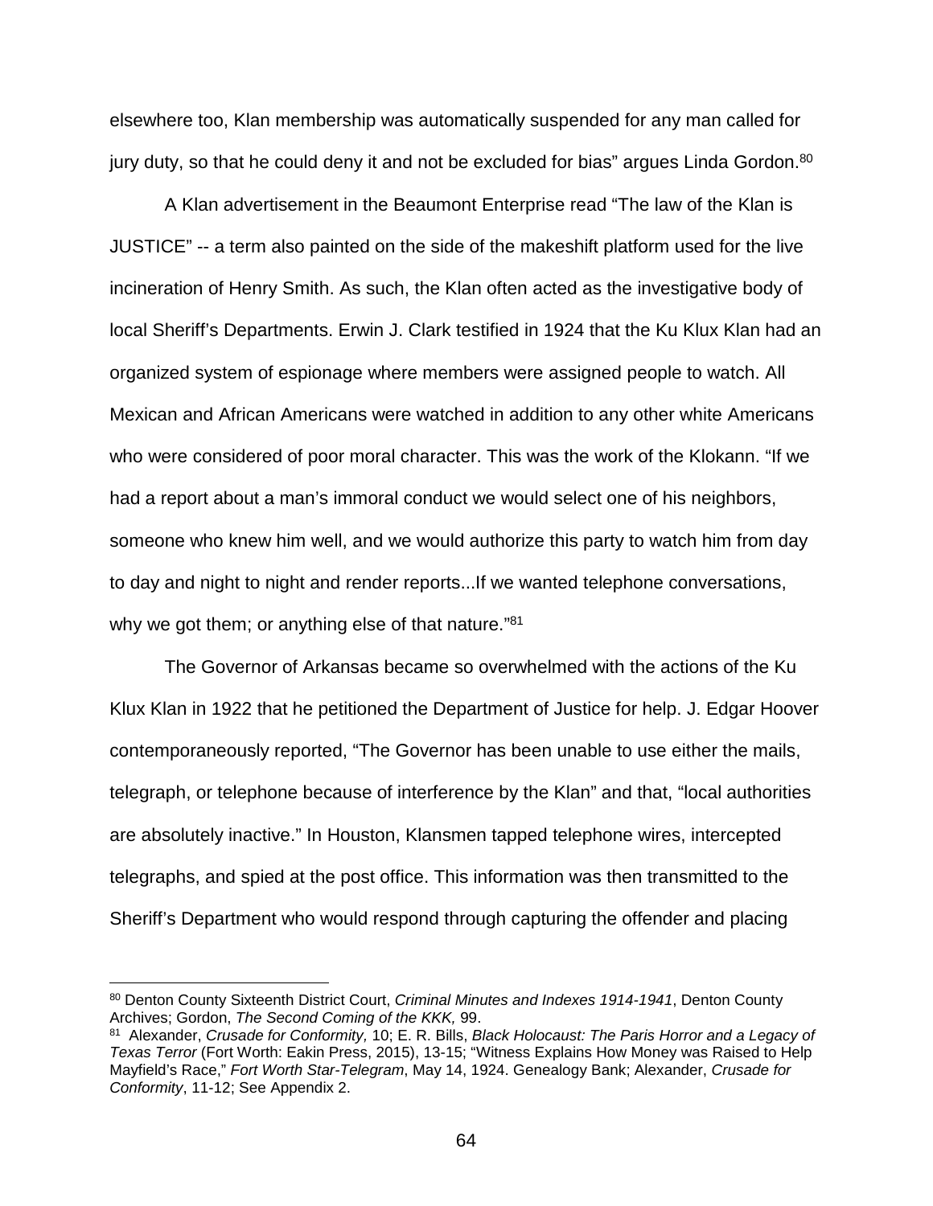elsewhere too, Klan membership was automatically suspended for any man called for jury duty, so that he could deny it and not be excluded for bias" argues Linda Gordon.[80]

A Klan advertisement in the Beaumont Enterprise read "The law of the Klan is JUSTICE" -- a term also painted on the side of the makeshift platform used for the live incineration of Henry Smith. As such, the Klan often acted as the investigative body of local Sheriff's Departments. Erwin J. Clark testified in 1924 that the Ku Klux Klan had an organized system of espionage where members were assigned people to watch. All Mexican and African Americans were watched in addition to any other white Americans who were considered of poor moral character. This was the work of the Klokann. "If we had a report about a man's immoral conduct we would select one of his neighbors, someone who knew him well, and we would authorize this party to watch him from day to day and night to night and render reports...If we wanted telephone conversations, why we got them; or anything else of that nature."[81]

The Governor of Arkansas became so overwhelmed with the actions of the Ku Klux Klan in 1922 that he petitioned the Department of Justice for help. J. Edgar Hoover contemporaneously reported, "The Governor has been unable to use either the mails, telegraph, or telephone because of interference by the Klan" and that, "local authorities are absolutely inactive." In Houston, Klansmen tapped telephone wires, intercepted telegraphs, and spied at the post office. This information was then transmitted to the Sheriff's Department who would respond through capturing the offender and placing

---

[80] Denton County Sixteenth District Court, *Criminal Minutes and Indexes 1914-1941*, Denton County Archives; Gordon, *The Second Coming of the KKK,* 99.

[81] Alexander, *Crusade for Conformity,* 10; E. R. Bills, *Black Holocaust: The Paris Horror and a Legacy of Texas Terror* (Fort Worth: Eakin Press, 2015), 13-15; "Witness Explains How Money was Raised to Help Mayfield's Race," *Fort Worth Star-Telegram*, May 14, 1924. Genealogy Bank; Alexander, *Crusade for Conformity*, 11-12; See Appendix 2.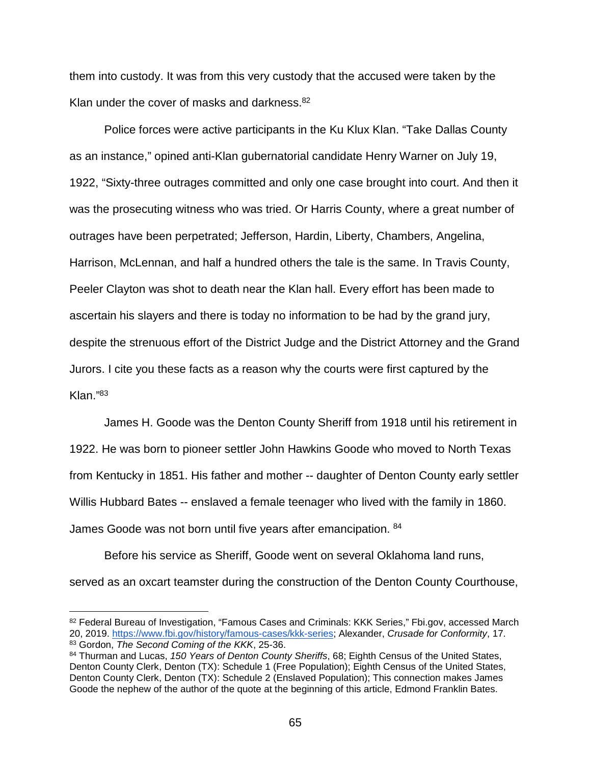them into custody. It was from this very custody that the accused were taken by the Klan under the cover of masks and darkness.[82]

Police forces were active participants in the Ku Klux Klan. "Take Dallas County as an instance," opined anti-Klan gubernatorial candidate Henry Warner on July 19, 1922, "Sixty-three outrages committed and only one case brought into court. And then it was the prosecuting witness who was tried. Or Harris County, where a great number of outrages have been perpetrated; Jefferson, Hardin, Liberty, Chambers, Angelina, Harrison, McLennan, and half a hundred others the tale is the same. In Travis County, Peeler Clayton was shot to death near the Klan hall. Every effort has been made to ascertain his slayers and there is today no information to be had by the grand jury, despite the strenuous effort of the District Judge and the District Attorney and the Grand Jurors. I cite you these facts as a reason why the courts were first captured by the Klan."[83]

James H. Goode was the Denton County Sheriff from 1918 until his retirement in 1922. He was born to pioneer settler John Hawkins Goode who moved to North Texas from Kentucky in 1851. His father and mother -- daughter of Denton County early settler Willis Hubbard Bates -- enslaved a female teenager who lived with the family in 1860. James Goode was not born until five years after emancipation. [84]

Before his service as Sheriff, Goode went on several Oklahoma land runs, served as an oxcart teamster during the construction of the Denton County Courthouse,

---

[82] Federal Bureau of Investigation, "Famous Cases and Criminals: KKK Series," Fbi.gov, accessed March 20, 2019. https://www.fbi.gov/history/famous-cases/kkk-series; Alexander, *Crusade for Conformity*, 17.

[83] Gordon, *The Second Coming of the KKK*, 25-36.

[84] Thurman and Lucas, *150 Years of Denton County Sheriffs*, 68; Eighth Census of the United States, Denton County Clerk, Denton (TX): Schedule 1 (Free Population); Eighth Census of the United States, Denton County Clerk, Denton (TX): Schedule 2 (Enslaved Population); This connection makes James Goode the nephew of the author of the quote at the beginning of this article, Edmond Franklin Bates.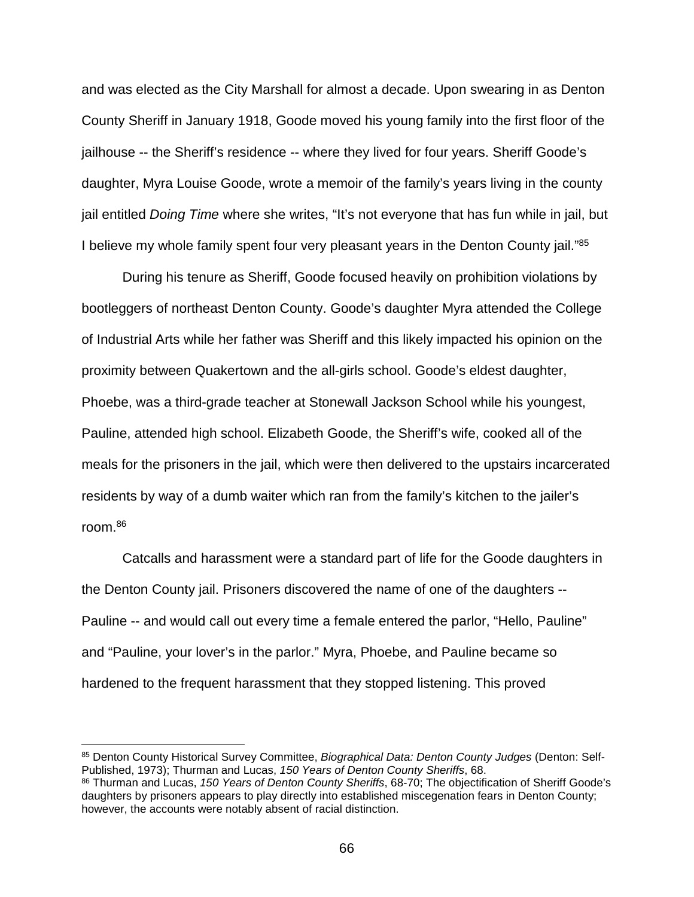and was elected as the City Marshall for almost a decade. Upon swearing in as Denton County Sheriff in January 1918, Goode moved his young family into the first floor of the jailhouse -- the Sheriff's residence -- where they lived for four years. Sheriff Goode's daughter, Myra Louise Goode, wrote a memoir of the family's years living in the county jail entitled *Doing Time* where she writes, "It's not everyone that has fun while in jail, but I believe my whole family spent four very pleasant years in the Denton County jail."[85]

During his tenure as Sheriff, Goode focused heavily on prohibition violations by bootleggers of northeast Denton County. Goode's daughter Myra attended the College of Industrial Arts while her father was Sheriff and this likely impacted his opinion on the proximity between Quakertown and the all-girls school. Goode's eldest daughter, Phoebe, was a third-grade teacher at Stonewall Jackson School while his youngest, Pauline, attended high school. Elizabeth Goode, the Sheriff's wife, cooked all of the meals for the prisoners in the jail, which were then delivered to the upstairs incarcerated residents by way of a dumb waiter which ran from the family's kitchen to the jailer's room.[86]

Catcalls and harassment were a standard part of life for the Goode daughters in the Denton County jail. Prisoners discovered the name of one of the daughters -- Pauline -- and would call out every time a female entered the parlor, "Hello, Pauline" and "Pauline, your lover's in the parlor." Myra, Phoebe, and Pauline became so hardened to the frequent harassment that they stopped listening. This proved

---

[85] Denton County Historical Survey Committee, *Biographical Data: Denton County Judges* (Denton: Self-Published, 1973); Thurman and Lucas, *150 Years of Denton County Sheriffs*, 68.

[86] Thurman and Lucas, *150 Years of Denton County Sheriffs*, 68-70; The objectification of Sheriff Goode's daughters by prisoners appears to play directly into established miscegenation fears in Denton County; however, the accounts were notably absent of racial distinction.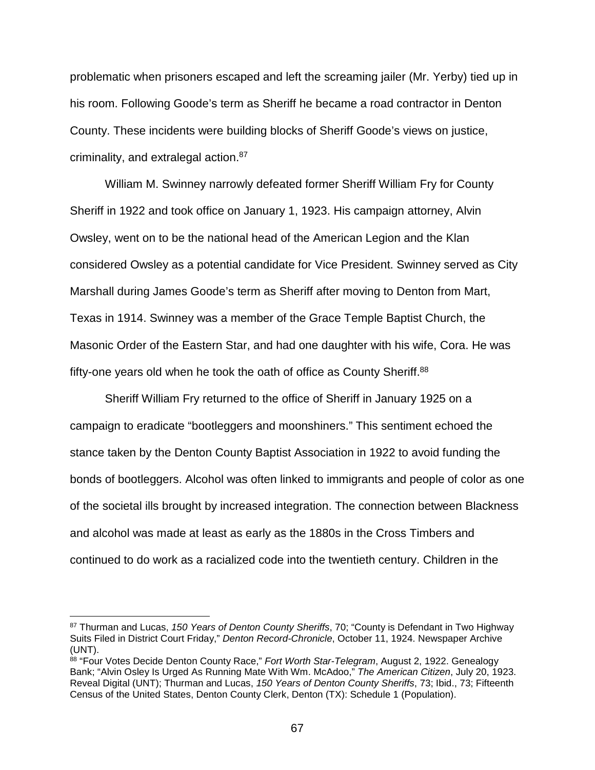problematic when prisoners escaped and left the screaming jailer (Mr. Yerby) tied up in his room. Following Goode's term as Sheriff he became a road contractor in Denton County. These incidents were building blocks of Sheriff Goode's views on justice, criminality, and extralegal action.[87]

William M. Swinney narrowly defeated former Sheriff William Fry for County Sheriff in 1922 and took office on January 1, 1923. His campaign attorney, Alvin Owsley, went on to be the national head of the American Legion and the Klan considered Owsley as a potential candidate for Vice President. Swinney served as City Marshall during James Goode's term as Sheriff after moving to Denton from Mart, Texas in 1914. Swinney was a member of the Grace Temple Baptist Church, the Masonic Order of the Eastern Star, and had one daughter with his wife, Cora. He was fifty-one years old when he took the oath of office as County Sheriff.[88]

Sheriff William Fry returned to the office of Sheriff in January 1925 on a campaign to eradicate "bootleggers and moonshiners." This sentiment echoed the stance taken by the Denton County Baptist Association in 1922 to avoid funding the bonds of bootleggers. Alcohol was often linked to immigrants and people of color as one of the societal ills brought by increased integration. The connection between Blackness and alcohol was made at least as early as the 1880s in the Cross Timbers and continued to do work as a racialized code into the twentieth century. Children in the

---

[87] Thurman and Lucas, *150 Years of Denton County Sheriffs*, 70; "County is Defendant in Two Highway Suits Filed in District Court Friday," *Denton Record-Chronicle*, October 11, 1924. Newspaper Archive (UNT).

[88] "Four Votes Decide Denton County Race," *Fort Worth Star-Telegram*, August 2, 1922. Genealogy Bank; "Alvin Osley Is Urged As Running Mate With Wm. McAdoo," *The American Citizen*, July 20, 1923. Reveal Digital (UNT); Thurman and Lucas, *150 Years of Denton County Sheriffs*, 73; Ibid., 73; Fifteenth Census of the United States, Denton County Clerk, Denton (TX): Schedule 1 (Population).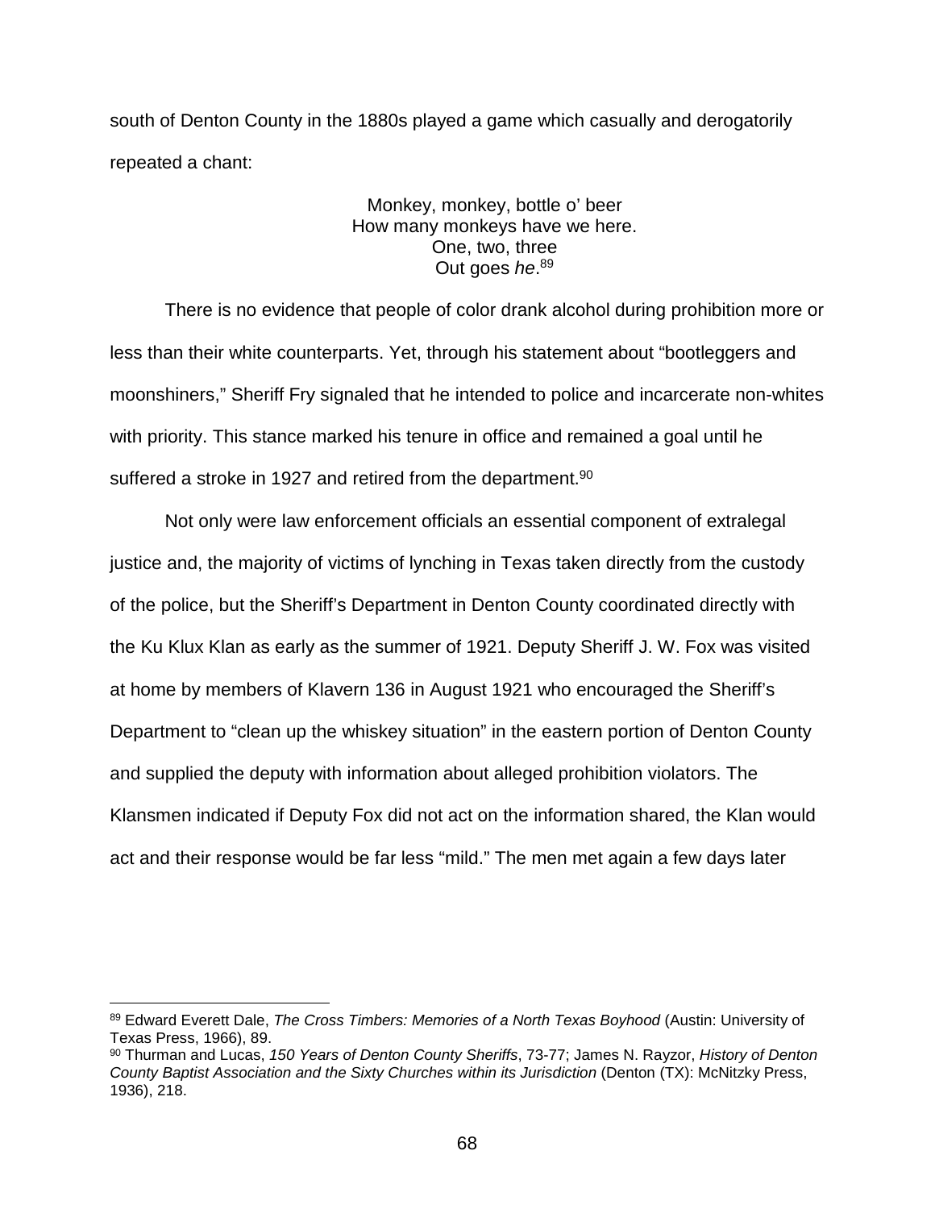south of Denton County in the 1880s played a game which casually and derogatorily repeated a chant:

> Monkey, monkey, bottle o' beer
> How many monkeys have we here.
> One, two, three
> Out goes *he*.[89]

There is no evidence that people of color drank alcohol during prohibition more or less than their white counterparts. Yet, through his statement about "bootleggers and moonshiners," Sheriff Fry signaled that he intended to police and incarcerate non-whites with priority. This stance marked his tenure in office and remained a goal until he suffered a stroke in 1927 and retired from the department.[90]

Not only were law enforcement officials an essential component of extralegal justice and, the majority of victims of lynching in Texas taken directly from the custody of the police, but the Sheriff's Department in Denton County coordinated directly with the Ku Klux Klan as early as the summer of 1921. Deputy Sheriff J. W. Fox was visited at home by members of Klavern 136 in August 1921 who encouraged the Sheriff's Department to "clean up the whiskey situation" in the eastern portion of Denton County and supplied the deputy with information about alleged prohibition violators. The Klansmen indicated if Deputy Fox did not act on the information shared, the Klan would act and their response would be far less "mild." The men met again a few days later

---

[89] Edward Everett Dale, *The Cross Timbers: Memories of a North Texas Boyhood* (Austin: University of Texas Press, 1966), 89.

[90] Thurman and Lucas, *150 Years of Denton County Sheriffs*, 73-77; James N. Rayzor, *History of Denton County Baptist Association and the Sixty Churches within its Jurisdiction* (Denton (TX): McNitzky Press, 1936), 218.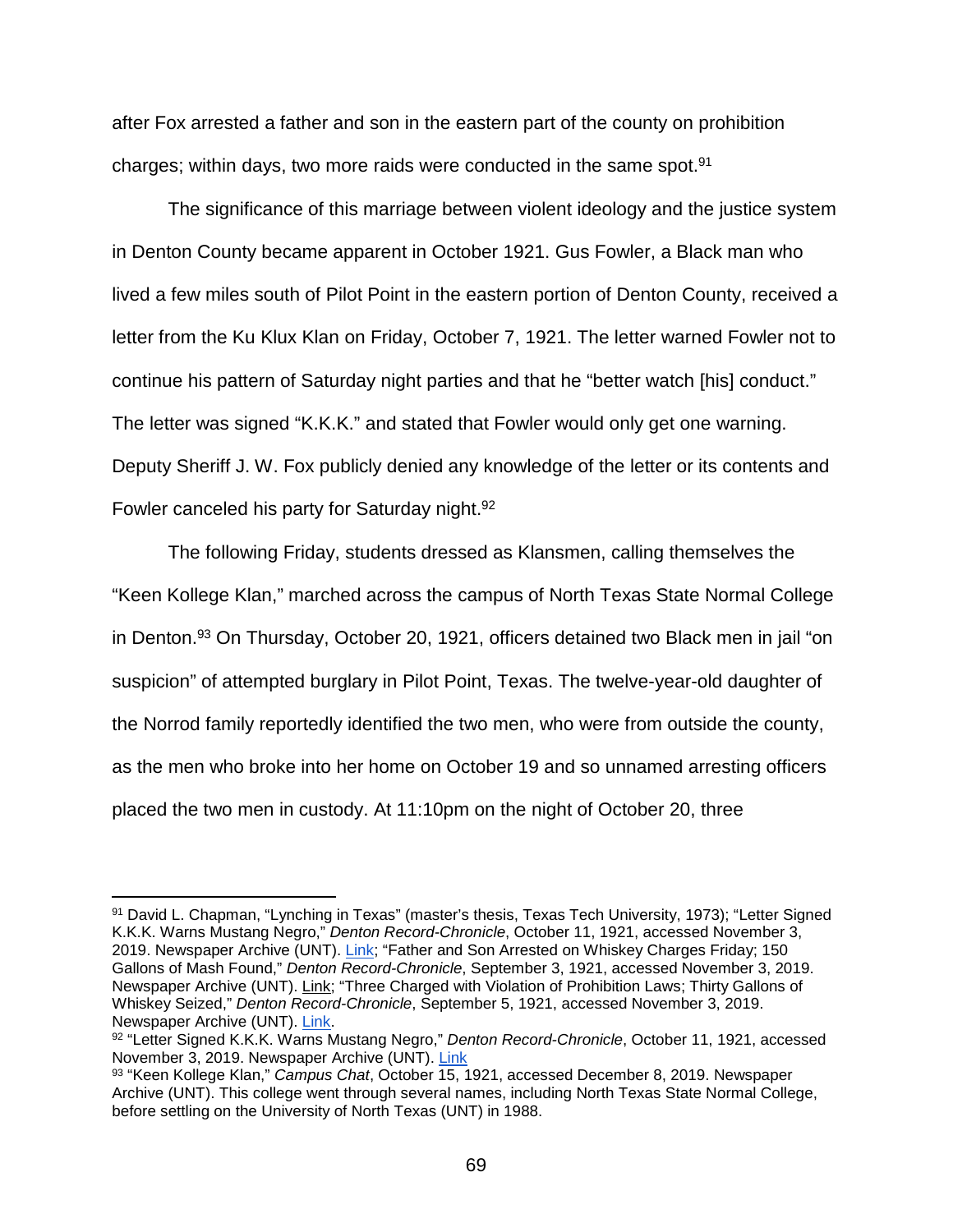after Fox arrested a father and son in the eastern part of the county on prohibition charges; within days, two more raids were conducted in the same spot.[91]

The significance of this marriage between violent ideology and the justice system in Denton County became apparent in October 1921. Gus Fowler, a Black man who lived a few miles south of Pilot Point in the eastern portion of Denton County, received a letter from the Ku Klux Klan on Friday, October 7, 1921. The letter warned Fowler not to continue his pattern of Saturday night parties and that he "better watch [his] conduct." The letter was signed "K.K.K." and stated that Fowler would only get one warning. Deputy Sheriff J. W. Fox publicly denied any knowledge of the letter or its contents and Fowler canceled his party for Saturday night.[92]

The following Friday, students dressed as Klansmen, calling themselves the "Keen Kollege Klan," marched across the campus of North Texas State Normal College in Denton.[93] On Thursday, October 20, 1921, officers detained two Black men in jail "on suspicion" of attempted burglary in Pilot Point, Texas. The twelve-year-old daughter of the Norrod family reportedly identified the two men, who were from outside the county, as the men who broke into her home on October 19 and so unnamed arresting officers placed the two men in custody. At 11:10pm on the night of October 20, three

---

[91] David L. Chapman, "Lynching in Texas" (master's thesis, Texas Tech University, 1973); "Letter Signed K.K.K. Warns Mustang Negro," *Denton Record-Chronicle*, October 11, 1921, accessed November 3, 2019. Newspaper Archive (UNT). Link; "Father and Son Arrested on Whiskey Charges Friday; 150 Gallons of Mash Found," *Denton Record-Chronicle*, September 3, 1921, accessed November 3, 2019. Newspaper Archive (UNT). Link; "Three Charged with Violation of Prohibition Laws; Thirty Gallons of Whiskey Seized," *Denton Record-Chronicle*, September 5, 1921, accessed November 3, 2019. Newspaper Archive (UNT). Link.

[92] "Letter Signed K.K.K. Warns Mustang Negro," *Denton Record-Chronicle*, October 11, 1921, accessed November 3, 2019. Newspaper Archive (UNT). Link

[93] "Keen Kollege Klan," *Campus Chat*, October 15, 1921, accessed December 8, 2019. Newspaper Archive (UNT). This college went through several names, including North Texas State Normal College, before settling on the University of North Texas (UNT) in 1988.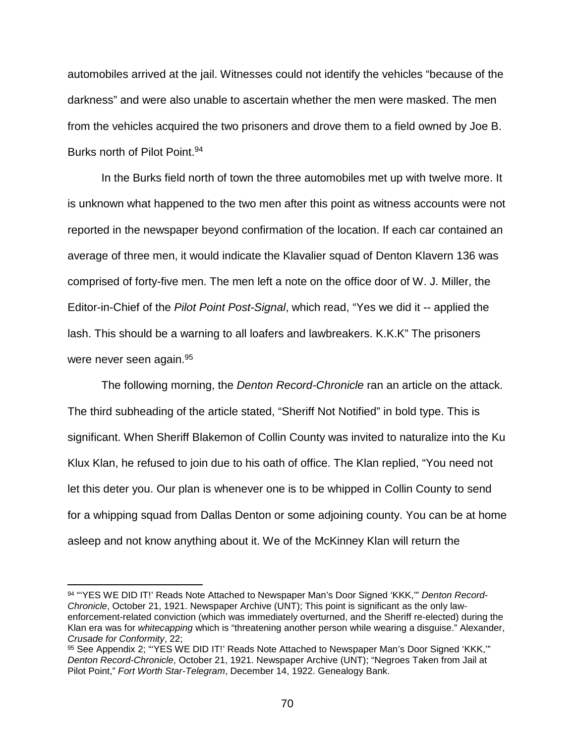automobiles arrived at the jail. Witnesses could not identify the vehicles "because of the darkness" and were also unable to ascertain whether the men were masked. The men from the vehicles acquired the two prisoners and drove them to a field owned by Joe B. Burks north of Pilot Point.[94]

In the Burks field north of town the three automobiles met up with twelve more. It is unknown what happened to the two men after this point as witness accounts were not reported in the newspaper beyond confirmation of the location. If each car contained an average of three men, it would indicate the Klavalier squad of Denton Klavern 136 was comprised of forty-five men. The men left a note on the office door of W. J. Miller, the Editor-in-Chief of the *Pilot Point Post-Signal*, which read, "Yes we did it -- applied the lash. This should be a warning to all loafers and lawbreakers. K.K.K" The prisoners were never seen again.[95]

The following morning, the *Denton Record-Chronicle* ran an article on the attack. The third subheading of the article stated, "Sheriff Not Notified" in bold type. This is significant. When Sheriff Blakemon of Collin County was invited to naturalize into the Ku Klux Klan, he refused to join due to his oath of office. The Klan replied, "You need not let this deter you. Our plan is whenever one is to be whipped in Collin County to send for a whipping squad from Dallas Denton or some adjoining county. You can be at home asleep and not know anything about it. We of the McKinney Klan will return the

---

[94] "'YES WE DID IT!' Reads Note Attached to Newspaper Man's Door Signed 'KKK,'" *Denton Record-Chronicle*, October 21, 1921. Newspaper Archive (UNT); This point is significant as the only law-enforcement-related conviction (which was immediately overturned, and the Sheriff re-elected) during the Klan era was for *whitecapping* which is "threatening another person while wearing a disguise." Alexander, *Crusade for Conformity*, 22;

[95] See Appendix 2; "'YES WE DID IT!' Reads Note Attached to Newspaper Man's Door Signed 'KKK,'" *Denton Record-Chronicle*, October 21, 1921. Newspaper Archive (UNT); "Negroes Taken from Jail at Pilot Point," *Fort Worth Star-Telegram*, December 14, 1922. Genealogy Bank.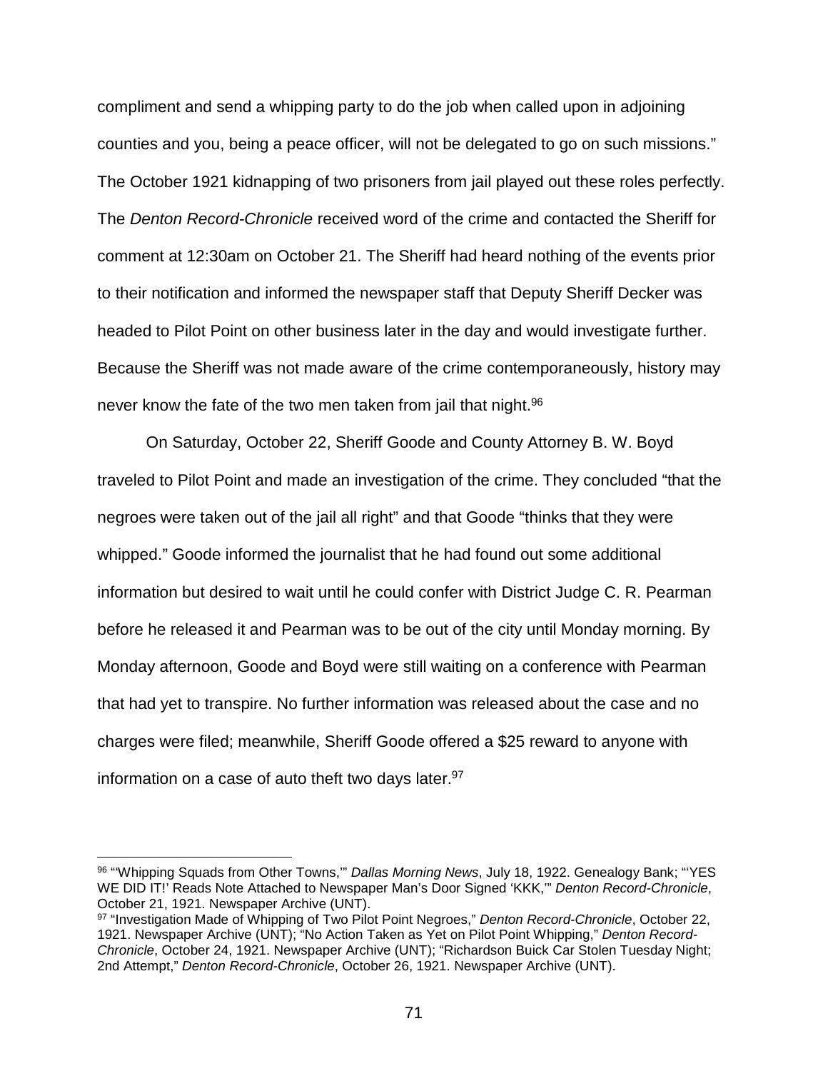compliment and send a whipping party to do the job when called upon in adjoining counties and you, being a peace officer, will not be delegated to go on such missions." The October 1921 kidnapping of two prisoners from jail played out these roles perfectly. The *Denton Record-Chronicle* received word of the crime and contacted the Sheriff for comment at 12:30am on October 21. The Sheriff had heard nothing of the events prior to their notification and informed the newspaper staff that Deputy Sheriff Decker was headed to Pilot Point on other business later in the day and would investigate further. Because the Sheriff was not made aware of the crime contemporaneously, history may never know the fate of the two men taken from jail that night.[96]

On Saturday, October 22, Sheriff Goode and County Attorney B. W. Boyd traveled to Pilot Point and made an investigation of the crime. They concluded "that the negroes were taken out of the jail all right" and that Goode "thinks that they were whipped." Goode informed the journalist that he had found out some additional information but desired to wait until he could confer with District Judge C. R. Pearman before he released it and Pearman was to be out of the city until Monday morning. By Monday afternoon, Goode and Boyd were still waiting on a conference with Pearman that had yet to transpire. No further information was released about the case and no charges were filed; meanwhile, Sheriff Goode offered a $25 reward to anyone with information on a case of auto theft two days later.[97]

---

[96] "'Whipping Squads from Other Towns,'" *Dallas Morning News*, July 18, 1922. Genealogy Bank; "'YES WE DID IT!' Reads Note Attached to Newspaper Man's Door Signed 'KKK,'" *Denton Record-Chronicle*, October 21, 1921. Newspaper Archive (UNT).

[97] "Investigation Made of Whipping of Two Pilot Point Negroes," *Denton Record-Chronicle*, October 22, 1921. Newspaper Archive (UNT); "No Action Taken as Yet on Pilot Point Whipping," *Denton Record-Chronicle*, October 24, 1921. Newspaper Archive (UNT); "Richardson Buick Car Stolen Tuesday Night; 2nd Attempt," *Denton Record-Chronicle*, October 26, 1921. Newspaper Archive (UNT).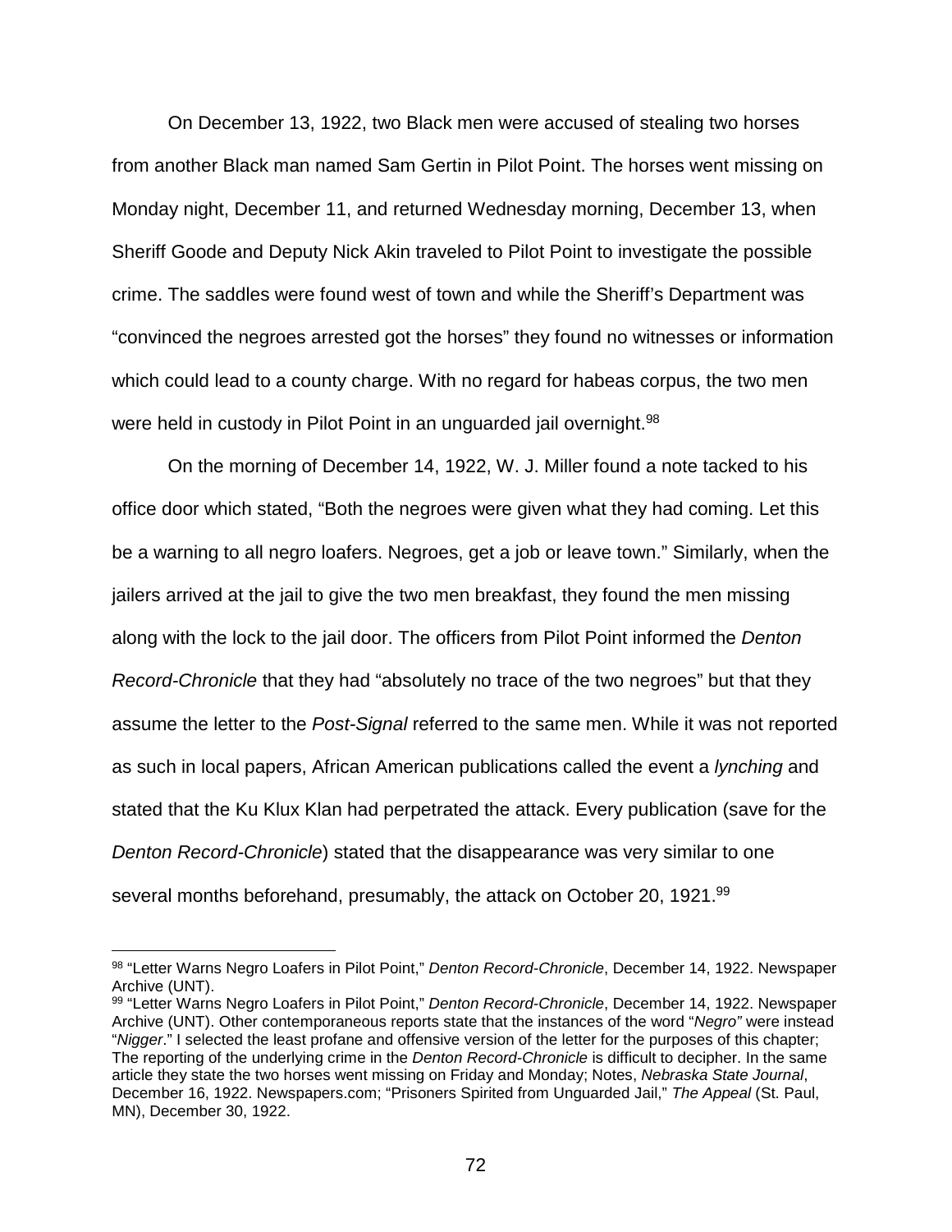On December 13, 1922, two Black men were accused of stealing two horses from another Black man named Sam Gertin in Pilot Point. The horses went missing on Monday night, December 11, and returned Wednesday morning, December 13, when Sheriff Goode and Deputy Nick Akin traveled to Pilot Point to investigate the possible crime. The saddles were found west of town and while the Sheriff's Department was "convinced the negroes arrested got the horses" they found no witnesses or information which could lead to a county charge. With no regard for habeas corpus, the two men were held in custody in Pilot Point in an unguarded jail overnight.[98]

On the morning of December 14, 1922, W. J. Miller found a note tacked to his office door which stated, "Both the negroes were given what they had coming. Let this be a warning to all negro loafers. Negroes, get a job or leave town." Similarly, when the jailers arrived at the jail to give the two men breakfast, they found the men missing along with the lock to the jail door. The officers from Pilot Point informed the *Denton Record-Chronicle* that they had "absolutely no trace of the two negroes" but that they assume the letter to the *Post-Signal* referred to the same men. While it was not reported as such in local papers, African American publications called the event a *lynching* and stated that the Ku Klux Klan had perpetrated the attack. Every publication (save for the *Denton Record-Chronicle*) stated that the disappearance was very similar to one several months beforehand, presumably, the attack on October 20, 1921.[99]

---

[98] "Letter Warns Negro Loafers in Pilot Point," *Denton Record-Chronicle*, December 14, 1922. Newspaper Archive (UNT).

[99] "Letter Warns Negro Loafers in Pilot Point," *Denton Record-Chronicle*, December 14, 1922. Newspaper Archive (UNT). Other contemporaneous reports state that the instances of the word "*Negro"* were instead "*Nigger*." I selected the least profane and offensive version of the letter for the purposes of this chapter; The reporting of the underlying crime in the *Denton Record-Chronicle* is difficult to decipher. In the same article they state the two horses went missing on Friday and Monday; Notes, *Nebraska State Journal*, December 16, 1922. Newspapers.com; "Prisoners Spirited from Unguarded Jail," *The Appeal* (St. Paul, MN), December 30, 1922.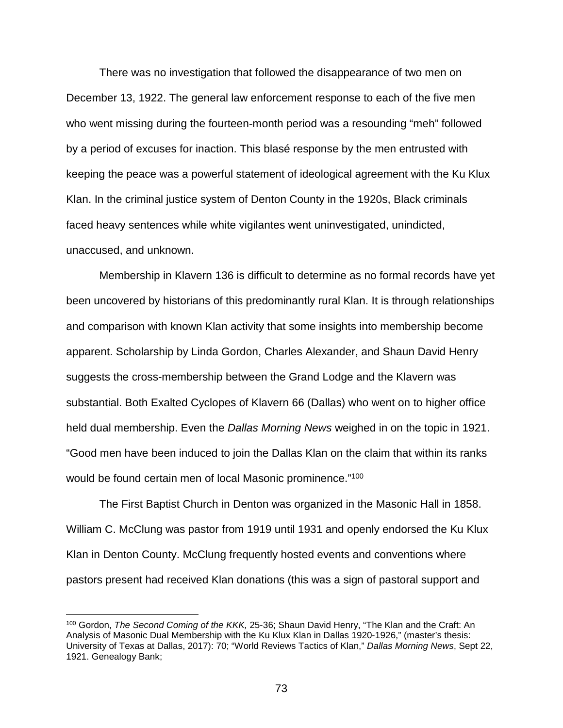There was no investigation that followed the disappearance of two men on December 13, 1922. The general law enforcement response to each of the five men who went missing during the fourteen-month period was a resounding "meh" followed by a period of excuses for inaction. This blasé response by the men entrusted with keeping the peace was a powerful statement of ideological agreement with the Ku Klux Klan. In the criminal justice system of Denton County in the 1920s, Black criminals faced heavy sentences while white vigilantes went uninvestigated, unindicted, unaccused, and unknown.

Membership in Klavern 136 is difficult to determine as no formal records have yet been uncovered by historians of this predominantly rural Klan. It is through relationships and comparison with known Klan activity that some insights into membership become apparent. Scholarship by Linda Gordon, Charles Alexander, and Shaun David Henry suggests the cross-membership between the Grand Lodge and the Klavern was substantial. Both Exalted Cyclopes of Klavern 66 (Dallas) who went on to higher office held dual membership. Even the *Dallas Morning News* weighed in on the topic in 1921. "Good men have been induced to join the Dallas Klan on the claim that within its ranks would be found certain men of local Masonic prominence."[100]

The First Baptist Church in Denton was organized in the Masonic Hall in 1858. William C. McClung was pastor from 1919 until 1931 and openly endorsed the Ku Klux Klan in Denton County. McClung frequently hosted events and conventions where pastors present had received Klan donations (this was a sign of pastoral support and

---

[100] Gordon, *The Second Coming of the KKK,* 25-36; Shaun David Henry, "The Klan and the Craft: An Analysis of Masonic Dual Membership with the Ku Klux Klan in Dallas 1920-1926," (master's thesis: University of Texas at Dallas, 2017): 70; "World Reviews Tactics of Klan," *Dallas Morning News*, Sept 22, 1921. Genealogy Bank;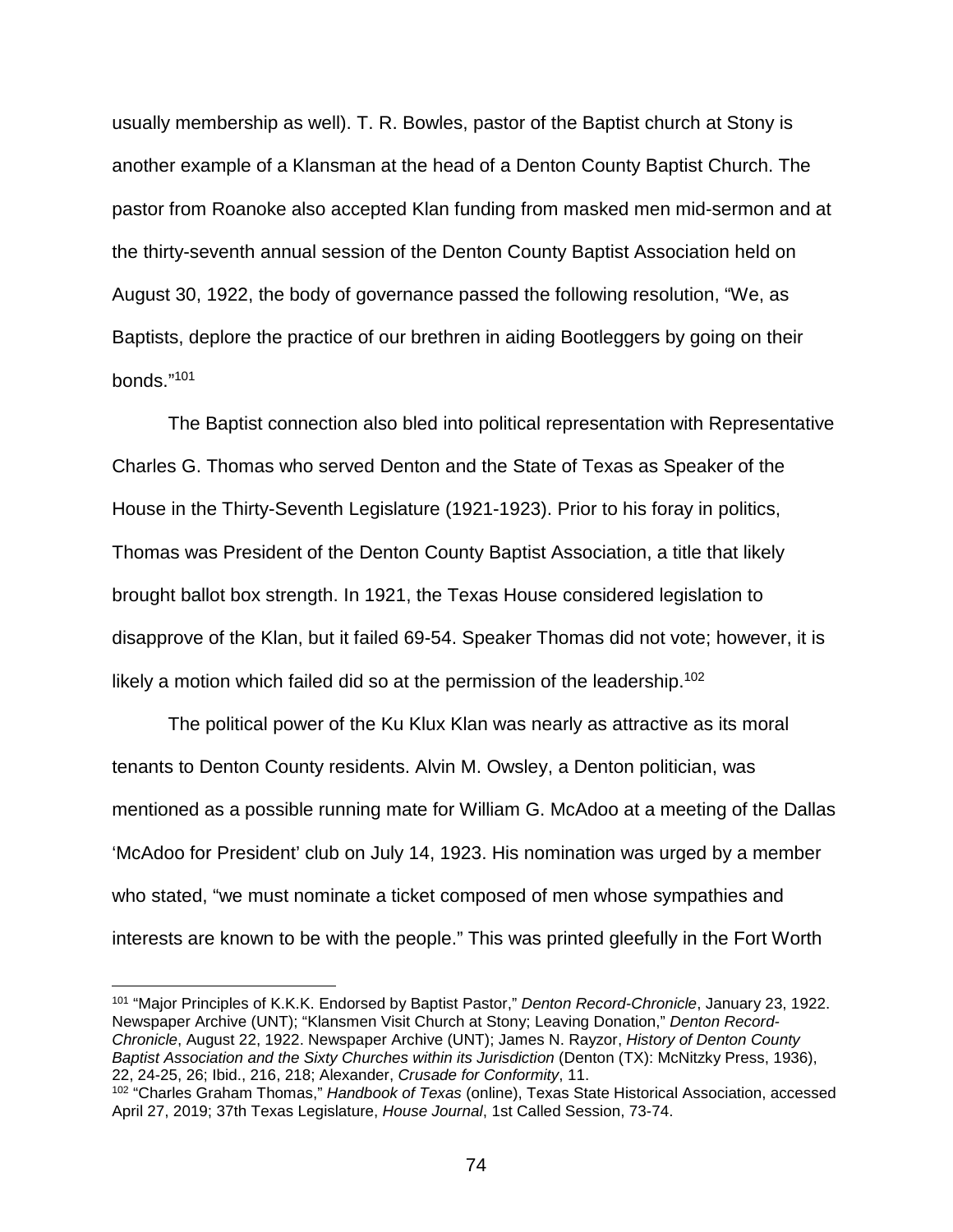usually membership as well). T. R. Bowles, pastor of the Baptist church at Stony is another example of a Klansman at the head of a Denton County Baptist Church. The pastor from Roanoke also accepted Klan funding from masked men mid-sermon and at the thirty-seventh annual session of the Denton County Baptist Association held on August 30, 1922, the body of governance passed the following resolution, "We, as Baptists, deplore the practice of our brethren in aiding Bootleggers by going on their bonds."[101]

The Baptist connection also bled into political representation with Representative Charles G. Thomas who served Denton and the State of Texas as Speaker of the House in the Thirty-Seventh Legislature (1921-1923). Prior to his foray in politics, Thomas was President of the Denton County Baptist Association, a title that likely brought ballot box strength. In 1921, the Texas House considered legislation to disapprove of the Klan, but it failed 69-54. Speaker Thomas did not vote; however, it is likely a motion which failed did so at the permission of the leadership.[102]

The political power of the Ku Klux Klan was nearly as attractive as its moral tenants to Denton County residents. Alvin M. Owsley, a Denton politician, was mentioned as a possible running mate for William G. McAdoo at a meeting of the Dallas 'McAdoo for President' club on July 14, 1923. His nomination was urged by a member who stated, "we must nominate a ticket composed of men whose sympathies and interests are known to be with the people." This was printed gleefully in the Fort Worth

---

[101] "Major Principles of K.K.K. Endorsed by Baptist Pastor," *Denton Record-Chronicle*, January 23, 1922. Newspaper Archive (UNT); "Klansmen Visit Church at Stony; Leaving Donation," *Denton Record-Chronicle*, August 22, 1922. Newspaper Archive (UNT); James N. Rayzor, *History of Denton County Baptist Association and the Sixty Churches within its Jurisdiction* (Denton (TX): McNitzky Press, 1936), 22, 24-25, 26; Ibid., 216, 218; Alexander, *Crusade for Conformity*, 11.

[102] "Charles Graham Thomas," *Handbook of Texas* (online), Texas State Historical Association, accessed April 27, 2019; 37th Texas Legislature, *House Journal*, 1st Called Session, 73-74.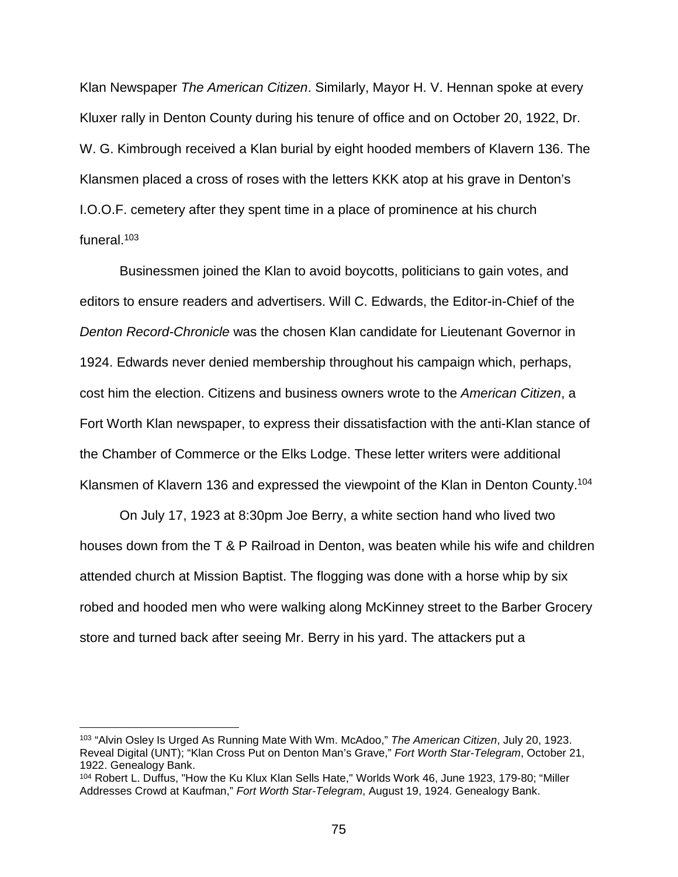Klan Newspaper *The American Citizen*. Similarly, Mayor H. V. Hennan spoke at every Kluxer rally in Denton County during his tenure of office and on October 20, 1922, Dr. W. G. Kimbrough received a Klan burial by eight hooded members of Klavern 136. The Klansmen placed a cross of roses with the letters KKK atop at his grave in Denton's I.O.O.F. cemetery after they spent time in a place of prominence at his church funeral.[103]

Businessmen joined the Klan to avoid boycotts, politicians to gain votes, and editors to ensure readers and advertisers. Will C. Edwards, the Editor-in-Chief of the *Denton Record-Chronicle* was the chosen Klan candidate for Lieutenant Governor in 1924. Edwards never denied membership throughout his campaign which, perhaps, cost him the election. Citizens and business owners wrote to the *American Citizen*, a Fort Worth Klan newspaper, to express their dissatisfaction with the anti-Klan stance of the Chamber of Commerce or the Elks Lodge. These letter writers were additional Klansmen of Klavern 136 and expressed the viewpoint of the Klan in Denton County.[104]

On July 17, 1923 at 8:30pm Joe Berry, a white section hand who lived two houses down from the T & P Railroad in Denton, was beaten while his wife and children attended church at Mission Baptist. The flogging was done with a horse whip by six robed and hooded men who were walking along McKinney street to the Barber Grocery store and turned back after seeing Mr. Berry in his yard. The attackers put a

---

[103] "Alvin Osley Is Urged As Running Mate With Wm. McAdoo," *The American Citizen*, July 20, 1923. Reveal Digital (UNT); "Klan Cross Put on Denton Man's Grave," *Fort Worth Star-Telegram*, October 21, 1922. Genealogy Bank.

[104] Robert L. Duffus, "How the Ku Klux Klan Sells Hate," Worlds Work 46, June 1923, 179-80; "Miller Addresses Crowd at Kaufman," *Fort Worth Star-Telegram*, August 19, 1924. Genealogy Bank.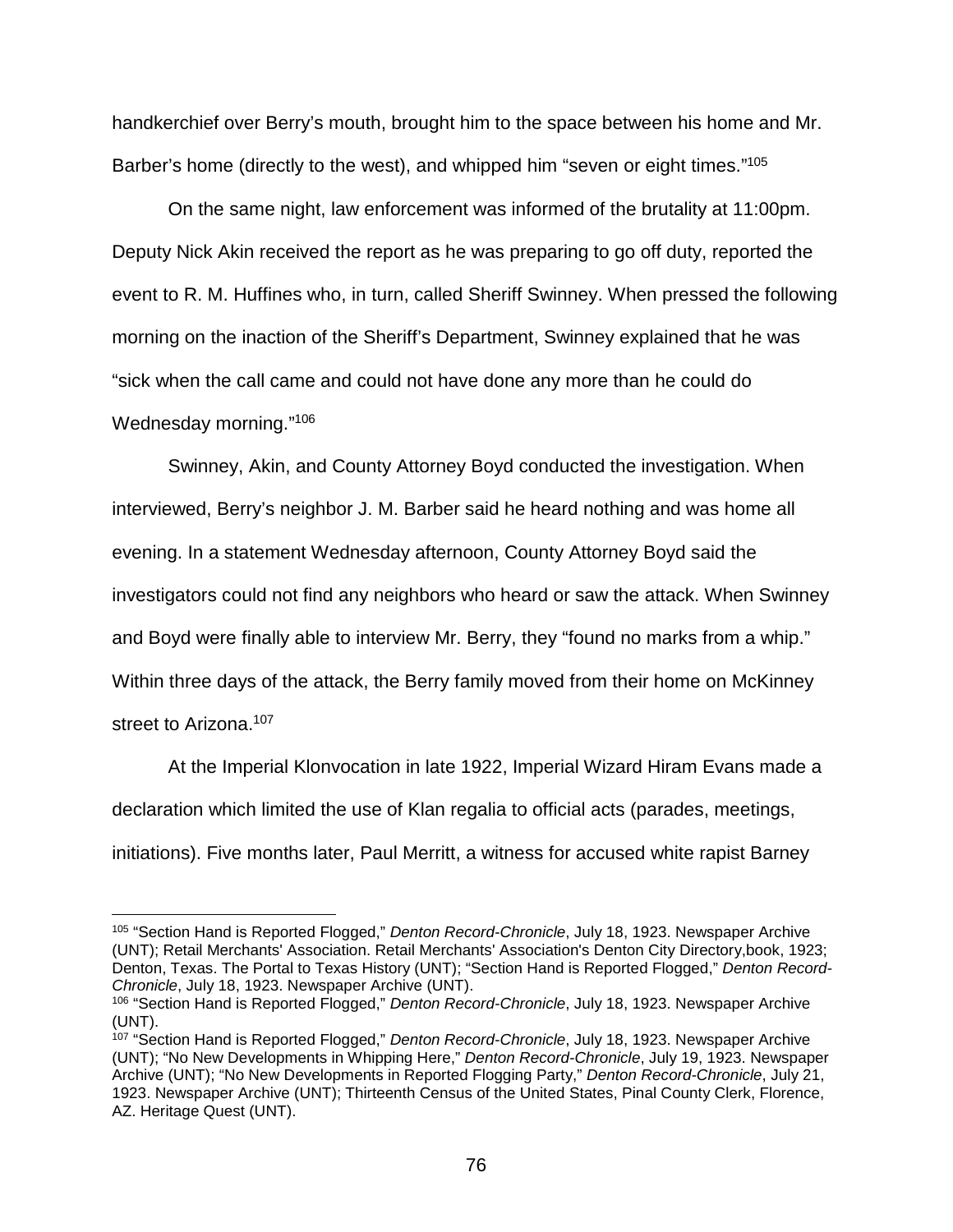handkerchief over Berry's mouth, brought him to the space between his home and Mr. Barber's home (directly to the west), and whipped him "seven or eight times."[105]

On the same night, law enforcement was informed of the brutality at 11:00pm. Deputy Nick Akin received the report as he was preparing to go off duty, reported the event to R. M. Huffines who, in turn, called Sheriff Swinney. When pressed the following morning on the inaction of the Sheriff's Department, Swinney explained that he was "sick when the call came and could not have done any more than he could do Wednesday morning."[106]

Swinney, Akin, and County Attorney Boyd conducted the investigation. When interviewed, Berry's neighbor J. M. Barber said he heard nothing and was home all evening. In a statement Wednesday afternoon, County Attorney Boyd said the investigators could not find any neighbors who heard or saw the attack. When Swinney and Boyd were finally able to interview Mr. Berry, they "found no marks from a whip." Within three days of the attack, the Berry family moved from their home on McKinney street to Arizona.[107]

At the Imperial Klonvocation in late 1922, Imperial Wizard Hiram Evans made a declaration which limited the use of Klan regalia to official acts (parades, meetings, initiations). Five months later, Paul Merritt, a witness for accused white rapist Barney

---

[105] "Section Hand is Reported Flogged," *Denton Record-Chronicle*, July 18, 1923. Newspaper Archive (UNT); Retail Merchants' Association. Retail Merchants' Association's Denton City Directory,book, 1923; Denton, Texas. The Portal to Texas History (UNT); "Section Hand is Reported Flogged," *Denton Record-Chronicle*, July 18, 1923. Newspaper Archive (UNT).

[106] "Section Hand is Reported Flogged," *Denton Record-Chronicle*, July 18, 1923. Newspaper Archive (UNT).

[107] "Section Hand is Reported Flogged," *Denton Record-Chronicle*, July 18, 1923. Newspaper Archive (UNT); "No New Developments in Whipping Here," *Denton Record-Chronicle*, July 19, 1923. Newspaper Archive (UNT); "No New Developments in Reported Flogging Party," *Denton Record-Chronicle*, July 21, 1923. Newspaper Archive (UNT); Thirteenth Census of the United States, Pinal County Clerk, Florence, AZ. Heritage Quest (UNT).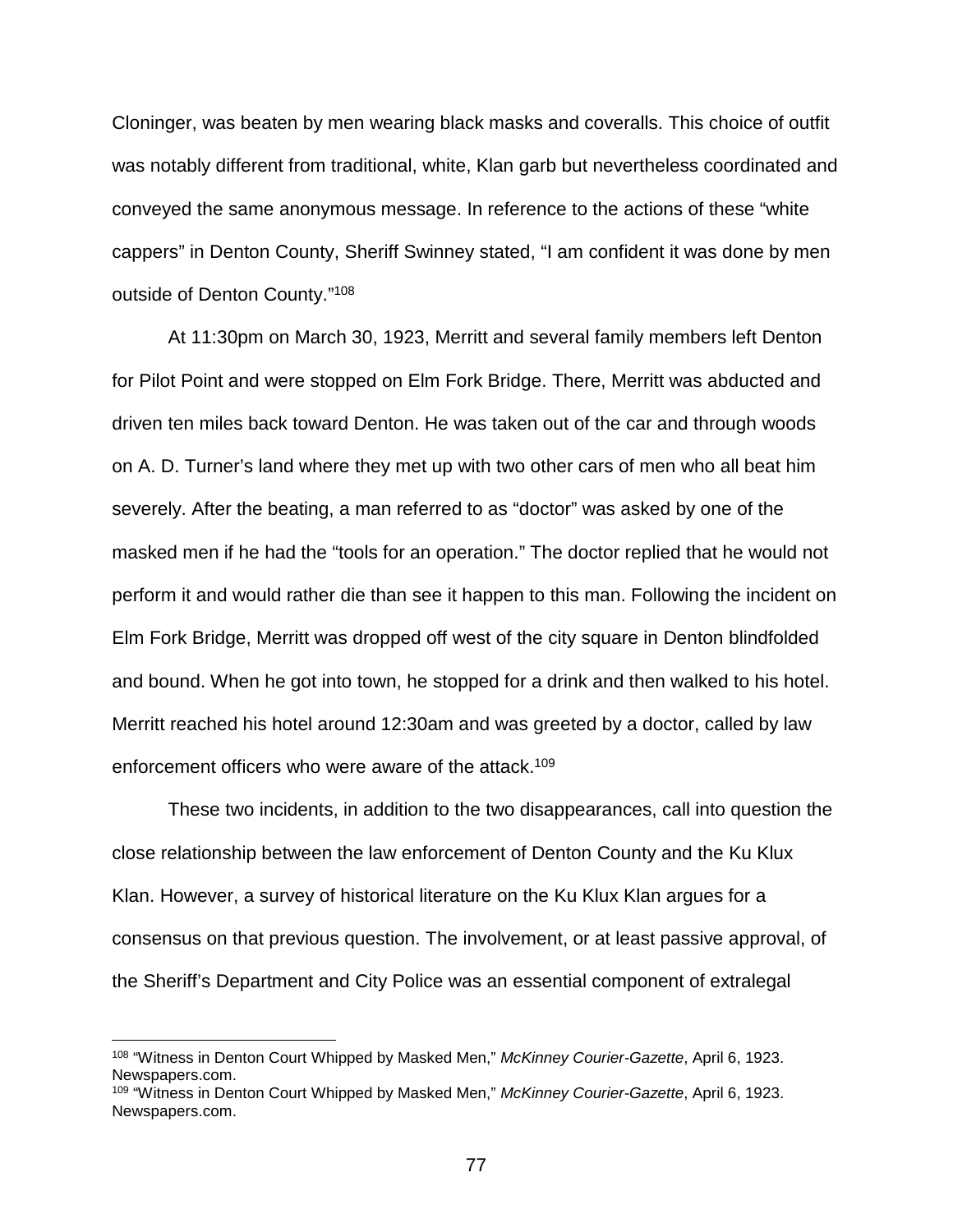Cloninger, was beaten by men wearing black masks and coveralls. This choice of outfit was notably different from traditional, white, Klan garb but nevertheless coordinated and conveyed the same anonymous message. In reference to the actions of these "white cappers" in Denton County, Sheriff Swinney stated, "I am confident it was done by men outside of Denton County."[108]

At 11:30pm on March 30, 1923, Merritt and several family members left Denton for Pilot Point and were stopped on Elm Fork Bridge. There, Merritt was abducted and driven ten miles back toward Denton. He was taken out of the car and through woods on A. D. Turner's land where they met up with two other cars of men who all beat him severely. After the beating, a man referred to as "doctor" was asked by one of the masked men if he had the "tools for an operation." The doctor replied that he would not perform it and would rather die than see it happen to this man. Following the incident on Elm Fork Bridge, Merritt was dropped off west of the city square in Denton blindfolded and bound. When he got into town, he stopped for a drink and then walked to his hotel. Merritt reached his hotel around 12:30am and was greeted by a doctor, called by law enforcement officers who were aware of the attack.[109]

These two incidents, in addition to the two disappearances, call into question the close relationship between the law enforcement of Denton County and the Ku Klux Klan. However, a survey of historical literature on the Ku Klux Klan argues for a consensus on that previous question. The involvement, or at least passive approval, of the Sheriff's Department and City Police was an essential component of extralegal

---

[108] "Witness in Denton Court Whipped by Masked Men," *McKinney Courier-Gazette*, April 6, 1923. Newspapers.com.

[109] "Witness in Denton Court Whipped by Masked Men," *McKinney Courier-Gazette*, April 6, 1923. Newspapers.com.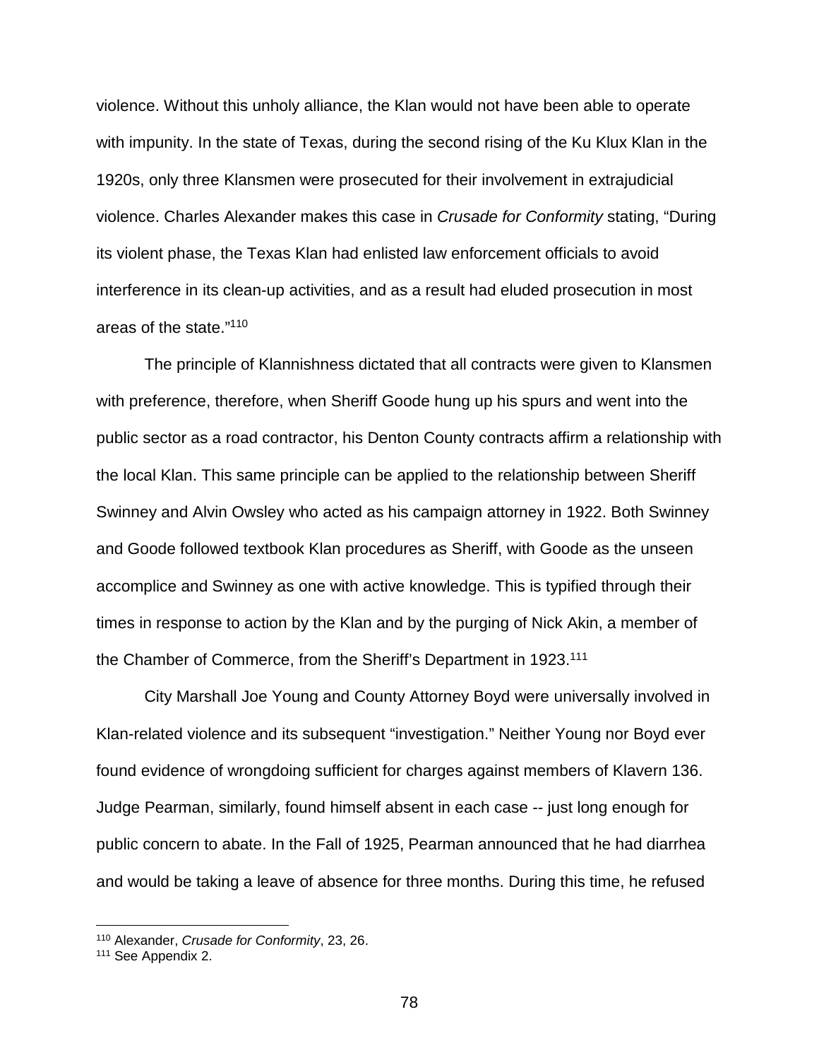violence. Without this unholy alliance, the Klan would not have been able to operate with impunity. In the state of Texas, during the second rising of the Ku Klux Klan in the 1920s, only three Klansmen were prosecuted for their involvement in extrajudicial violence. Charles Alexander makes this case in *Crusade for Conformity* stating, "During its violent phase, the Texas Klan had enlisted law enforcement officials to avoid interference in its clean-up activities, and as a result had eluded prosecution in most areas of the state."[110]

The principle of Klannishness dictated that all contracts were given to Klansmen with preference, therefore, when Sheriff Goode hung up his spurs and went into the public sector as a road contractor, his Denton County contracts affirm a relationship with the local Klan. This same principle can be applied to the relationship between Sheriff Swinney and Alvin Owsley who acted as his campaign attorney in 1922. Both Swinney and Goode followed textbook Klan procedures as Sheriff, with Goode as the unseen accomplice and Swinney as one with active knowledge. This is typified through their times in response to action by the Klan and by the purging of Nick Akin, a member of the Chamber of Commerce, from the Sheriff's Department in 1923.[111]

City Marshall Joe Young and County Attorney Boyd were universally involved in Klan-related violence and its subsequent "investigation." Neither Young nor Boyd ever found evidence of wrongdoing sufficient for charges against members of Klavern 136. Judge Pearman, similarly, found himself absent in each case -- just long enough for public concern to abate. In the Fall of 1925, Pearman announced that he had diarrhea and would be taking a leave of absence for three months. During this time, he refused

---

[110] Alexander, *Crusade for Conformity*, 23, 26.

[111] See Appendix 2.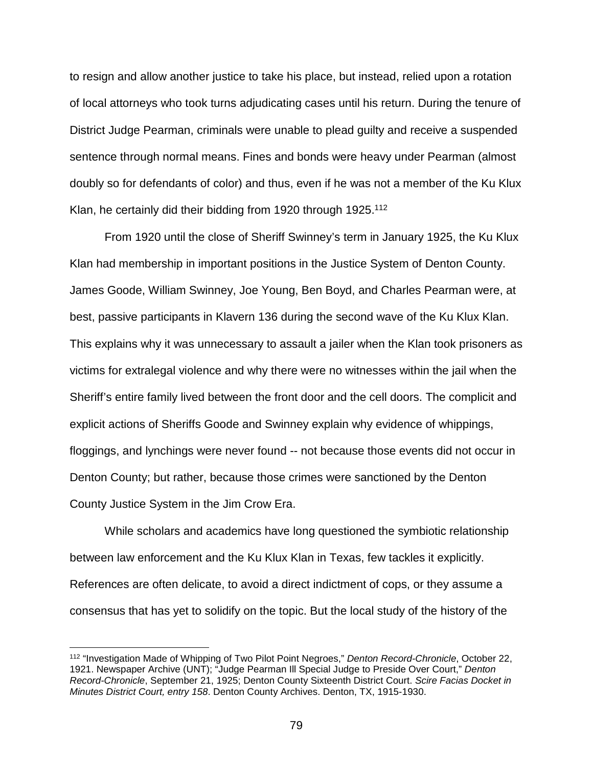to resign and allow another justice to take his place, but instead, relied upon a rotation of local attorneys who took turns adjudicating cases until his return. During the tenure of District Judge Pearman, criminals were unable to plead guilty and receive a suspended sentence through normal means. Fines and bonds were heavy under Pearman (almost doubly so for defendants of color) and thus, even if he was not a member of the Ku Klux Klan, he certainly did their bidding from 1920 through 1925.[112]

From 1920 until the close of Sheriff Swinney's term in January 1925, the Ku Klux Klan had membership in important positions in the Justice System of Denton County. James Goode, William Swinney, Joe Young, Ben Boyd, and Charles Pearman were, at best, passive participants in Klavern 136 during the second wave of the Ku Klux Klan. This explains why it was unnecessary to assault a jailer when the Klan took prisoners as victims for extralegal violence and why there were no witnesses within the jail when the Sheriff's entire family lived between the front door and the cell doors. The complicit and explicit actions of Sheriffs Goode and Swinney explain why evidence of whippings, floggings, and lynchings were never found -- not because those events did not occur in Denton County; but rather, because those crimes were sanctioned by the Denton County Justice System in the Jim Crow Era.

While scholars and academics have long questioned the symbiotic relationship between law enforcement and the Ku Klux Klan in Texas, few tackles it explicitly. References are often delicate, to avoid a direct indictment of cops, or they assume a consensus that has yet to solidify on the topic. But the local study of the history of the

---

[112] "Investigation Made of Whipping of Two Pilot Point Negroes," *Denton Record-Chronicle*, October 22, 1921. Newspaper Archive (UNT); "Judge Pearman Ill Special Judge to Preside Over Court," *Denton Record-Chronicle*, September 21, 1925; Denton County Sixteenth District Court. *Scire Facias Docket in Minutes District Court, entry 158*. Denton County Archives. Denton, TX, 1915-1930.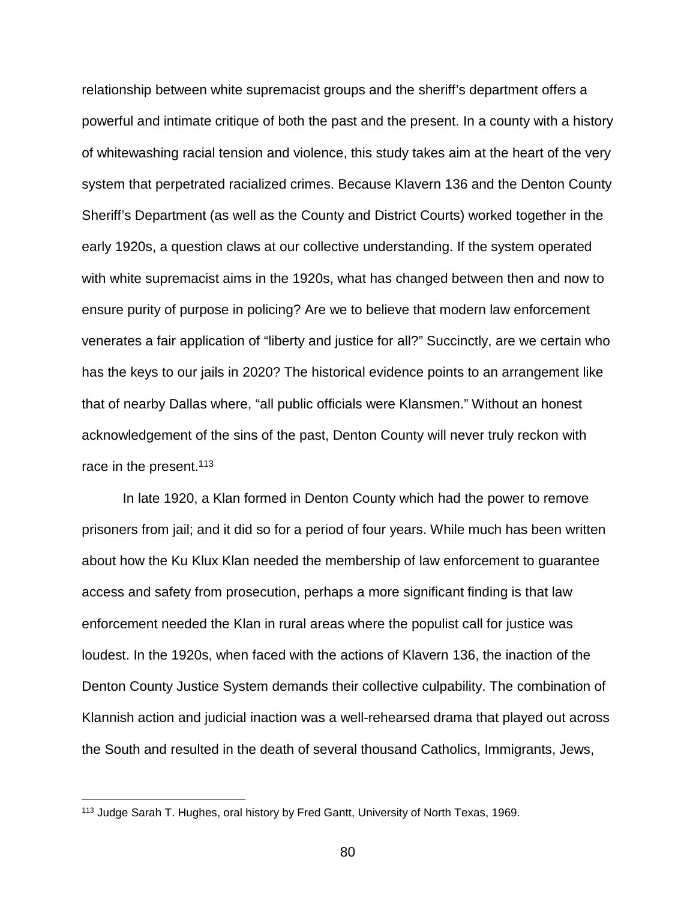relationship between white supremacist groups and the sheriff's department offers a powerful and intimate critique of both the past and the present. In a county with a history of whitewashing racial tension and violence, this study takes aim at the heart of the very system that perpetrated racialized crimes. Because Klavern 136 and the Denton County Sheriff's Department (as well as the County and District Courts) worked together in the early 1920s, a question claws at our collective understanding. If the system operated with white supremacist aims in the 1920s, what has changed between then and now to ensure purity of purpose in policing? Are we to believe that modern law enforcement venerates a fair application of "liberty and justice for all?" Succinctly, are we certain who has the keys to our jails in 2020? The historical evidence points to an arrangement like that of nearby Dallas where, "all public officials were Klansmen." Without an honest acknowledgement of the sins of the past, Denton County will never truly reckon with race in the present.[113]

In late 1920, a Klan formed in Denton County which had the power to remove prisoners from jail; and it did so for a period of four years. While much has been written about how the Ku Klux Klan needed the membership of law enforcement to guarantee access and safety from prosecution, perhaps a more significant finding is that law enforcement needed the Klan in rural areas where the populist call for justice was loudest. In the 1920s, when faced with the actions of Klavern 136, the inaction of the Denton County Justice System demands their collective culpability. The combination of Klannish action and judicial inaction was a well-rehearsed drama that played out across the South and resulted in the death of several thousand Catholics, Immigrants, Jews,

[113] Judge Sarah T. Hughes, oral history by Fred Gantt, University of North Texas, 1969.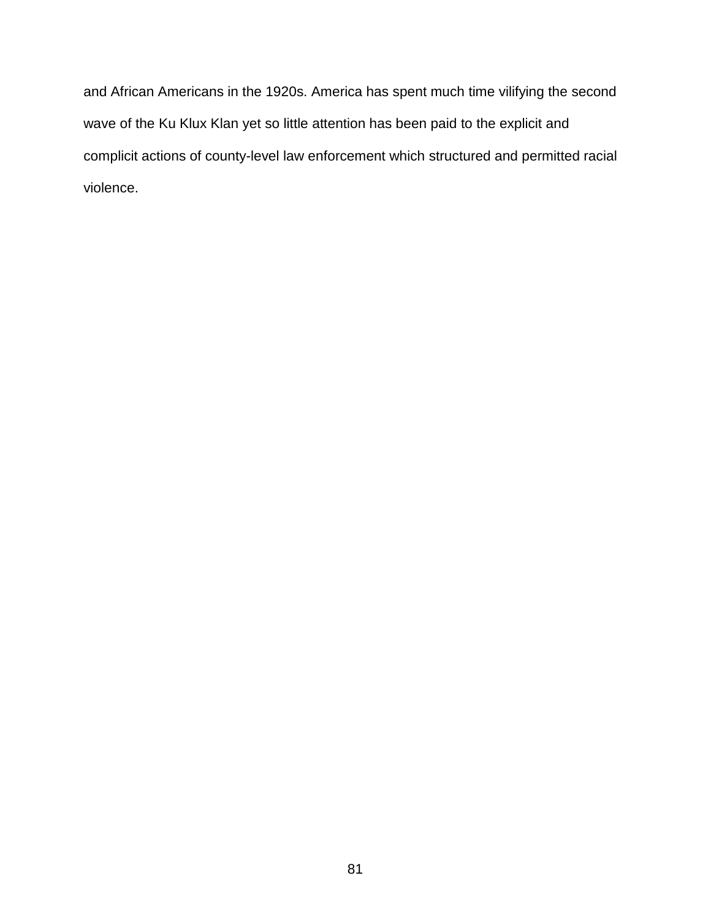and African Americans in the 1920s. America has spent much time vilifying the second wave of the Ku Klux Klan yet so little attention has been paid to the explicit and complicit actions of county-level law enforcement which structured and permitted racial violence.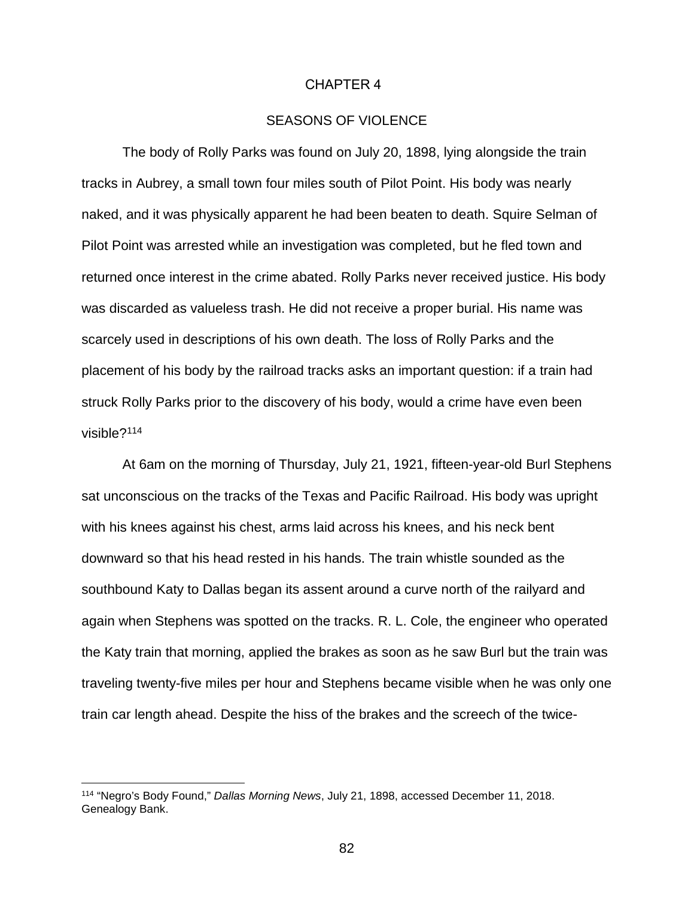# CHAPTER 4

## SEASONS OF VIOLENCE

The body of Rolly Parks was found on July 20, 1898, lying alongside the train tracks in Aubrey, a small town four miles south of Pilot Point. His body was nearly naked, and it was physically apparent he had been beaten to death. Squire Selman of Pilot Point was arrested while an investigation was completed, but he fled town and returned once interest in the crime abated. Rolly Parks never received justice. His body was discarded as valueless trash. He did not receive a proper burial. His name was scarcely used in descriptions of his own death. The loss of Rolly Parks and the placement of his body by the railroad tracks asks an important question: if a train had struck Rolly Parks prior to the discovery of his body, would a crime have even been visible?[114]

At 6am on the morning of Thursday, July 21, 1921, fifteen-year-old Burl Stephens sat unconscious on the tracks of the Texas and Pacific Railroad. His body was upright with his knees against his chest, arms laid across his knees, and his neck bent downward so that his head rested in his hands. The train whistle sounded as the southbound Katy to Dallas began its assent around a curve north of the railyard and again when Stephens was spotted on the tracks. R. L. Cole, the engineer who operated the Katy train that morning, applied the brakes as soon as he saw Burl but the train was traveling twenty-five miles per hour and Stephens became visible when he was only one train car length ahead. Despite the hiss of the brakes and the screech of the twice-

---

[114] "Negro's Body Found," *Dallas Morning News*, July 21, 1898, accessed December 11, 2018. Genealogy Bank.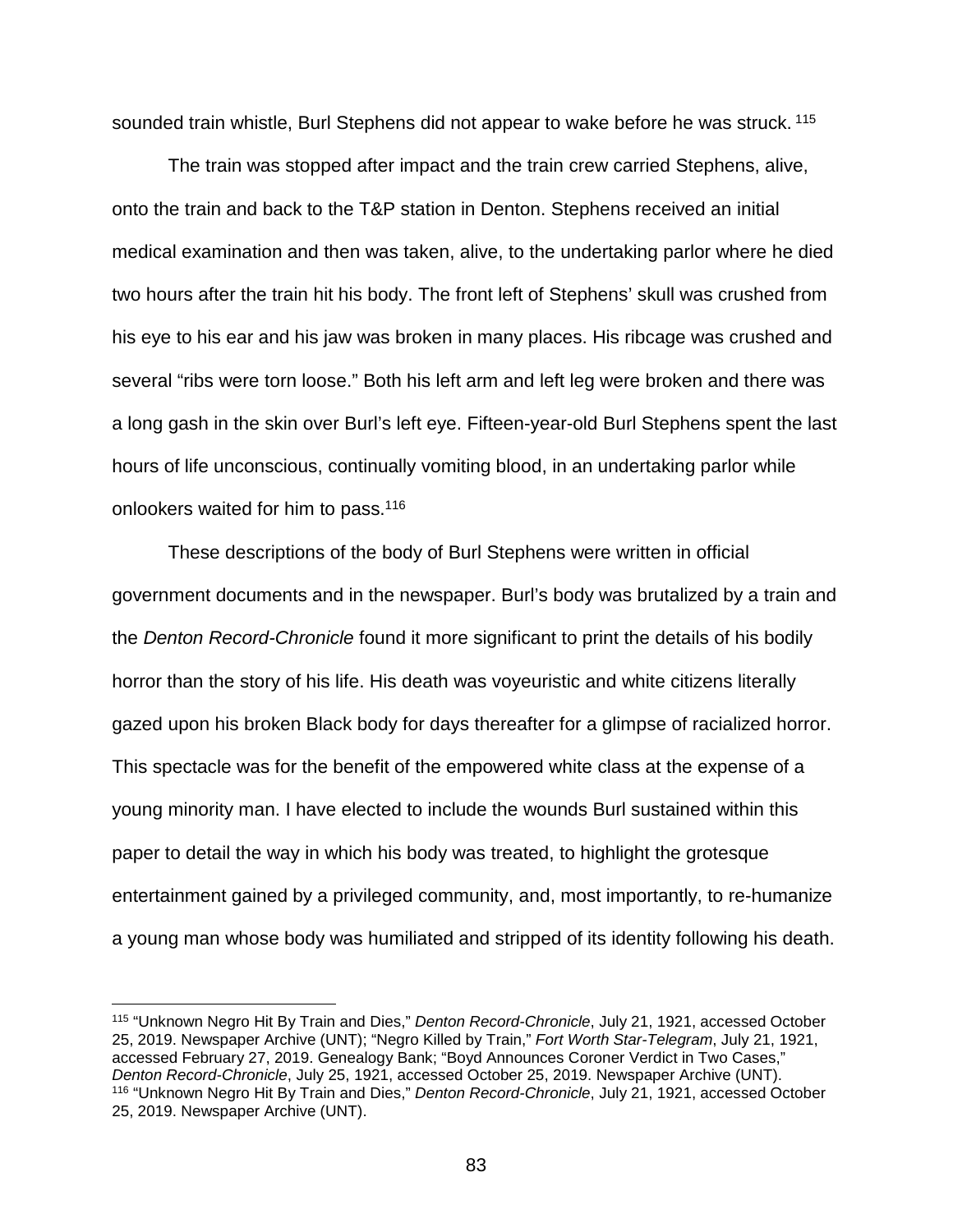sounded train whistle, Burl Stephens did not appear to wake before he was struck.[115]

The train was stopped after impact and the train crew carried Stephens, alive, onto the train and back to the T&P station in Denton. Stephens received an initial medical examination and then was taken, alive, to the undertaking parlor where he died two hours after the train hit his body. The front left of Stephens' skull was crushed from his eye to his ear and his jaw was broken in many places. His ribcage was crushed and several "ribs were torn loose." Both his left arm and left leg were broken and there was a long gash in the skin over Burl's left eye. Fifteen-year-old Burl Stephens spent the last hours of life unconscious, continually vomiting blood, in an undertaking parlor while onlookers waited for him to pass.[116]

These descriptions of the body of Burl Stephens were written in official government documents and in the newspaper. Burl's body was brutalized by a train and the *Denton Record-Chronicle* found it more significant to print the details of his bodily horror than the story of his life. His death was voyeuristic and white citizens literally gazed upon his broken Black body for days thereafter for a glimpse of racialized horror. This spectacle was for the benefit of the empowered white class at the expense of a young minority man. I have elected to include the wounds Burl sustained within this paper to detail the way in which his body was treated, to highlight the grotesque entertainment gained by a privileged community, and, most importantly, to re-humanize a young man whose body was humiliated and stripped of its identity following his death.

---

[115] "Unknown Negro Hit By Train and Dies," *Denton Record-Chronicle*, July 21, 1921, accessed October 25, 2019. Newspaper Archive (UNT); "Negro Killed by Train," *Fort Worth Star-Telegram*, July 21, 1921, accessed February 27, 2019. Genealogy Bank; "Boyd Announces Coroner Verdict in Two Cases," *Denton Record-Chronicle*, July 25, 1921, accessed October 25, 2019. Newspaper Archive (UNT).

[116] "Unknown Negro Hit By Train and Dies," *Denton Record-Chronicle*, July 21, 1921, accessed October 25, 2019. Newspaper Archive (UNT).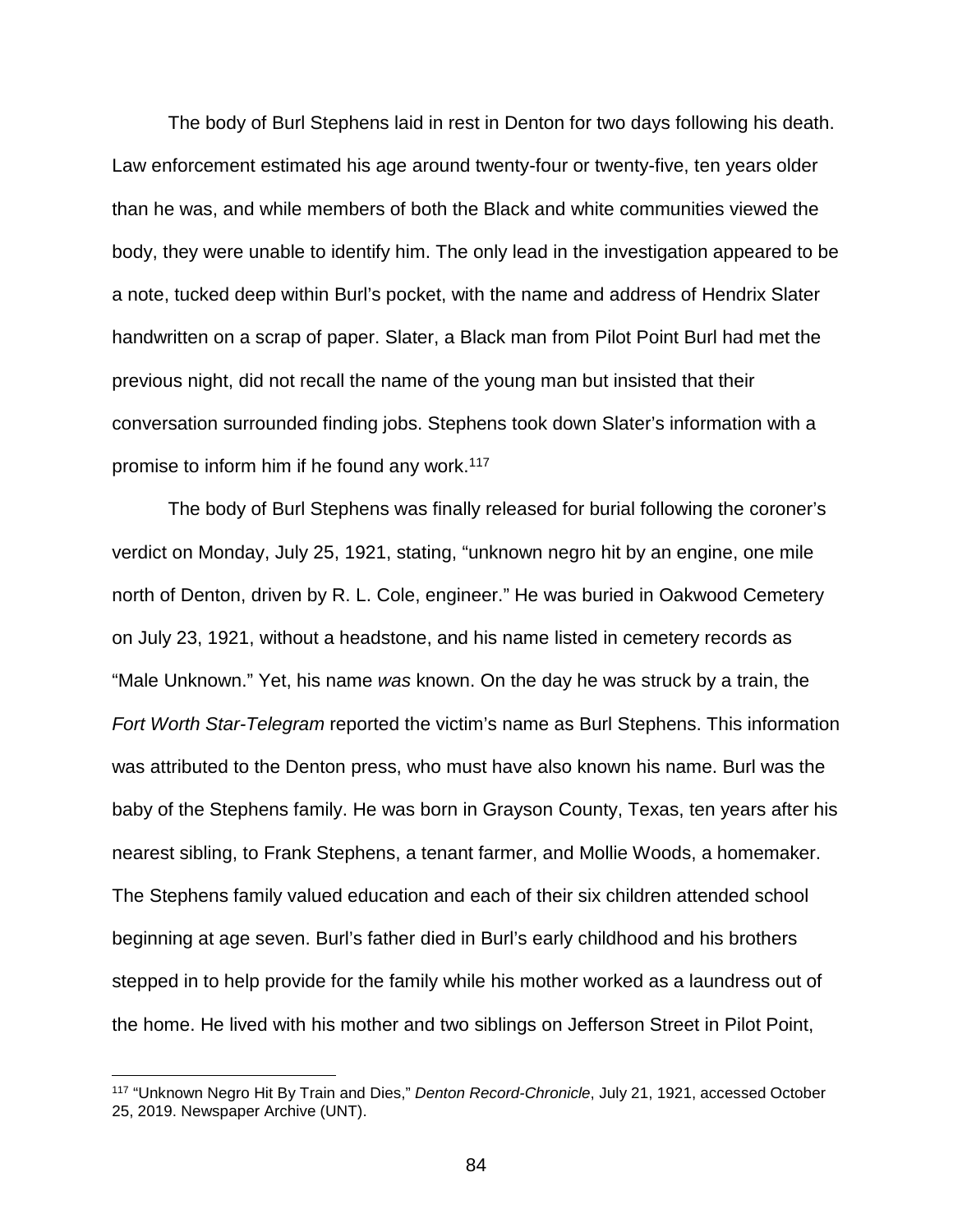The body of Burl Stephens laid in rest in Denton for two days following his death. Law enforcement estimated his age around twenty-four or twenty-five, ten years older than he was, and while members of both the Black and white communities viewed the body, they were unable to identify him. The only lead in the investigation appeared to be a note, tucked deep within Burl's pocket, with the name and address of Hendrix Slater handwritten on a scrap of paper. Slater, a Black man from Pilot Point Burl had met the previous night, did not recall the name of the young man but insisted that their conversation surrounded finding jobs. Stephens took down Slater's information with a promise to inform him if he found any work.[117]

The body of Burl Stephens was finally released for burial following the coroner's verdict on Monday, July 25, 1921, stating, "unknown negro hit by an engine, one mile north of Denton, driven by R. L. Cole, engineer." He was buried in Oakwood Cemetery on July 23, 1921, without a headstone, and his name listed in cemetery records as "Male Unknown." Yet, his name *was* known. On the day he was struck by a train, the *Fort Worth Star-Telegram* reported the victim's name as Burl Stephens. This information was attributed to the Denton press, who must have also known his name. Burl was the baby of the Stephens family. He was born in Grayson County, Texas, ten years after his nearest sibling, to Frank Stephens, a tenant farmer, and Mollie Woods, a homemaker. The Stephens family valued education and each of their six children attended school beginning at age seven. Burl's father died in Burl's early childhood and his brothers stepped in to help provide for the family while his mother worked as a laundress out of the home. He lived with his mother and two siblings on Jefferson Street in Pilot Point,

---

[117] "Unknown Negro Hit By Train and Dies," *Denton Record-Chronicle*, July 21, 1921, accessed October 25, 2019. Newspaper Archive (UNT).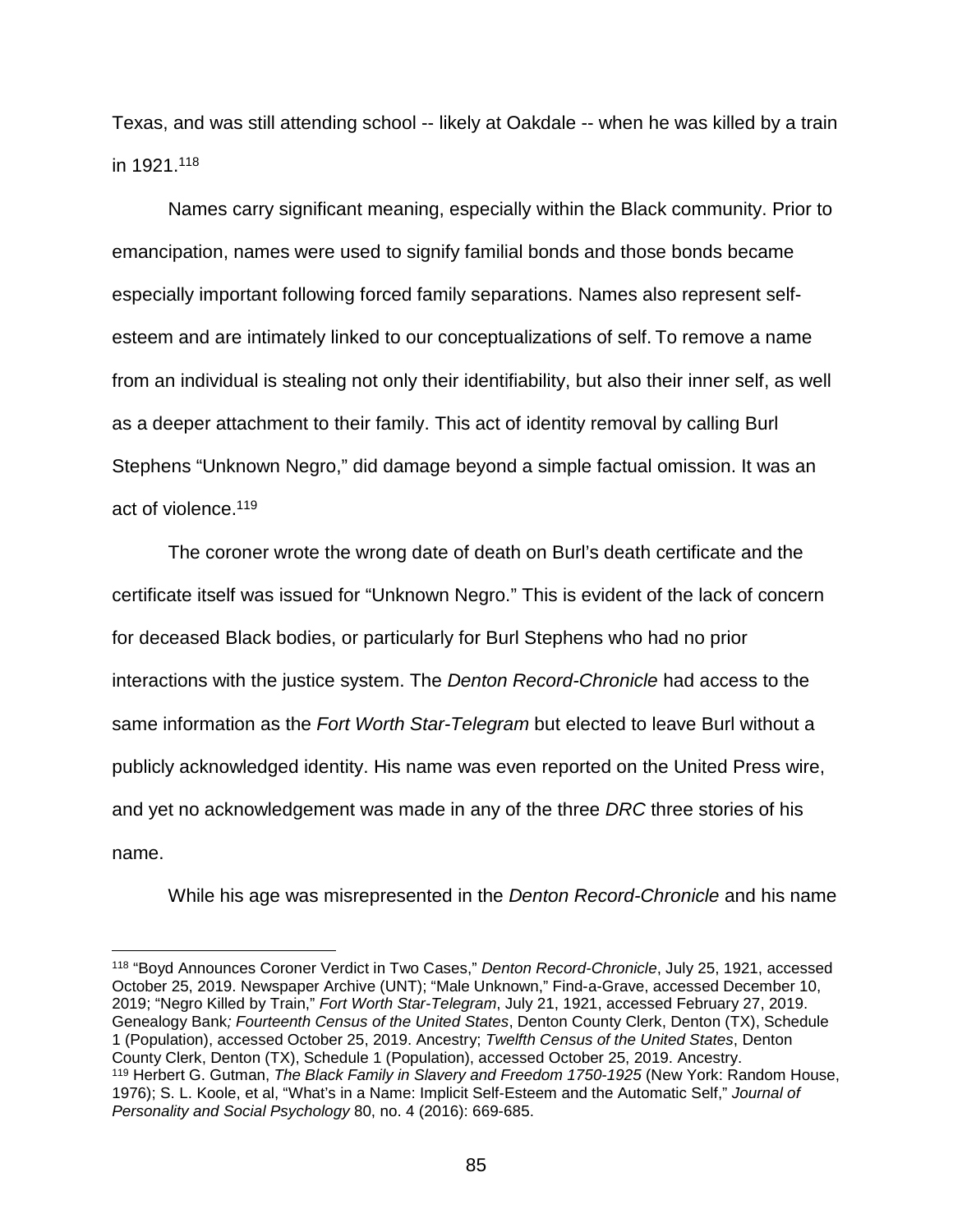Texas, and was still attending school -- likely at Oakdale -- when he was killed by a train in 1921.[118]

Names carry significant meaning, especially within the Black community. Prior to emancipation, names were used to signify familial bonds and those bonds became especially important following forced family separations. Names also represent self-esteem and are intimately linked to our conceptualizations of self. To remove a name from an individual is stealing not only their identifiability, but also their inner self, as well as a deeper attachment to their family. This act of identity removal by calling Burl Stephens "Unknown Negro," did damage beyond a simple factual omission. It was an act of violence.[119]

The coroner wrote the wrong date of death on Burl's death certificate and the certificate itself was issued for "Unknown Negro." This is evident of the lack of concern for deceased Black bodies, or particularly for Burl Stephens who had no prior interactions with the justice system. The *Denton Record-Chronicle* had access to the same information as the *Fort Worth Star-Telegram* but elected to leave Burl without a publicly acknowledged identity. His name was even reported on the United Press wire, and yet no acknowledgement was made in any of the three *DRC* three stories of his name.

While his age was misrepresented in the *Denton Record-Chronicle* and his name

---

[118] "Boyd Announces Coroner Verdict in Two Cases," *Denton Record-Chronicle*, July 25, 1921, accessed October 25, 2019. Newspaper Archive (UNT); "Male Unknown," Find-a-Grave, accessed December 10, 2019; "Negro Killed by Train," *Fort Worth Star-Telegram*, July 21, 1921, accessed February 27, 2019. Genealogy Bank*; Fourteenth Census of the United States*, Denton County Clerk, Denton (TX), Schedule 1 (Population), accessed October 25, 2019. Ancestry; *Twelfth Census of the United States*, Denton County Clerk, Denton (TX), Schedule 1 (Population), accessed October 25, 2019. Ancestry.

[119] Herbert G. Gutman, *The Black Family in Slavery and Freedom 1750-1925* (New York: Random House, 1976); S. L. Koole, et al, "What's in a Name: Implicit Self-Esteem and the Automatic Self," *Journal of Personality and Social Psychology* 80, no. 4 (2016): 669-685.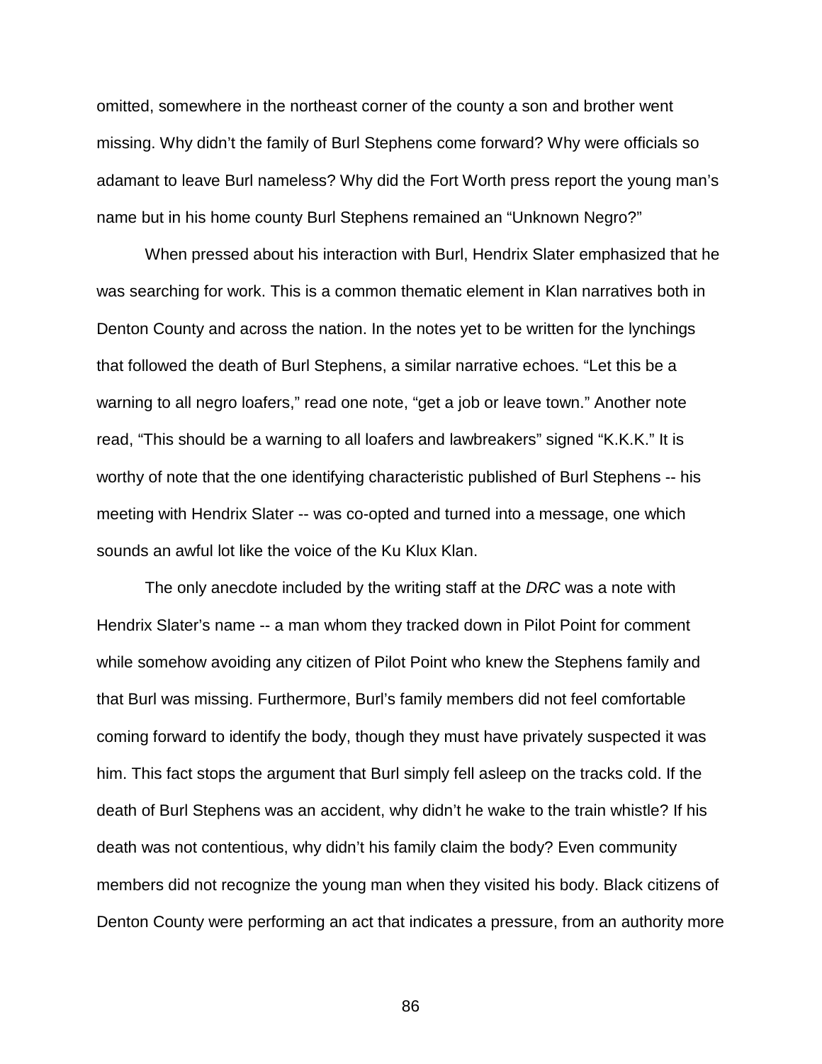omitted, somewhere in the northeast corner of the county a son and brother went missing. Why didn't the family of Burl Stephens come forward? Why were officials so adamant to leave Burl nameless? Why did the Fort Worth press report the young man's name but in his home county Burl Stephens remained an "Unknown Negro?"

When pressed about his interaction with Burl, Hendrix Slater emphasized that he was searching for work. This is a common thematic element in Klan narratives both in Denton County and across the nation. In the notes yet to be written for the lynchings that followed the death of Burl Stephens, a similar narrative echoes. "Let this be a warning to all negro loafers," read one note, "get a job or leave town." Another note read, "This should be a warning to all loafers and lawbreakers" signed "K.K.K." It is worthy of note that the one identifying characteristic published of Burl Stephens -- his meeting with Hendrix Slater -- was co-opted and turned into a message, one which sounds an awful lot like the voice of the Ku Klux Klan.

The only anecdote included by the writing staff at the *DRC* was a note with Hendrix Slater's name -- a man whom they tracked down in Pilot Point for comment while somehow avoiding any citizen of Pilot Point who knew the Stephens family and that Burl was missing. Furthermore, Burl's family members did not feel comfortable coming forward to identify the body, though they must have privately suspected it was him. This fact stops the argument that Burl simply fell asleep on the tracks cold. If the death of Burl Stephens was an accident, why didn't he wake to the train whistle? If his death was not contentious, why didn't his family claim the body? Even community members did not recognize the young man when they visited his body. Black citizens of Denton County were performing an act that indicates a pressure, from an authority more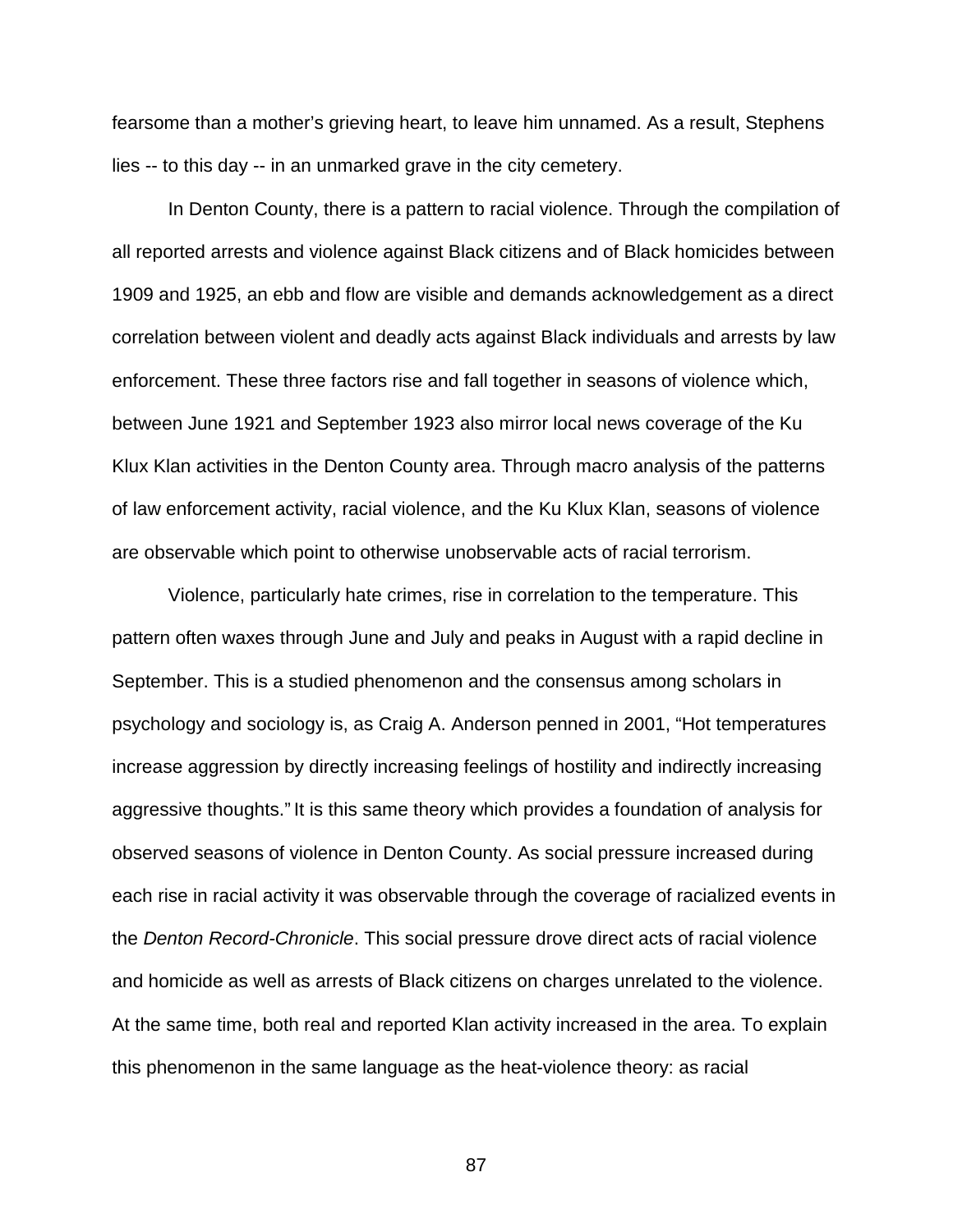fearsome than a mother's grieving heart, to leave him unnamed. As a result, Stephens lies -- to this day -- in an unmarked grave in the city cemetery.

In Denton County, there is a pattern to racial violence. Through the compilation of all reported arrests and violence against Black citizens and of Black homicides between 1909 and 1925, an ebb and flow are visible and demands acknowledgement as a direct correlation between violent and deadly acts against Black individuals and arrests by law enforcement. These three factors rise and fall together in seasons of violence which, between June 1921 and September 1923 also mirror local news coverage of the Ku Klux Klan activities in the Denton County area. Through macro analysis of the patterns of law enforcement activity, racial violence, and the Ku Klux Klan, seasons of violence are observable which point to otherwise unobservable acts of racial terrorism.

Violence, particularly hate crimes, rise in correlation to the temperature. This pattern often waxes through June and July and peaks in August with a rapid decline in September. This is a studied phenomenon and the consensus among scholars in psychology and sociology is, as Craig A. Anderson penned in 2001, "Hot temperatures increase aggression by directly increasing feelings of hostility and indirectly increasing aggressive thoughts." It is this same theory which provides a foundation of analysis for observed seasons of violence in Denton County. As social pressure increased during each rise in racial activity it was observable through the coverage of racialized events in the *Denton Record-Chronicle*. This social pressure drove direct acts of racial violence and homicide as well as arrests of Black citizens on charges unrelated to the violence. At the same time, both real and reported Klan activity increased in the area. To explain this phenomenon in the same language as the heat-violence theory: as racial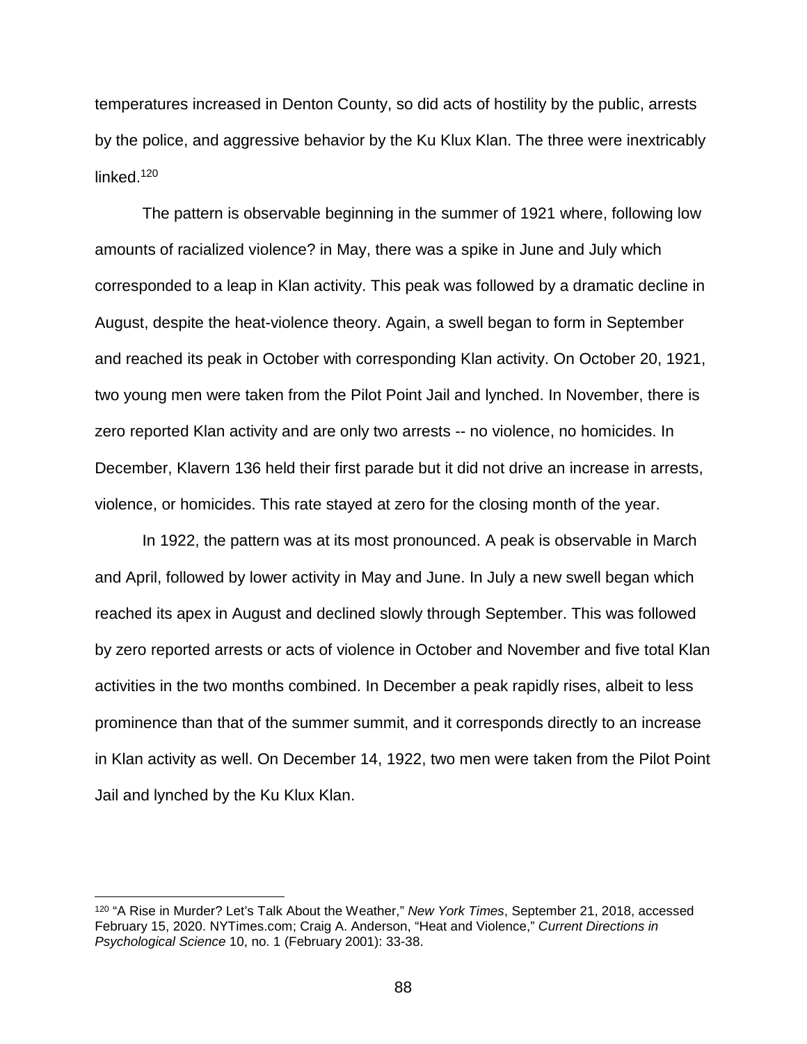temperatures increased in Denton County, so did acts of hostility by the public, arrests by the police, and aggressive behavior by the Ku Klux Klan. The three were inextricably linked.[120]

The pattern is observable beginning in the summer of 1921 where, following low amounts of racialized violence? in May, there was a spike in June and July which corresponded to a leap in Klan activity. This peak was followed by a dramatic decline in August, despite the heat-violence theory. Again, a swell began to form in September and reached its peak in October with corresponding Klan activity. On October 20, 1921, two young men were taken from the Pilot Point Jail and lynched. In November, there is zero reported Klan activity and are only two arrests -- no violence, no homicides. In December, Klavern 136 held their first parade but it did not drive an increase in arrests, violence, or homicides. This rate stayed at zero for the closing month of the year.

In 1922, the pattern was at its most pronounced. A peak is observable in March and April, followed by lower activity in May and June. In July a new swell began which reached its apex in August and declined slowly through September. This was followed by zero reported arrests or acts of violence in October and November and five total Klan activities in the two months combined. In December a peak rapidly rises, albeit to less prominence than that of the summer summit, and it corresponds directly to an increase in Klan activity as well. On December 14, 1922, two men were taken from the Pilot Point Jail and lynched by the Ku Klux Klan.

---

[120] "A Rise in Murder? Let's Talk About the Weather," *New York Times*, September 21, 2018, accessed February 15, 2020. NYTimes.com; Craig A. Anderson, "Heat and Violence," *Current Directions in Psychological Science* 10, no. 1 (February 2001): 33-38.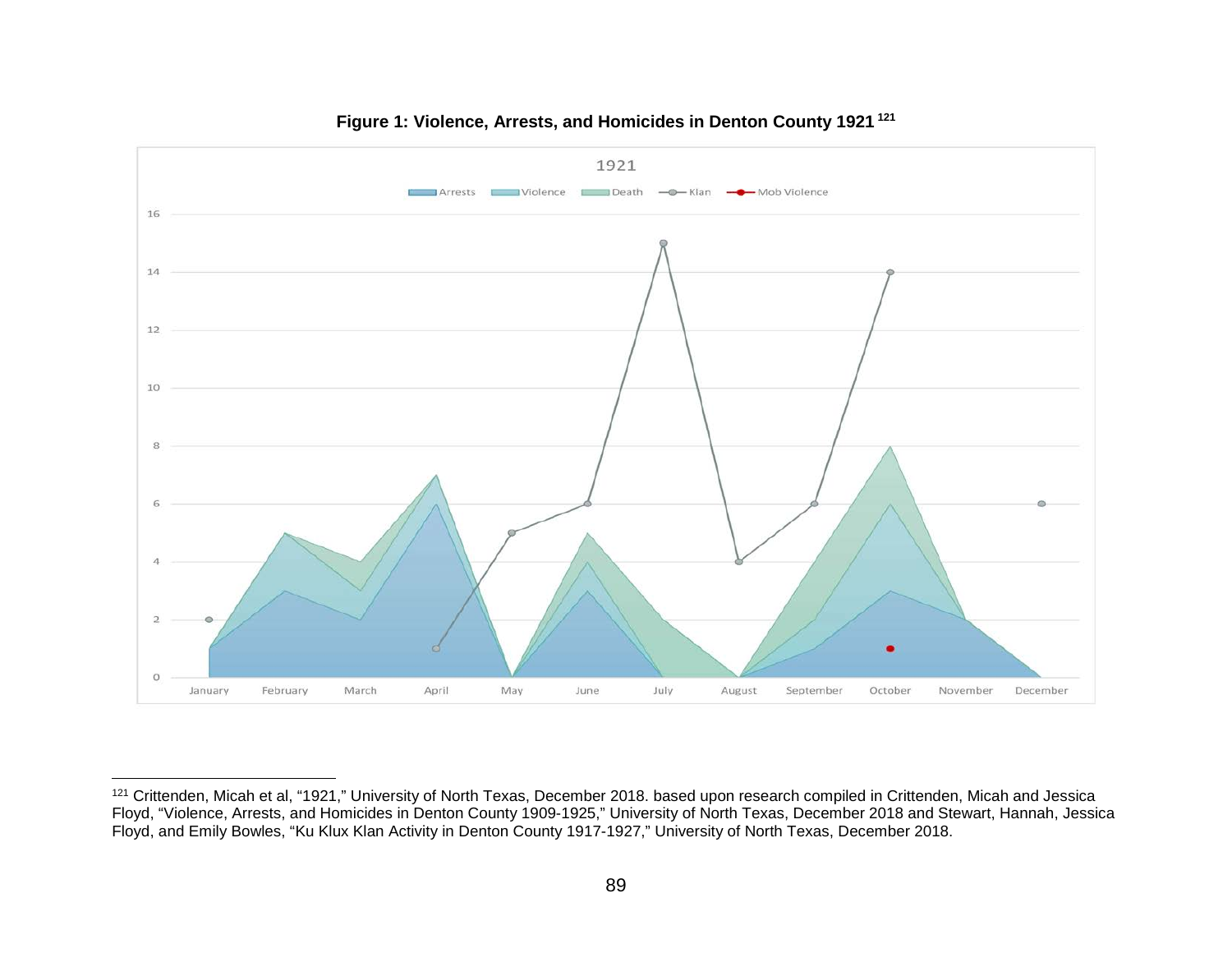**Figure 1: Violence, Arrests, and Homicides in Denton County 1921** [121]

---

[121] Crittenden, Micah et al, "1921," University of North Texas, December 2018. based upon research compiled in Crittenden, Micah and Jessica Floyd, "Violence, Arrests, and Homicides in Denton County 1909-1925," University of North Texas, December 2018 and Stewart, Hannah, Jessica Floyd, and Emily Bowles, "Ku Klux Klan Activity in Denton County 1917-1927," University of North Texas, December 2018.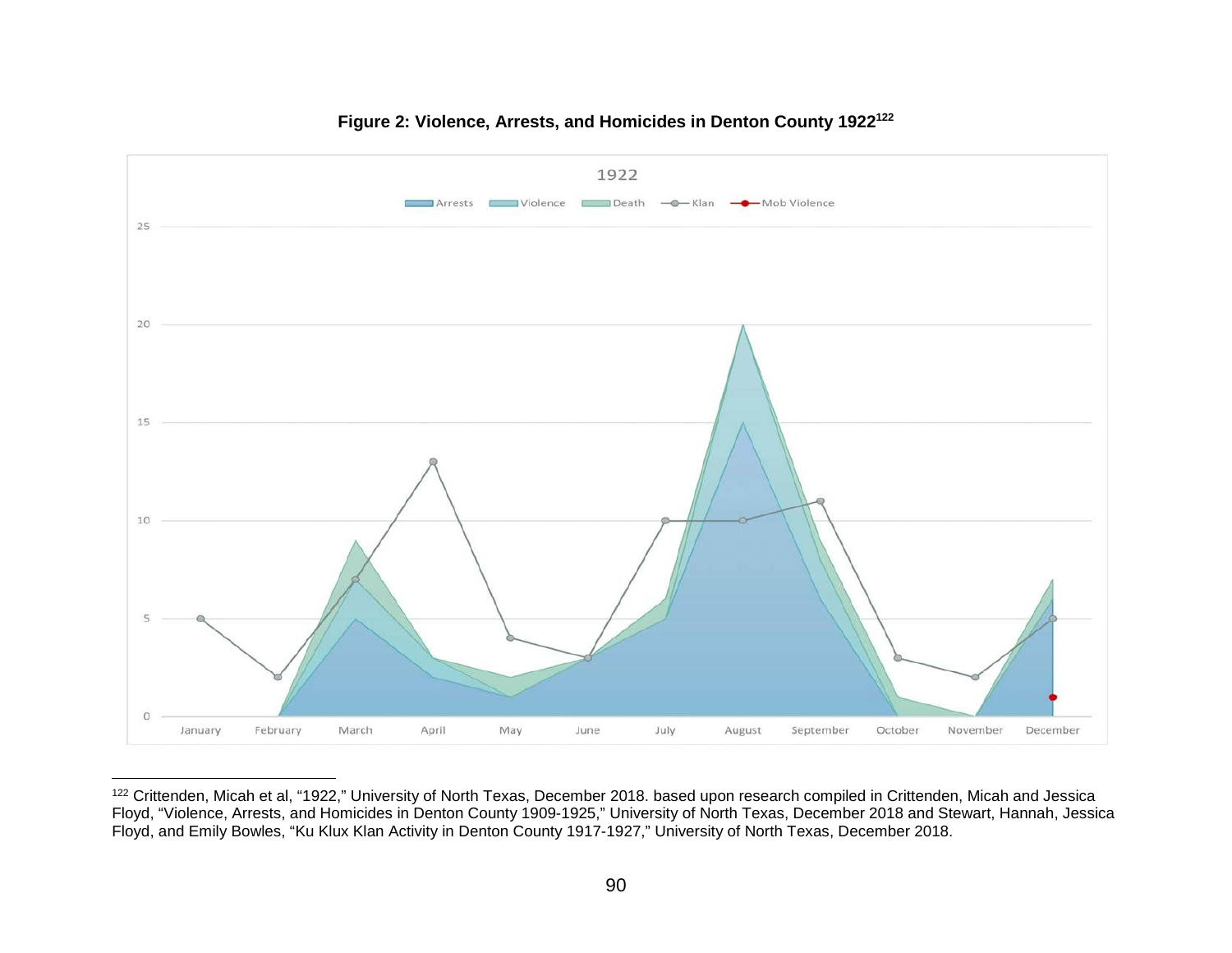**Figure 2: Violence, Arrests, and Homicides in Denton County 1922[122]**

---

[122] Crittenden, Micah et al, "1922," University of North Texas, December 2018. based upon research compiled in Crittenden, Micah and Jessica Floyd, "Violence, Arrests, and Homicides in Denton County 1909-1925," University of North Texas, December 2018 and Stewart, Hannah, Jessica Floyd, and Emily Bowles, "Ku Klux Klan Activity in Denton County 1917-1927," University of North Texas, December 2018.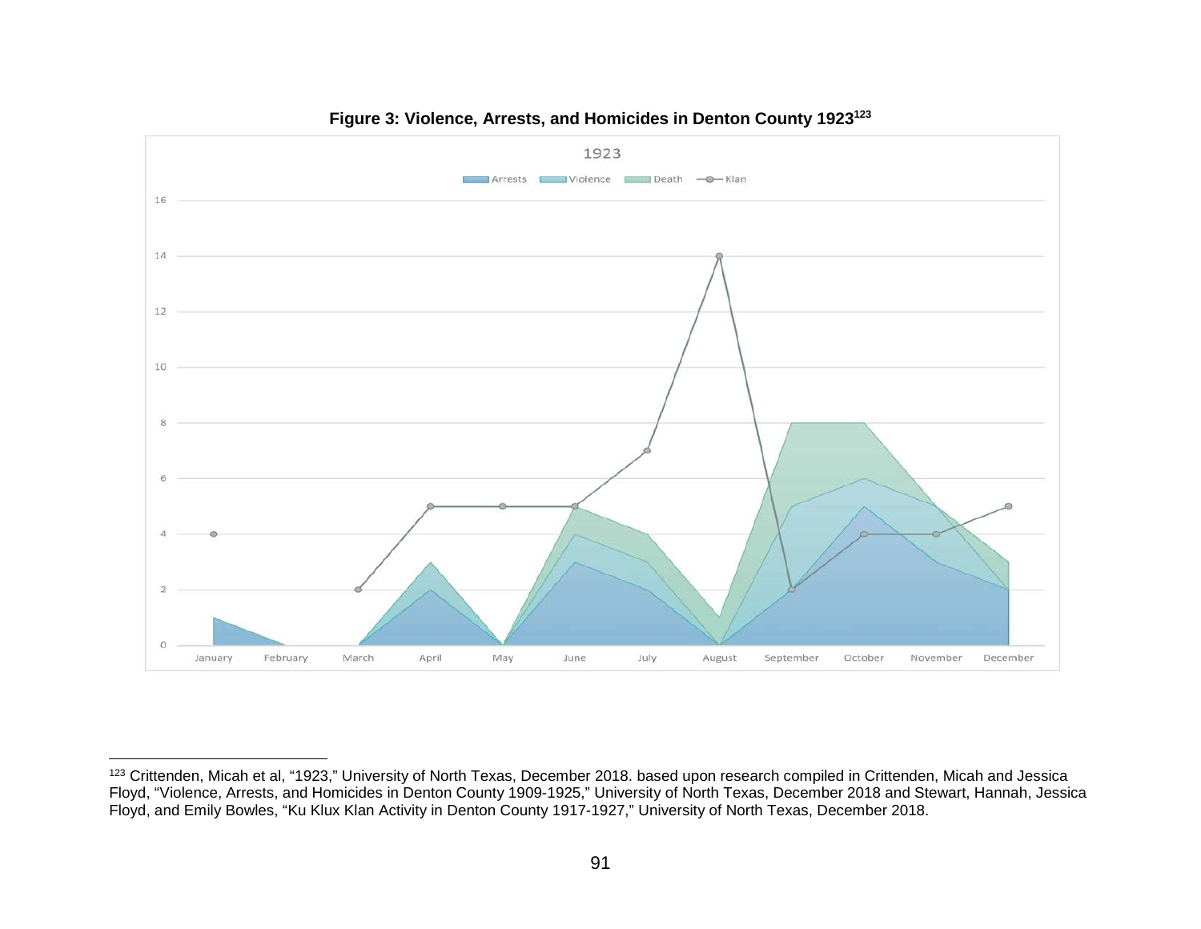**Figure 3: Violence, Arrests, and Homicides in Denton County 1923**[123]

1923

Arrests | Violence | Death | Klan

[123] Crittenden, Micah et al, "1923," University of North Texas, December 2018. based upon research compiled in Crittenden, Micah and Jessica Floyd, "Violence, Arrests, and Homicides in Denton County 1909-1925," University of North Texas, December 2018 and Stewart, Hannah, Jessica Floyd, and Emily Bowles, "Ku Klux Klan Activity in Denton County 1917-1927," University of North Texas, December 2018.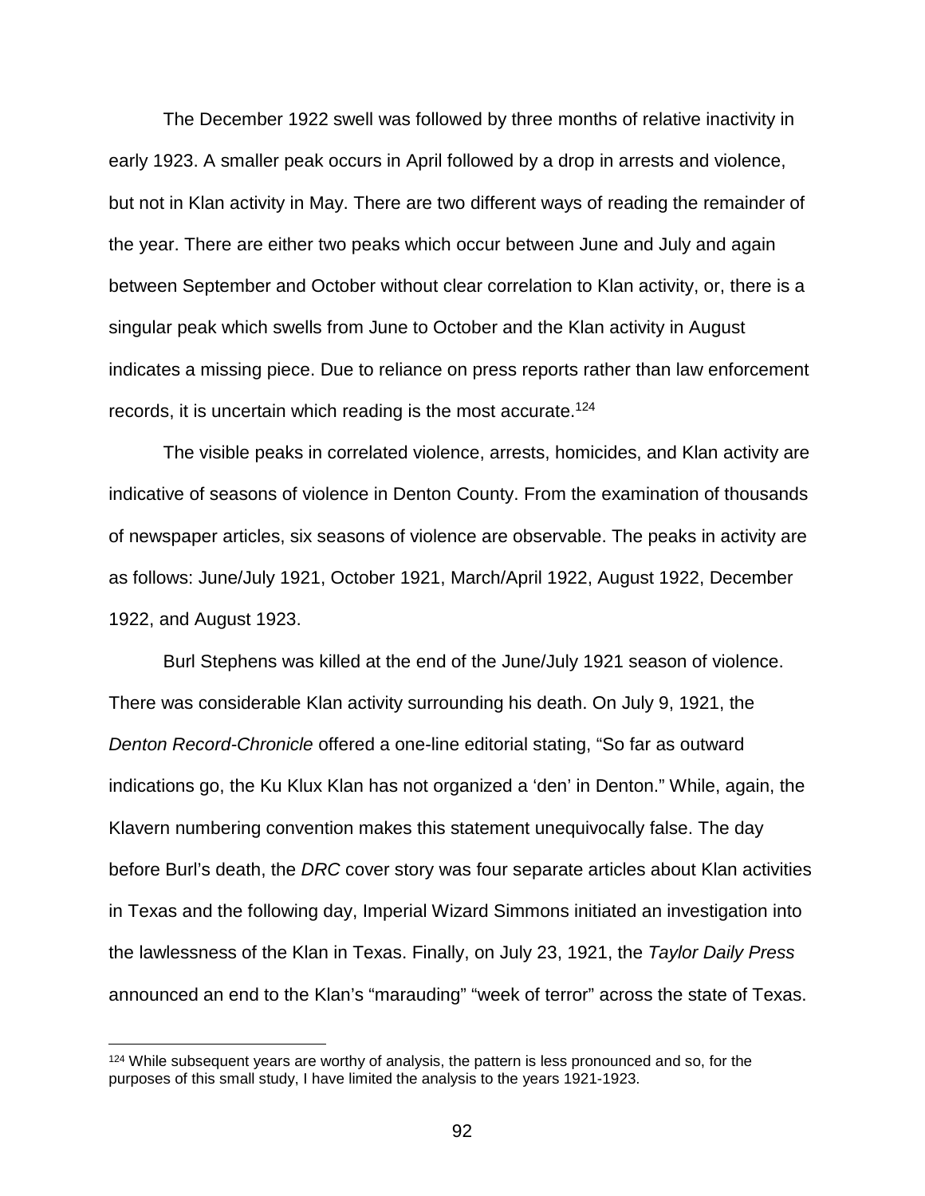The December 1922 swell was followed by three months of relative inactivity in early 1923. A smaller peak occurs in April followed by a drop in arrests and violence, but not in Klan activity in May. There are two different ways of reading the remainder of the year. There are either two peaks which occur between June and July and again between September and October without clear correlation to Klan activity, or, there is a singular peak which swells from June to October and the Klan activity in August indicates a missing piece. Due to reliance on press reports rather than law enforcement records, it is uncertain which reading is the most accurate.[124]

The visible peaks in correlated violence, arrests, homicides, and Klan activity are indicative of seasons of violence in Denton County. From the examination of thousands of newspaper articles, six seasons of violence are observable. The peaks in activity are as follows: June/July 1921, October 1921, March/April 1922, August 1922, December 1922, and August 1923.

Burl Stephens was killed at the end of the June/July 1921 season of violence. There was considerable Klan activity surrounding his death. On July 9, 1921, the *Denton Record-Chronicle* offered a one-line editorial stating, "So far as outward indications go, the Ku Klux Klan has not organized a 'den' in Denton." While, again, the Klavern numbering convention makes this statement unequivocally false. The day before Burl's death, the *DRC* cover story was four separate articles about Klan activities in Texas and the following day, Imperial Wizard Simmons initiated an investigation into the lawlessness of the Klan in Texas. Finally, on July 23, 1921, the *Taylor Daily Press* announced an end to the Klan's "marauding" "week of terror" across the state of Texas.

[124] While subsequent years are worthy of analysis, the pattern is less pronounced and so, for the purposes of this small study, I have limited the analysis to the years 1921-1923.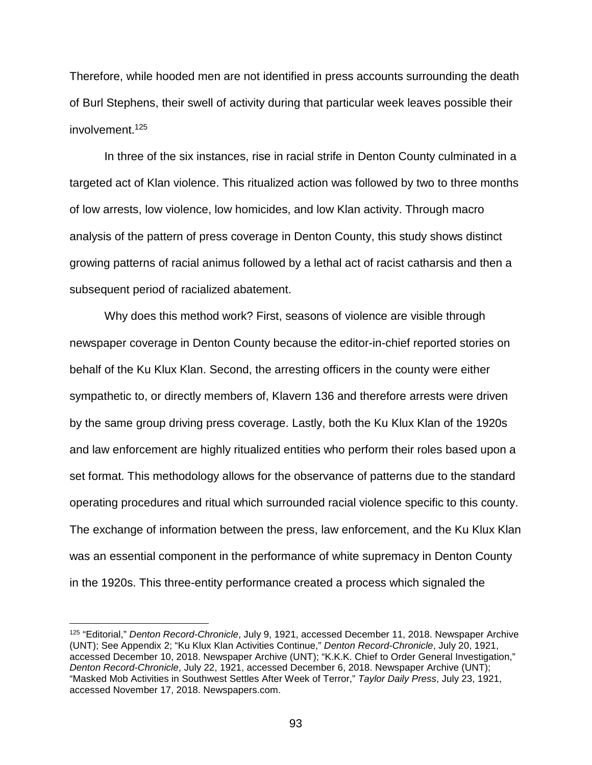Therefore, while hooded men are not identified in press accounts surrounding the death of Burl Stephens, their swell of activity during that particular week leaves possible their involvement.[125]

In three of the six instances, rise in racial strife in Denton County culminated in a targeted act of Klan violence. This ritualized action was followed by two to three months of low arrests, low violence, low homicides, and low Klan activity. Through macro analysis of the pattern of press coverage in Denton County, this study shows distinct growing patterns of racial animus followed by a lethal act of racist catharsis and then a subsequent period of racialized abatement.

Why does this method work? First, seasons of violence are visible through newspaper coverage in Denton County because the editor-in-chief reported stories on behalf of the Ku Klux Klan. Second, the arresting officers in the county were either sympathetic to, or directly members of, Klavern 136 and therefore arrests were driven by the same group driving press coverage. Lastly, both the Ku Klux Klan of the 1920s and law enforcement are highly ritualized entities who perform their roles based upon a set format. This methodology allows for the observance of patterns due to the standard operating procedures and ritual which surrounded racial violence specific to this county. The exchange of information between the press, law enforcement, and the Ku Klux Klan was an essential component in the performance of white supremacy in Denton County in the 1920s. This three-entity performance created a process which signaled the

---

[125] "Editorial," *Denton Record-Chronicle*, July 9, 1921, accessed December 11, 2018. Newspaper Archive (UNT); See Appendix 2; "Ku Klux Klan Activities Continue," *Denton Record-Chronicle*, July 20, 1921, accessed December 10, 2018. Newspaper Archive (UNT); "K.K.K. Chief to Order General Investigation," *Denton Record-Chronicle*, July 22, 1921, accessed December 6, 2018. Newspaper Archive (UNT); "Masked Mob Activities in Southwest Settles After Week of Terror," *Taylor Daily Press*, July 23, 1921, accessed November 17, 2018. Newspapers.com.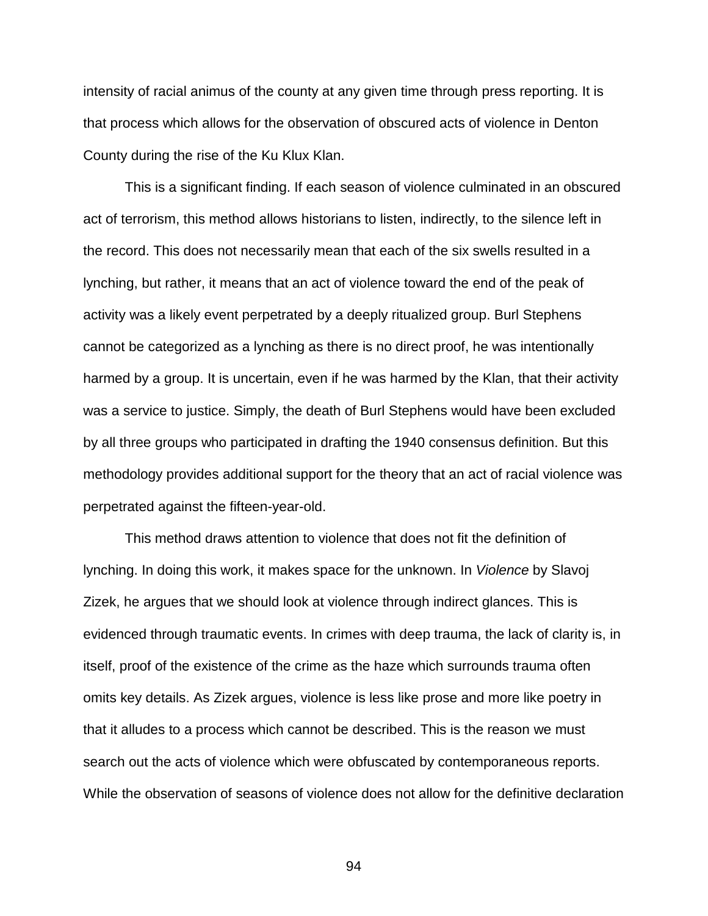intensity of racial animus of the county at any given time through press reporting. It is that process which allows for the observation of obscured acts of violence in Denton County during the rise of the Ku Klux Klan.

This is a significant finding. If each season of violence culminated in an obscured act of terrorism, this method allows historians to listen, indirectly, to the silence left in the record. This does not necessarily mean that each of the six swells resulted in a lynching, but rather, it means that an act of violence toward the end of the peak of activity was a likely event perpetrated by a deeply ritualized group. Burl Stephens cannot be categorized as a lynching as there is no direct proof, he was intentionally harmed by a group. It is uncertain, even if he was harmed by the Klan, that their activity was a service to justice. Simply, the death of Burl Stephens would have been excluded by all three groups who participated in drafting the 1940 consensus definition. But this methodology provides additional support for the theory that an act of racial violence was perpetrated against the fifteen-year-old.

This method draws attention to violence that does not fit the definition of lynching. In doing this work, it makes space for the unknown. In *Violence* by Slavoj Zizek, he argues that we should look at violence through indirect glances. This is evidenced through traumatic events. In crimes with deep trauma, the lack of clarity is, in itself, proof of the existence of the crime as the haze which surrounds trauma often omits key details. As Zizek argues, violence is less like prose and more like poetry in that it alludes to a process which cannot be described. This is the reason we must search out the acts of violence which were obfuscated by contemporaneous reports. While the observation of seasons of violence does not allow for the definitive declaration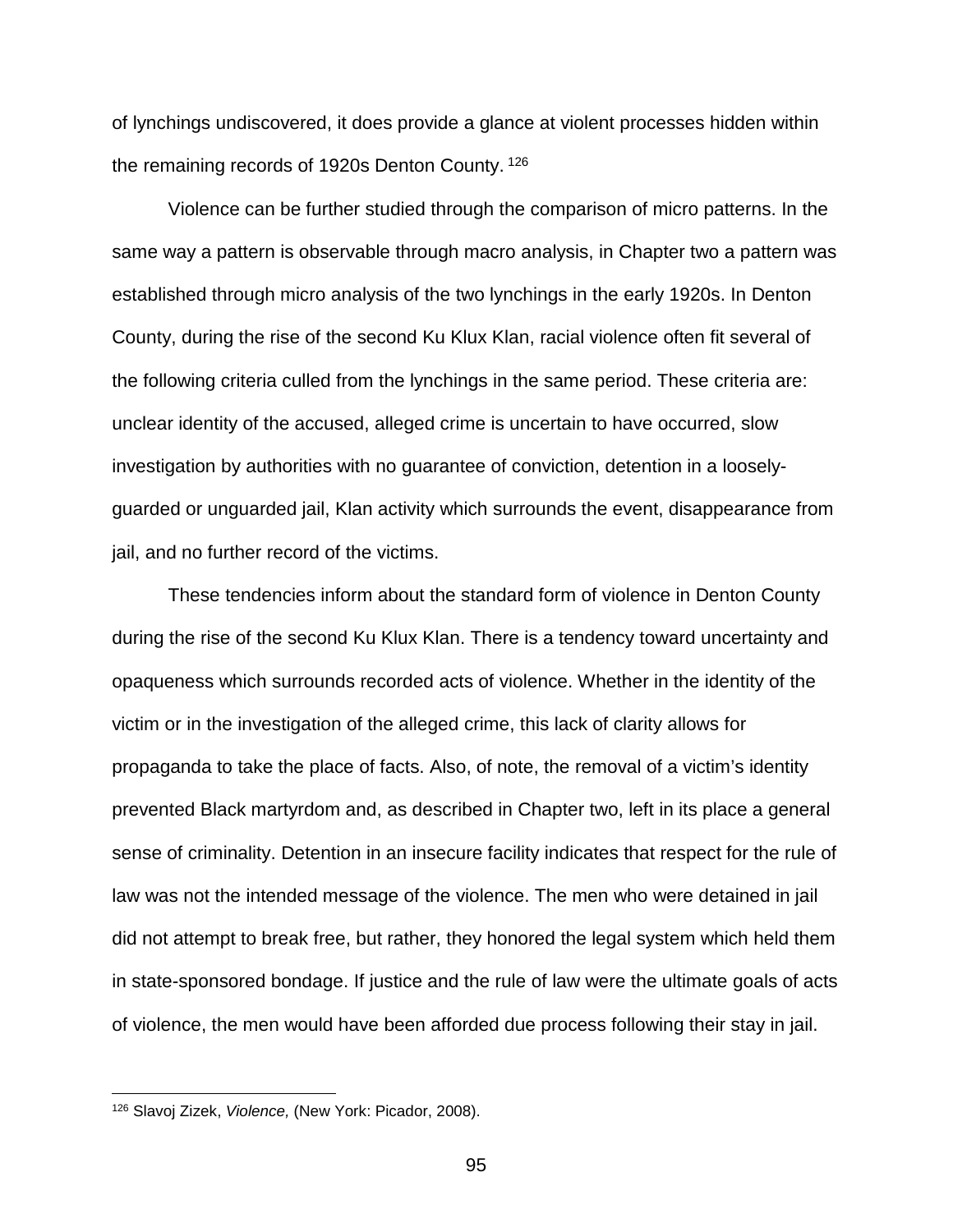of lynchings undiscovered, it does provide a glance at violent processes hidden within the remaining records of 1920s Denton County.[126]

Violence can be further studied through the comparison of micro patterns. In the same way a pattern is observable through macro analysis, in Chapter two a pattern was established through micro analysis of the two lynchings in the early 1920s. In Denton County, during the rise of the second Ku Klux Klan, racial violence often fit several of the following criteria culled from the lynchings in the same period. These criteria are: unclear identity of the accused, alleged crime is uncertain to have occurred, slow investigation by authorities with no guarantee of conviction, detention in a loosely-guarded or unguarded jail, Klan activity which surrounds the event, disappearance from jail, and no further record of the victims.

These tendencies inform about the standard form of violence in Denton County during the rise of the second Ku Klux Klan. There is a tendency toward uncertainty and opaqueness which surrounds recorded acts of violence. Whether in the identity of the victim or in the investigation of the alleged crime, this lack of clarity allows for propaganda to take the place of facts. Also, of note, the removal of a victim's identity prevented Black martyrdom and, as described in Chapter two, left in its place a general sense of criminality. Detention in an insecure facility indicates that respect for the rule of law was not the intended message of the violence. The men who were detained in jail did not attempt to break free, but rather, they honored the legal system which held them in state-sponsored bondage. If justice and the rule of law were the ultimate goals of acts of violence, the men would have been afforded due process following their stay in jail.

---

[126] Slavoj Zizek, *Violence,* (New York: Picador, 2008).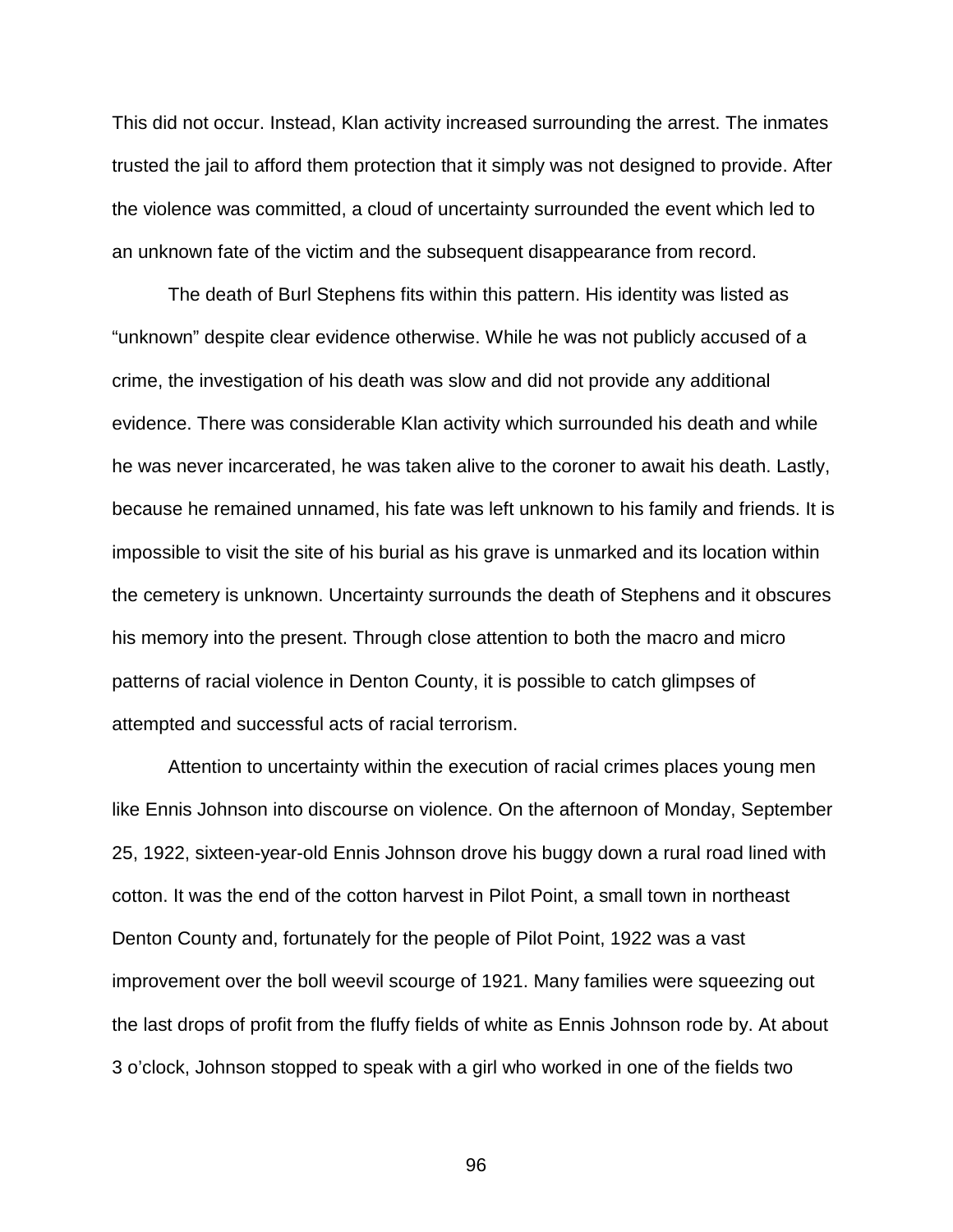This did not occur. Instead, Klan activity increased surrounding the arrest. The inmates trusted the jail to afford them protection that it simply was not designed to provide. After the violence was committed, a cloud of uncertainty surrounded the event which led to an unknown fate of the victim and the subsequent disappearance from record.

The death of Burl Stephens fits within this pattern. His identity was listed as "unknown" despite clear evidence otherwise. While he was not publicly accused of a crime, the investigation of his death was slow and did not provide any additional evidence. There was considerable Klan activity which surrounded his death and while he was never incarcerated, he was taken alive to the coroner to await his death. Lastly, because he remained unnamed, his fate was left unknown to his family and friends. It is impossible to visit the site of his burial as his grave is unmarked and its location within the cemetery is unknown. Uncertainty surrounds the death of Stephens and it obscures his memory into the present. Through close attention to both the macro and micro patterns of racial violence in Denton County, it is possible to catch glimpses of attempted and successful acts of racial terrorism.

Attention to uncertainty within the execution of racial crimes places young men like Ennis Johnson into discourse on violence. On the afternoon of Monday, September 25, 1922, sixteen-year-old Ennis Johnson drove his buggy down a rural road lined with cotton. It was the end of the cotton harvest in Pilot Point, a small town in northeast Denton County and, fortunately for the people of Pilot Point, 1922 was a vast improvement over the boll weevil scourge of 1921. Many families were squeezing out the last drops of profit from the fluffy fields of white as Ennis Johnson rode by. At about 3 o'clock, Johnson stopped to speak with a girl who worked in one of the fields two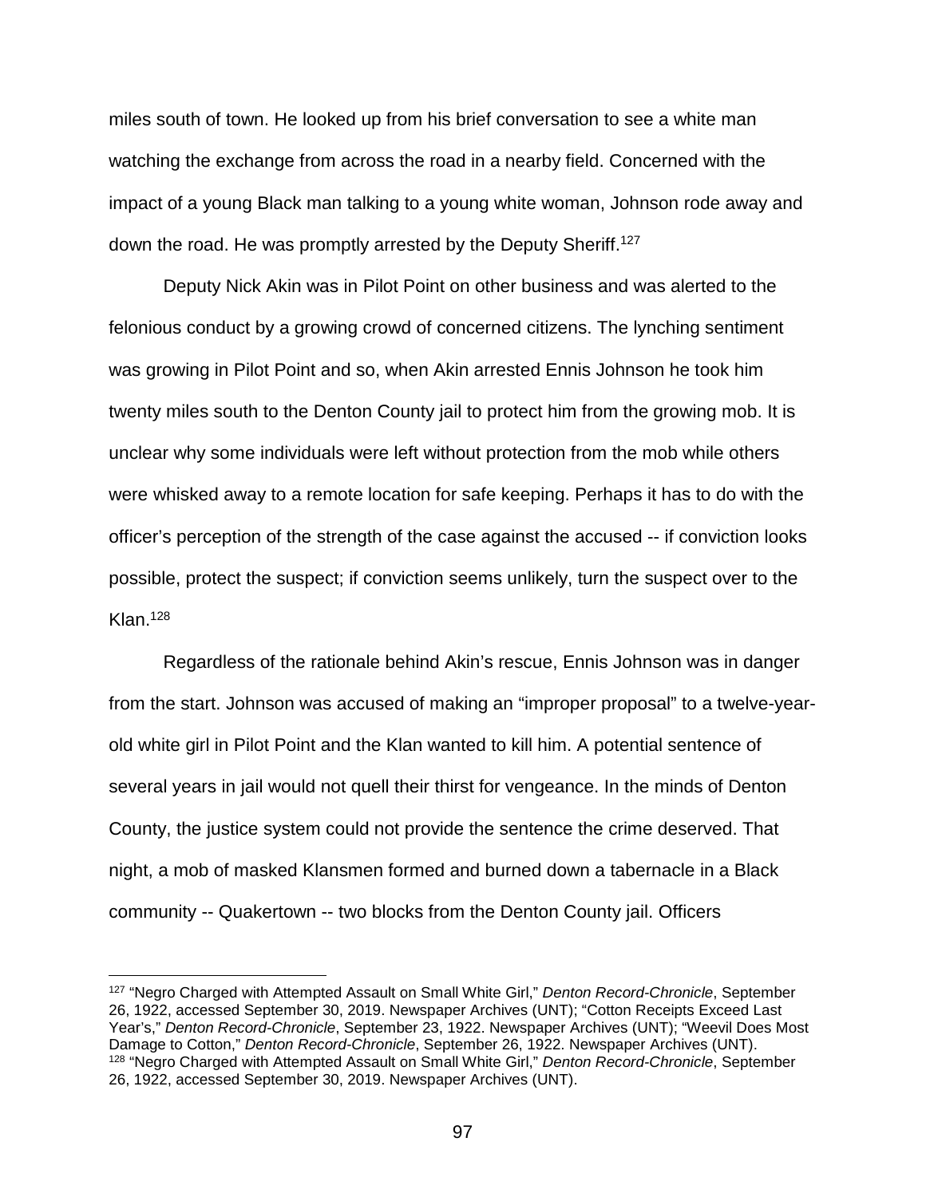miles south of town. He looked up from his brief conversation to see a white man watching the exchange from across the road in a nearby field. Concerned with the impact of a young Black man talking to a young white woman, Johnson rode away and down the road. He was promptly arrested by the Deputy Sheriff.[127]

Deputy Nick Akin was in Pilot Point on other business and was alerted to the felonious conduct by a growing crowd of concerned citizens. The lynching sentiment was growing in Pilot Point and so, when Akin arrested Ennis Johnson he took him twenty miles south to the Denton County jail to protect him from the growing mob. It is unclear why some individuals were left without protection from the mob while others were whisked away to a remote location for safe keeping. Perhaps it has to do with the officer's perception of the strength of the case against the accused -- if conviction looks possible, protect the suspect; if conviction seems unlikely, turn the suspect over to the Klan.[128]

Regardless of the rationale behind Akin's rescue, Ennis Johnson was in danger from the start. Johnson was accused of making an "improper proposal" to a twelve-year-old white girl in Pilot Point and the Klan wanted to kill him. A potential sentence of several years in jail would not quell their thirst for vengeance. In the minds of Denton County, the justice system could not provide the sentence the crime deserved. That night, a mob of masked Klansmen formed and burned down a tabernacle in a Black community -- Quakertown -- two blocks from the Denton County jail. Officers

---

[127] "Negro Charged with Attempted Assault on Small White Girl," *Denton Record-Chronicle*, September 26, 1922, accessed September 30, 2019. Newspaper Archives (UNT); "Cotton Receipts Exceed Last Year's," *Denton Record-Chronicle*, September 23, 1922. Newspaper Archives (UNT); "Weevil Does Most Damage to Cotton," *Denton Record-Chronicle*, September 26, 1922. Newspaper Archives (UNT).

[128] "Negro Charged with Attempted Assault on Small White Girl," *Denton Record-Chronicle*, September 26, 1922, accessed September 30, 2019. Newspaper Archives (UNT).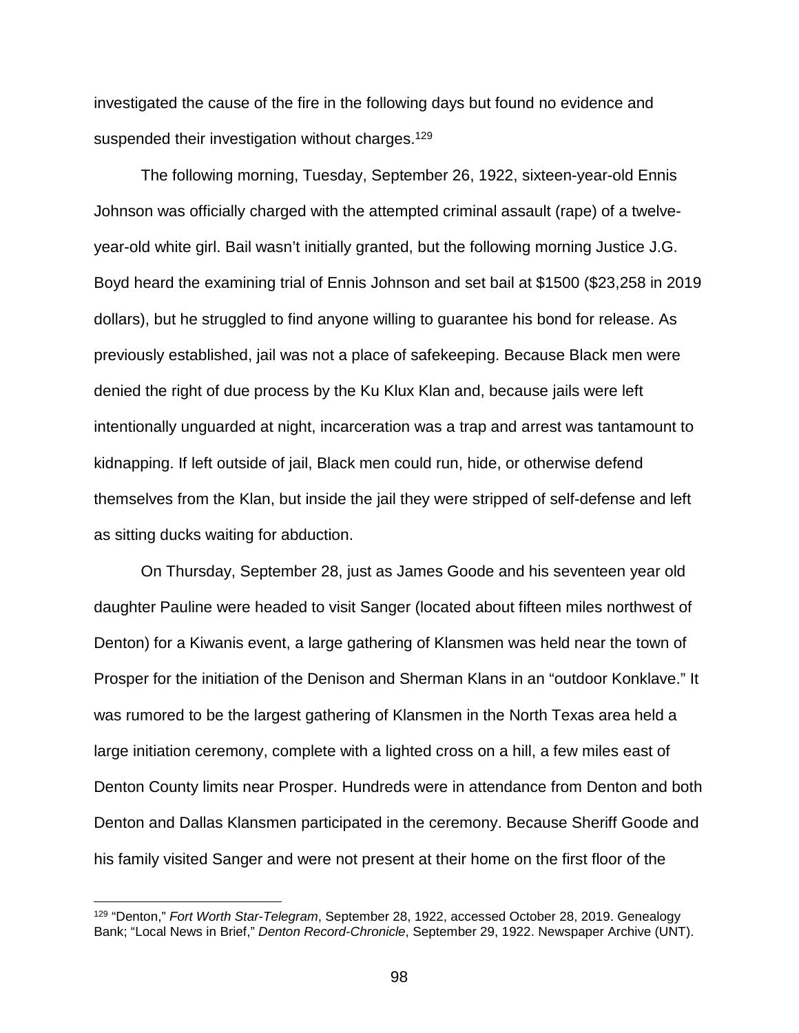investigated the cause of the fire in the following days but found no evidence and suspended their investigation without charges.[129]

The following morning, Tuesday, September 26, 1922, sixteen-year-old Ennis Johnson was officially charged with the attempted criminal assault (rape) of a twelve-year-old white girl. Bail wasn't initially granted, but the following morning Justice J.G. Boyd heard the examining trial of Ennis Johnson and set bail at $1500 ($23,258 in 2019 dollars), but he struggled to find anyone willing to guarantee his bond for release. As previously established, jail was not a place of safekeeping. Because Black men were denied the right of due process by the Ku Klux Klan and, because jails were left intentionally unguarded at night, incarceration was a trap and arrest was tantamount to kidnapping. If left outside of jail, Black men could run, hide, or otherwise defend themselves from the Klan, but inside the jail they were stripped of self-defense and left as sitting ducks waiting for abduction.

On Thursday, September 28, just as James Goode and his seventeen year old daughter Pauline were headed to visit Sanger (located about fifteen miles northwest of Denton) for a Kiwanis event, a large gathering of Klansmen was held near the town of Prosper for the initiation of the Denison and Sherman Klans in an "outdoor Konklave." It was rumored to be the largest gathering of Klansmen in the North Texas area held a large initiation ceremony, complete with a lighted cross on a hill, a few miles east of Denton County limits near Prosper. Hundreds were in attendance from Denton and both Denton and Dallas Klansmen participated in the ceremony. Because Sheriff Goode and his family visited Sanger and were not present at their home on the first floor of the

[129] "Denton," *Fort Worth Star-Telegram*, September 28, 1922, accessed October 28, 2019. Genealogy Bank; "Local News in Brief," *Denton Record-Chronicle*, September 29, 1922. Newspaper Archive (UNT).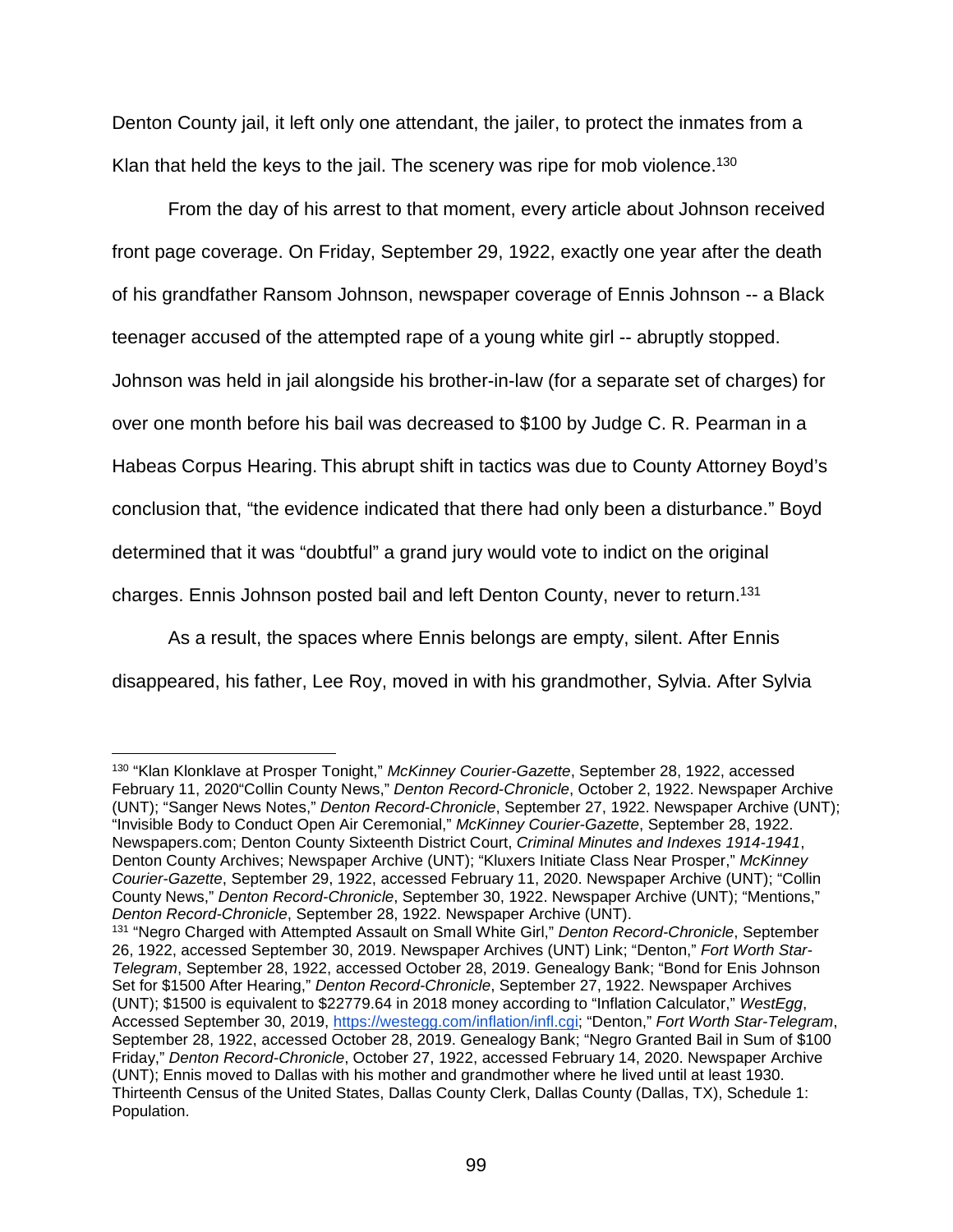Denton County jail, it left only one attendant, the jailer, to protect the inmates from a Klan that held the keys to the jail. The scenery was ripe for mob violence.[130]

From the day of his arrest to that moment, every article about Johnson received front page coverage. On Friday, September 29, 1922, exactly one year after the death of his grandfather Ransom Johnson, newspaper coverage of Ennis Johnson -- a Black teenager accused of the attempted rape of a young white girl -- abruptly stopped. Johnson was held in jail alongside his brother-in-law (for a separate set of charges) for over one month before his bail was decreased to $100 by Judge C. R. Pearman in a Habeas Corpus Hearing. This abrupt shift in tactics was due to County Attorney Boyd's conclusion that, "the evidence indicated that there had only been a disturbance." Boyd determined that it was "doubtful" a grand jury would vote to indict on the original charges. Ennis Johnson posted bail and left Denton County, never to return.[131]

As a result, the spaces where Ennis belongs are empty, silent. After Ennis disappeared, his father, Lee Roy, moved in with his grandmother, Sylvia. After Sylvia

---

[130] "Klan Klonklave at Prosper Tonight," *McKinney Courier-Gazette*, September 28, 1922, accessed February 11, 2020"Collin County News," *Denton Record-Chronicle*, October 2, 1922. Newspaper Archive (UNT); "Sanger News Notes," *Denton Record-Chronicle*, September 27, 1922. Newspaper Archive (UNT); "Invisible Body to Conduct Open Air Ceremonial," *McKinney Courier-Gazette*, September 28, 1922. Newspapers.com; Denton County Sixteenth District Court, *Criminal Minutes and Indexes 1914-1941*, Denton County Archives; Newspaper Archive (UNT); "Kluxers Initiate Class Near Prosper," *McKinney Courier-Gazette*, September 29, 1922, accessed February 11, 2020. Newspaper Archive (UNT); "Collin County News," *Denton Record-Chronicle*, September 30, 1922. Newspaper Archive (UNT); "Mentions," *Denton Record-Chronicle*, September 28, 1922. Newspaper Archive (UNT).

[131] "Negro Charged with Attempted Assault on Small White Girl," *Denton Record-Chronicle*, September 26, 1922, accessed September 30, 2019. Newspaper Archives (UNT) Link; "Denton," *Fort Worth Star-Telegram*, September 28, 1922, accessed October 28, 2019. Genealogy Bank; "Bond for Enis Johnson Set for $1500 After Hearing," *Denton Record-Chronicle*, September 27, 1922. Newspaper Archives (UNT); $1500 is equivalent to $22779.64 in 2018 money according to "Inflation Calculator," *WestEgg*, Accessed September 30, 2019, https://westegg.com/inflation/infl.cgi; "Denton," *Fort Worth Star-Telegram*, September 28, 1922, accessed October 28, 2019. Genealogy Bank; "Negro Granted Bail in Sum of $100 Friday," *Denton Record-Chronicle*, October 27, 1922, accessed February 14, 2020. Newspaper Archive (UNT); Ennis moved to Dallas with his mother and grandmother where he lived until at least 1930. Thirteenth Census of the United States, Dallas County Clerk, Dallas County (Dallas, TX), Schedule 1: Population.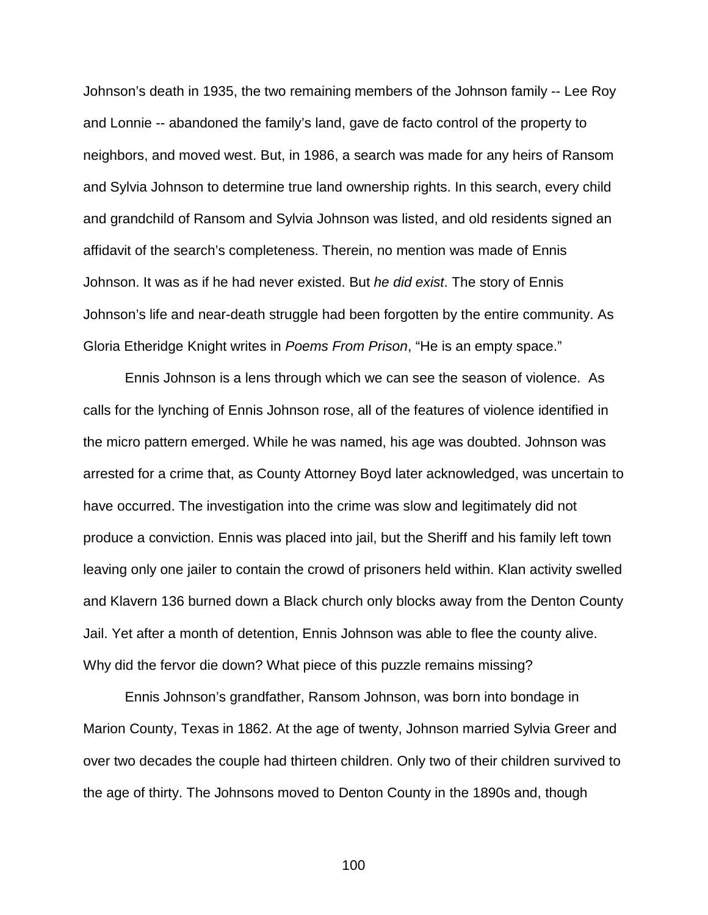Johnson's death in 1935, the two remaining members of the Johnson family -- Lee Roy and Lonnie -- abandoned the family's land, gave de facto control of the property to neighbors, and moved west. But, in 1986, a search was made for any heirs of Ransom and Sylvia Johnson to determine true land ownership rights. In this search, every child and grandchild of Ransom and Sylvia Johnson was listed, and old residents signed an affidavit of the search's completeness. Therein, no mention was made of Ennis Johnson. It was as if he had never existed. But *he did exist*. The story of Ennis Johnson's life and near-death struggle had been forgotten by the entire community. As Gloria Etheridge Knight writes in *Poems From Prison*, "He is an empty space."

Ennis Johnson is a lens through which we can see the season of violence. As calls for the lynching of Ennis Johnson rose, all of the features of violence identified in the micro pattern emerged. While he was named, his age was doubted. Johnson was arrested for a crime that, as County Attorney Boyd later acknowledged, was uncertain to have occurred. The investigation into the crime was slow and legitimately did not produce a conviction. Ennis was placed into jail, but the Sheriff and his family left town leaving only one jailer to contain the crowd of prisoners held within. Klan activity swelled and Klavern 136 burned down a Black church only blocks away from the Denton County Jail. Yet after a month of detention, Ennis Johnson was able to flee the county alive. Why did the fervor die down? What piece of this puzzle remains missing?

Ennis Johnson's grandfather, Ransom Johnson, was born into bondage in Marion County, Texas in 1862. At the age of twenty, Johnson married Sylvia Greer and over two decades the couple had thirteen children. Only two of their children survived to the age of thirty. The Johnsons moved to Denton County in the 1890s and, though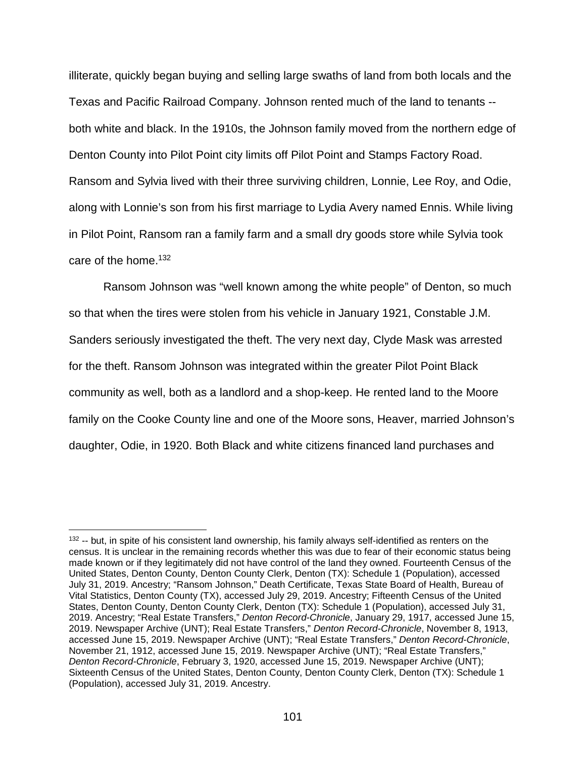illiterate, quickly began buying and selling large swaths of land from both locals and the Texas and Pacific Railroad Company. Johnson rented much of the land to tenants -- both white and black. In the 1910s, the Johnson family moved from the northern edge of Denton County into Pilot Point city limits off Pilot Point and Stamps Factory Road. Ransom and Sylvia lived with their three surviving children, Lonnie, Lee Roy, and Odie, along with Lonnie's son from his first marriage to Lydia Avery named Ennis. While living in Pilot Point, Ransom ran a family farm and a small dry goods store while Sylvia took care of the home.[132]

Ransom Johnson was "well known among the white people" of Denton, so much so that when the tires were stolen from his vehicle in January 1921, Constable J.M. Sanders seriously investigated the theft. The very next day, Clyde Mask was arrested for the theft. Ransom Johnson was integrated within the greater Pilot Point Black community as well, both as a landlord and a shop-keep. He rented land to the Moore family on the Cooke County line and one of the Moore sons, Heaver, married Johnson's daughter, Odie, in 1920. Both Black and white citizens financed land purchases and

---

[132] -- but, in spite of his consistent land ownership, his family always self-identified as renters on the census. It is unclear in the remaining records whether this was due to fear of their economic status being made known or if they legitimately did not have control of the land they owned. Fourteenth Census of the United States, Denton County, Denton County Clerk, Denton (TX): Schedule 1 (Population), accessed July 31, 2019. Ancestry; "Ransom Johnson," Death Certificate, Texas State Board of Health, Bureau of Vital Statistics, Denton County (TX), accessed July 29, 2019. Ancestry; Fifteenth Census of the United States, Denton County, Denton County Clerk, Denton (TX): Schedule 1 (Population), accessed July 31, 2019. Ancestry; "Real Estate Transfers," *Denton Record-Chronicle*, January 29, 1917, accessed June 15, 2019. Newspaper Archive (UNT); Real Estate Transfers," *Denton Record-Chronicle*, November 8, 1913, accessed June 15, 2019. Newspaper Archive (UNT); "Real Estate Transfers," *Denton Record-Chronicle*, November 21, 1912, accessed June 15, 2019. Newspaper Archive (UNT); "Real Estate Transfers," *Denton Record-Chronicle*, February 3, 1920, accessed June 15, 2019. Newspaper Archive (UNT); Sixteenth Census of the United States, Denton County, Denton County Clerk, Denton (TX): Schedule 1 (Population), accessed July 31, 2019. Ancestry.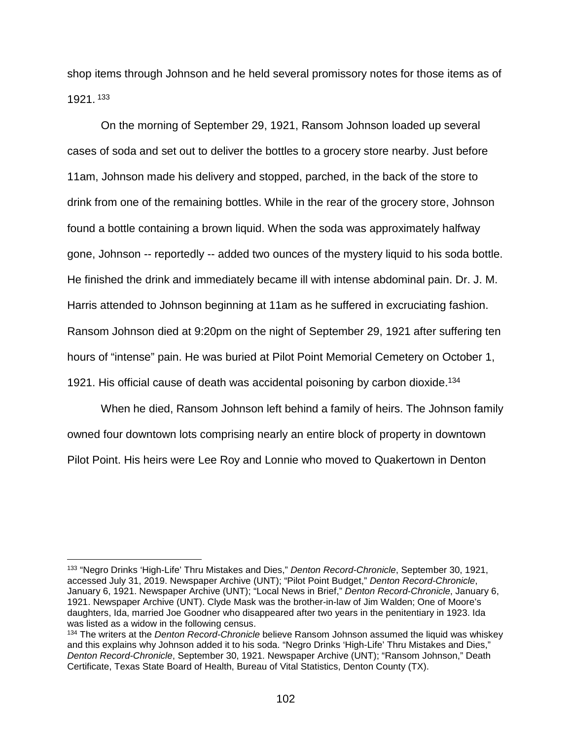shop items through Johnson and he held several promissory notes for those items as of 1921.[133]

On the morning of September 29, 1921, Ransom Johnson loaded up several cases of soda and set out to deliver the bottles to a grocery store nearby. Just before 11am, Johnson made his delivery and stopped, parched, in the back of the store to drink from one of the remaining bottles. While in the rear of the grocery store, Johnson found a bottle containing a brown liquid. When the soda was approximately halfway gone, Johnson -- reportedly -- added two ounces of the mystery liquid to his soda bottle. He finished the drink and immediately became ill with intense abdominal pain. Dr. J. M. Harris attended to Johnson beginning at 11am as he suffered in excruciating fashion. Ransom Johnson died at 9:20pm on the night of September 29, 1921 after suffering ten hours of "intense" pain. He was buried at Pilot Point Memorial Cemetery on October 1, 1921. His official cause of death was accidental poisoning by carbon dioxide.[134]

When he died, Ransom Johnson left behind a family of heirs. The Johnson family owned four downtown lots comprising nearly an entire block of property in downtown Pilot Point. His heirs were Lee Roy and Lonnie who moved to Quakertown in Denton

---

[133] "Negro Drinks 'High-Life' Thru Mistakes and Dies," *Denton Record-Chronicle*, September 30, 1921, accessed July 31, 2019. Newspaper Archive (UNT); "Pilot Point Budget," *Denton Record-Chronicle*, January 6, 1921. Newspaper Archive (UNT); "Local News in Brief," *Denton Record-Chronicle*, January 6, 1921. Newspaper Archive (UNT). Clyde Mask was the brother-in-law of Jim Walden; One of Moore's daughters, Ida, married Joe Goodner who disappeared after two years in the penitentiary in 1923. Ida was listed as a widow in the following census.

[134] The writers at the *Denton Record-Chronicle* believe Ransom Johnson assumed the liquid was whiskey and this explains why Johnson added it to his soda. "Negro Drinks 'High-Life' Thru Mistakes and Dies," *Denton Record-Chronicle*, September 30, 1921. Newspaper Archive (UNT); "Ransom Johnson," Death Certificate, Texas State Board of Health, Bureau of Vital Statistics, Denton County (TX).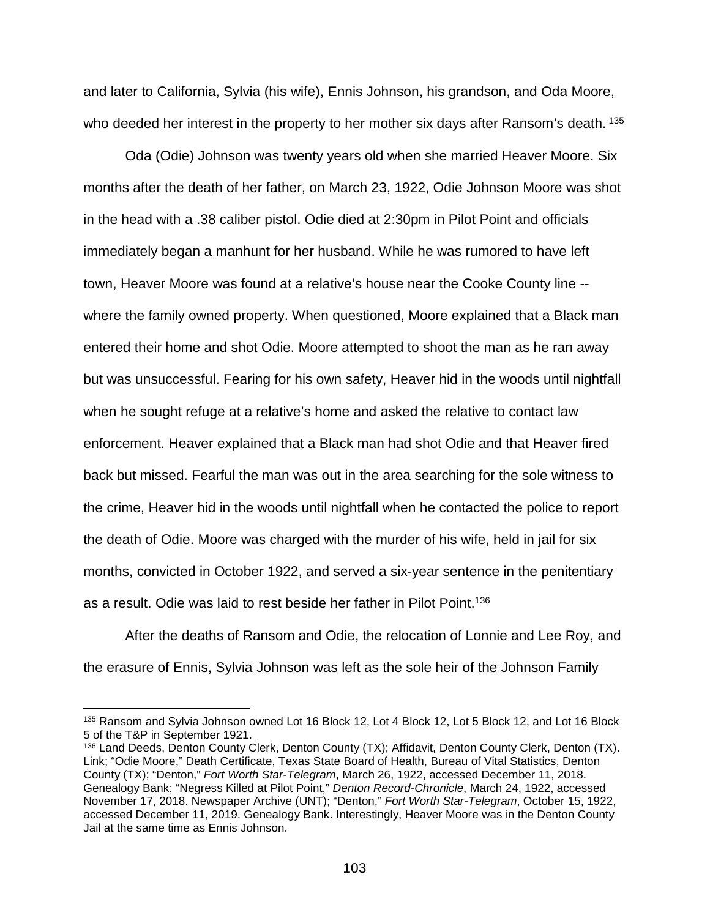and later to California, Sylvia (his wife), Ennis Johnson, his grandson, and Oda Moore, who deeded her interest in the property to her mother six days after Ransom's death.[135]

Oda (Odie) Johnson was twenty years old when she married Heaver Moore. Six months after the death of her father, on March 23, 1922, Odie Johnson Moore was shot in the head with a .38 caliber pistol. Odie died at 2:30pm in Pilot Point and officials immediately began a manhunt for her husband. While he was rumored to have left town, Heaver Moore was found at a relative's house near the Cooke County line -- where the family owned property. When questioned, Moore explained that a Black man entered their home and shot Odie. Moore attempted to shoot the man as he ran away but was unsuccessful. Fearing for his own safety, Heaver hid in the woods until nightfall when he sought refuge at a relative's home and asked the relative to contact law enforcement. Heaver explained that a Black man had shot Odie and that Heaver fired back but missed. Fearful the man was out in the area searching for the sole witness to the crime, Heaver hid in the woods until nightfall when he contacted the police to report the death of Odie. Moore was charged with the murder of his wife, held in jail for six months, convicted in October 1922, and served a six-year sentence in the penitentiary as a result. Odie was laid to rest beside her father in Pilot Point.[136]

After the deaths of Ransom and Odie, the relocation of Lonnie and Lee Roy, and the erasure of Ennis, Sylvia Johnson was left as the sole heir of the Johnson Family

---

[135] Ransom and Sylvia Johnson owned Lot 16 Block 12, Lot 4 Block 12, Lot 5 Block 12, and Lot 16 Block 5 of the T&P in September 1921.

[136] Land Deeds, Denton County Clerk, Denton County (TX); Affidavit, Denton County Clerk, Denton (TX). Link; "Odie Moore," Death Certificate, Texas State Board of Health, Bureau of Vital Statistics, Denton County (TX); "Denton," *Fort Worth Star-Telegram*, March 26, 1922, accessed December 11, 2018. Genealogy Bank; "Negress Killed at Pilot Point," *Denton Record-Chronicle*, March 24, 1922, accessed November 17, 2018. Newspaper Archive (UNT); "Denton," *Fort Worth Star-Telegram*, October 15, 1922, accessed December 11, 2019. Genealogy Bank. Interestingly, Heaver Moore was in the Denton County Jail at the same time as Ennis Johnson.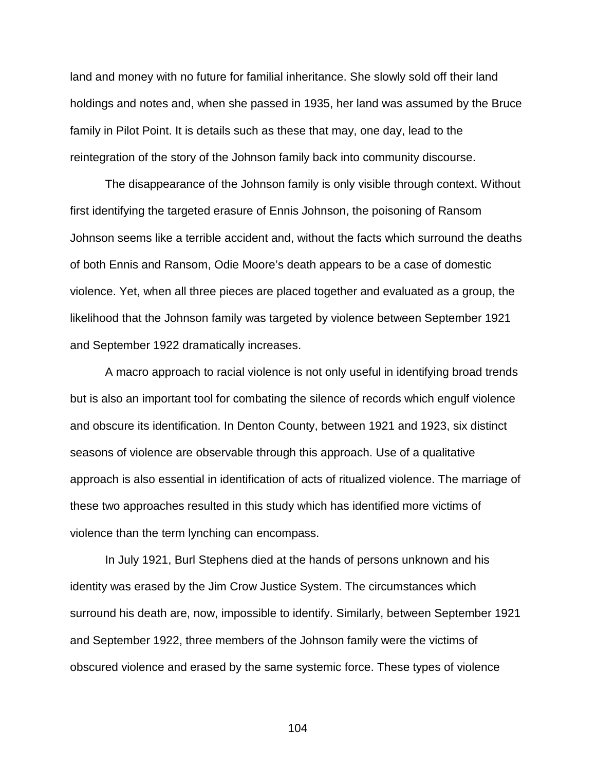land and money with no future for familial inheritance. She slowly sold off their land holdings and notes and, when she passed in 1935, her land was assumed by the Bruce family in Pilot Point. It is details such as these that may, one day, lead to the reintegration of the story of the Johnson family back into community discourse.

The disappearance of the Johnson family is only visible through context. Without first identifying the targeted erasure of Ennis Johnson, the poisoning of Ransom Johnson seems like a terrible accident and, without the facts which surround the deaths of both Ennis and Ransom, Odie Moore's death appears to be a case of domestic violence. Yet, when all three pieces are placed together and evaluated as a group, the likelihood that the Johnson family was targeted by violence between September 1921 and September 1922 dramatically increases.

A macro approach to racial violence is not only useful in identifying broad trends but is also an important tool for combating the silence of records which engulf violence and obscure its identification. In Denton County, between 1921 and 1923, six distinct seasons of violence are observable through this approach. Use of a qualitative approach is also essential in identification of acts of ritualized violence. The marriage of these two approaches resulted in this study which has identified more victims of violence than the term lynching can encompass.

In July 1921, Burl Stephens died at the hands of persons unknown and his identity was erased by the Jim Crow Justice System. The circumstances which surround his death are, now, impossible to identify. Similarly, between September 1921 and September 1922, three members of the Johnson family were the victims of obscured violence and erased by the same systemic force. These types of violence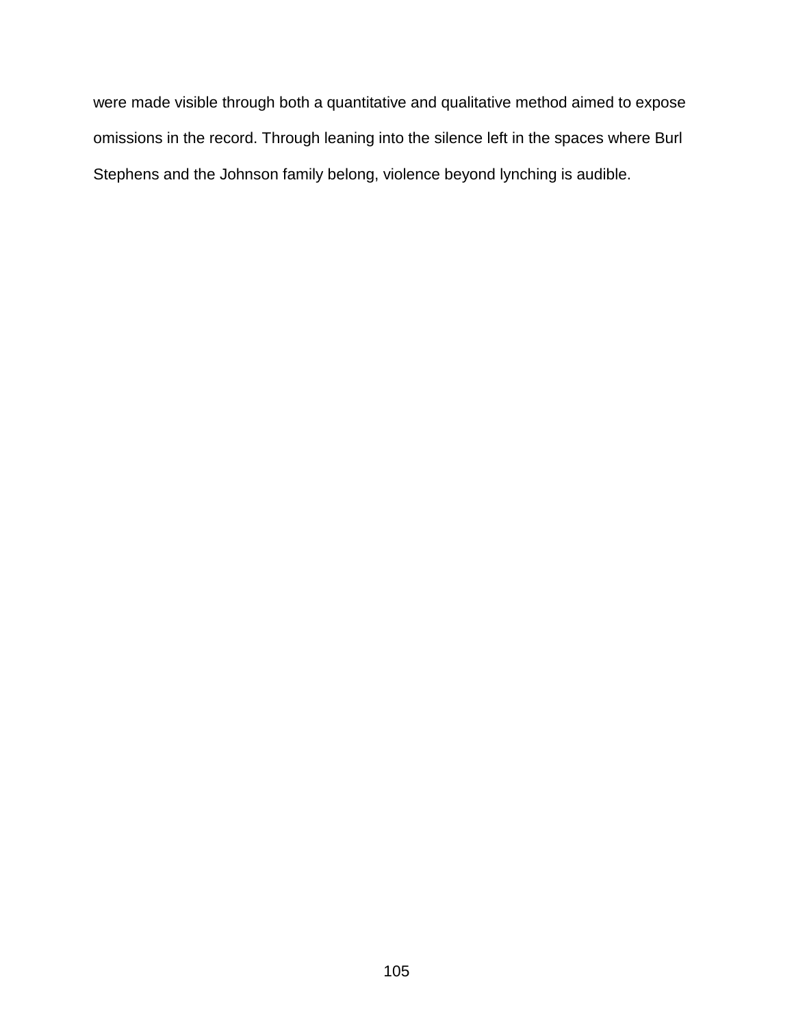were made visible through both a quantitative and qualitative method aimed to expose omissions in the record. Through leaning into the silence left in the spaces where Burl Stephens and the Johnson family belong, violence beyond lynching is audible.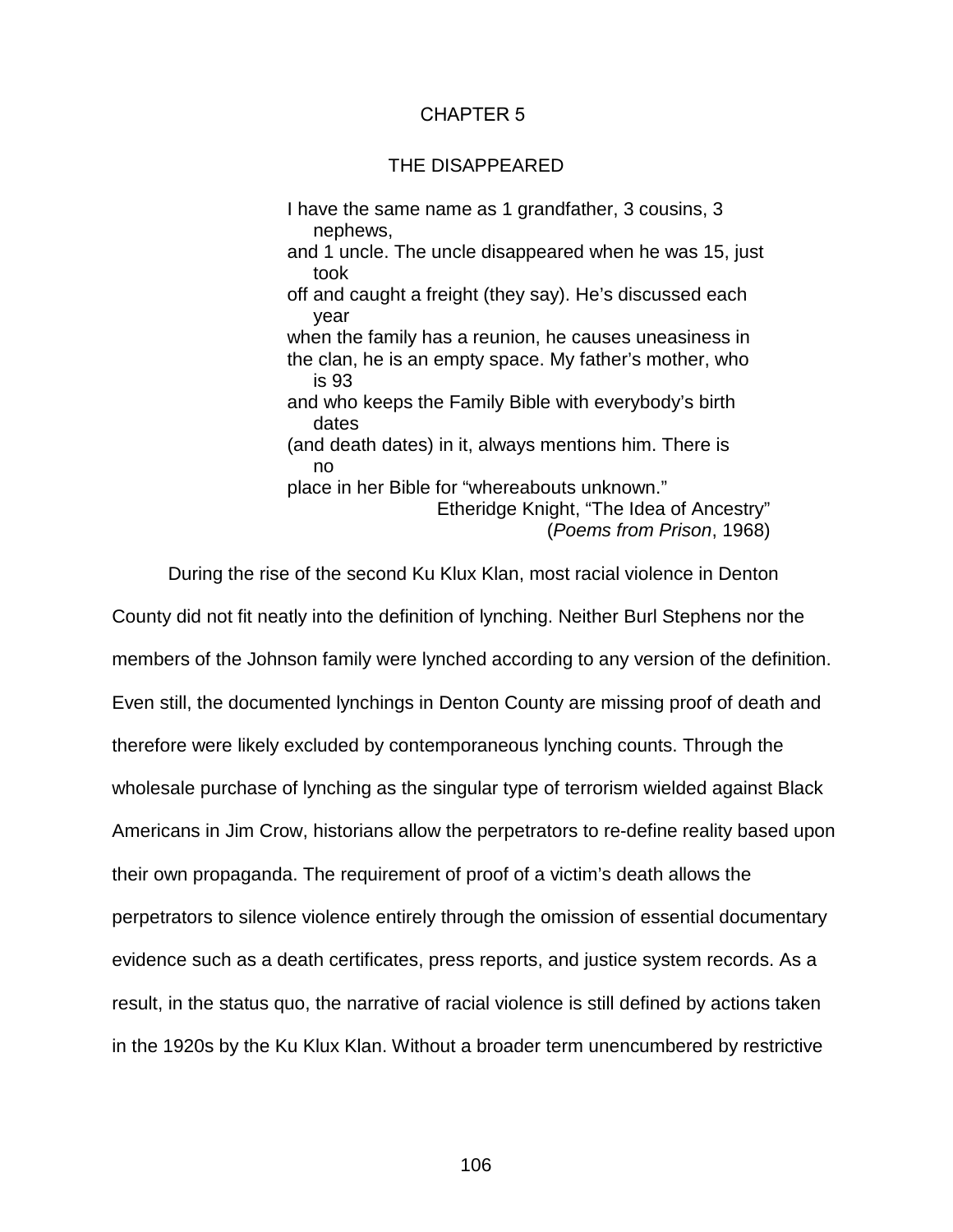# CHAPTER 5

## THE DISAPPEARED

> I have the same name as 1 grandfather, 3 cousins, 3 nephews,
> and 1 uncle. The uncle disappeared when he was 15, just took
> off and caught a freight (they say). He's discussed each year
> when the family has a reunion, he causes uneasiness in
> the clan, he is an empty space. My father's mother, who is 93
> and who keeps the Family Bible with everybody's birth dates
> (and death dates) in it, always mentions him. There is no
> place in her Bible for "whereabouts unknown."
>
> Etheridge Knight, "The Idea of Ancestry" (*Poems from Prison*, 1968)

During the rise of the second Ku Klux Klan, most racial violence in Denton County did not fit neatly into the definition of lynching. Neither Burl Stephens nor the members of the Johnson family were lynched according to any version of the definition. Even still, the documented lynchings in Denton County are missing proof of death and therefore were likely excluded by contemporaneous lynching counts. Through the wholesale purchase of lynching as the singular type of terrorism wielded against Black Americans in Jim Crow, historians allow the perpetrators to re-define reality based upon their own propaganda. The requirement of proof of a victim's death allows the perpetrators to silence violence entirely through the omission of essential documentary evidence such as a death certificates, press reports, and justice system records. As a result, in the status quo, the narrative of racial violence is still defined by actions taken in the 1920s by the Ku Klux Klan. Without a broader term unencumbered by restrictive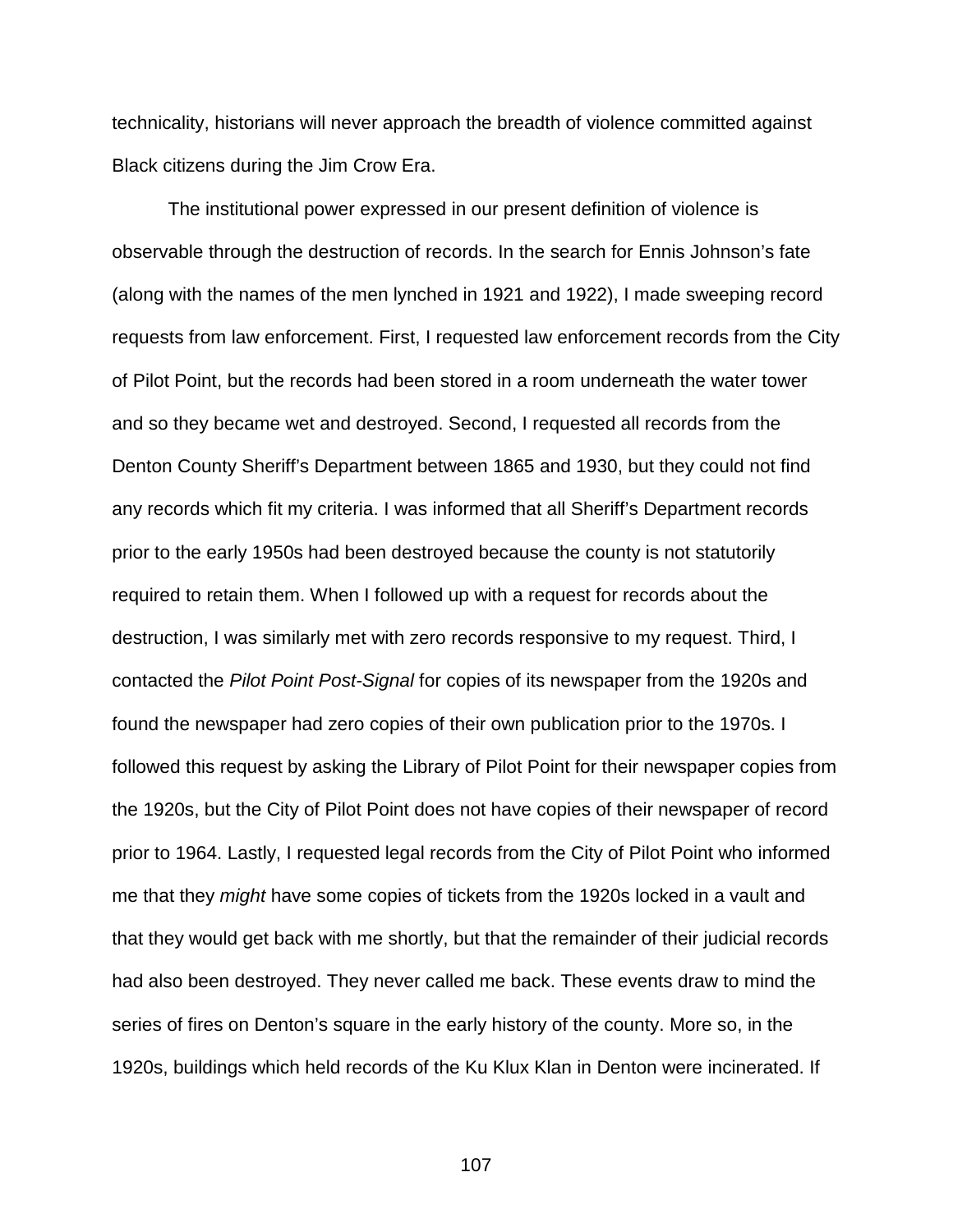technicality, historians will never approach the breadth of violence committed against Black citizens during the Jim Crow Era.

The institutional power expressed in our present definition of violence is observable through the destruction of records. In the search for Ennis Johnson's fate (along with the names of the men lynched in 1921 and 1922), I made sweeping record requests from law enforcement. First, I requested law enforcement records from the City of Pilot Point, but the records had been stored in a room underneath the water tower and so they became wet and destroyed. Second, I requested all records from the Denton County Sheriff's Department between 1865 and 1930, but they could not find any records which fit my criteria. I was informed that all Sheriff's Department records prior to the early 1950s had been destroyed because the county is not statutorily required to retain them. When I followed up with a request for records about the destruction, I was similarly met with zero records responsive to my request. Third, I contacted the *Pilot Point Post-Signal* for copies of its newspaper from the 1920s and found the newspaper had zero copies of their own publication prior to the 1970s. I followed this request by asking the Library of Pilot Point for their newspaper copies from the 1920s, but the City of Pilot Point does not have copies of their newspaper of record prior to 1964. Lastly, I requested legal records from the City of Pilot Point who informed me that they *might* have some copies of tickets from the 1920s locked in a vault and that they would get back with me shortly, but that the remainder of their judicial records had also been destroyed. They never called me back. These events draw to mind the series of fires on Denton's square in the early history of the county. More so, in the 1920s, buildings which held records of the Ku Klux Klan in Denton were incinerated. If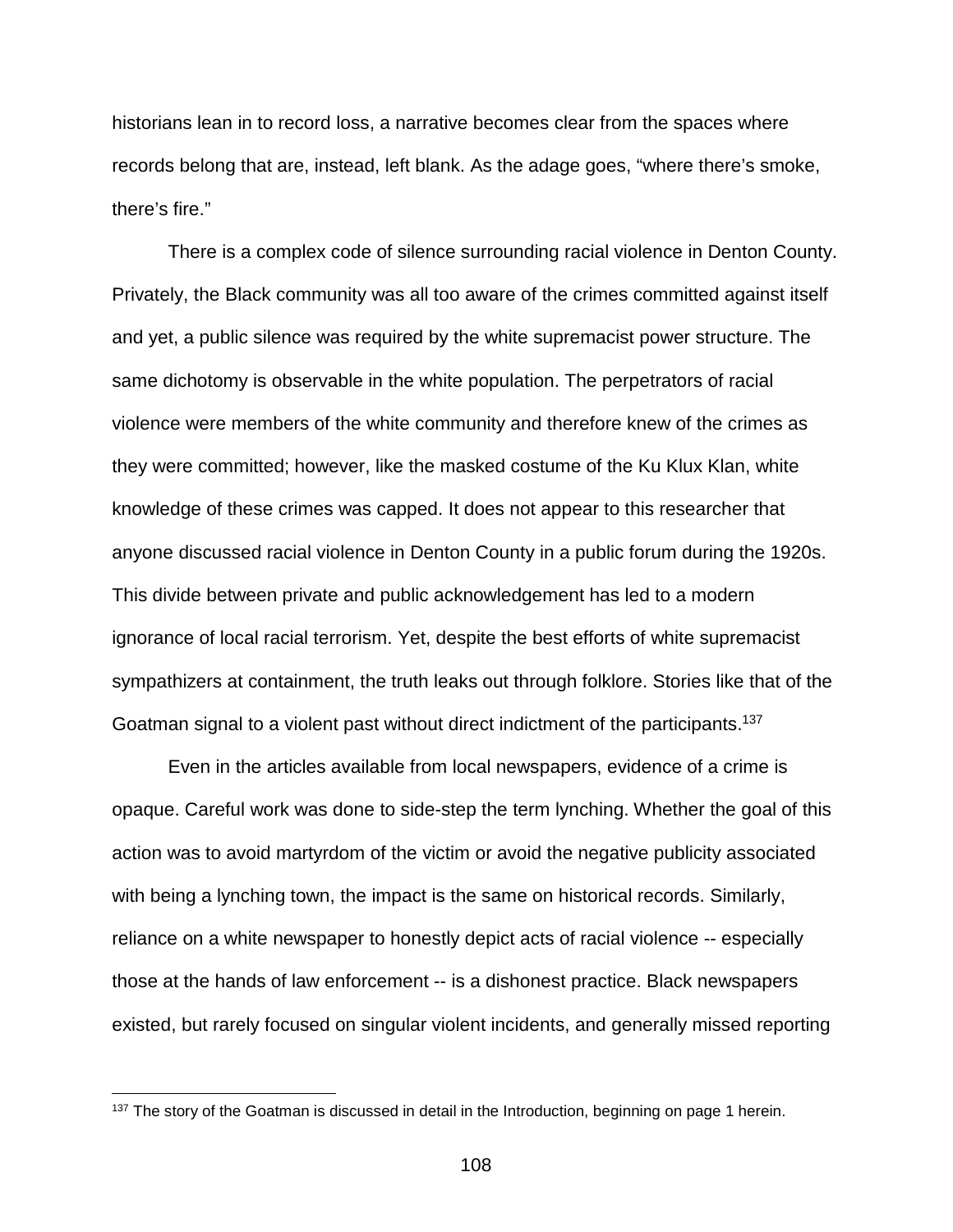historians lean in to record loss, a narrative becomes clear from the spaces where records belong that are, instead, left blank. As the adage goes, "where there's smoke, there's fire."

There is a complex code of silence surrounding racial violence in Denton County. Privately, the Black community was all too aware of the crimes committed against itself and yet, a public silence was required by the white supremacist power structure. The same dichotomy is observable in the white population. The perpetrators of racial violence were members of the white community and therefore knew of the crimes as they were committed; however, like the masked costume of the Ku Klux Klan, white knowledge of these crimes was capped. It does not appear to this researcher that anyone discussed racial violence in Denton County in a public forum during the 1920s. This divide between private and public acknowledgement has led to a modern ignorance of local racial terrorism. Yet, despite the best efforts of white supremacist sympathizers at containment, the truth leaks out through folklore. Stories like that of the Goatman signal to a violent past without direct indictment of the participants.[137]

Even in the articles available from local newspapers, evidence of a crime is opaque. Careful work was done to side-step the term lynching. Whether the goal of this action was to avoid martyrdom of the victim or avoid the negative publicity associated with being a lynching town, the impact is the same on historical records. Similarly, reliance on a white newspaper to honestly depict acts of racial violence -- especially those at the hands of law enforcement -- is a dishonest practice. Black newspapers existed, but rarely focused on singular violent incidents, and generally missed reporting

---

[137] The story of the Goatman is discussed in detail in the Introduction, beginning on page 1 herein.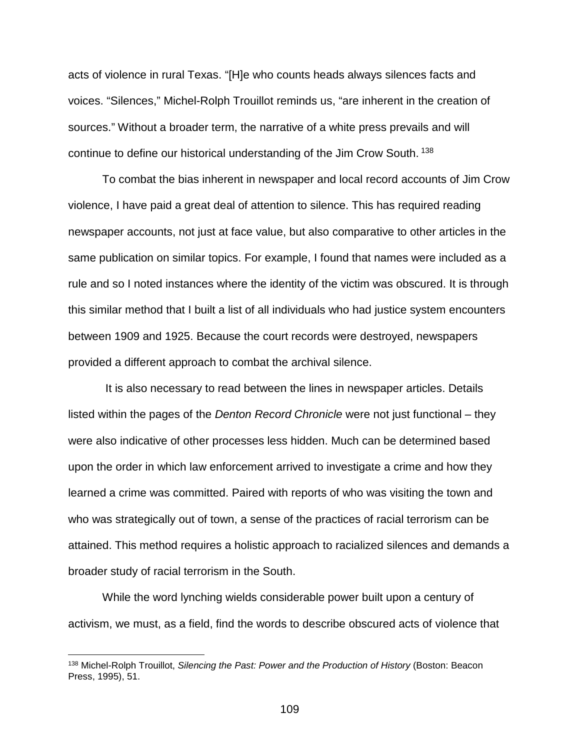acts of violence in rural Texas. "[H]e who counts heads always silences facts and voices. "Silences," Michel-Rolph Trouillot reminds us, "are inherent in the creation of sources." Without a broader term, the narrative of a white press prevails and will continue to define our historical understanding of the Jim Crow South.[138]

To combat the bias inherent in newspaper and local record accounts of Jim Crow violence, I have paid a great deal of attention to silence. This has required reading newspaper accounts, not just at face value, but also comparative to other articles in the same publication on similar topics. For example, I found that names were included as a rule and so I noted instances where the identity of the victim was obscured. It is through this similar method that I built a list of all individuals who had justice system encounters between 1909 and 1925. Because the court records were destroyed, newspapers provided a different approach to combat the archival silence.

It is also necessary to read between the lines in newspaper articles. Details listed within the pages of the *Denton Record Chronicle* were not just functional – they were also indicative of other processes less hidden. Much can be determined based upon the order in which law enforcement arrived to investigate a crime and how they learned a crime was committed. Paired with reports of who was visiting the town and who was strategically out of town, a sense of the practices of racial terrorism can be attained. This method requires a holistic approach to racialized silences and demands a broader study of racial terrorism in the South.

While the word lynching wields considerable power built upon a century of activism, we must, as a field, find the words to describe obscured acts of violence that

---

[138] Michel-Rolph Trouillot, *Silencing the Past: Power and the Production of History* (Boston: Beacon Press, 1995), 51.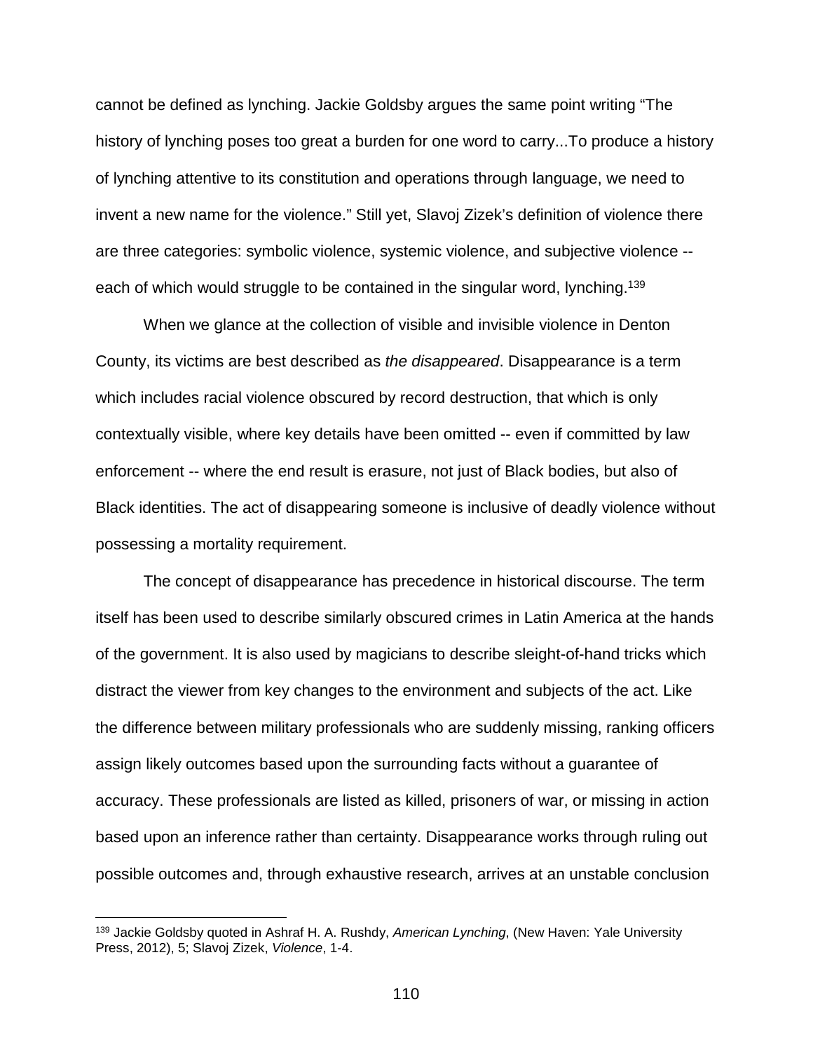cannot be defined as lynching. Jackie Goldsby argues the same point writing "The history of lynching poses too great a burden for one word to carry...To produce a history of lynching attentive to its constitution and operations through language, we need to invent a new name for the violence." Still yet, Slavoj Zizek's definition of violence there are three categories: symbolic violence, systemic violence, and subjective violence -- each of which would struggle to be contained in the singular word, lynching.[139]

When we glance at the collection of visible and invisible violence in Denton County, its victims are best described as *the disappeared*. Disappearance is a term which includes racial violence obscured by record destruction, that which is only contextually visible, where key details have been omitted -- even if committed by law enforcement -- where the end result is erasure, not just of Black bodies, but also of Black identities. The act of disappearing someone is inclusive of deadly violence without possessing a mortality requirement.

The concept of disappearance has precedence in historical discourse. The term itself has been used to describe similarly obscured crimes in Latin America at the hands of the government. It is also used by magicians to describe sleight-of-hand tricks which distract the viewer from key changes to the environment and subjects of the act. Like the difference between military professionals who are suddenly missing, ranking officers assign likely outcomes based upon the surrounding facts without a guarantee of accuracy. These professionals are listed as killed, prisoners of war, or missing in action based upon an inference rather than certainty. Disappearance works through ruling out possible outcomes and, through exhaustive research, arrives at an unstable conclusion

[139] Jackie Goldsby quoted in Ashraf H. A. Rushdy, *American Lynching*, (New Haven: Yale University Press, 2012), 5; Slavoj Zizek, *Violence*, 1-4.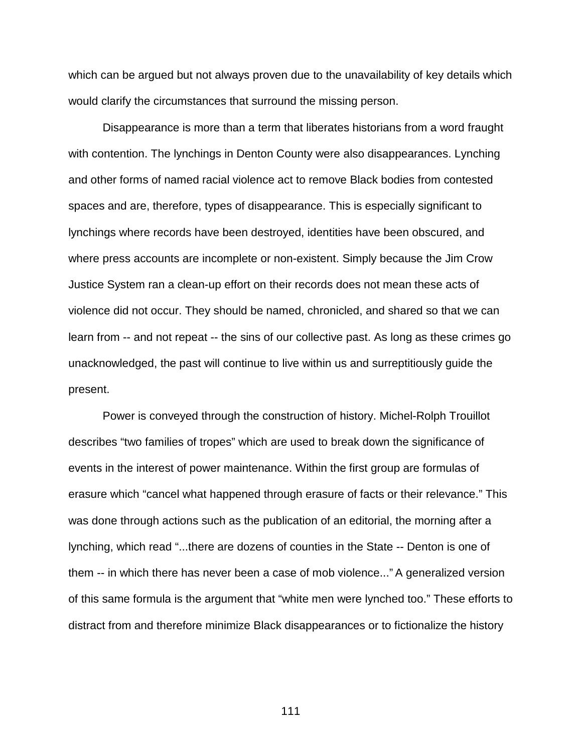which can be argued but not always proven due to the unavailability of key details which would clarify the circumstances that surround the missing person.

Disappearance is more than a term that liberates historians from a word fraught with contention. The lynchings in Denton County were also disappearances. Lynching and other forms of named racial violence act to remove Black bodies from contested spaces and are, therefore, types of disappearance. This is especially significant to lynchings where records have been destroyed, identities have been obscured, and where press accounts are incomplete or non-existent. Simply because the Jim Crow Justice System ran a clean-up effort on their records does not mean these acts of violence did not occur. They should be named, chronicled, and shared so that we can learn from -- and not repeat -- the sins of our collective past. As long as these crimes go unacknowledged, the past will continue to live within us and surreptitiously guide the present.

Power is conveyed through the construction of history. Michel-Rolph Trouillot describes "two families of tropes" which are used to break down the significance of events in the interest of power maintenance. Within the first group are formulas of erasure which "cancel what happened through erasure of facts or their relevance." This was done through actions such as the publication of an editorial, the morning after a lynching, which read "...there are dozens of counties in the State -- Denton is one of them -- in which there has never been a case of mob violence..." A generalized version of this same formula is the argument that "white men were lynched too." These efforts to distract from and therefore minimize Black disappearances or to fictionalize the history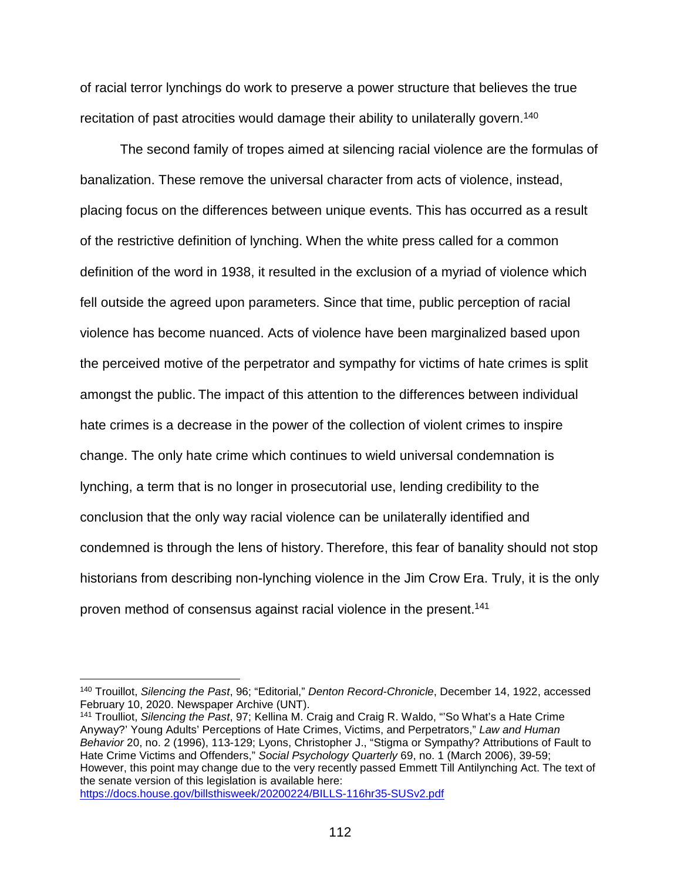of racial terror lynchings do work to preserve a power structure that believes the true recitation of past atrocities would damage their ability to unilaterally govern.[140]

The second family of tropes aimed at silencing racial violence are the formulas of banalization. These remove the universal character from acts of violence, instead, placing focus on the differences between unique events. This has occurred as a result of the restrictive definition of lynching. When the white press called for a common definition of the word in 1938, it resulted in the exclusion of a myriad of violence which fell outside the agreed upon parameters. Since that time, public perception of racial violence has become nuanced. Acts of violence have been marginalized based upon the perceived motive of the perpetrator and sympathy for victims of hate crimes is split amongst the public. The impact of this attention to the differences between individual hate crimes is a decrease in the power of the collection of violent crimes to inspire change. The only hate crime which continues to wield universal condemnation is lynching, a term that is no longer in prosecutorial use, lending credibility to the conclusion that the only way racial violence can be unilaterally identified and condemned is through the lens of history. Therefore, this fear of banality should not stop historians from describing non-lynching violence in the Jim Crow Era. Truly, it is the only proven method of consensus against racial violence in the present.[141]

---

[140] Trouillot, *Silencing the Past*, 96; "Editorial," *Denton Record-Chronicle*, December 14, 1922, accessed February 10, 2020. Newspaper Archive (UNT).

[141] Troulliot, *Silencing the Past*, 97; Kellina M. Craig and Craig R. Waldo, "'So What's a Hate Crime Anyway?' Young Adults' Perceptions of Hate Crimes, Victims, and Perpetrators," *Law and Human Behavior* 20, no. 2 (1996), 113-129; Lyons, Christopher J., "Stigma or Sympathy? Attributions of Fault to Hate Crime Victims and Offenders," *Social Psychology Quarterly* 69, no. 1 (March 2006), 39-59; However, this point may change due to the very recently passed Emmett Till Antilynching Act. The text of the senate version of this legislation is available here: https://docs.house.gov/billsthisweek/20200224/BILLS-116hr35-SUSv2.pdf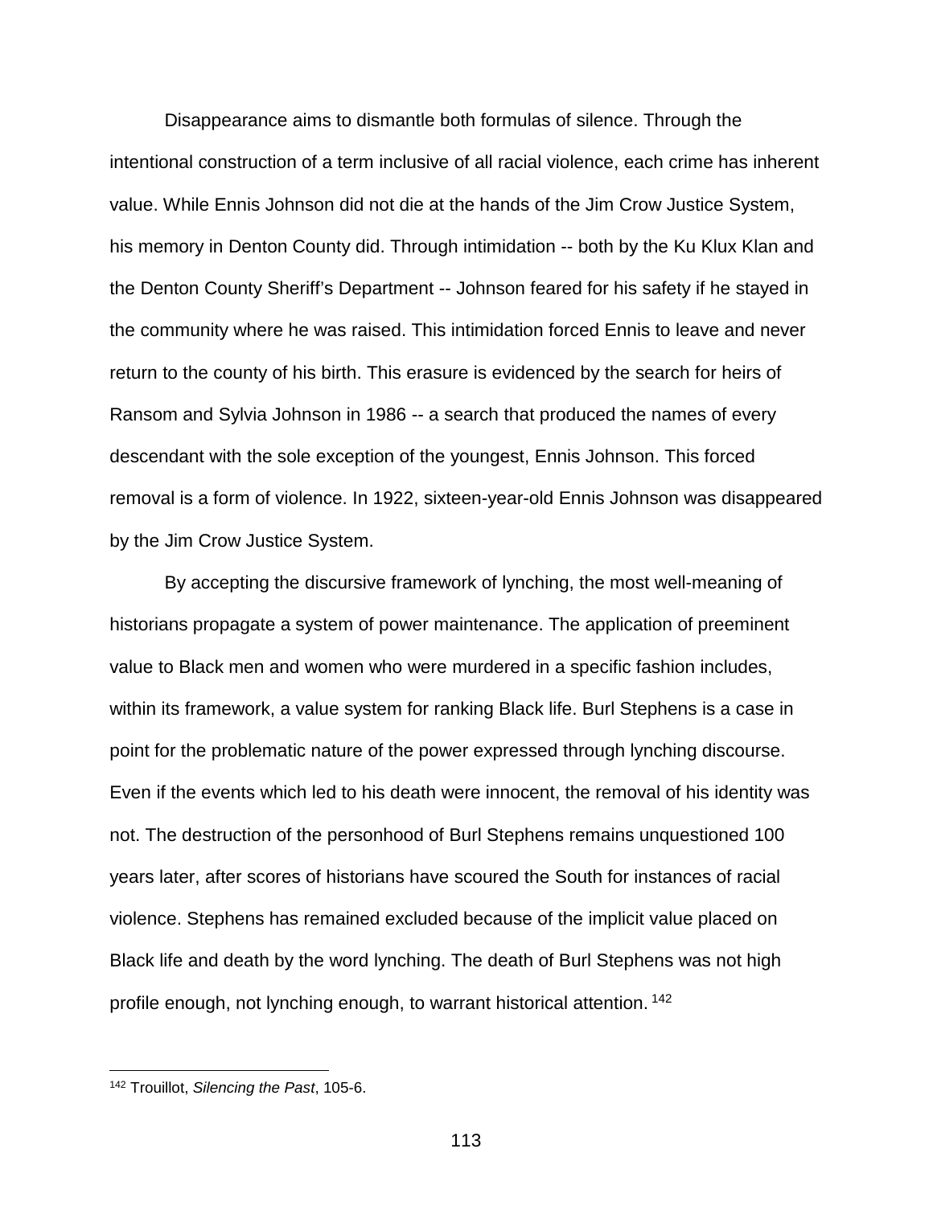Disappearance aims to dismantle both formulas of silence. Through the intentional construction of a term inclusive of all racial violence, each crime has inherent value. While Ennis Johnson did not die at the hands of the Jim Crow Justice System, his memory in Denton County did. Through intimidation -- both by the Ku Klux Klan and the Denton County Sheriff's Department -- Johnson feared for his safety if he stayed in the community where he was raised. This intimidation forced Ennis to leave and never return to the county of his birth. This erasure is evidenced by the search for heirs of Ransom and Sylvia Johnson in 1986 -- a search that produced the names of every descendant with the sole exception of the youngest, Ennis Johnson. This forced removal is a form of violence. In 1922, sixteen-year-old Ennis Johnson was disappeared by the Jim Crow Justice System.

By accepting the discursive framework of lynching, the most well-meaning of historians propagate a system of power maintenance. The application of preeminent value to Black men and women who were murdered in a specific fashion includes, within its framework, a value system for ranking Black life. Burl Stephens is a case in point for the problematic nature of the power expressed through lynching discourse. Even if the events which led to his death were innocent, the removal of his identity was not. The destruction of the personhood of Burl Stephens remains unquestioned 100 years later, after scores of historians have scoured the South for instances of racial violence. Stephens has remained excluded because of the implicit value placed on Black life and death by the word lynching. The death of Burl Stephens was not high profile enough, not lynching enough, to warrant historical attention.[142]

---

[142] Trouillot, *Silencing the Past*, 105-6.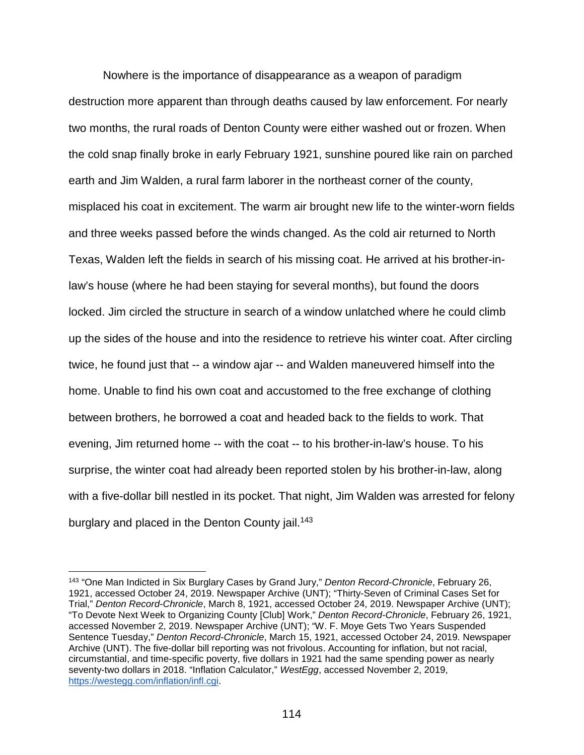Nowhere is the importance of disappearance as a weapon of paradigm destruction more apparent than through deaths caused by law enforcement. For nearly two months, the rural roads of Denton County were either washed out or frozen. When the cold snap finally broke in early February 1921, sunshine poured like rain on parched earth and Jim Walden, a rural farm laborer in the northeast corner of the county, misplaced his coat in excitement. The warm air brought new life to the winter-worn fields and three weeks passed before the winds changed. As the cold air returned to North Texas, Walden left the fields in search of his missing coat. He arrived at his brother-in-law's house (where he had been staying for several months), but found the doors locked. Jim circled the structure in search of a window unlatched where he could climb up the sides of the house and into the residence to retrieve his winter coat. After circling twice, he found just that -- a window ajar -- and Walden maneuvered himself into the home. Unable to find his own coat and accustomed to the free exchange of clothing between brothers, he borrowed a coat and headed back to the fields to work. That evening, Jim returned home -- with the coat -- to his brother-in-law's house. To his surprise, the winter coat had already been reported stolen by his brother-in-law, along with a five-dollar bill nestled in its pocket. That night, Jim Walden was arrested for felony burglary and placed in the Denton County jail.[143]

---

[143] "One Man Indicted in Six Burglary Cases by Grand Jury," *Denton Record-Chronicle*, February 26, 1921, accessed October 24, 2019. Newspaper Archive (UNT); "Thirty-Seven of Criminal Cases Set for Trial," *Denton Record-Chronicle*, March 8, 1921, accessed October 24, 2019. Newspaper Archive (UNT); "To Devote Next Week to Organizing County [Club] Work," *Denton Record-Chronicle*, February 26, 1921, accessed November 2, 2019. Newspaper Archive (UNT); "W. F. Moye Gets Two Years Suspended Sentence Tuesday," *Denton Record-Chronicle*, March 15, 1921, accessed October 24, 2019. Newspaper Archive (UNT). The five-dollar bill reporting was not frivolous. Accounting for inflation, but not racial, circumstantial, and time-specific poverty, five dollars in 1921 had the same spending power as nearly seventy-two dollars in 2018. "Inflation Calculator," *WestEgg*, accessed November 2, 2019, https://westegg.com/inflation/infl.cgi.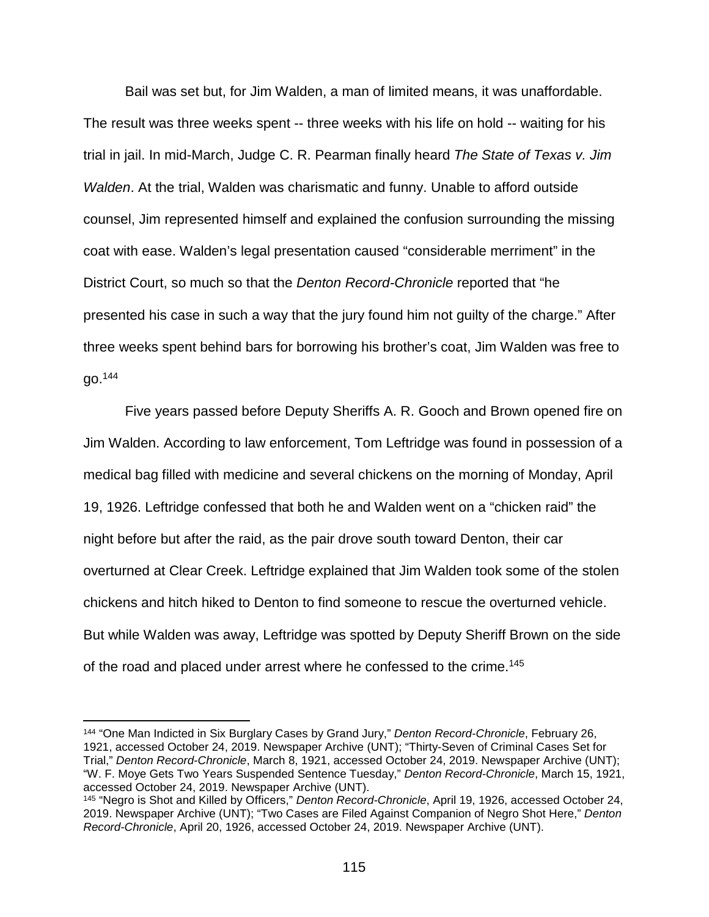Bail was set but, for Jim Walden, a man of limited means, it was unaffordable. The result was three weeks spent -- three weeks with his life on hold -- waiting for his trial in jail. In mid-March, Judge C. R. Pearman finally heard *The State of Texas v. Jim Walden*. At the trial, Walden was charismatic and funny. Unable to afford outside counsel, Jim represented himself and explained the confusion surrounding the missing coat with ease. Walden's legal presentation caused "considerable merriment" in the District Court, so much so that the *Denton Record-Chronicle* reported that "he presented his case in such a way that the jury found him not guilty of the charge." After three weeks spent behind bars for borrowing his brother's coat, Jim Walden was free to go.[144]

Five years passed before Deputy Sheriffs A. R. Gooch and Brown opened fire on Jim Walden. According to law enforcement, Tom Leftridge was found in possession of a medical bag filled with medicine and several chickens on the morning of Monday, April 19, 1926. Leftridge confessed that both he and Walden went on a "chicken raid" the night before but after the raid, as the pair drove south toward Denton, their car overturned at Clear Creek. Leftridge explained that Jim Walden took some of the stolen chickens and hitch hiked to Denton to find someone to rescue the overturned vehicle. But while Walden was away, Leftridge was spotted by Deputy Sheriff Brown on the side of the road and placed under arrest where he confessed to the crime.[145]

---

[144] "One Man Indicted in Six Burglary Cases by Grand Jury," *Denton Record-Chronicle*, February 26, 1921, accessed October 24, 2019. Newspaper Archive (UNT); "Thirty-Seven of Criminal Cases Set for Trial," *Denton Record-Chronicle*, March 8, 1921, accessed October 24, 2019. Newspaper Archive (UNT); "W. F. Moye Gets Two Years Suspended Sentence Tuesday," *Denton Record-Chronicle*, March 15, 1921, accessed October 24, 2019. Newspaper Archive (UNT).

[145] "Negro is Shot and Killed by Officers," *Denton Record-Chronicle*, April 19, 1926, accessed October 24, 2019. Newspaper Archive (UNT); "Two Cases are Filed Against Companion of Negro Shot Here," *Denton Record-Chronicle*, April 20, 1926, accessed October 24, 2019. Newspaper Archive (UNT).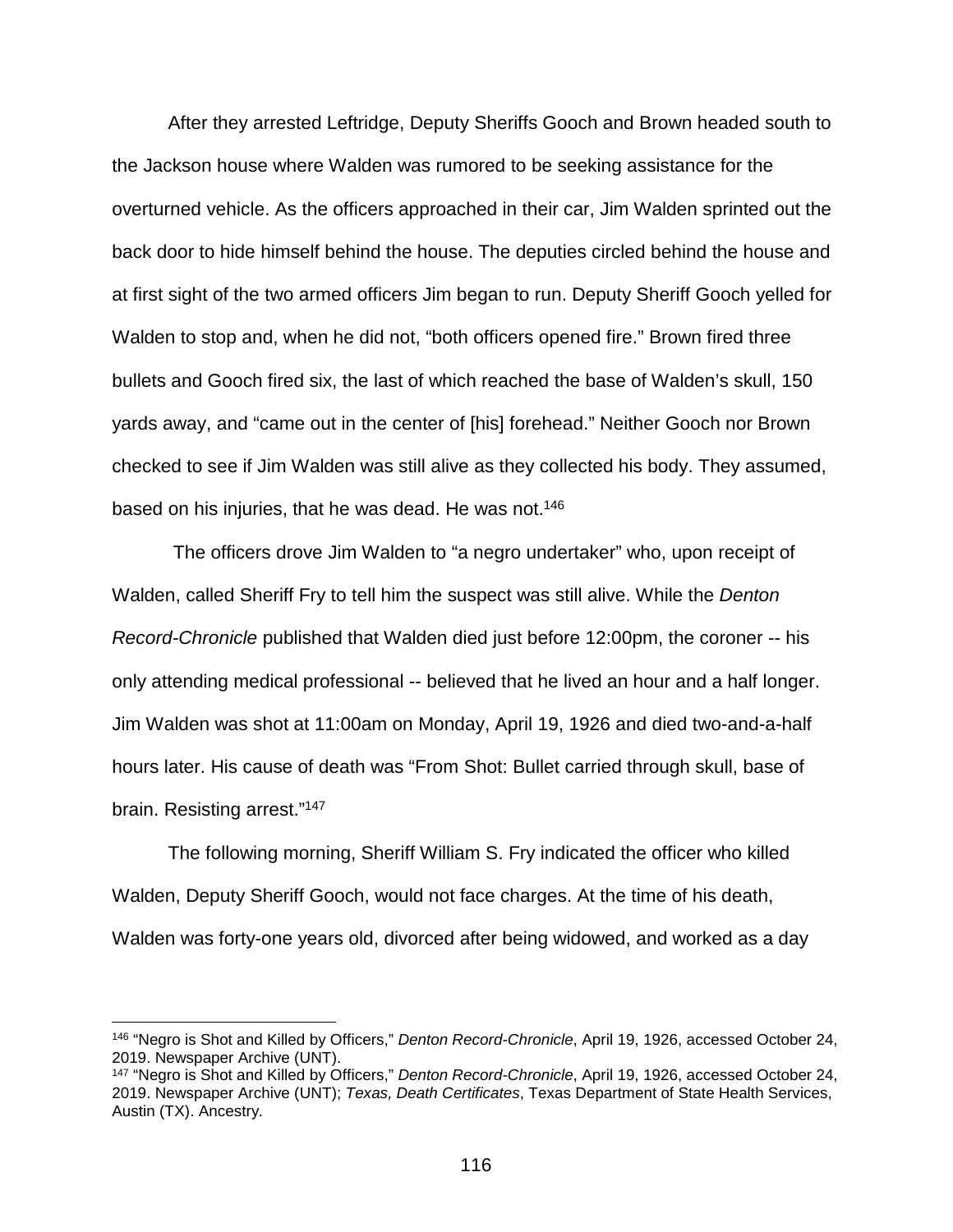After they arrested Leftridge, Deputy Sheriffs Gooch and Brown headed south to the Jackson house where Walden was rumored to be seeking assistance for the overturned vehicle. As the officers approached in their car, Jim Walden sprinted out the back door to hide himself behind the house. The deputies circled behind the house and at first sight of the two armed officers Jim began to run. Deputy Sheriff Gooch yelled for Walden to stop and, when he did not, "both officers opened fire." Brown fired three bullets and Gooch fired six, the last of which reached the base of Walden's skull, 150 yards away, and "came out in the center of [his] forehead." Neither Gooch nor Brown checked to see if Jim Walden was still alive as they collected his body. They assumed, based on his injuries, that he was dead. He was not.[146]

The officers drove Jim Walden to "a negro undertaker" who, upon receipt of Walden, called Sheriff Fry to tell him the suspect was still alive. While the *Denton Record-Chronicle* published that Walden died just before 12:00pm, the coroner -- his only attending medical professional -- believed that he lived an hour and a half longer. Jim Walden was shot at 11:00am on Monday, April 19, 1926 and died two-and-a-half hours later. His cause of death was "From Shot: Bullet carried through skull, base of brain. Resisting arrest."[147]

The following morning, Sheriff William S. Fry indicated the officer who killed Walden, Deputy Sheriff Gooch, would not face charges. At the time of his death, Walden was forty-one years old, divorced after being widowed, and worked as a day

---

[146] "Negro is Shot and Killed by Officers," *Denton Record-Chronicle*, April 19, 1926, accessed October 24, 2019. Newspaper Archive (UNT).

[147] "Negro is Shot and Killed by Officers," *Denton Record-Chronicle*, April 19, 1926, accessed October 24, 2019. Newspaper Archive (UNT); *Texas, Death Certificates*, Texas Department of State Health Services, Austin (TX). Ancestry.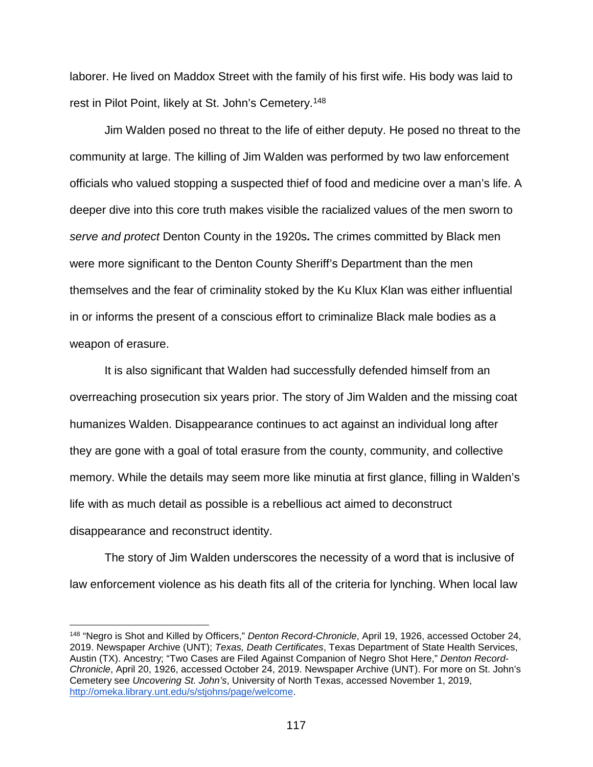laborer. He lived on Maddox Street with the family of his first wife. His body was laid to rest in Pilot Point, likely at St. John's Cemetery.[148]

Jim Walden posed no threat to the life of either deputy. He posed no threat to the community at large. The killing of Jim Walden was performed by two law enforcement officials who valued stopping a suspected thief of food and medicine over a man's life. A deeper dive into this core truth makes visible the racialized values of the men sworn to *serve and protect* Denton County in the 1920s**.** The crimes committed by Black men were more significant to the Denton County Sheriff's Department than the men themselves and the fear of criminality stoked by the Ku Klux Klan was either influential in or informs the present of a conscious effort to criminalize Black male bodies as a weapon of erasure.

It is also significant that Walden had successfully defended himself from an overreaching prosecution six years prior. The story of Jim Walden and the missing coat humanizes Walden. Disappearance continues to act against an individual long after they are gone with a goal of total erasure from the county, community, and collective memory. While the details may seem more like minutia at first glance, filling in Walden's life with as much detail as possible is a rebellious act aimed to deconstruct disappearance and reconstruct identity.

The story of Jim Walden underscores the necessity of a word that is inclusive of law enforcement violence as his death fits all of the criteria for lynching. When local law

---

[148] "Negro is Shot and Killed by Officers," *Denton Record-Chronicle*, April 19, 1926, accessed October 24, 2019. Newspaper Archive (UNT); *Texas, Death Certificates*, Texas Department of State Health Services, Austin (TX). Ancestry; "Two Cases are Filed Against Companion of Negro Shot Here," *Denton Record-Chronicle*, April 20, 1926, accessed October 24, 2019. Newspaper Archive (UNT). For more on St. John's Cemetery see *Uncovering St. John's*, University of North Texas, accessed November 1, 2019, http://omeka.library.unt.edu/s/stjohns/page/welcome.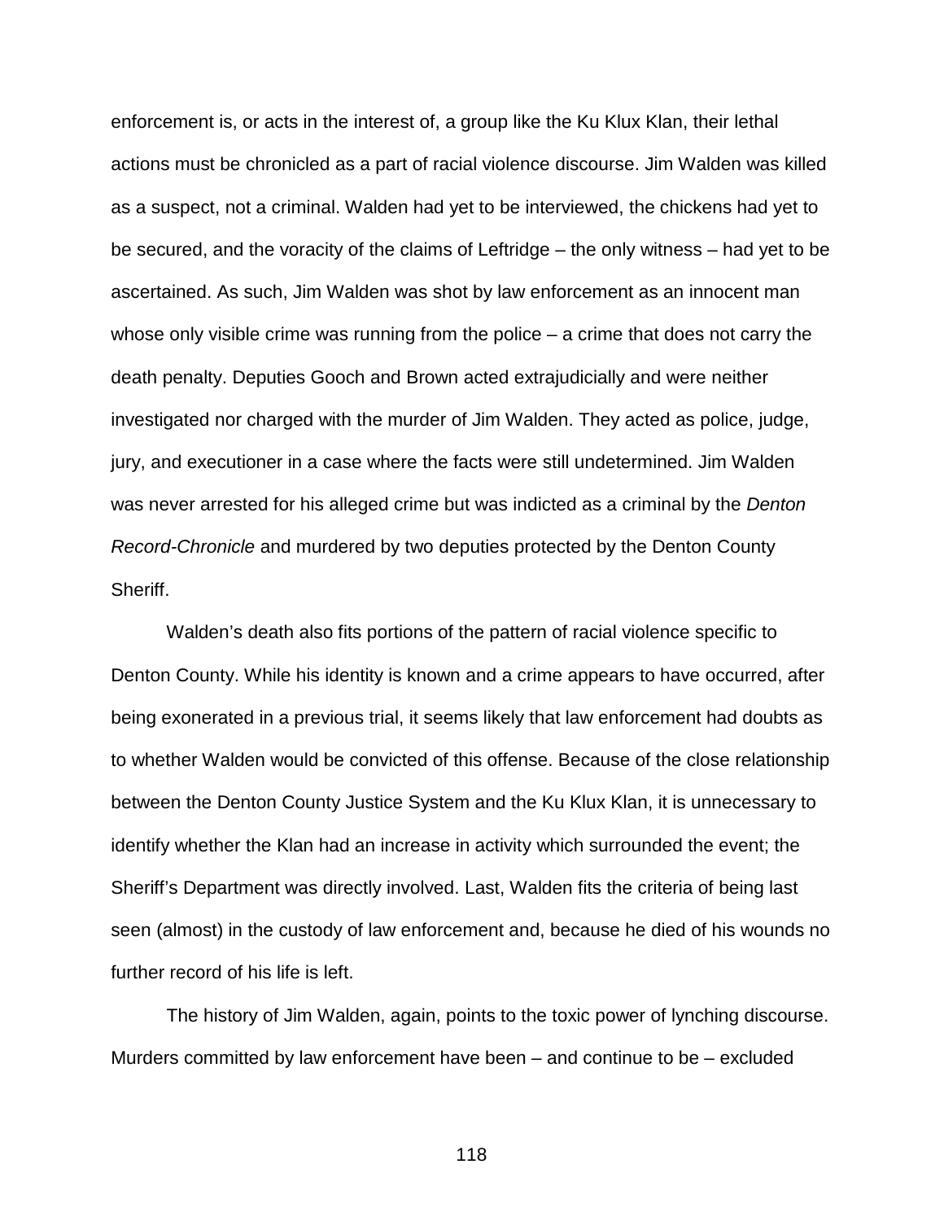enforcement is, or acts in the interest of, a group like the Ku Klux Klan, their lethal actions must be chronicled as a part of racial violence discourse. Jim Walden was killed as a suspect, not a criminal. Walden had yet to be interviewed, the chickens had yet to be secured, and the voracity of the claims of Leftridge – the only witness – had yet to be ascertained. As such, Jim Walden was shot by law enforcement as an innocent man whose only visible crime was running from the police – a crime that does not carry the death penalty. Deputies Gooch and Brown acted extrajudicially and were neither investigated nor charged with the murder of Jim Walden. They acted as police, judge, jury, and executioner in a case where the facts were still undetermined. Jim Walden was never arrested for his alleged crime but was indicted as a criminal by the *Denton Record-Chronicle* and murdered by two deputies protected by the Denton County Sheriff.

Walden's death also fits portions of the pattern of racial violence specific to Denton County. While his identity is known and a crime appears to have occurred, after being exonerated in a previous trial, it seems likely that law enforcement had doubts as to whether Walden would be convicted of this offense. Because of the close relationship between the Denton County Justice System and the Ku Klux Klan, it is unnecessary to identify whether the Klan had an increase in activity which surrounded the event; the Sheriff's Department was directly involved. Last, Walden fits the criteria of being last seen (almost) in the custody of law enforcement and, because he died of his wounds no further record of his life is left.

The history of Jim Walden, again, points to the toxic power of lynching discourse. Murders committed by law enforcement have been – and continue to be – excluded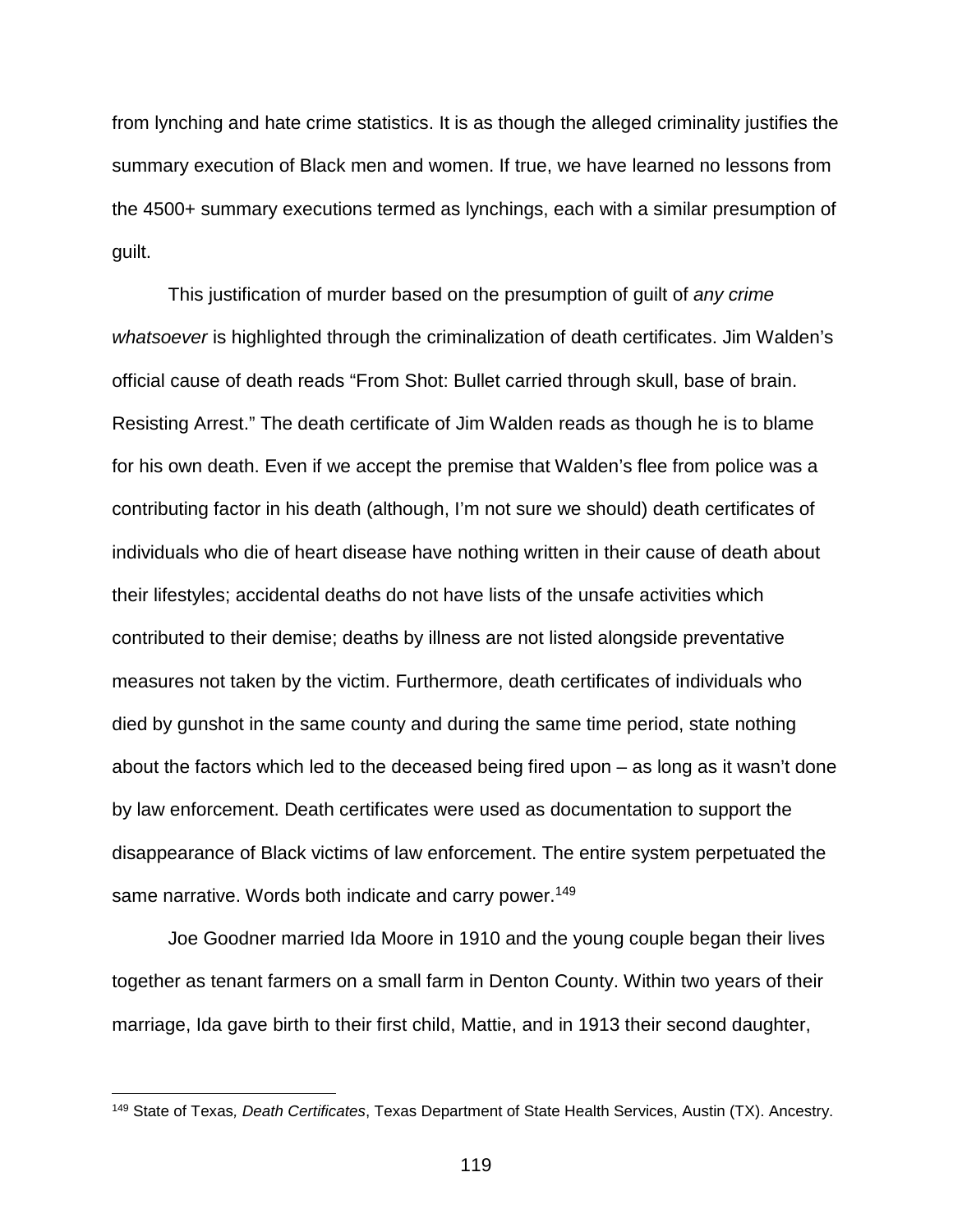from lynching and hate crime statistics. It is as though the alleged criminality justifies the summary execution of Black men and women. If true, we have learned no lessons from the 4500+ summary executions termed as lynchings, each with a similar presumption of guilt.

This justification of murder based on the presumption of guilt of *any crime whatsoever* is highlighted through the criminalization of death certificates. Jim Walden's official cause of death reads "From Shot: Bullet carried through skull, base of brain. Resisting Arrest." The death certificate of Jim Walden reads as though he is to blame for his own death. Even if we accept the premise that Walden's flee from police was a contributing factor in his death (although, I'm not sure we should) death certificates of individuals who die of heart disease have nothing written in their cause of death about their lifestyles; accidental deaths do not have lists of the unsafe activities which contributed to their demise; deaths by illness are not listed alongside preventative measures not taken by the victim. Furthermore, death certificates of individuals who died by gunshot in the same county and during the same time period, state nothing about the factors which led to the deceased being fired upon – as long as it wasn't done by law enforcement. Death certificates were used as documentation to support the disappearance of Black victims of law enforcement. The entire system perpetuated the same narrative. Words both indicate and carry power.[149]

Joe Goodner married Ida Moore in 1910 and the young couple began their lives together as tenant farmers on a small farm in Denton County. Within two years of their marriage, Ida gave birth to their first child, Mattie, and in 1913 their second daughter,

[149] State of Texas*, Death Certificates*, Texas Department of State Health Services, Austin (TX). Ancestry.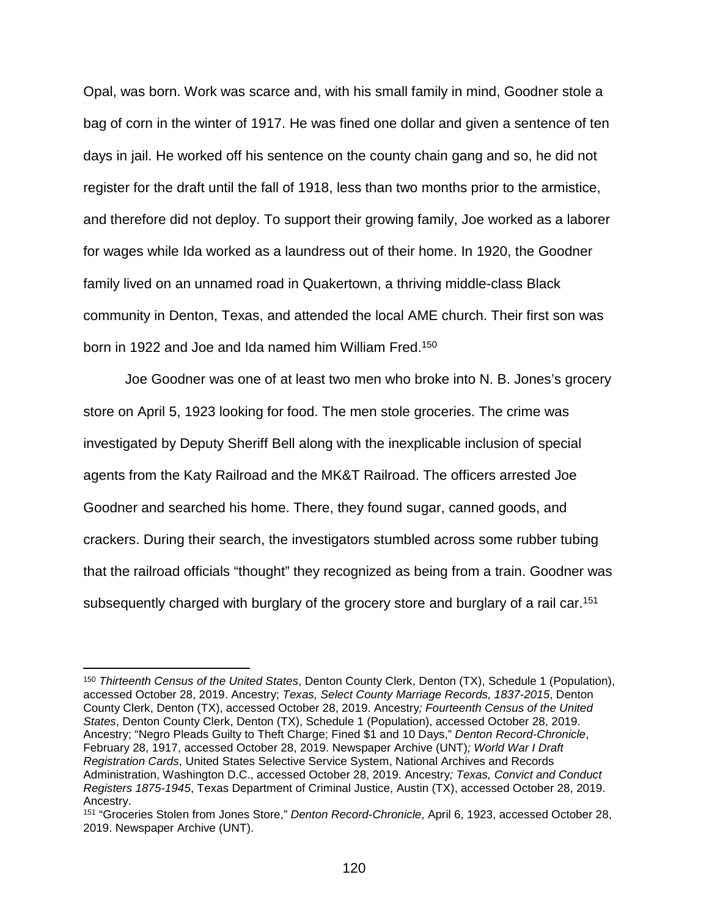Opal, was born. Work was scarce and, with his small family in mind, Goodner stole a bag of corn in the winter of 1917. He was fined one dollar and given a sentence of ten days in jail. He worked off his sentence on the county chain gang and so, he did not register for the draft until the fall of 1918, less than two months prior to the armistice, and therefore did not deploy. To support their growing family, Joe worked as a laborer for wages while Ida worked as a laundress out of their home. In 1920, the Goodner family lived on an unnamed road in Quakertown, a thriving middle-class Black community in Denton, Texas, and attended the local AME church. Their first son was born in 1922 and Joe and Ida named him William Fred.[150]

Joe Goodner was one of at least two men who broke into N. B. Jones's grocery store on April 5, 1923 looking for food. The men stole groceries. The crime was investigated by Deputy Sheriff Bell along with the inexplicable inclusion of special agents from the Katy Railroad and the MK&T Railroad. The officers arrested Joe Goodner and searched his home. There, they found sugar, canned goods, and crackers. During their search, the investigators stumbled across some rubber tubing that the railroad officials "thought" they recognized as being from a train. Goodner was subsequently charged with burglary of the grocery store and burglary of a rail car.[151]

---

[150] *Thirteenth Census of the United States*, Denton County Clerk, Denton (TX), Schedule 1 (Population), accessed October 28, 2019. Ancestry; *Texas, Select County Marriage Records, 1837-2015*, Denton County Clerk, Denton (TX), accessed October 28, 2019. Ancestry*; Fourteenth Census of the United States*, Denton County Clerk, Denton (TX), Schedule 1 (Population), accessed October 28, 2019. Ancestry; "Negro Pleads Guilty to Theft Charge; Fined $1 and 10 Days," *Denton Record-Chronicle*, February 28, 1917, accessed October 28, 2019. Newspaper Archive (UNT)*; World War I Draft Registration Cards*, United States Selective Service System, National Archives and Records Administration, Washington D.C., accessed October 28, 2019. Ancestry*; Texas, Convict and Conduct Registers 1875-1945*, Texas Department of Criminal Justice, Austin (TX), accessed October 28, 2019. Ancestry.

[151] "Groceries Stolen from Jones Store," *Denton Record-Chronicle*, April 6, 1923, accessed October 28, 2019. Newspaper Archive (UNT).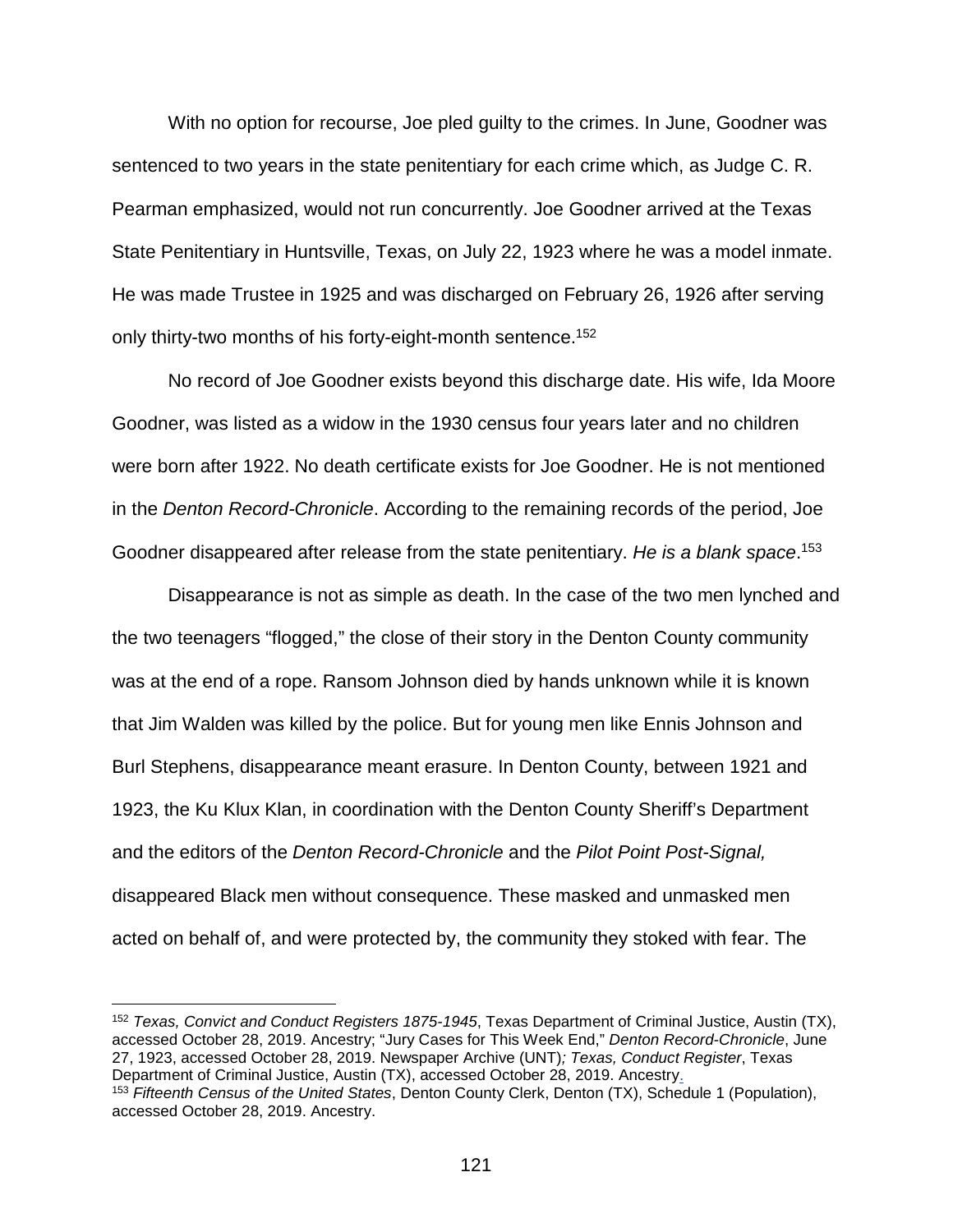With no option for recourse, Joe pled guilty to the crimes. In June, Goodner was sentenced to two years in the state penitentiary for each crime which, as Judge C. R. Pearman emphasized, would not run concurrently. Joe Goodner arrived at the Texas State Penitentiary in Huntsville, Texas, on July 22, 1923 where he was a model inmate. He was made Trustee in 1925 and was discharged on February 26, 1926 after serving only thirty-two months of his forty-eight-month sentence.[152]

No record of Joe Goodner exists beyond this discharge date. His wife, Ida Moore Goodner, was listed as a widow in the 1930 census four years later and no children were born after 1922. No death certificate exists for Joe Goodner. He is not mentioned in the *Denton Record-Chronicle*. According to the remaining records of the period, Joe Goodner disappeared after release from the state penitentiary. *He is a blank space*.[153]

Disappearance is not as simple as death. In the case of the two men lynched and the two teenagers "flogged," the close of their story in the Denton County community was at the end of a rope. Ransom Johnson died by hands unknown while it is known that Jim Walden was killed by the police. But for young men like Ennis Johnson and Burl Stephens, disappearance meant erasure. In Denton County, between 1921 and 1923, the Ku Klux Klan, in coordination with the Denton County Sheriff's Department and the editors of the *Denton Record-Chronicle* and the *Pilot Point Post-Signal,* disappeared Black men without consequence. These masked and unmasked men acted on behalf of, and were protected by, the community they stoked with fear. The

---

[152] *Texas, Convict and Conduct Registers 1875-1945*, Texas Department of Criminal Justice, Austin (TX), accessed October 28, 2019. Ancestry; "Jury Cases for This Week End," *Denton Record-Chronicle*, June 27, 1923, accessed October 28, 2019. Newspaper Archive (UNT)*; Texas, Conduct Register*, Texas Department of Criminal Justice, Austin (TX), accessed October 28, 2019. Ancestry.

[153] *Fifteenth Census of the United States*, Denton County Clerk, Denton (TX), Schedule 1 (Population), accessed October 28, 2019. Ancestry.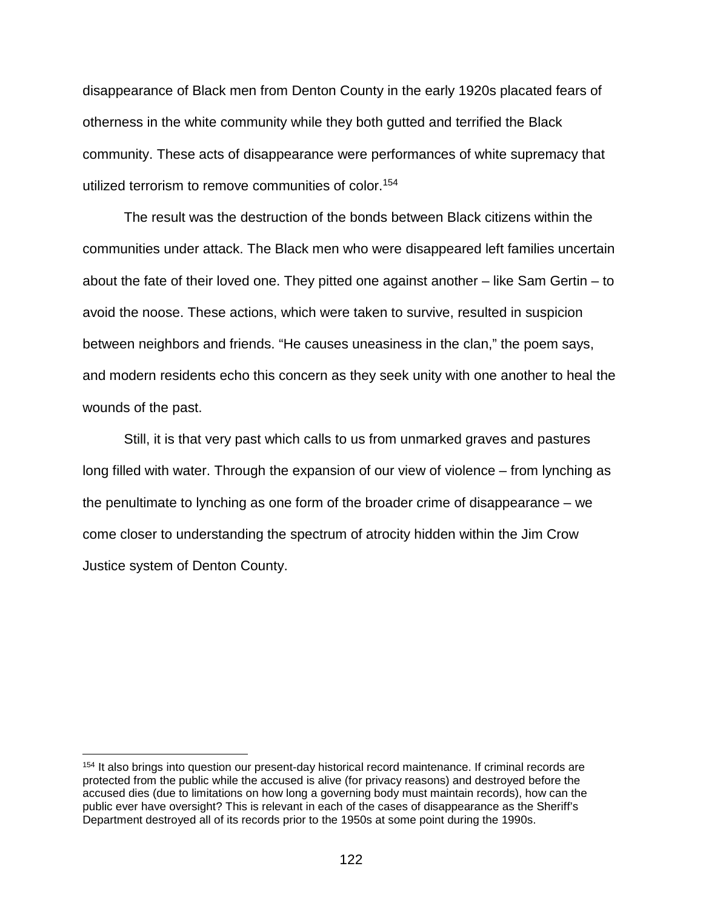disappearance of Black men from Denton County in the early 1920s placated fears of otherness in the white community while they both gutted and terrified the Black community. These acts of disappearance were performances of white supremacy that utilized terrorism to remove communities of color.[154]

The result was the destruction of the bonds between Black citizens within the communities under attack. The Black men who were disappeared left families uncertain about the fate of their loved one. They pitted one against another – like Sam Gertin – to avoid the noose. These actions, which were taken to survive, resulted in suspicion between neighbors and friends. "He causes uneasiness in the clan," the poem says, and modern residents echo this concern as they seek unity with one another to heal the wounds of the past.

Still, it is that very past which calls to us from unmarked graves and pastures long filled with water. Through the expansion of our view of violence – from lynching as the penultimate to lynching as one form of the broader crime of disappearance – we come closer to understanding the spectrum of atrocity hidden within the Jim Crow Justice system of Denton County.

---

[154] It also brings into question our present-day historical record maintenance. If criminal records are protected from the public while the accused is alive (for privacy reasons) and destroyed before the accused dies (due to limitations on how long a governing body must maintain records), how can the public ever have oversight? This is relevant in each of the cases of disappearance as the Sheriff's Department destroyed all of its records prior to the 1950s at some point during the 1990s.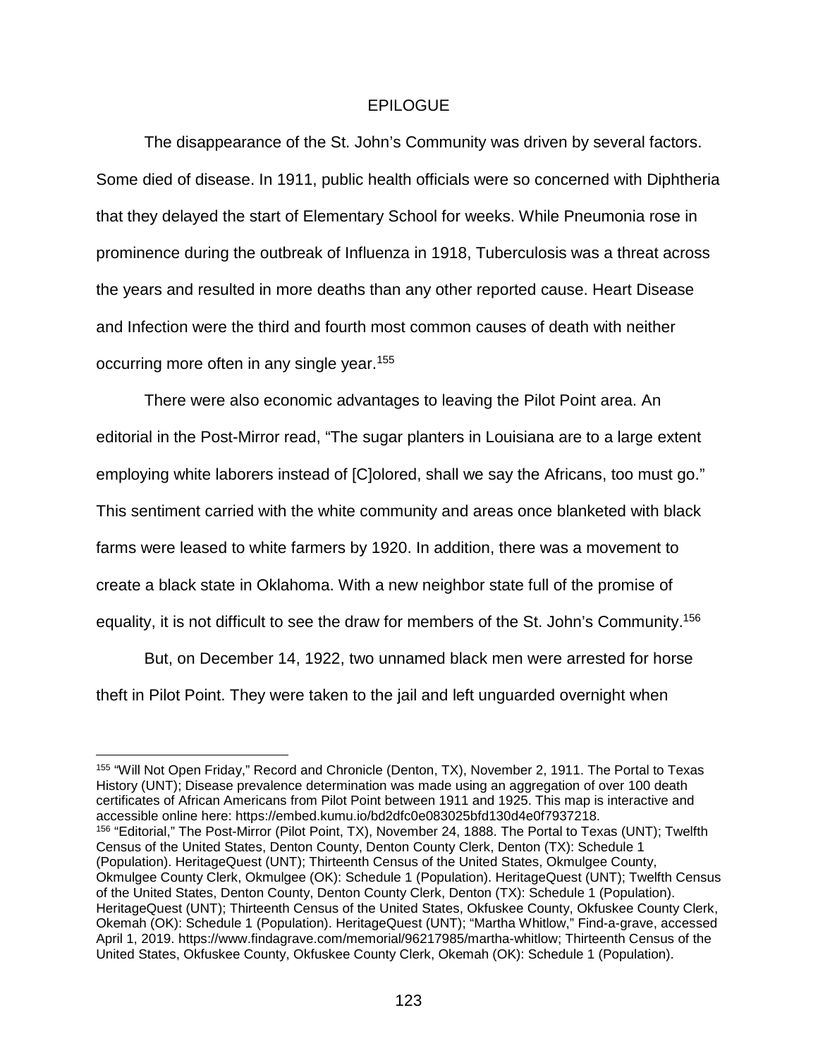# EPILOGUE

The disappearance of the St. John's Community was driven by several factors. Some died of disease. In 1911, public health officials were so concerned with Diphtheria that they delayed the start of Elementary School for weeks. While Pneumonia rose in prominence during the outbreak of Influenza in 1918, Tuberculosis was a threat across the years and resulted in more deaths than any other reported cause. Heart Disease and Infection were the third and fourth most common causes of death with neither occurring more often in any single year.[155]

There were also economic advantages to leaving the Pilot Point area. An editorial in the Post-Mirror read, "The sugar planters in Louisiana are to a large extent employing white laborers instead of [C]olored, shall we say the Africans, too must go." This sentiment carried with the white community and areas once blanketed with black farms were leased to white farmers by 1920. In addition, there was a movement to create a black state in Oklahoma. With a new neighbor state full of the promise of equality, it is not difficult to see the draw for members of the St. John's Community.[156]

But, on December 14, 1922, two unnamed black men were arrested for horse theft in Pilot Point. They were taken to the jail and left unguarded overnight when

---

[155] "Will Not Open Friday," Record and Chronicle (Denton, TX), November 2, 1911. The Portal to Texas History (UNT); Disease prevalence determination was made using an aggregation of over 100 death certificates of African Americans from Pilot Point between 1911 and 1925. This map is interactive and accessible online here: https://embed.kumu.io/bd2dfc0e083025bfd130d4e0f7937218.

[156] "Editorial," The Post-Mirror (Pilot Point, TX), November 24, 1888. The Portal to Texas (UNT); Twelfth Census of the United States, Denton County, Denton County Clerk, Denton (TX): Schedule 1 (Population). HeritageQuest (UNT); Thirteenth Census of the United States, Okmulgee County, Okmulgee County Clerk, Okmulgee (OK): Schedule 1 (Population). HeritageQuest (UNT); Twelfth Census of the United States, Denton County, Denton County Clerk, Denton (TX): Schedule 1 (Population). HeritageQuest (UNT); Thirteenth Census of the United States, Okfuskee County, Okfuskee County Clerk, Okemah (OK): Schedule 1 (Population). HeritageQuest (UNT); "Martha Whitlow," Find-a-grave, accessed April 1, 2019. https://www.findagrave.com/memorial/96217985/martha-whitlow; Thirteenth Census of the United States, Okfuskee County, Okfuskee County Clerk, Okemah (OK): Schedule 1 (Population).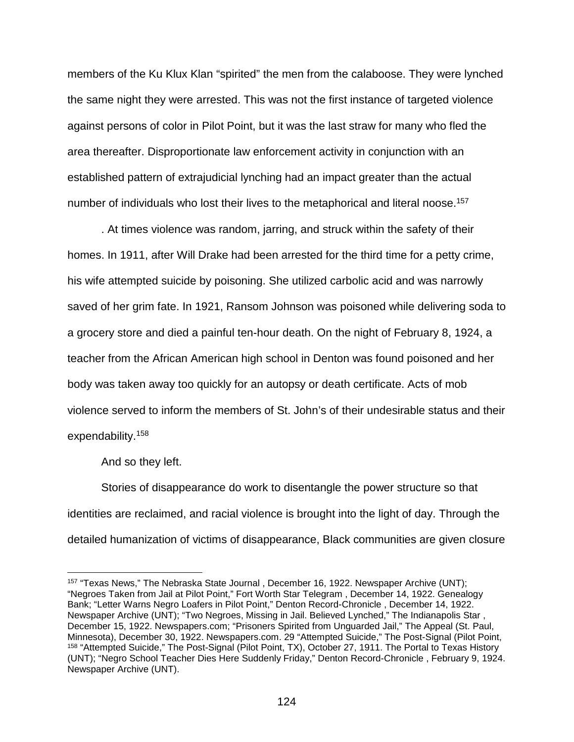members of the Ku Klux Klan "spirited" the men from the calaboose. They were lynched the same night they were arrested. This was not the first instance of targeted violence against persons of color in Pilot Point, but it was the last straw for many who fled the area thereafter. Disproportionate law enforcement activity in conjunction with an established pattern of extrajudicial lynching had an impact greater than the actual number of individuals who lost their lives to the metaphorical and literal noose.[157]

. At times violence was random, jarring, and struck within the safety of their homes. In 1911, after Will Drake had been arrested for the third time for a petty crime, his wife attempted suicide by poisoning. She utilized carbolic acid and was narrowly saved of her grim fate. In 1921, Ransom Johnson was poisoned while delivering soda to a grocery store and died a painful ten-hour death. On the night of February 8, 1924, a teacher from the African American high school in Denton was found poisoned and her body was taken away too quickly for an autopsy or death certificate. Acts of mob violence served to inform the members of St. John's of their undesirable status and their expendability.[158]

And so they left.

Stories of disappearance do work to disentangle the power structure so that identities are reclaimed, and racial violence is brought into the light of day. Through the detailed humanization of victims of disappearance, Black communities are given closure

---

[157] "Texas News," The Nebraska State Journal , December 16, 1922. Newspaper Archive (UNT); "Negroes Taken from Jail at Pilot Point," Fort Worth Star Telegram , December 14, 1922. Genealogy Bank; "Letter Warns Negro Loafers in Pilot Point," Denton Record-Chronicle , December 14, 1922. Newspaper Archive (UNT); "Two Negroes, Missing in Jail. Believed Lynched," The Indianapolis Star , December 15, 1922. Newspapers.com; "Prisoners Spirited from Unguarded Jail," The Appeal (St. Paul, Minnesota), December 30, 1922. Newspapers.com. 29 "Attempted Suicide," The Post-Signal (Pilot Point,

[158] "Attempted Suicide," The Post-Signal (Pilot Point, TX), October 27, 1911. The Portal to Texas History (UNT); "Negro School Teacher Dies Here Suddenly Friday," Denton Record-Chronicle , February 9, 1924. Newspaper Archive (UNT).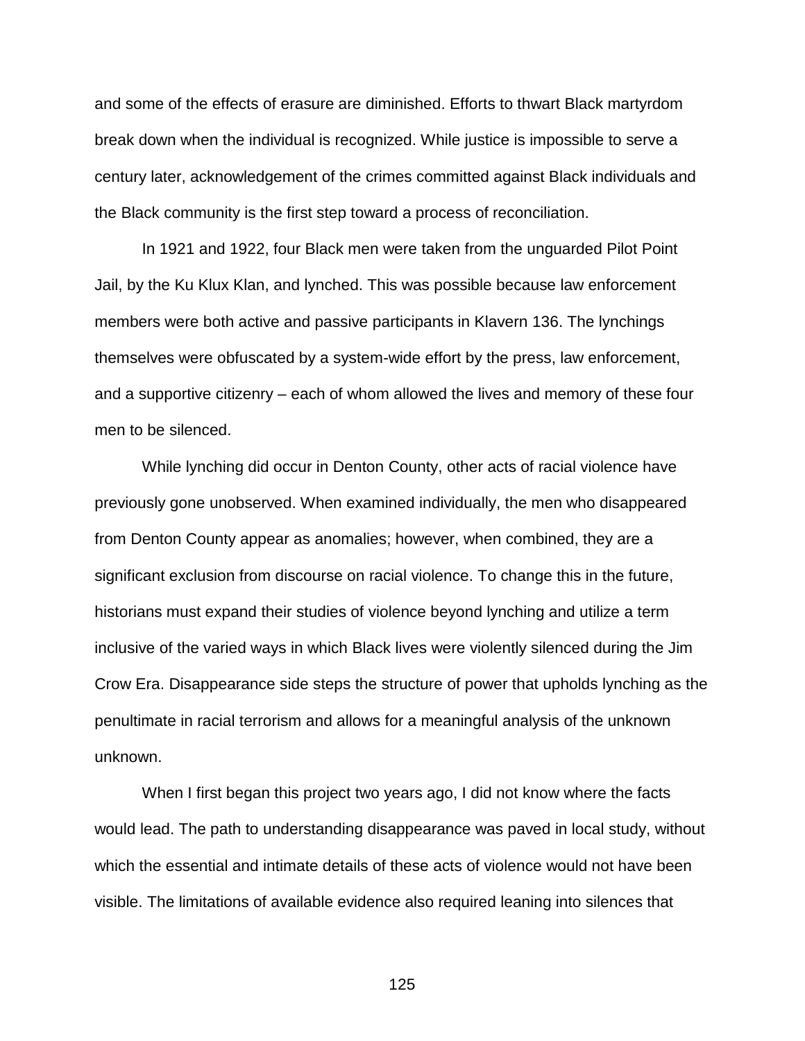and some of the effects of erasure are diminished. Efforts to thwart Black martyrdom break down when the individual is recognized. While justice is impossible to serve a century later, acknowledgement of the crimes committed against Black individuals and the Black community is the first step toward a process of reconciliation.

In 1921 and 1922, four Black men were taken from the unguarded Pilot Point Jail, by the Ku Klux Klan, and lynched. This was possible because law enforcement members were both active and passive participants in Klavern 136. The lynchings themselves were obfuscated by a system-wide effort by the press, law enforcement, and a supportive citizenry – each of whom allowed the lives and memory of these four men to be silenced.

While lynching did occur in Denton County, other acts of racial violence have previously gone unobserved. When examined individually, the men who disappeared from Denton County appear as anomalies; however, when combined, they are a significant exclusion from discourse on racial violence. To change this in the future, historians must expand their studies of violence beyond lynching and utilize a term inclusive of the varied ways in which Black lives were violently silenced during the Jim Crow Era. Disappearance side steps the structure of power that upholds lynching as the penultimate in racial terrorism and allows for a meaningful analysis of the unknown unknown.

When I first began this project two years ago, I did not know where the facts would lead. The path to understanding disappearance was paved in local study, without which the essential and intimate details of these acts of violence would not have been visible. The limitations of available evidence also required leaning into silences that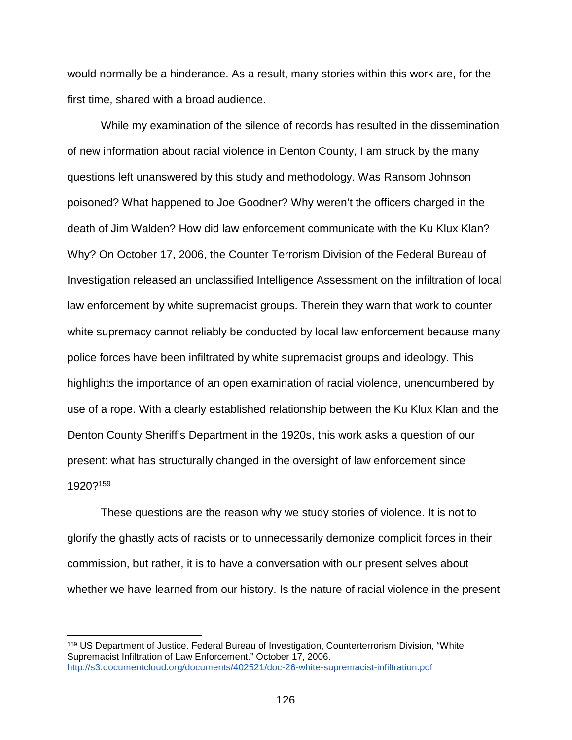would normally be a hinderance. As a result, many stories within this work are, for the first time, shared with a broad audience.

While my examination of the silence of records has resulted in the dissemination of new information about racial violence in Denton County, I am struck by the many questions left unanswered by this study and methodology. Was Ransom Johnson poisoned? What happened to Joe Goodner? Why weren't the officers charged in the death of Jim Walden? How did law enforcement communicate with the Ku Klux Klan? Why? On October 17, 2006, the Counter Terrorism Division of the Federal Bureau of Investigation released an unclassified Intelligence Assessment on the infiltration of local law enforcement by white supremacist groups. Therein they warn that work to counter white supremacy cannot reliably be conducted by local law enforcement because many police forces have been infiltrated by white supremacist groups and ideology. This highlights the importance of an open examination of racial violence, unencumbered by use of a rope. With a clearly established relationship between the Ku Klux Klan and the Denton County Sheriff's Department in the 1920s, this work asks a question of our present: what has structurally changed in the oversight of law enforcement since 1920?[159]

These questions are the reason why we study stories of violence. It is not to glorify the ghastly acts of racists or to unnecessarily demonize complicit forces in their commission, but rather, it is to have a conversation with our present selves about whether we have learned from our history. Is the nature of racial violence in the present

---

[159] US Department of Justice. Federal Bureau of Investigation, Counterterrorism Division, "White Supremacist Infiltration of Law Enforcement." October 17, 2006. http://s3.documentcloud.org/documents/402521/doc-26-white-supremacist-infiltration.pdf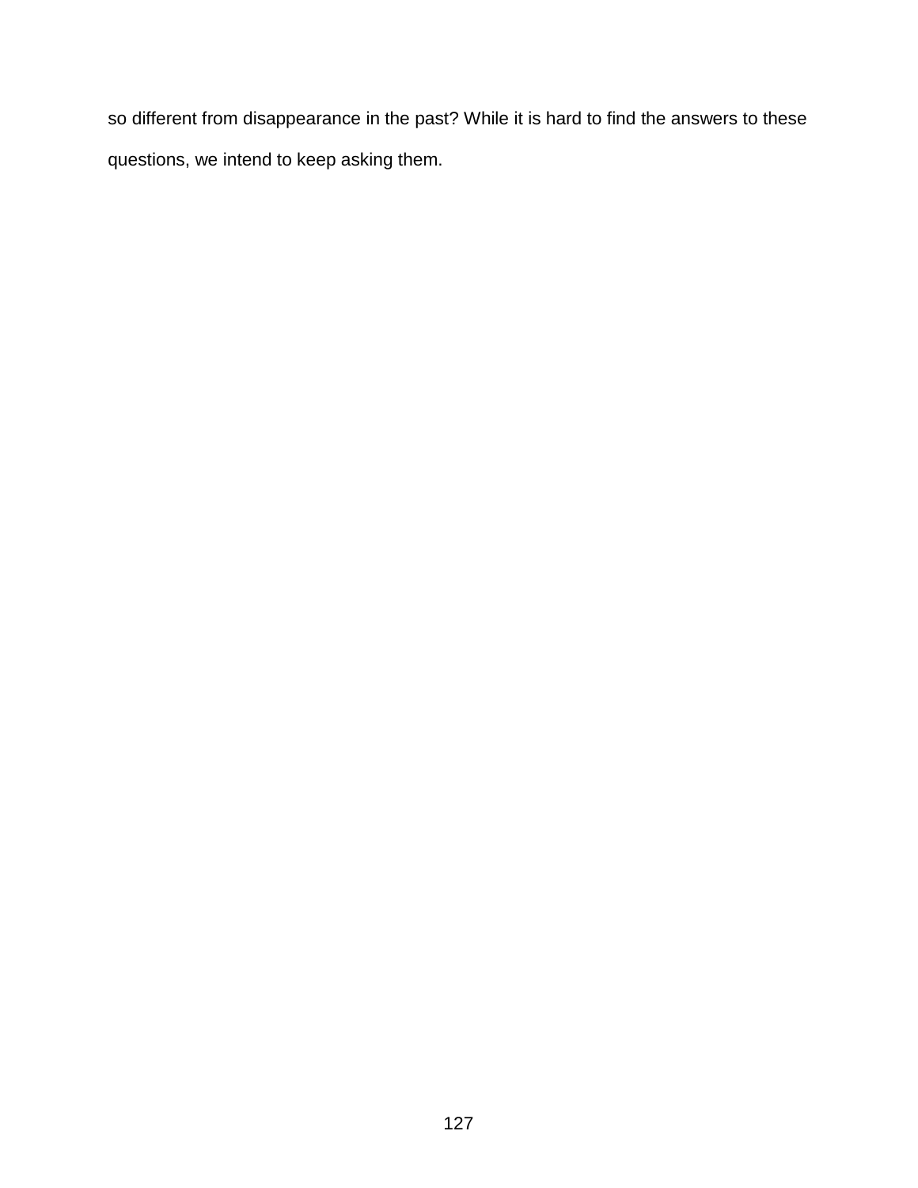so different from disappearance in the past? While it is hard to find the answers to these questions, we intend to keep asking them.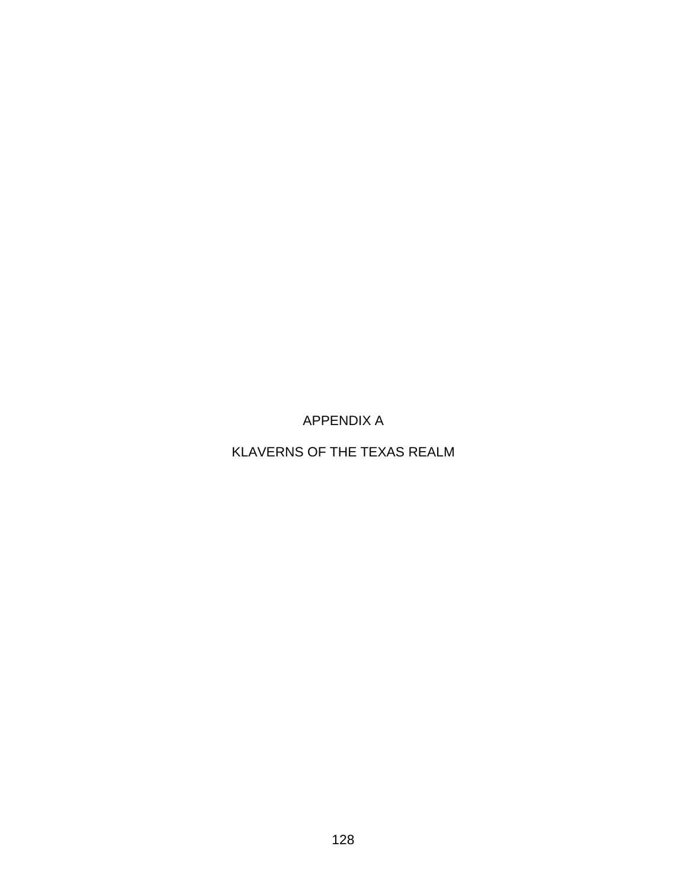# APPENDIX A

## KLAVERNS OF THE TEXAS REALM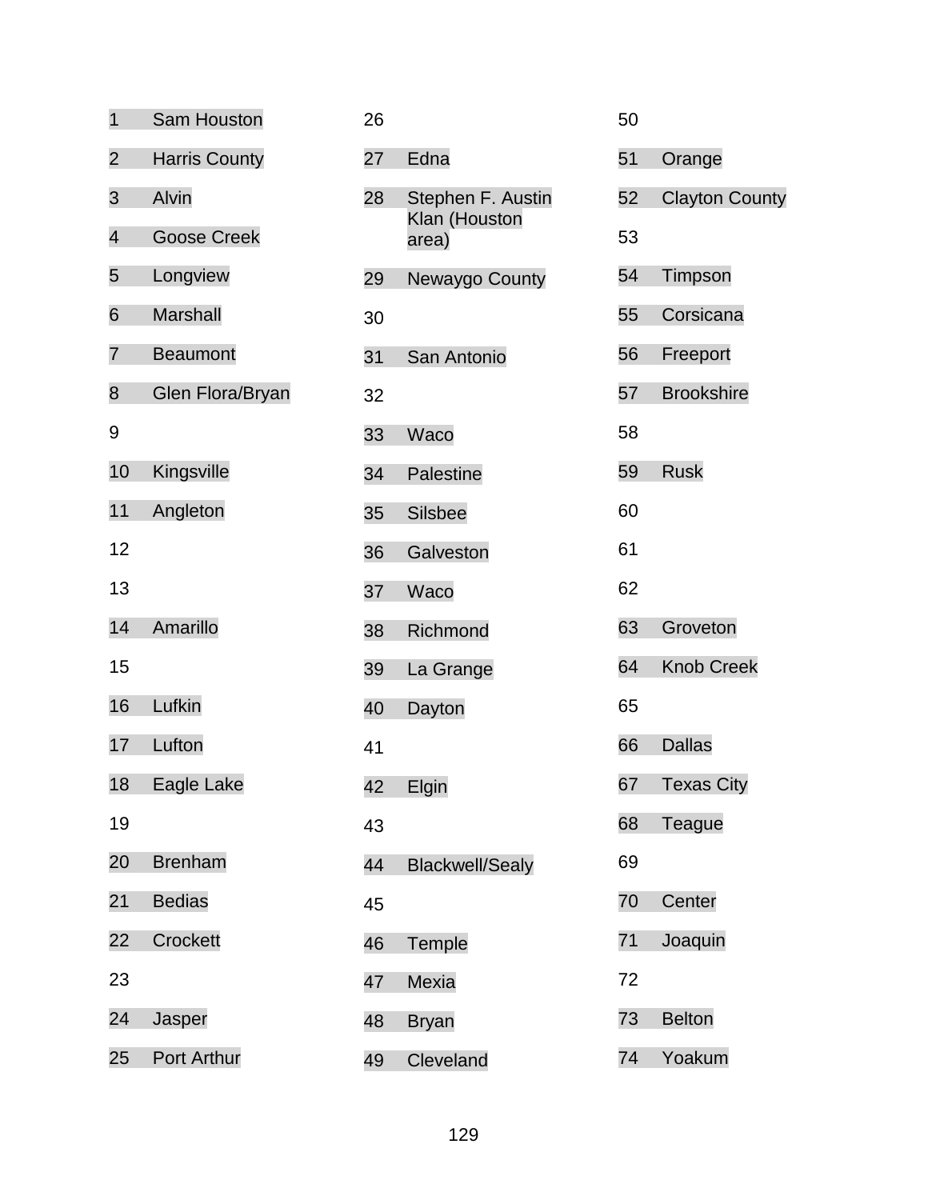| No. | Name |
|---|---|
| 1 | Sam Houston |
| 2 | Harris County |
| 3 | Alvin |
| 4 | Goose Creek |
| 5 | Longview |
| 6 | Marshall |
| 7 | Beaumont |
| 8 | Glen Flora/Bryan |
| 9 | |
| 10 | Kingsville |
| 11 | Angleton |
| 12 | |
| 13 | |
| 14 | Amarillo |
| 15 | |
| 16 | Lufkin |
| 17 | Lufton |
| 18 | Eagle Lake |
| 19 | |
| 20 | Brenham |
| 21 | Bedias |
| 22 | Crockett |
| 23 | |
| 24 | Jasper |
| 25 | Port Arthur |
| 26 | |
| 27 | Edna |
| 28 | Stephen F. Austin Klan (Houston area) |
| 29 | Newaygo County |
| 30 | |
| 31 | San Antonio |
| 32 | |
| 33 | Waco |
| 34 | Palestine |
| 35 | Silsbee |
| 36 | Galveston |
| 37 | Waco |
| 38 | Richmond |
| 39 | La Grange |
| 40 | Dayton |
| 41 | |
| 42 | Elgin |
| 43 | |
| 44 | Blackwell/Sealy |
| 45 | |
| 46 | Temple |
| 47 | Mexia |
| 48 | Bryan |
| 49 | Cleveland |
| 50 | |
| 51 | Orange |
| 52 | Clayton County |
| 53 | |
| 54 | Timpson |
| 55 | Corsicana |
| 56 | Freeport |
| 57 | Brookshire |
| 58 | |
| 59 | Rusk |
| 60 | |
| 61 | |
| 62 | |
| 63 | Groveton |
| 64 | Knob Creek |
| 65 | |
| 66 | Dallas |
| 67 | Texas City |
| 68 | Teague |
| 69 | |
| 70 | Center |
| 71 | Joaquin |
| 72 | |
| 73 | Belton |
| 74 | Yoakum |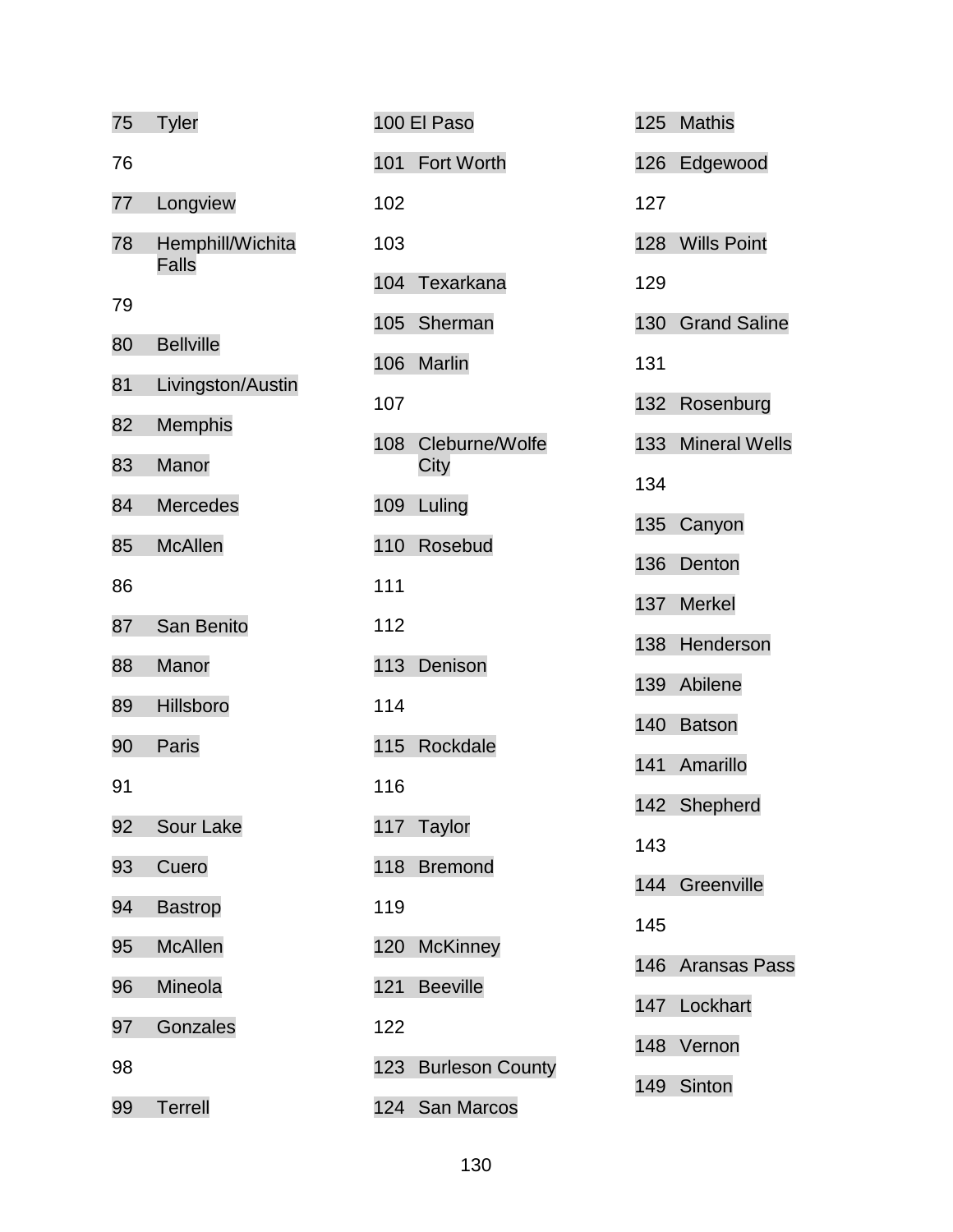75 Tyler

76

77 Longview

78 Hemphill/Wichita Falls

79

80 Bellville

81 Livingston/Austin

82 Memphis

83 Manor

84 Mercedes

85 McAllen

86

87 San Benito

88 Manor

89 Hillsboro

90 Paris

91

92 Sour Lake

93 Cuero

94 Bastrop

95 McAllen

96 Mineola

97 Gonzales

98

99 Terrell

100 El Paso

101 Fort Worth

102

103

104 Texarkana

105 Sherman

106 Marlin

107

108 Cleburne/Wolfe City

109 Luling

110 Rosebud

111

112

113 Denison

114

115 Rockdale

116

117 Taylor

118 Bremond

119

120 McKinney

121 Beeville

122

123 Burleson County

124 San Marcos

125 Mathis

126 Edgewood

127

128 Wills Point

129

130 Grand Saline

131

132 Rosenburg

133 Mineral Wells

134

135 Canyon

136 Denton

137 Merkel

138 Henderson

139 Abilene

140 Batson

141 Amarillo

142 Shepherd

143

144 Greenville

145

146 Aransas Pass

147 Lockhart

148 Vernon

149 Sinton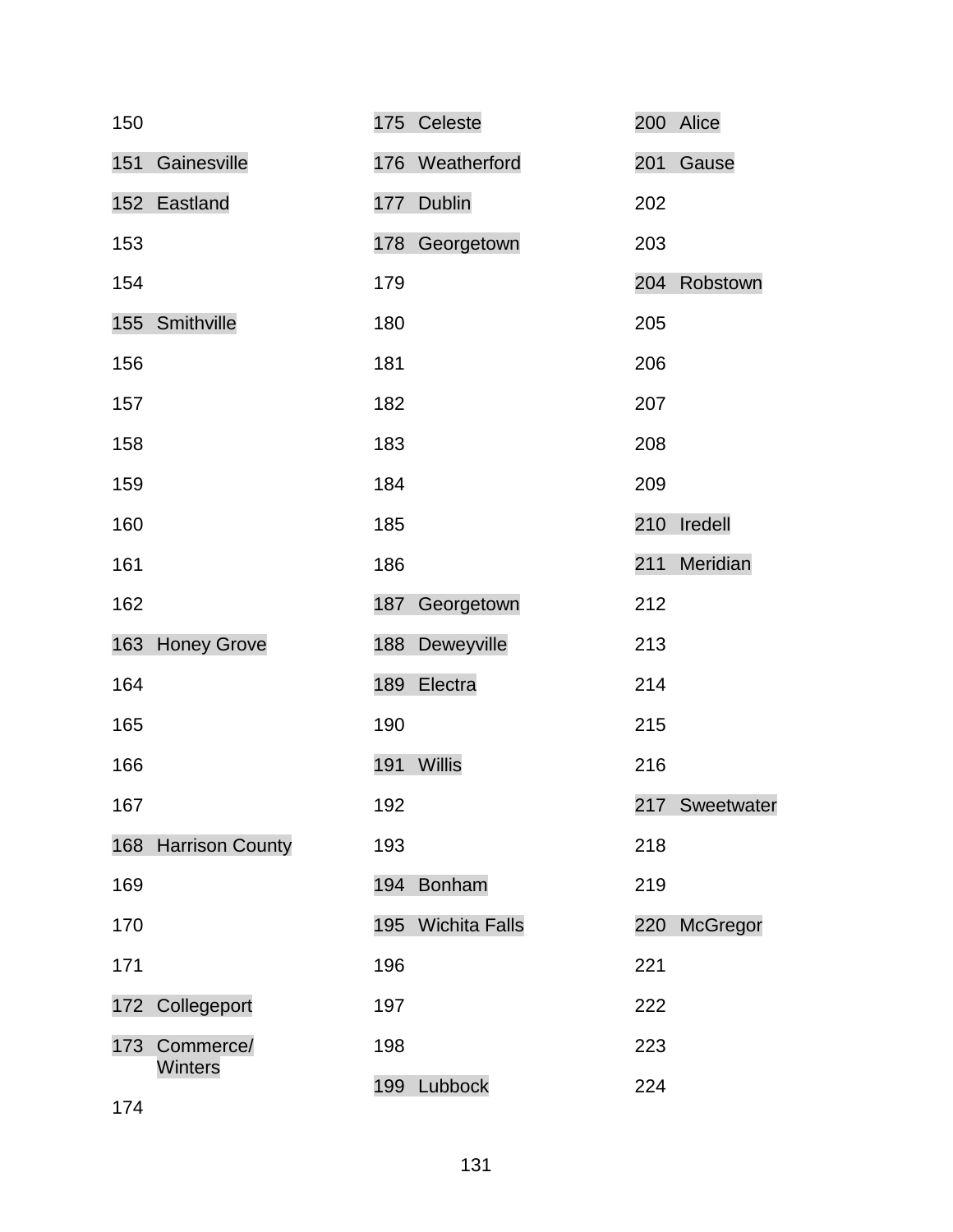150

151 Gainesville

152 Eastland

153

154

155 Smithville

156

157

158

159

160

161

162

163 Honey Grove

164

165

166

167

168 Harrison County

169

170

171

172 Collegeport

173 Commerce/ Winters

174

175 Celeste

176 Weatherford

177 Dublin

178 Georgetown

179

180

181

182

183

184

185

186

187 Georgetown

188 Deweyville

189 Electra

190

191 Willis

192

193

194 Bonham

195 Wichita Falls

196

197

198

199 Lubbock

200 Alice

201 Gause

202

203

204 Robstown

205

206

207

208

209

210 Iredell

211 Meridian

212

213

214

215

216

217 Sweetwater

218

219

220 McGregor

221

222

223

224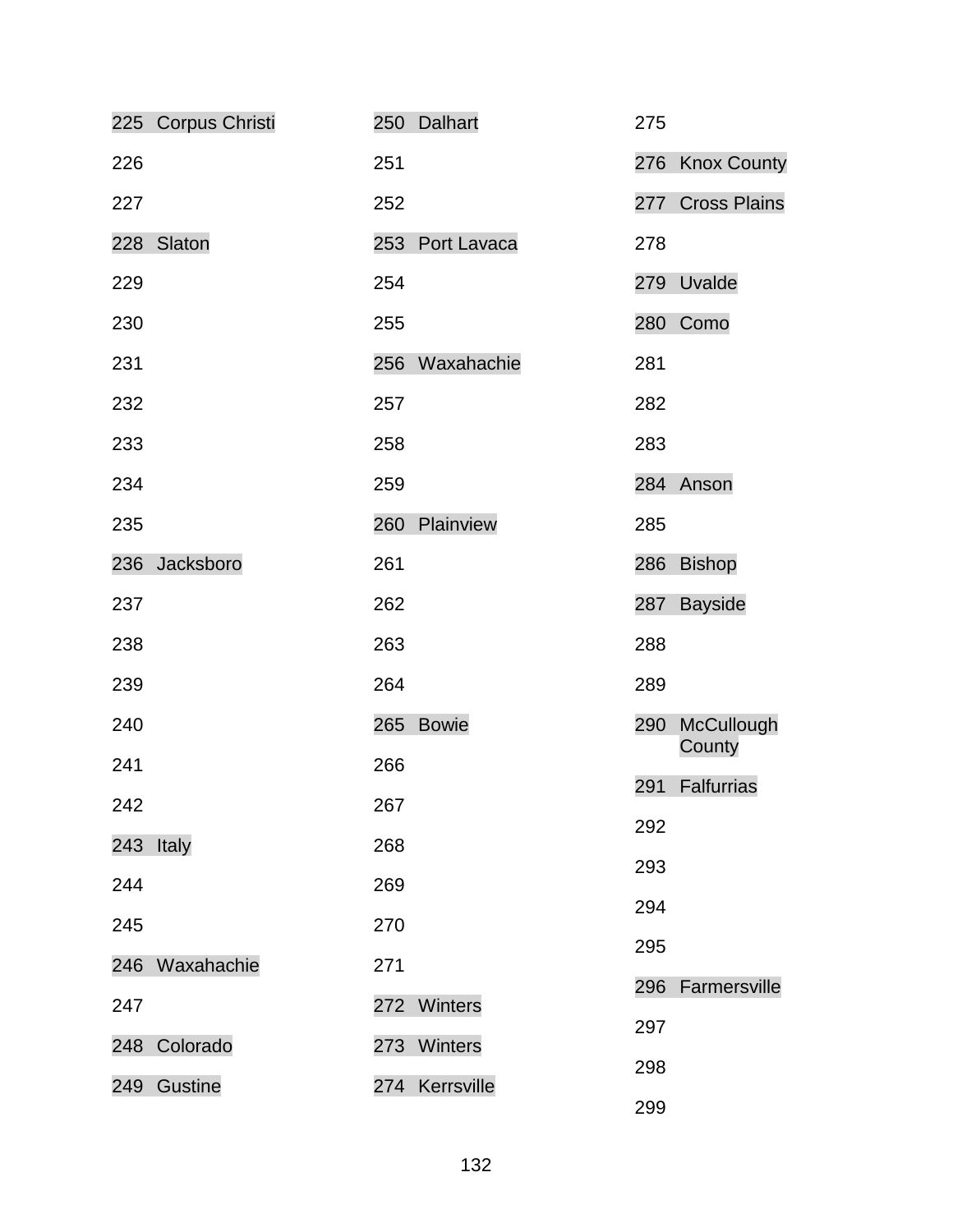225 Corpus Christi

226

227

228 Slaton

229

230

231

232

233

234

235

236 Jacksboro

237

238

239

240

241

242

243 Italy

244

245

246 Waxahachie

247

248 Colorado

249 Gustine

250 Dalhart

251

252

253 Port Lavaca

254

255

256 Waxahachie

257

258

259

260 Plainview

261

262

263

264

265 Bowie

266

267

268

269

270

271

272 Winters

273 Winters

274 Kerrsville

275

276 Knox County

277 Cross Plains

278

279 Uvalde

280 Como

281

282

283

284 Anson

285

286 Bishop

287 Bayside

288

289

290 McCullough County

291 Falfurrias

292

293

294

295

296 Farmersville

297

298

299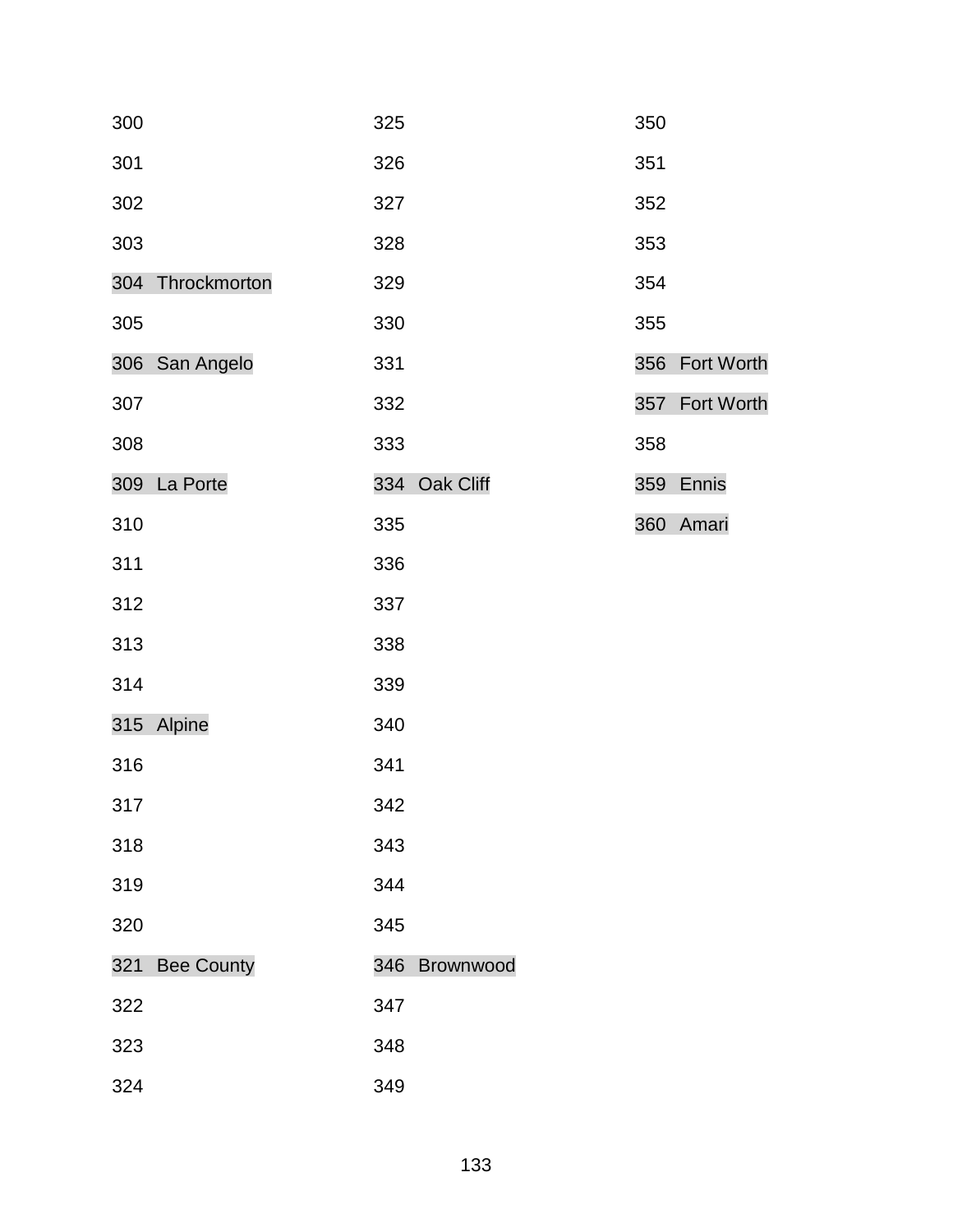300

301

302

303

304 Throckmorton

305

306 San Angelo

307

308

309 La Porte

310

311

312

313

314

315 Alpine

316

317

318

319

320

321 Bee County

322

323

324

325

326

327

328

329

330

331

332

333

334 Oak Cliff

335

336

337

338

339

340

341

342

343

344

345

346 Brownwood

347

348

349

350

351

352

353

354

355

356 Fort Worth

357 Fort Worth

358

359 Ennis

360 Amari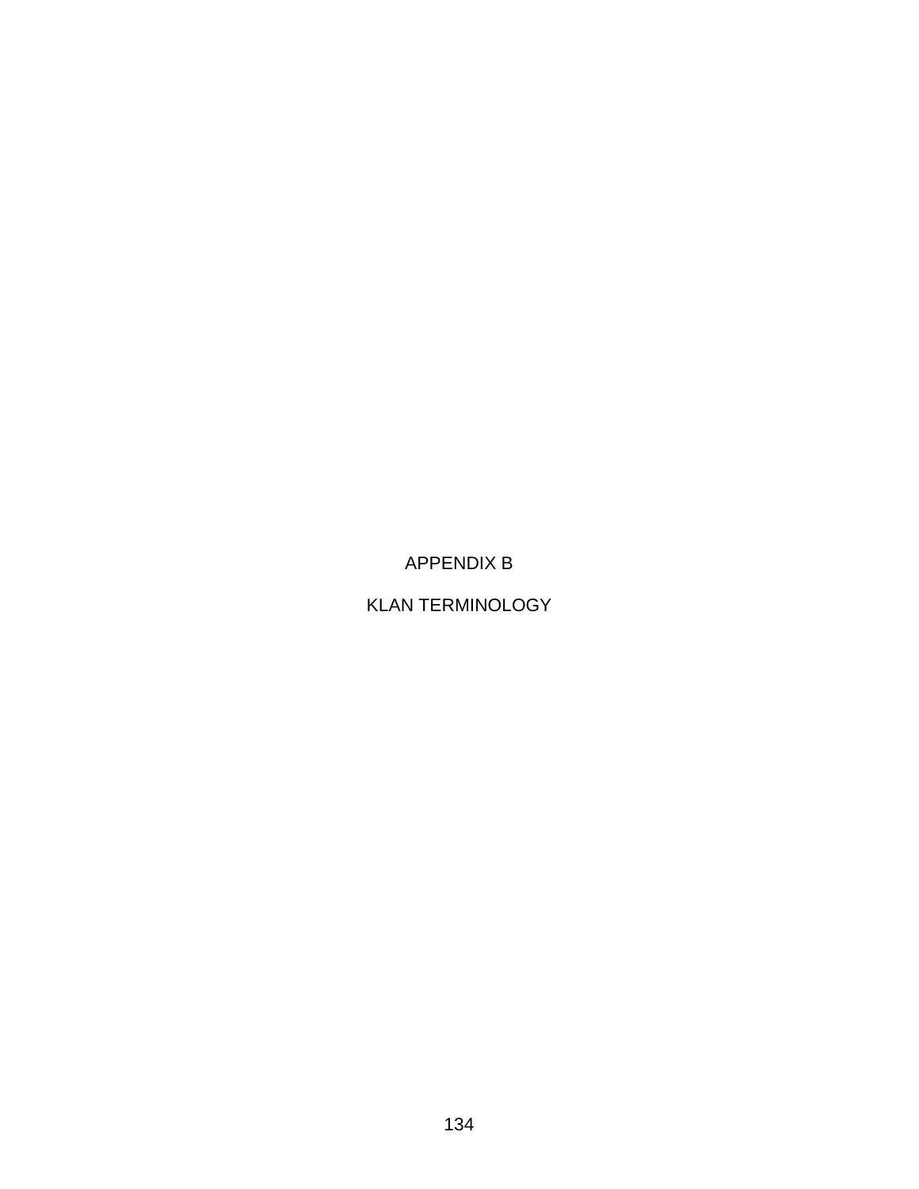# APPENDIX B

# KLAN TERMINOLOGY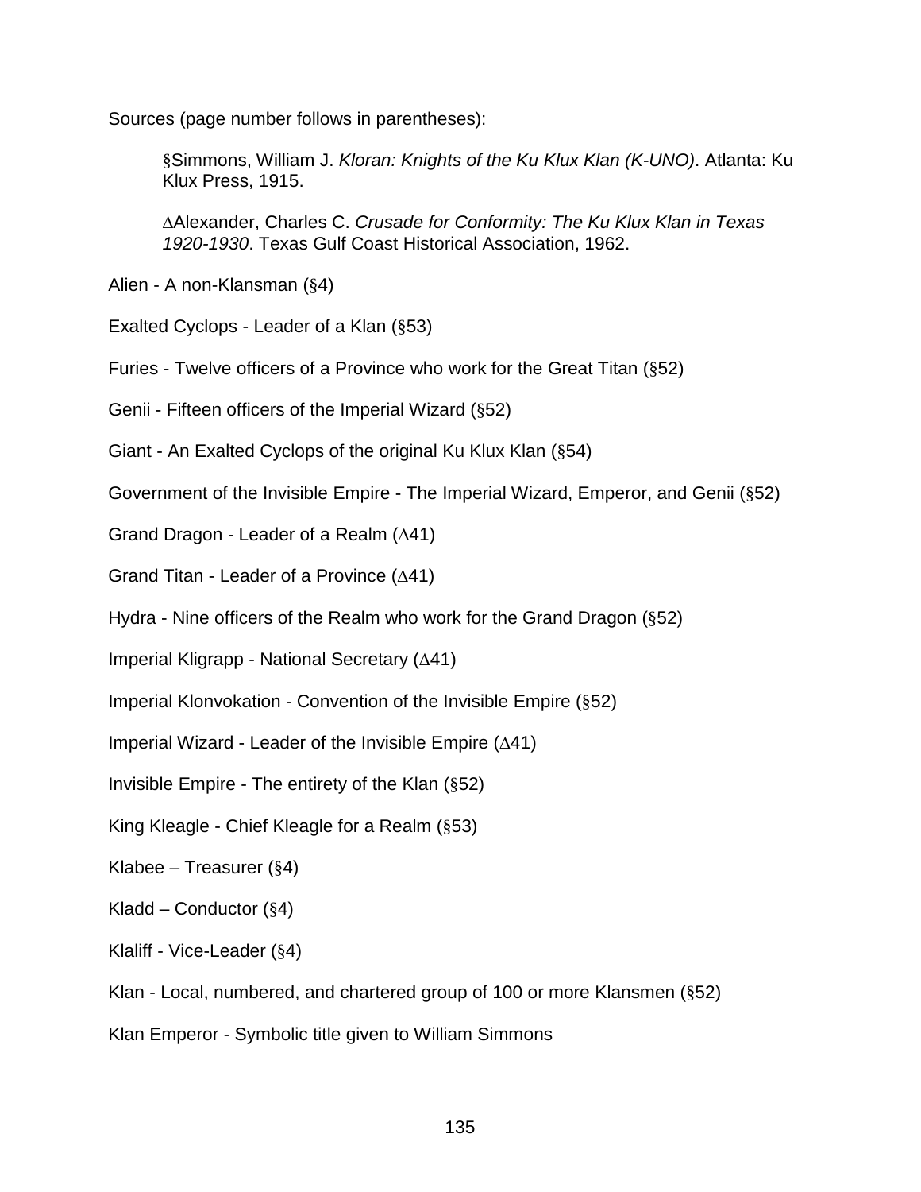Sources (page number follows in parentheses):

> §Simmons, William J. *Kloran: Knights of the Ku Klux Klan (K-UNO)*. Atlanta: Ku Klux Press, 1915.
>
> ∆Alexander, Charles C. *Crusade for Conformity: The Ku Klux Klan in Texas 1920-1930*. Texas Gulf Coast Historical Association, 1962.

Alien - A non-Klansman (§4)

Exalted Cyclops - Leader of a Klan (§53)

Furies - Twelve officers of a Province who work for the Great Titan (§52)

Genii - Fifteen officers of the Imperial Wizard (§52)

Giant - An Exalted Cyclops of the original Ku Klux Klan (§54)

Government of the Invisible Empire - The Imperial Wizard, Emperor, and Genii (§52)

Grand Dragon - Leader of a Realm (∆41)

Grand Titan - Leader of a Province (∆41)

Hydra - Nine officers of the Realm who work for the Grand Dragon (§52)

Imperial Kligrapp - National Secretary (∆41)

Imperial Klonvokation - Convention of the Invisible Empire (§52)

Imperial Wizard - Leader of the Invisible Empire (∆41)

Invisible Empire - The entirety of the Klan (§52)

King Kleagle - Chief Kleagle for a Realm (§53)

Klabee – Treasurer (§4)

Kladd – Conductor (§4)

Klaliff - Vice-Leader (§4)

Klan - Local, numbered, and chartered group of 100 or more Klansmen (§52)

Klan Emperor - Symbolic title given to William Simmons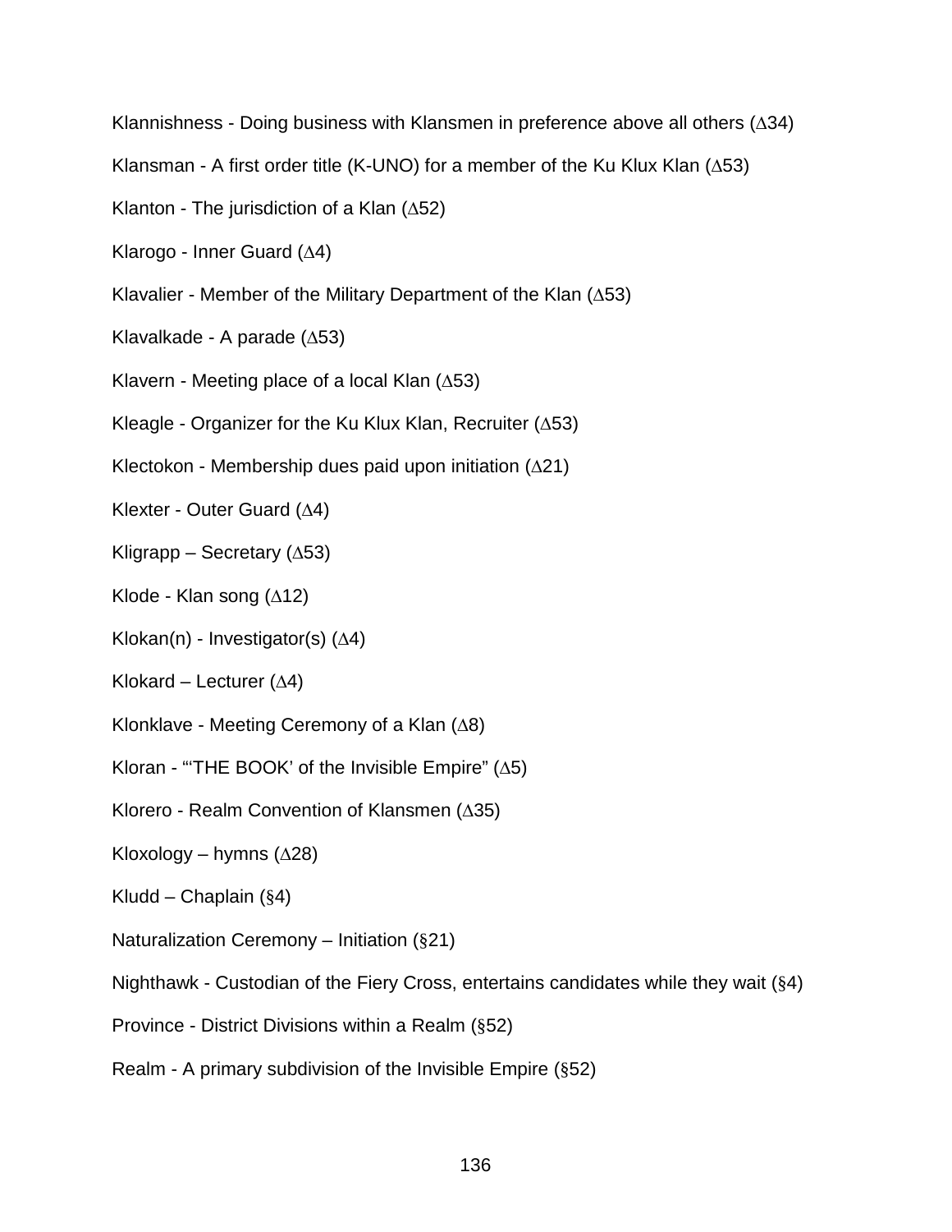Klannishness - Doing business with Klansmen in preference above all others (∆34)

Klansman - A first order title (K-UNO) for a member of the Ku Klux Klan (∆53)

Klanton - The jurisdiction of a Klan (∆52)

Klarogo - Inner Guard (∆4)

Klavalier - Member of the Military Department of the Klan (∆53)

Klavalkade - A parade (∆53)

Klavern - Meeting place of a local Klan (∆53)

Kleagle - Organizer for the Ku Klux Klan, Recruiter (∆53)

Klectokon - Membership dues paid upon initiation (∆21)

Klexter - Outer Guard (∆4)

Kligrapp – Secretary (∆53)

Klode - Klan song (∆12)

Klokan(n) - Investigator(s) (∆4)

Klokard – Lecturer (∆4)

Klonklave - Meeting Ceremony of a Klan (∆8)

Kloran - "'THE BOOK' of the Invisible Empire" (∆5)

Klorero - Realm Convention of Klansmen (∆35)

Kloxology – hymns (∆28)

Kludd – Chaplain (§4)

Naturalization Ceremony – Initiation (§21)

Nighthawk - Custodian of the Fiery Cross, entertains candidates while they wait (§4)

Province - District Divisions within a Realm (§52)

Realm - A primary subdivision of the Invisible Empire (§52)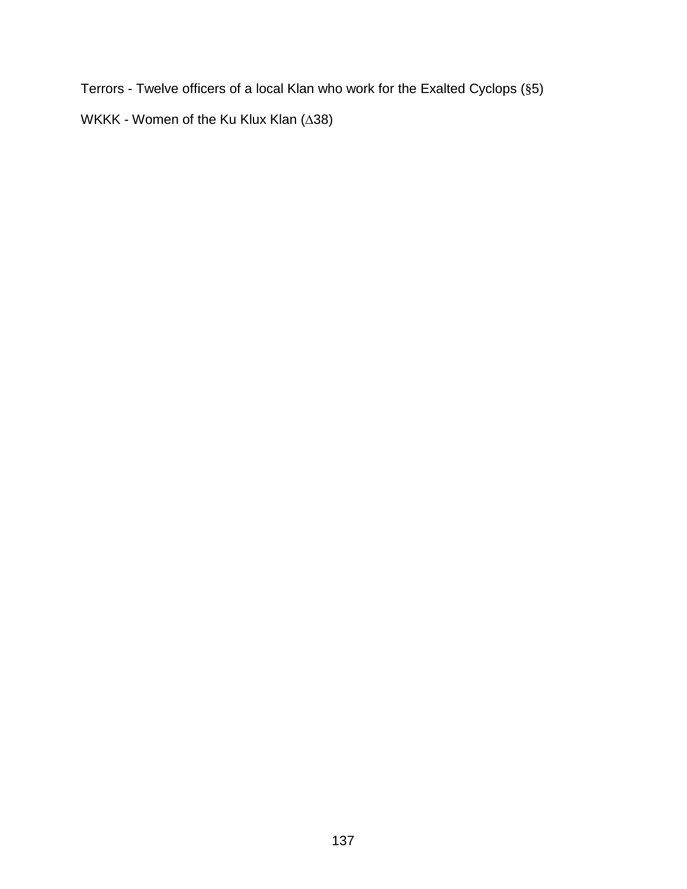Terrors - Twelve officers of a local Klan who work for the Exalted Cyclops (§5)

WKKK - Women of the Ku Klux Klan (∆38)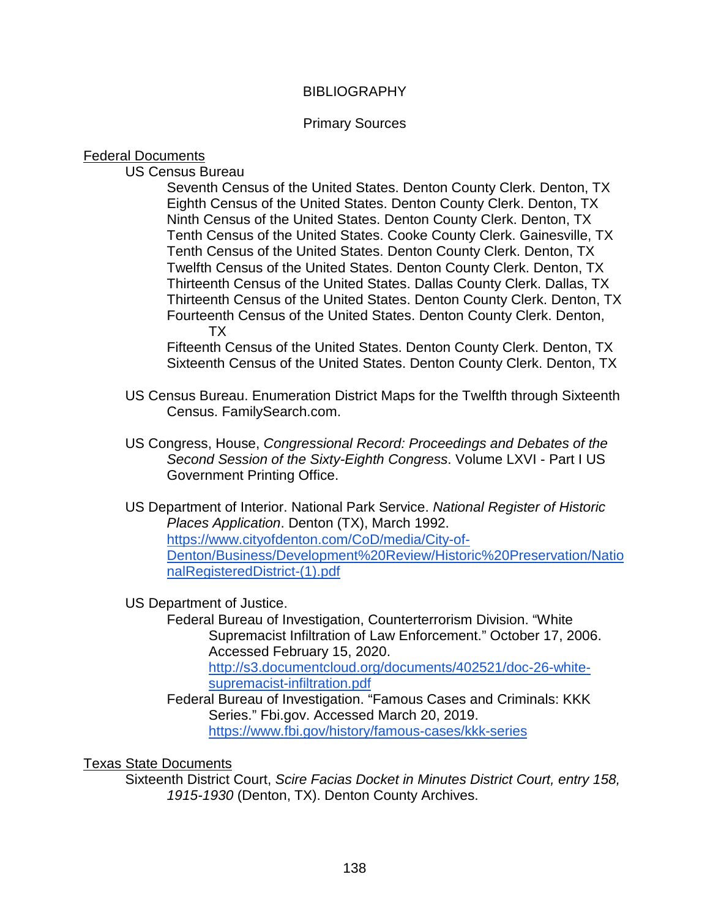# BIBLIOGRAPHY

## Primary Sources

### Federal Documents

US Census Bureau

Seventh Census of the United States. Denton County Clerk. Denton, TX
Eighth Census of the United States. Denton County Clerk. Denton, TX
Ninth Census of the United States. Denton County Clerk. Denton, TX
Tenth Census of the United States. Cooke County Clerk. Gainesville, TX
Tenth Census of the United States. Denton County Clerk. Denton, TX
Twelfth Census of the United States. Denton County Clerk. Denton, TX
Thirteenth Census of the United States. Dallas County Clerk. Dallas, TX
Thirteenth Census of the United States. Denton County Clerk. Denton, TX
Fourteenth Census of the United States. Denton County Clerk. Denton, TX
Fifteenth Census of the United States. Denton County Clerk. Denton, TX
Sixteenth Census of the United States. Denton County Clerk. Denton, TX

US Census Bureau. Enumeration District Maps for the Twelfth through Sixteenth Census. FamilySearch.com.

US Congress, House, *Congressional Record: Proceedings and Debates of the Second Session of the Sixty-Eighth Congress*. Volume LXVI - Part I US Government Printing Office.

US Department of Interior. National Park Service. *National Register of Historic Places Application*. Denton (TX), March 1992. https://www.cityofdenton.com/CoD/media/City-of-Denton/Business/Development%20Review/Historic%20Preservation/NationalRegisteredDistrict-(1).pdf

US Department of Justice.

Federal Bureau of Investigation, Counterterrorism Division. "White Supremacist Infiltration of Law Enforcement." October 17, 2006. Accessed February 15, 2020. http://s3.documentcloud.org/documents/402521/doc-26-white-supremacist-infiltration.pdf

Federal Bureau of Investigation. "Famous Cases and Criminals: KKK Series." Fbi.gov. Accessed March 20, 2019. https://www.fbi.gov/history/famous-cases/kkk-series

### Texas State Documents

Sixteenth District Court, *Scire Facias Docket in Minutes District Court, entry 158, 1915-1930* (Denton, TX). Denton County Archives.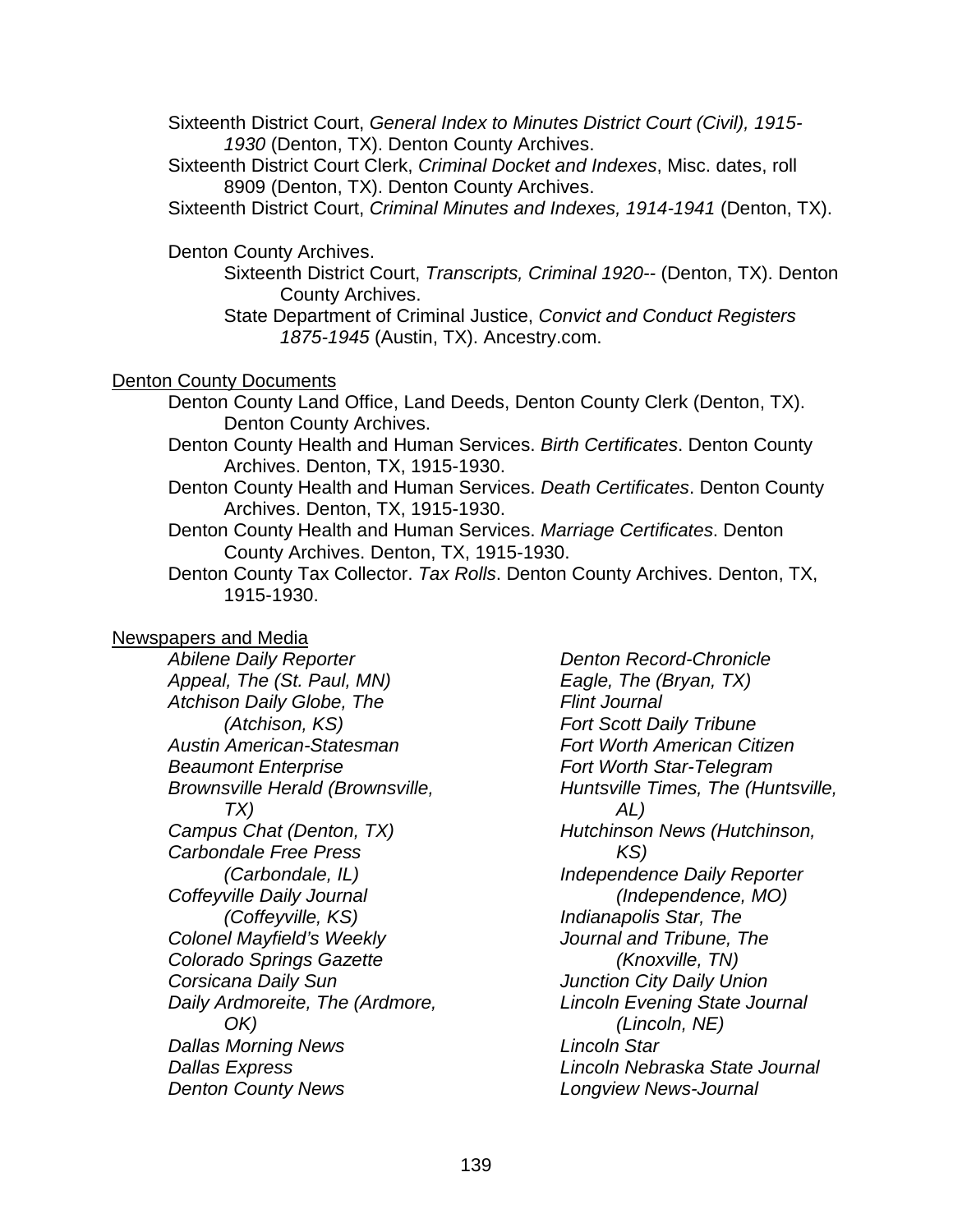Sixteenth District Court, *General Index to Minutes District Court (Civil), 1915-1930* (Denton, TX). Denton County Archives.

Sixteenth District Court Clerk, *Criminal Docket and Indexes*, Misc. dates, roll 8909 (Denton, TX). Denton County Archives.

Sixteenth District Court, *Criminal Minutes and Indexes, 1914-1941* (Denton, TX).

Denton County Archives.

Sixteenth District Court, *Transcripts, Criminal 1920--* (Denton, TX). Denton County Archives.

State Department of Criminal Justice, *Convict and Conduct Registers 1875-1945* (Austin, TX). Ancestry.com.

<u>Denton County Documents</u>

Denton County Land Office, Land Deeds, Denton County Clerk (Denton, TX). Denton County Archives.

Denton County Health and Human Services. *Birth Certificates*. Denton County Archives. Denton, TX, 1915-1930.

Denton County Health and Human Services. *Death Certificates*. Denton County Archives. Denton, TX, 1915-1930.

Denton County Health and Human Services. *Marriage Certificates*. Denton County Archives. Denton, TX, 1915-1930.

Denton County Tax Collector. *Tax Rolls*. Denton County Archives. Denton, TX, 1915-1930.

<u>Newspapers and Media</u>

*Abilene Daily Reporter*
*Appeal, The (St. Paul, MN)*
*Atchison Daily Globe, The (Atchison, KS)*
*Austin American-Statesman*
*Beaumont Enterprise*
*Brownsville Herald (Brownsville, TX)*
*Campus Chat (Denton, TX)*
*Carbondale Free Press (Carbondale, IL)*
*Coffeyville Daily Journal (Coffeyville, KS)*
*Colonel Mayfield's Weekly*
*Colorado Springs Gazette*
*Corsicana Daily Sun*
*Daily Ardmoreite, The (Ardmore, OK)*
*Dallas Morning News*
*Dallas Express*
*Denton County News*
*Denton Record-Chronicle*
*Eagle, The (Bryan, TX)*
*Flint Journal*
*Fort Scott Daily Tribune*
*Fort Worth American Citizen*
*Fort Worth Star-Telegram*
*Huntsville Times, The (Huntsville, AL)*
*Hutchinson News (Hutchinson, KS)*
*Independence Daily Reporter (Independence, MO)*
*Indianapolis Star, The*
*Journal and Tribune, The (Knoxville, TN)*
*Junction City Daily Union*
*Lincoln Evening State Journal (Lincoln, NE)*
*Lincoln Star*
*Lincoln Nebraska State Journal*
*Longview News-Journal*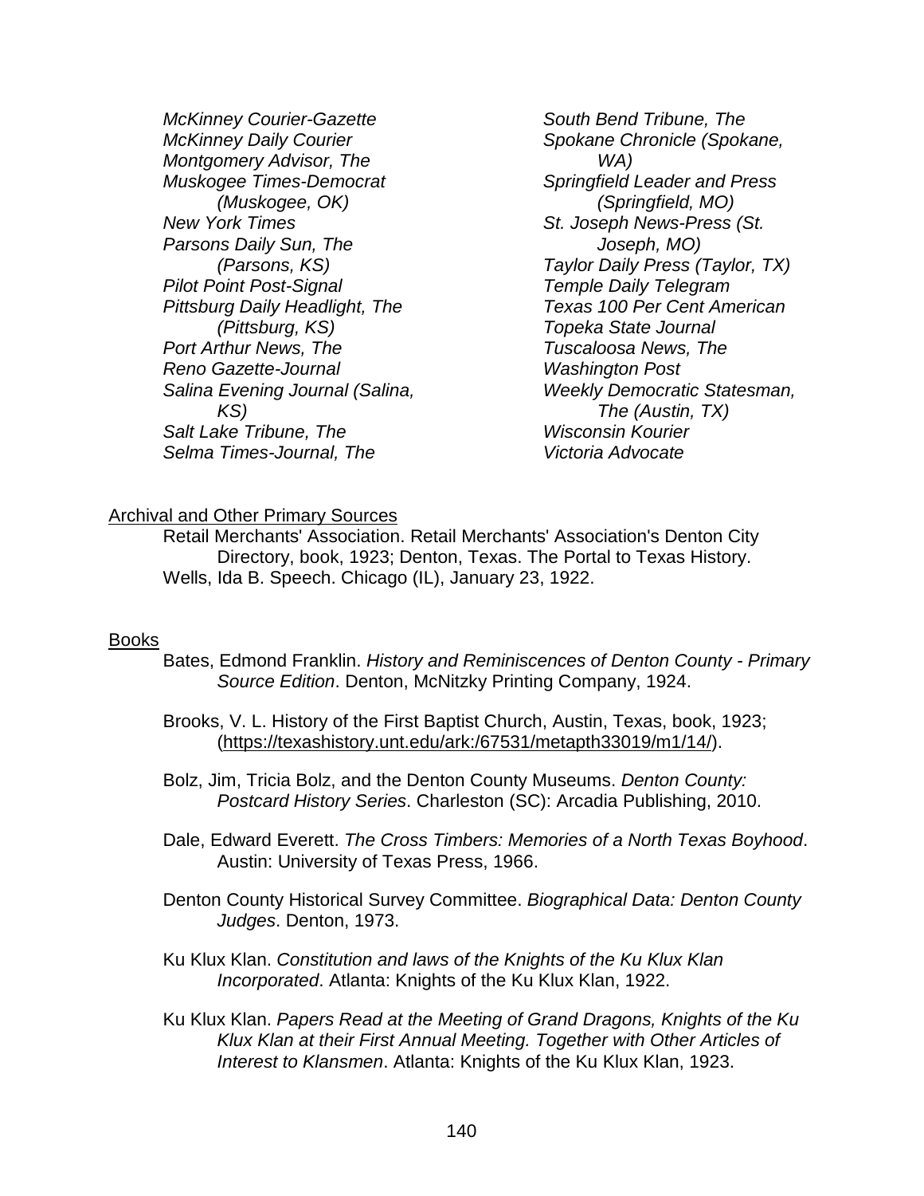*McKinney Courier-Gazette*
*McKinney Daily Courier*
*Montgomery Advisor, The*
*Muskogee Times-Democrat (Muskogee, OK)*
*New York Times*
*Parsons Daily Sun, The (Parsons, KS)*
*Pilot Point Post-Signal*
*Pittsburg Daily Headlight, The (Pittsburg, KS)*
*Port Arthur News, The*
*Reno Gazette-Journal*
*Salina Evening Journal (Salina, KS)*
*Salt Lake Tribune, The*
*Selma Times-Journal, The*
*South Bend Tribune, The*
*Spokane Chronicle (Spokane, WA)*
*Springfield Leader and Press (Springfield, MO)*
*St. Joseph News-Press (St. Joseph, MO)*
*Taylor Daily Press (Taylor, TX)*
*Temple Daily Telegram*
*Texas 100 Per Cent American*
*Topeka State Journal*
*Tuscaloosa News, The*
*Washington Post*
*Weekly Democratic Statesman, The (Austin, TX)*
*Wisconsin Kourier*
*Victoria Advocate*

Archival and Other Primary Sources

Retail Merchants' Association. Retail Merchants' Association's Denton City Directory, book, 1923; Denton, Texas. The Portal to Texas History.

Wells, Ida B. Speech. Chicago (IL), January 23, 1922.

Books

Bates, Edmond Franklin. *History and Reminiscences of Denton County - Primary Source Edition*. Denton, McNitzky Printing Company, 1924.

Brooks, V. L. History of the First Baptist Church, Austin, Texas, book, 1923; (https://texashistory.unt.edu/ark:/67531/metapth33019/m1/14/).

Bolz, Jim, Tricia Bolz, and the Denton County Museums. *Denton County: Postcard History Series*. Charleston (SC): Arcadia Publishing, 2010.

Dale, Edward Everett. *The Cross Timbers: Memories of a North Texas Boyhood*. Austin: University of Texas Press, 1966.

Denton County Historical Survey Committee. *Biographical Data: Denton County Judges*. Denton, 1973.

Ku Klux Klan. *Constitution and laws of the Knights of the Ku Klux Klan Incorporated*. Atlanta: Knights of the Ku Klux Klan, 1922.

Ku Klux Klan. *Papers Read at the Meeting of Grand Dragons, Knights of the Ku Klux Klan at their First Annual Meeting. Together with Other Articles of Interest to Klansmen*. Atlanta: Knights of the Ku Klux Klan, 1923.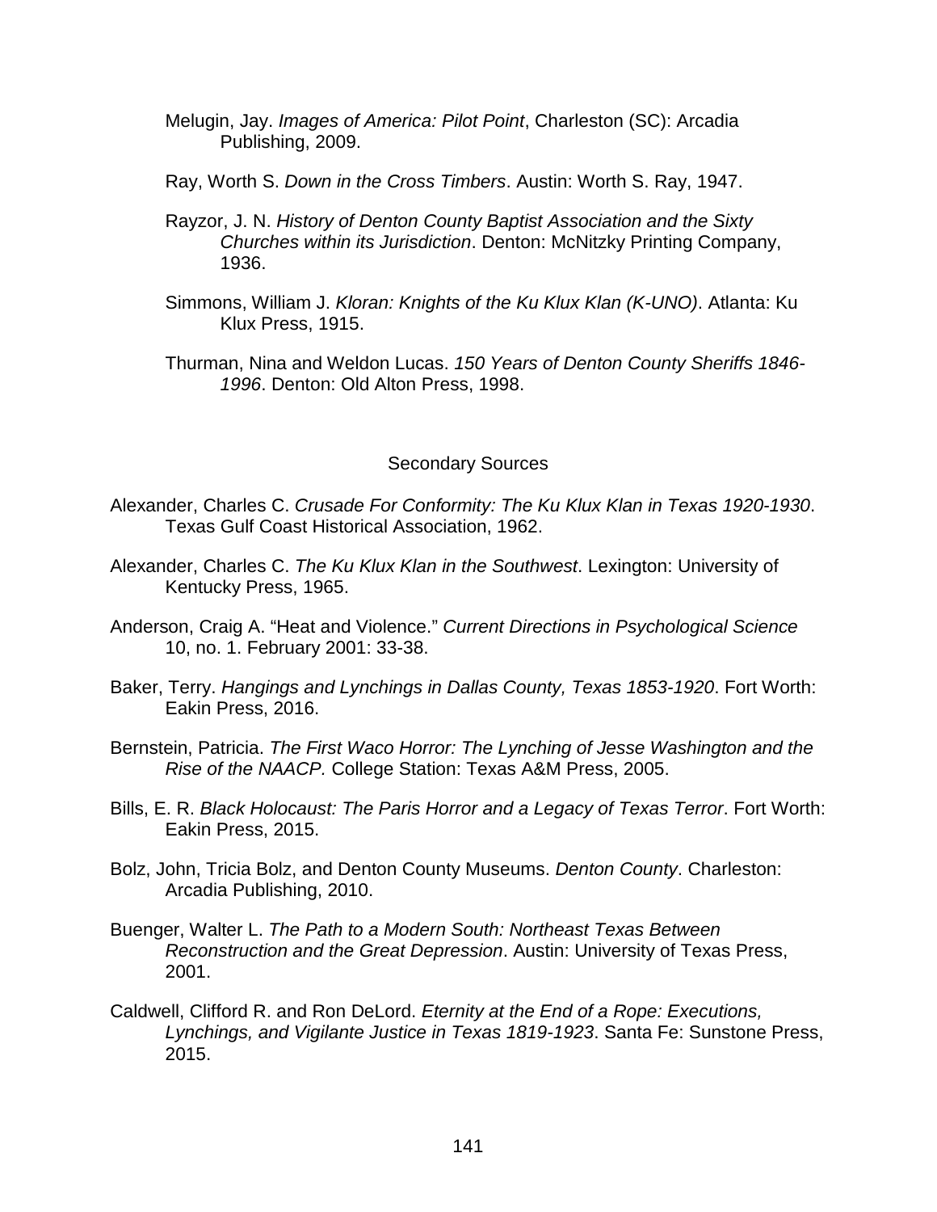Melugin, Jay. *Images of America: Pilot Point*, Charleston (SC): Arcadia Publishing, 2009.

Ray, Worth S. *Down in the Cross Timbers*. Austin: Worth S. Ray, 1947.

Rayzor, J. N. *History of Denton County Baptist Association and the Sixty Churches within its Jurisdiction*. Denton: McNitzky Printing Company, 1936.

Simmons, William J. *Kloran: Knights of the Ku Klux Klan (K-UNO)*. Atlanta: Ku Klux Press, 1915.

Thurman, Nina and Weldon Lucas. *150 Years of Denton County Sheriffs 1846-1996*. Denton: Old Alton Press, 1998.

## Secondary Sources

Alexander, Charles C. *Crusade For Conformity: The Ku Klux Klan in Texas 1920-1930*. Texas Gulf Coast Historical Association, 1962.

Alexander, Charles C. *The Ku Klux Klan in the Southwest*. Lexington: University of Kentucky Press, 1965.

Anderson, Craig A. "Heat and Violence." *Current Directions in Psychological Science* 10, no. 1. February 2001: 33-38.

Baker, Terry. *Hangings and Lynchings in Dallas County, Texas 1853-1920*. Fort Worth: Eakin Press, 2016.

Bernstein, Patricia. *The First Waco Horror: The Lynching of Jesse Washington and the Rise of the NAACP.* College Station: Texas A&M Press, 2005.

Bills, E. R. *Black Holocaust: The Paris Horror and a Legacy of Texas Terror*. Fort Worth: Eakin Press, 2015.

Bolz, John, Tricia Bolz, and Denton County Museums. *Denton County*. Charleston: Arcadia Publishing, 2010.

Buenger, Walter L. *The Path to a Modern South: Northeast Texas Between Reconstruction and the Great Depression*. Austin: University of Texas Press, 2001.

Caldwell, Clifford R. and Ron DeLord. *Eternity at the End of a Rope: Executions, Lynchings, and Vigilante Justice in Texas 1819-1923*. Santa Fe: Sunstone Press, 2015.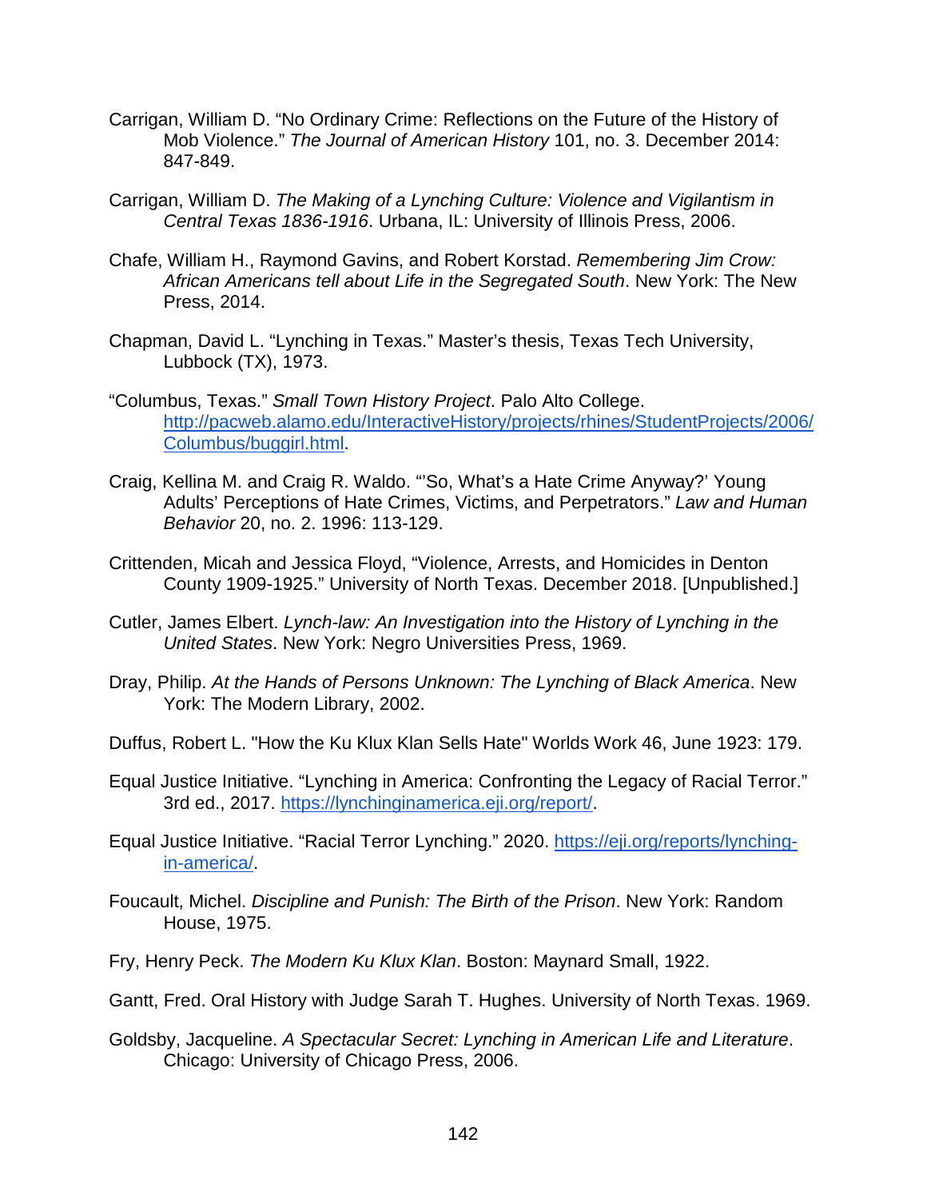Carrigan, William D. “No Ordinary Crime: Reflections on the Future of the History of Mob Violence.” *The Journal of American History* 101, no. 3. December 2014: 847-849.

Carrigan, William D. *The Making of a Lynching Culture: Violence and Vigilantism in Central Texas 1836-1916*. Urbana, IL: University of Illinois Press, 2006.

Chafe, William H., Raymond Gavins, and Robert Korstad. *Remembering Jim Crow: African Americans tell about Life in the Segregated South*. New York: The New Press, 2014.

Chapman, David L. “Lynching in Texas.” Master’s thesis, Texas Tech University, Lubbock (TX), 1973.

“Columbus, Texas.” *Small Town History Project*. Palo Alto College. [http://pacweb.alamo.edu/InteractiveHistory/projects/rhines/StudentProjects/2006/Columbus/buggirl.html](http://pacweb.alamo.edu/InteractiveHistory/projects/rhines/StudentProjects/2006/Columbus/buggirl.html).

Craig, Kellina M. and Craig R. Waldo. “’So, What’s a Hate Crime Anyway?’ Young Adults’ Perceptions of Hate Crimes, Victims, and Perpetrators.” *Law and Human Behavior* 20, no. 2. 1996: 113-129.

Crittenden, Micah and Jessica Floyd, “Violence, Arrests, and Homicides in Denton County 1909-1925.” University of North Texas. December 2018. [Unpublished.]

Cutler, James Elbert. *Lynch-law: An Investigation into the History of Lynching in the United States*. New York: Negro Universities Press, 1969.

Dray, Philip. *At the Hands of Persons Unknown: The Lynching of Black America*. New York: The Modern Library, 2002.

Duffus, Robert L. "How the Ku Klux Klan Sells Hate" Worlds Work 46, June 1923: 179.

Equal Justice Initiative. “Lynching in America: Confronting the Legacy of Racial Terror.” 3rd ed., 2017. [https://lynchinginamerica.eji.org/report/](https://lynchinginamerica.eji.org/report/).

Equal Justice Initiative. “Racial Terror Lynching.” 2020. [https://eji.org/reports/lynching-in-america/](https://eji.org/reports/lynching-in-america/).

Foucault, Michel. *Discipline and Punish: The Birth of the Prison*. New York: Random House, 1975.

Fry, Henry Peck. *The Modern Ku Klux Klan*. Boston: Maynard Small, 1922.

Gantt, Fred. Oral History with Judge Sarah T. Hughes. University of North Texas. 1969.

Goldsby, Jacqueline. *A Spectacular Secret: Lynching in American Life and Literature*. Chicago: University of Chicago Press, 2006.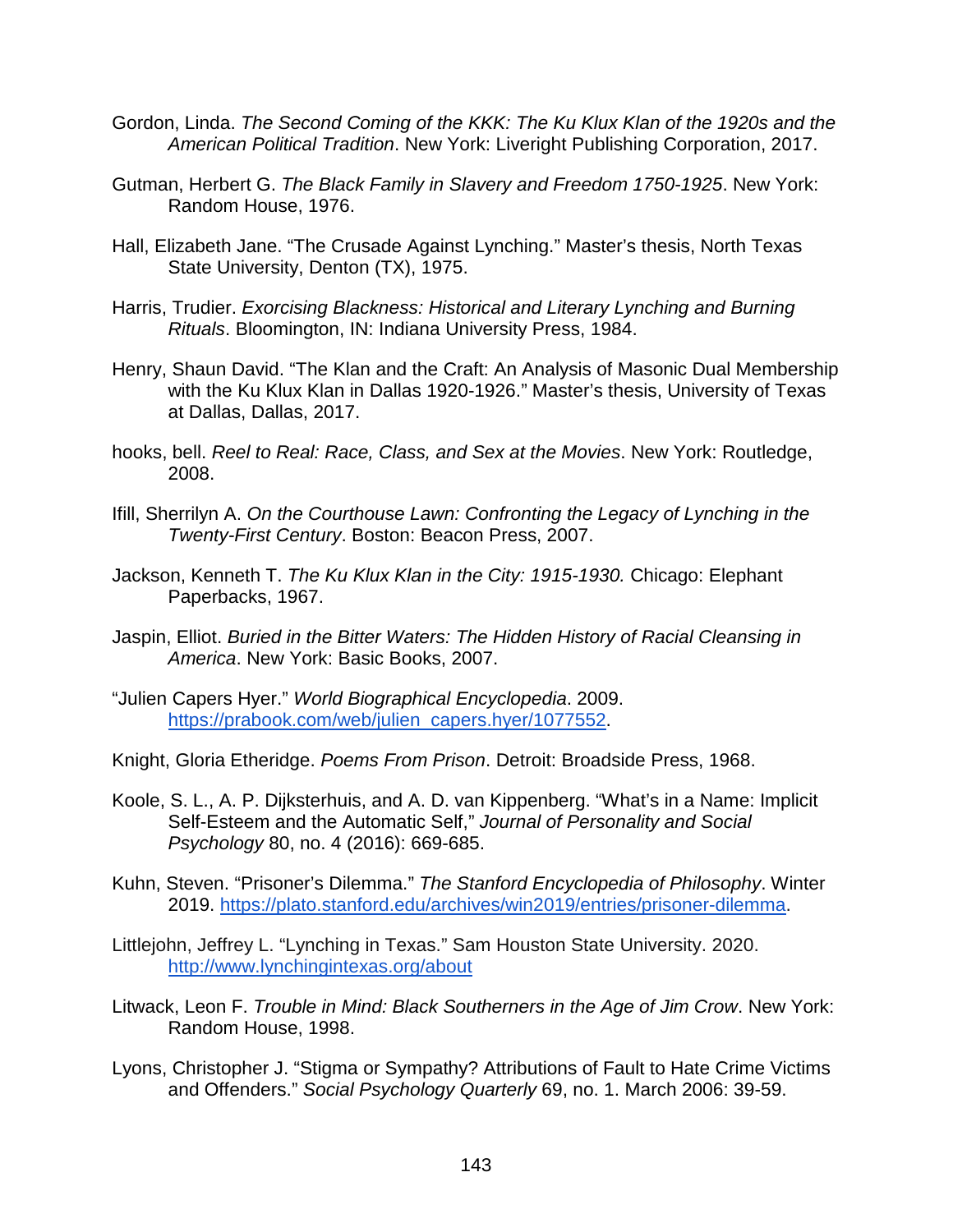Gordon, Linda. *The Second Coming of the KKK: The Ku Klux Klan of the 1920s and the American Political Tradition*. New York: Liveright Publishing Corporation, 2017.

Gutman, Herbert G. *The Black Family in Slavery and Freedom 1750-1925*. New York: Random House, 1976.

Hall, Elizabeth Jane. "The Crusade Against Lynching." Master's thesis, North Texas State University, Denton (TX), 1975.

Harris, Trudier. *Exorcising Blackness: Historical and Literary Lynching and Burning Rituals*. Bloomington, IN: Indiana University Press, 1984.

Henry, Shaun David. "The Klan and the Craft: An Analysis of Masonic Dual Membership with the Ku Klux Klan in Dallas 1920-1926." Master's thesis, University of Texas at Dallas, Dallas, 2017.

hooks, bell. *Reel to Real: Race, Class, and Sex at the Movies*. New York: Routledge, 2008.

Ifill, Sherrilyn A. *On the Courthouse Lawn: Confronting the Legacy of Lynching in the Twenty-First Century*. Boston: Beacon Press, 2007.

Jackson, Kenneth T. *The Ku Klux Klan in the City: 1915-1930.* Chicago: Elephant Paperbacks, 1967.

Jaspin, Elliot. *Buried in the Bitter Waters: The Hidden History of Racial Cleansing in America*. New York: Basic Books, 2007.

"Julien Capers Hyer." *World Biographical Encyclopedia*. 2009. https://prabook.com/web/julien_capers.hyer/1077552.

Knight, Gloria Etheridge. *Poems From Prison*. Detroit: Broadside Press, 1968.

Koole, S. L., A. P. Dijksterhuis, and A. D. van Kippenberg. "What's in a Name: Implicit Self-Esteem and the Automatic Self," *Journal of Personality and Social Psychology* 80, no. 4 (2016): 669-685.

Kuhn, Steven. "Prisoner's Dilemma." *The Stanford Encyclopedia of Philosophy*. Winter 2019. https://plato.stanford.edu/archives/win2019/entries/prisoner-dilemma.

Littlejohn, Jeffrey L. "Lynching in Texas." Sam Houston State University. 2020. http://www.lynchingintexas.org/about

Litwack, Leon F. *Trouble in Mind: Black Southerners in the Age of Jim Crow*. New York: Random House, 1998.

Lyons, Christopher J. "Stigma or Sympathy? Attributions of Fault to Hate Crime Victims and Offenders." *Social Psychology Quarterly* 69, no. 1. March 2006: 39-59.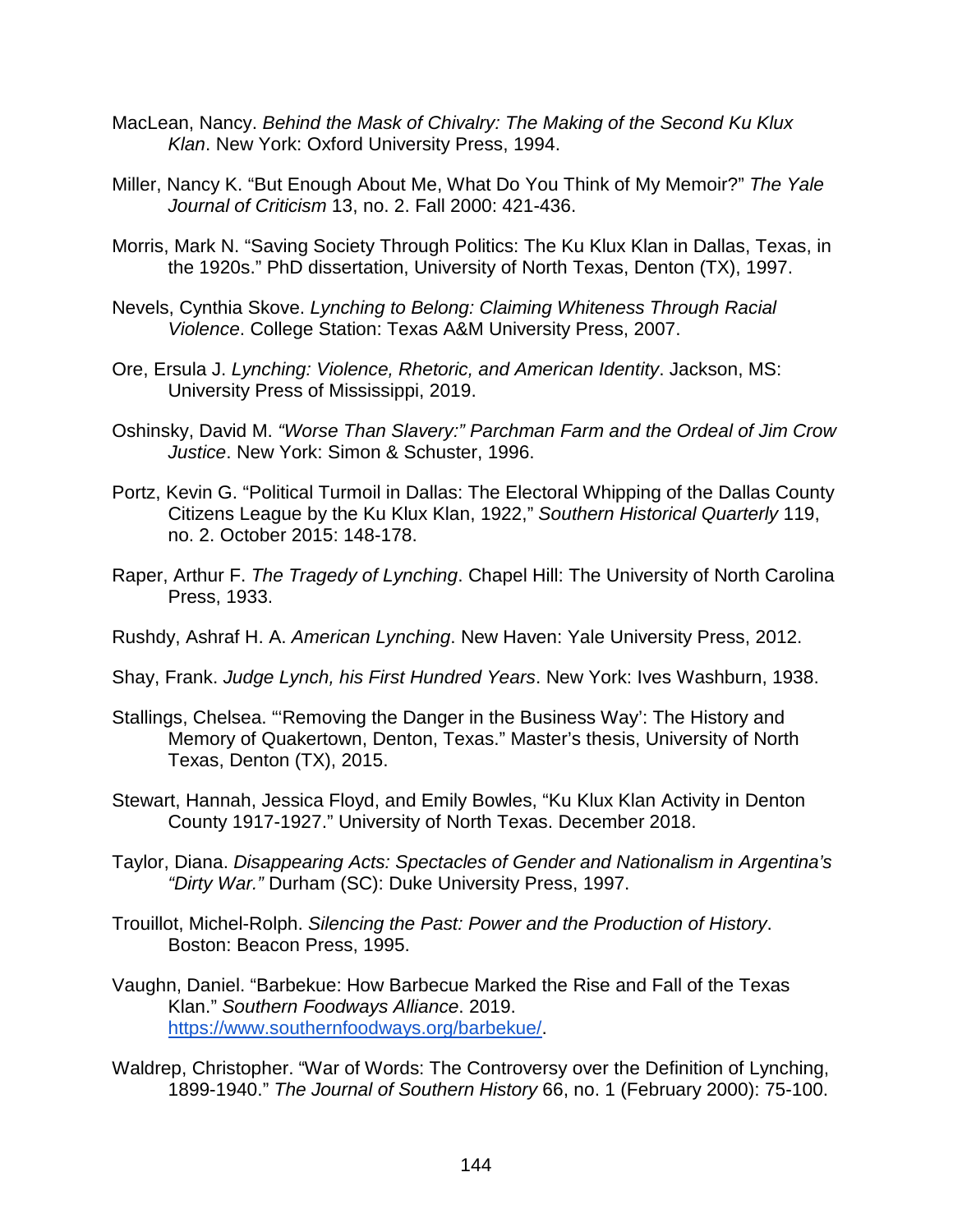MacLean, Nancy. *Behind the Mask of Chivalry: The Making of the Second Ku Klux Klan*. New York: Oxford University Press, 1994.

Miller, Nancy K. "But Enough About Me, What Do You Think of My Memoir?" *The Yale Journal of Criticism* 13, no. 2. Fall 2000: 421-436.

Morris, Mark N. "Saving Society Through Politics: The Ku Klux Klan in Dallas, Texas, in the 1920s." PhD dissertation, University of North Texas, Denton (TX), 1997.

Nevels, Cynthia Skove. *Lynching to Belong: Claiming Whiteness Through Racial Violence*. College Station: Texas A&M University Press, 2007.

Ore, Ersula J. *Lynching: Violence, Rhetoric, and American Identity*. Jackson, MS: University Press of Mississippi, 2019.

Oshinsky, David M. *"Worse Than Slavery:" Parchman Farm and the Ordeal of Jim Crow Justice*. New York: Simon & Schuster, 1996.

Portz, Kevin G. "Political Turmoil in Dallas: The Electoral Whipping of the Dallas County Citizens League by the Ku Klux Klan, 1922," *Southern Historical Quarterly* 119, no. 2. October 2015: 148-178.

Raper, Arthur F. *The Tragedy of Lynching*. Chapel Hill: The University of North Carolina Press, 1933.

Rushdy, Ashraf H. A. *American Lynching*. New Haven: Yale University Press, 2012.

Shay, Frank. *Judge Lynch, his First Hundred Years*. New York: Ives Washburn, 1938.

Stallings, Chelsea. "'Removing the Danger in the Business Way': The History and Memory of Quakertown, Denton, Texas." Master's thesis, University of North Texas, Denton (TX), 2015.

Stewart, Hannah, Jessica Floyd, and Emily Bowles, "Ku Klux Klan Activity in Denton County 1917-1927." University of North Texas. December 2018.

Taylor, Diana. *Disappearing Acts: Spectacles of Gender and Nationalism in Argentina's "Dirty War."* Durham (SC): Duke University Press, 1997.

Trouillot, Michel-Rolph. *Silencing the Past: Power and the Production of History*. Boston: Beacon Press, 1995.

Vaughn, Daniel. "Barbekue: How Barbecue Marked the Rise and Fall of the Texas Klan." *Southern Foodways Alliance*. 2019. https://www.southernfoodways.org/barbekue/.

Waldrep, Christopher. "War of Words: The Controversy over the Definition of Lynching, 1899-1940." *The Journal of Southern History* 66, no. 1 (February 2000): 75-100.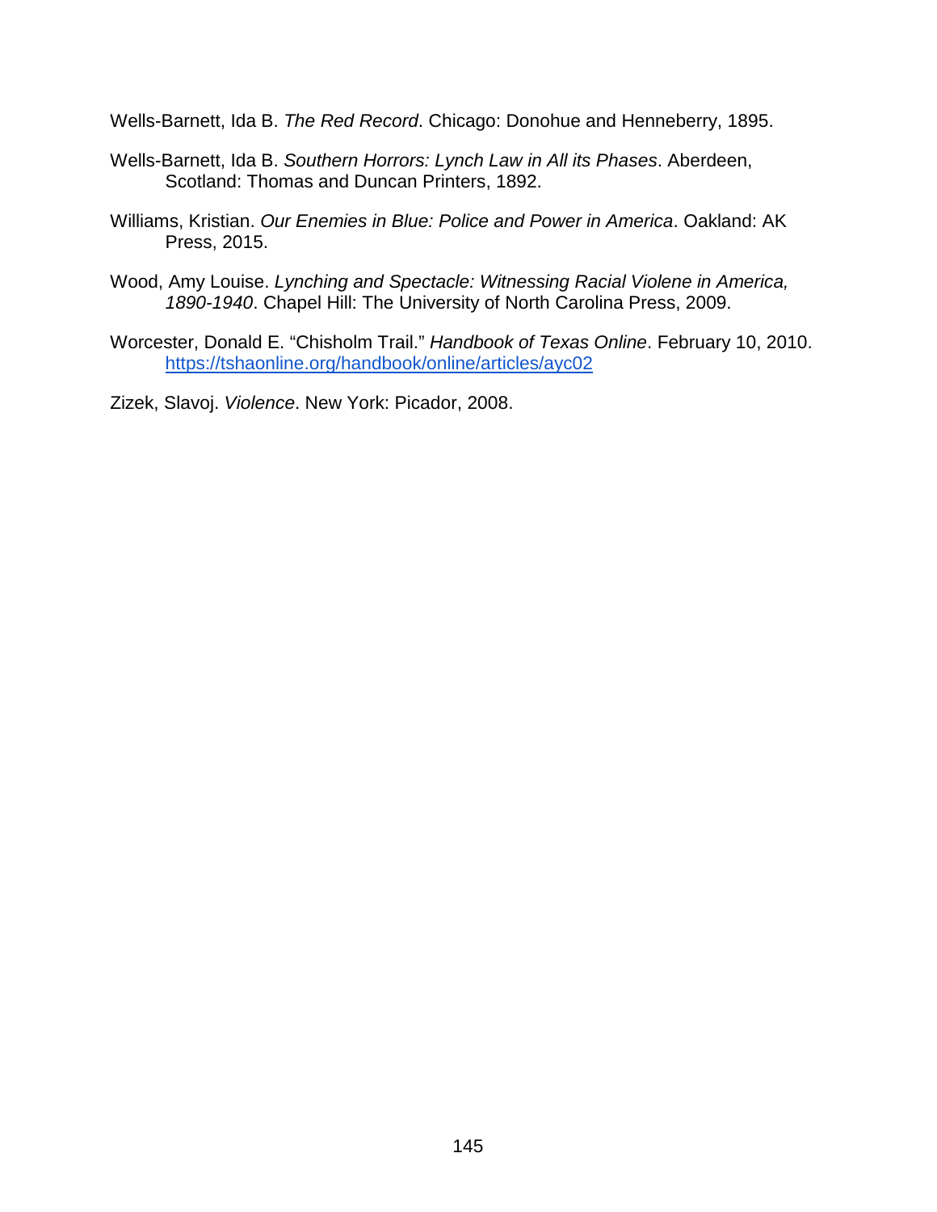Wells-Barnett, Ida B. *The Red Record*. Chicago: Donohue and Henneberry, 1895.

Wells-Barnett, Ida B. *Southern Horrors: Lynch Law in All its Phases*. Aberdeen, Scotland: Thomas and Duncan Printers, 1892.

Williams, Kristian. *Our Enemies in Blue: Police and Power in America*. Oakland: AK Press, 2015.

Wood, Amy Louise. *Lynching and Spectacle: Witnessing Racial Violene in America, 1890-1940*. Chapel Hill: The University of North Carolina Press, 2009.

Worcester, Donald E. "Chisholm Trail." *Handbook of Texas Online*. February 10, 2010. https://tshaonline.org/handbook/online/articles/ayc02

Zizek, Slavoj. *Violence*. New York: Picador, 2008.